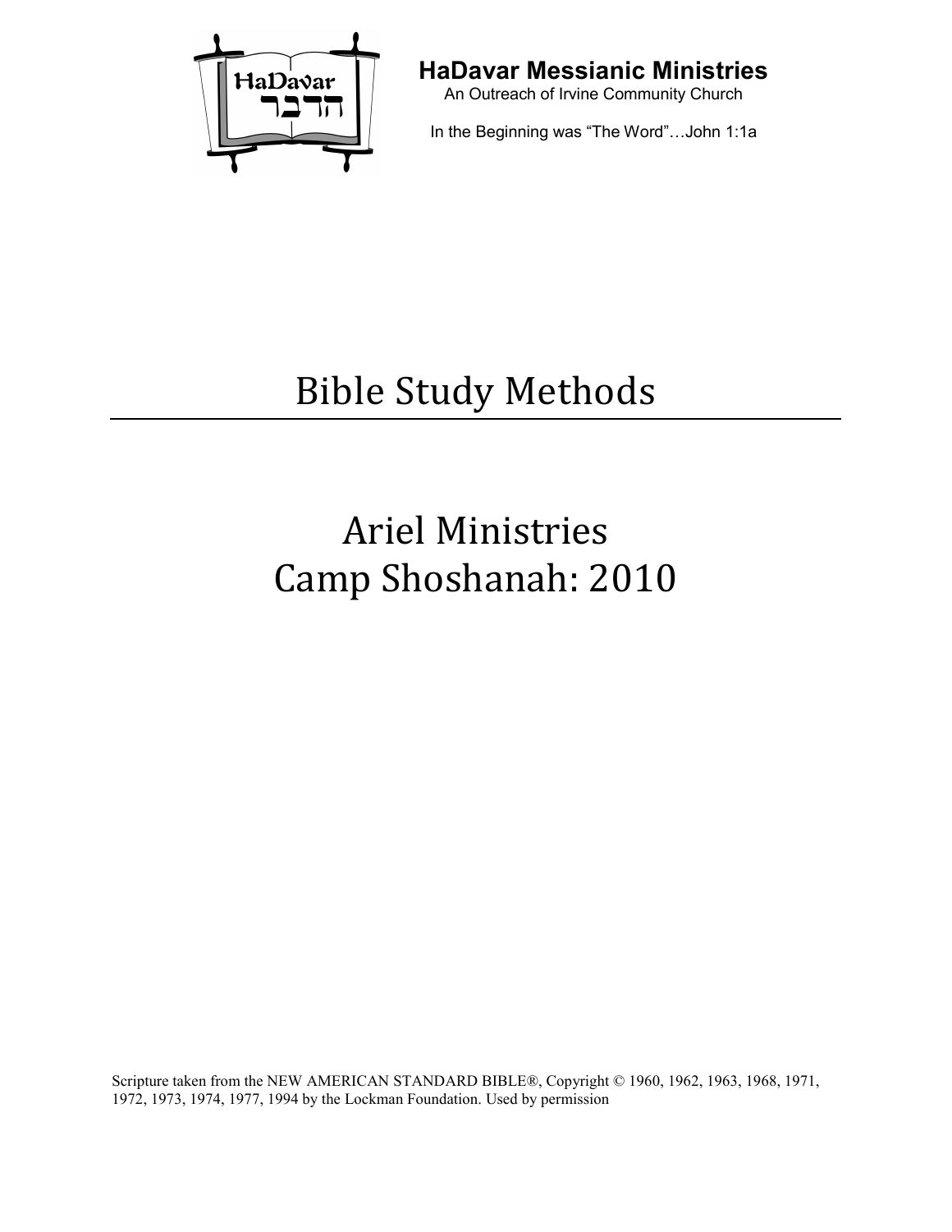**HaDavar Messianic Ministries**

An Outreach of Irvine Community Church

In the Beginning was "The Word"…John 1:1a

# Bible Study Methods

## Ariel Ministries
## Camp Shoshanah: 2010

Scripture taken from the NEW AMERICAN STANDARD BIBLE®, Copyright © 1960, 1962, 1963, 1968, 1971, 1972, 1973, 1974, 1977, 1994 by the Lockman Foundation. Used by permission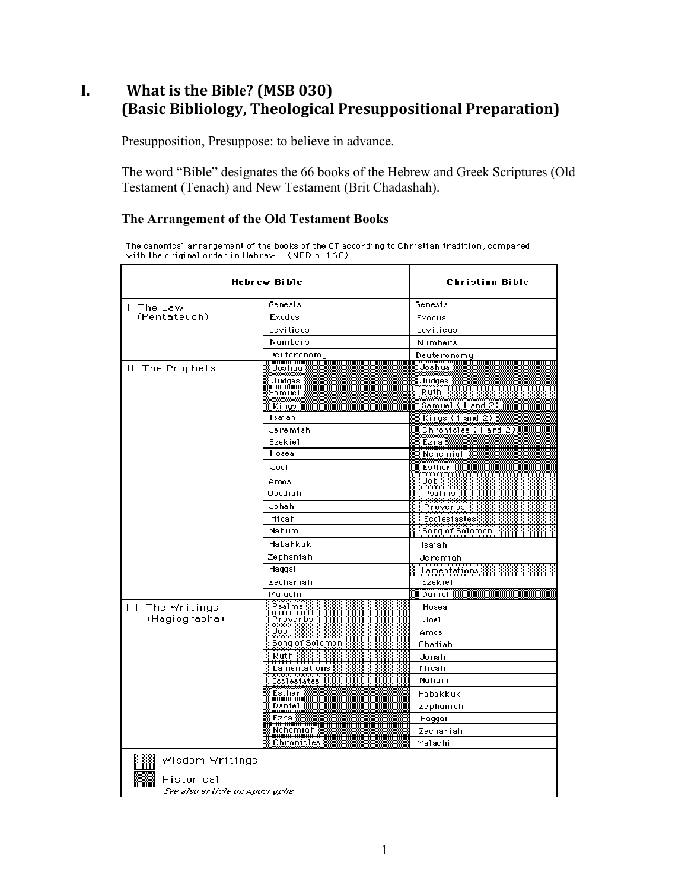# I. What is the Bible? (MSB 030) (Basic Bibliology, Theological Presuppositional Preparation)

Presupposition, Presuppose: to believe in advance.

The word "Bible" designates the 66 books of the Hebrew and Greek Scriptures (Old Testament (Tenach) and New Testament (Brit Chadashah).

### The Arrangement of the Old Testament Books

The canonical arrangement of the books of the OT according to Christian tradition, compared with the original order in Hebrew. (NBD p. 168)

| Hebrew Bible | | Christian Bible |
|---|---|---|
| I The Law (Pentateuch) | Genesis | Genesis |
| | Exodus | Exodus |
| | Leviticus | Leviticus |
| | Numbers | Numbers |
| | Deuteronomy | Deuteronomy |
| II The Prophets | Joshua | Joshua |
| | Judges | Judges |
| | Samuel | Ruth |
| | Kings | Samuel (1 and 2) |
| | Isaiah | Kings (1 and 2) |
| | Jeremiah | Chronicles (1 and 2) |
| | Ezekiel | Ezra |
| | Hosea | Nehemiah |
| | Joel | Esther |
| | Amos | Job |
| | Obadiah | Psalms |
| | Jonah | Proverbs |
| | Micah | Ecclesiastes |
| | Nahum | Song of Solomon |
| | Habakkuk | Isaiah |
| | Zephaniah | Jeremiah |
| | Haggai | Lamentations |
| | Zechariah | Ezekiel |
| | Malachi | Daniel |
| III The Writings (Hagiographa) | Psalms | Hosea |
| | Proverbs | Joel |
| | Job | Amos |
| | Song of Solomon | Obadiah |
| | Ruth | Jonah |
| | Lamentations | Micah |
| | Ecclesiastes | Nahum |
| | Esther | Habakkuk |
| | Daniel | Zephaniah |
| | Ezra | Haggai |
| | Nehemiah | Zechariah |
| | Chronicles | Malachi |

Wisdom Writings

Historical

*See also article on Apocrypha*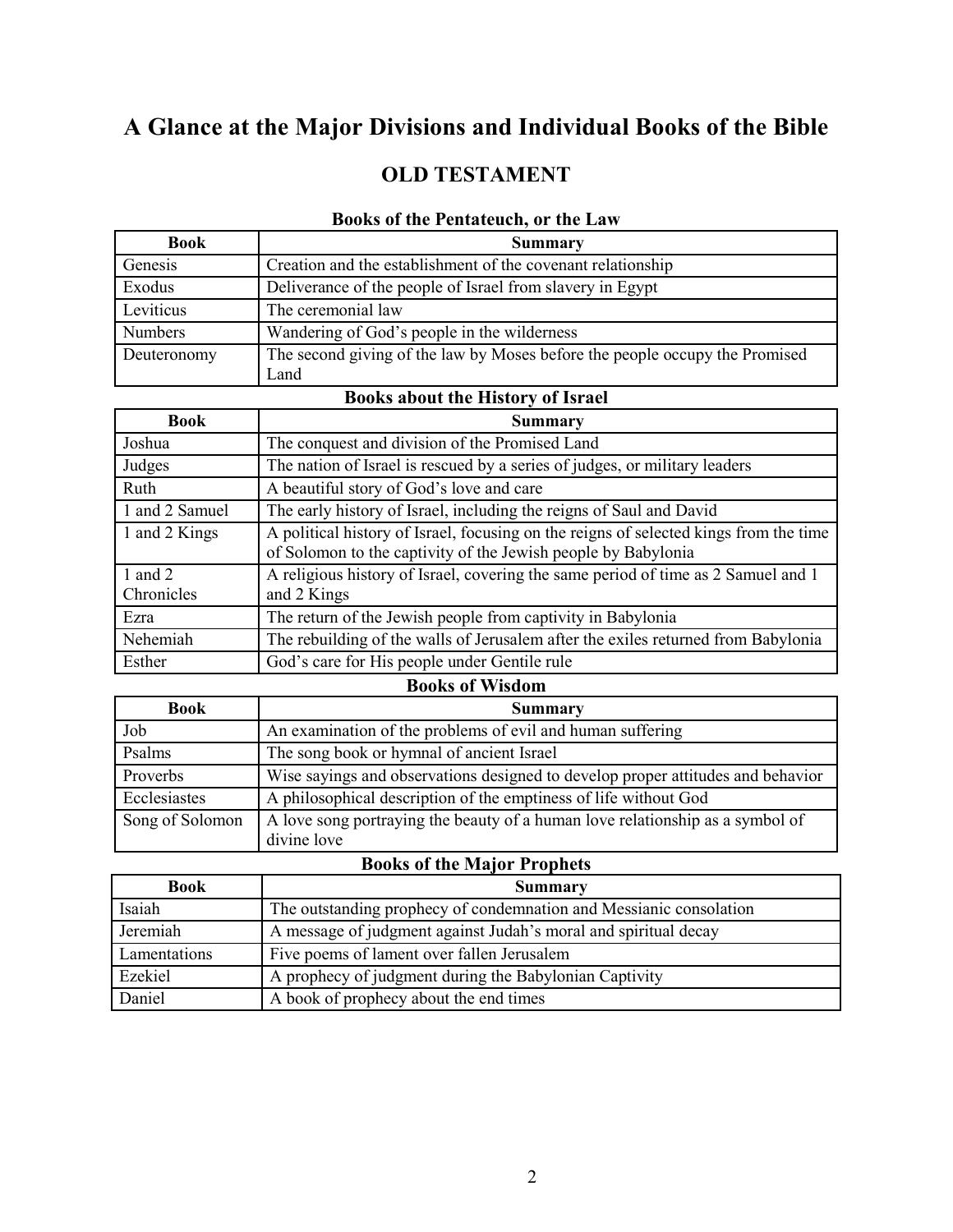# A Glance at the Major Divisions and Individual Books of the Bible

## OLD TESTAMENT

### Books of the Pentateuch, or the Law

| Book | Summary |
| --- | --- |
| Genesis | Creation and the establishment of the covenant relationship |
| Exodus | Deliverance of the people of Israel from slavery in Egypt |
| Leviticus | The ceremonial law |
| Numbers | Wandering of God's people in the wilderness |
| Deuteronomy | The second giving of the law by Moses before the people occupy the Promised Land |

### Books about the History of Israel

| Book | Summary |
| --- | --- |
| Joshua | The conquest and division of the Promised Land |
| Judges | The nation of Israel is rescued by a series of judges, or military leaders |
| Ruth | A beautiful story of God's love and care |
| 1 and 2 Samuel | The early history of Israel, including the reigns of Saul and David |
| 1 and 2 Kings | A political history of Israel, focusing on the reigns of selected kings from the time of Solomon to the captivity of the Jewish people by Babylonia |
| 1 and 2 Chronicles | A religious history of Israel, covering the same period of time as 2 Samuel and 1 and 2 Kings |
| Ezra | The return of the Jewish people from captivity in Babylonia |
| Nehemiah | The rebuilding of the walls of Jerusalem after the exiles returned from Babylonia |
| Esther | God's care for His people under Gentile rule |

### Books of Wisdom

| Book | Summary |
| --- | --- |
| Job | An examination of the problems of evil and human suffering |
| Psalms | The song book or hymnal of ancient Israel |
| Proverbs | Wise sayings and observations designed to develop proper attitudes and behavior |
| Ecclesiastes | A philosophical description of the emptiness of life without God |
| Song of Solomon | A love song portraying the beauty of a human love relationship as a symbol of divine love |

### Books of the Major Prophets

| Book | Summary |
| --- | --- |
| Isaiah | The outstanding prophecy of condemnation and Messianic consolation |
| Jeremiah | A message of judgment against Judah's moral and spiritual decay |
| Lamentations | Five poems of lament over fallen Jerusalem |
| Ezekiel | A prophecy of judgment during the Babylonian Captivity |
| Daniel | A book of prophecy about the end times |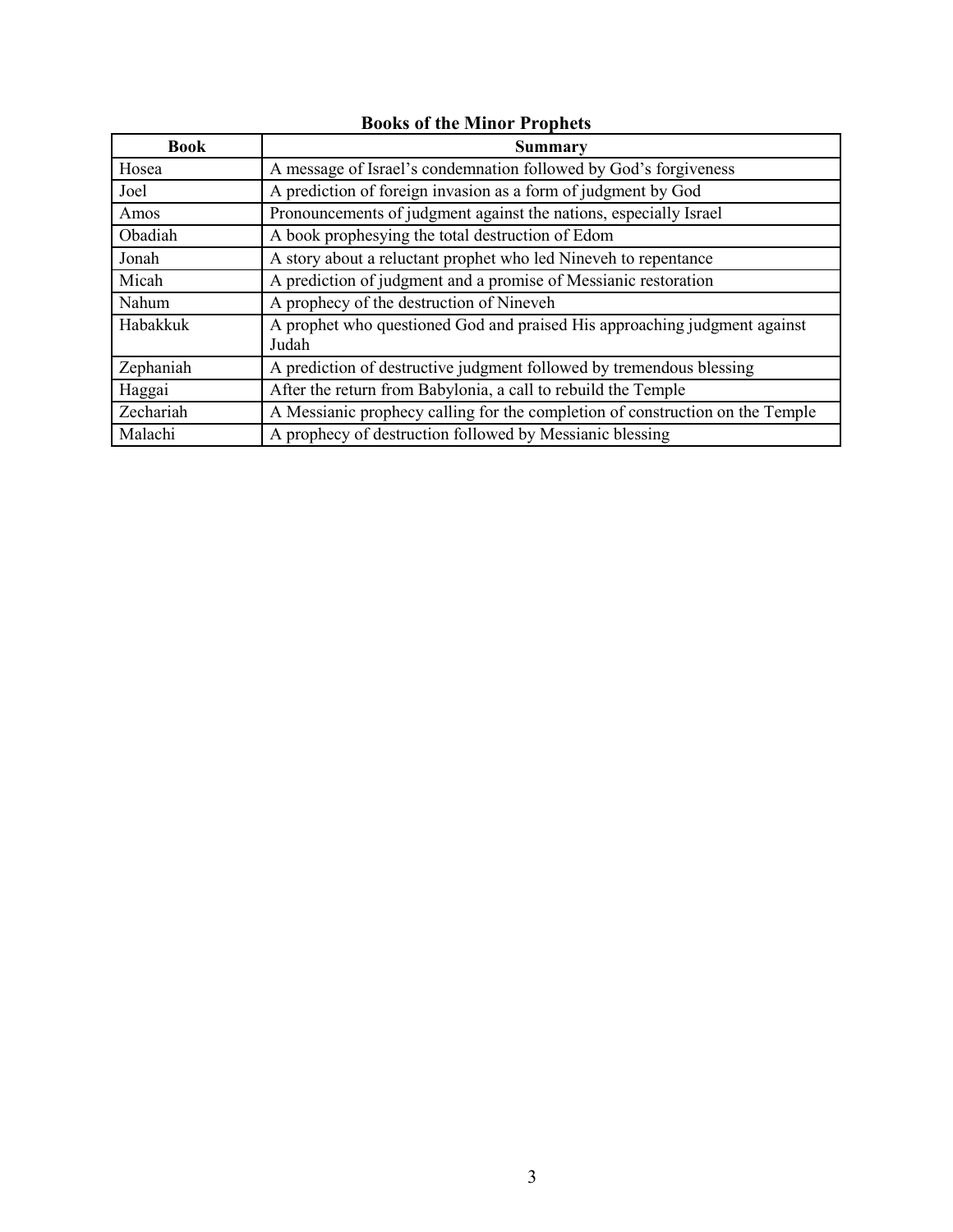**Books of the Minor Prophets**

| Book | Summary |
|---|---|
| Hosea | A message of Israel's condemnation followed by God's forgiveness |
| Joel | A prediction of foreign invasion as a form of judgment by God |
| Amos | Pronouncements of judgment against the nations, especially Israel |
| Obadiah | A book prophesying the total destruction of Edom |
| Jonah | A story about a reluctant prophet who led Nineveh to repentance |
| Micah | A prediction of judgment and a promise of Messianic restoration |
| Nahum | A prophecy of the destruction of Nineveh |
| Habakkuk | A prophet who questioned God and praised His approaching judgment against Judah |
| Zephaniah | A prediction of destructive judgment followed by tremendous blessing |
| Haggai | After the return from Babylonia, a call to rebuild the Temple |
| Zechariah | A Messianic prophecy calling for the completion of construction on the Temple |
| Malachi | A prophecy of destruction followed by Messianic blessing |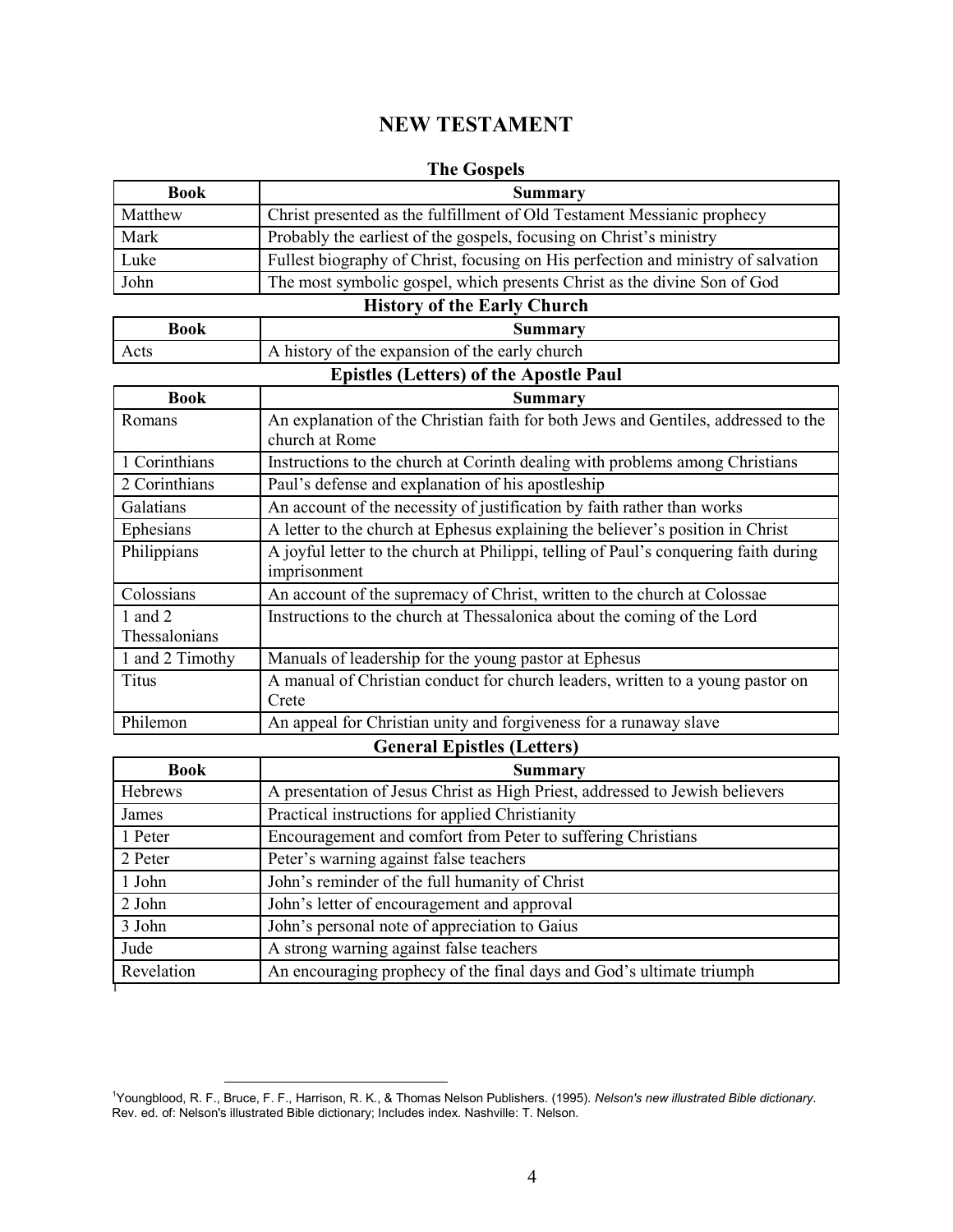# NEW TESTAMENT

## The Gospels

| Book | Summary |
|---|---|
| Matthew | Christ presented as the fulfillment of Old Testament Messianic prophecy |
| Mark | Probably the earliest of the gospels, focusing on Christ's ministry |
| Luke | Fullest biography of Christ, focusing on His perfection and ministry of salvation |
| John | The most symbolic gospel, which presents Christ as the divine Son of God |

## History of the Early Church

| Book | Summary |
|---|---|
| Acts | A history of the expansion of the early church |

## Epistles (Letters) of the Apostle Paul

| Book | Summary |
|---|---|
| Romans | An explanation of the Christian faith for both Jews and Gentiles, addressed to the church at Rome |
| 1 Corinthians | Instructions to the church at Corinth dealing with problems among Christians |
| 2 Corinthians | Paul's defense and explanation of his apostleship |
| Galatians | An account of the necessity of justification by faith rather than works |
| Ephesians | A letter to the church at Ephesus explaining the believer's position in Christ |
| Philippians | A joyful letter to the church at Philippi, telling of Paul's conquering faith during imprisonment |
| Colossians | An account of the supremacy of Christ, written to the church at Colossae |
| 1 and 2 Thessalonians | Instructions to the church at Thessalonica about the coming of the Lord |
| 1 and 2 Timothy | Manuals of leadership for the young pastor at Ephesus |
| Titus | A manual of Christian conduct for church leaders, written to a young pastor on Crete |
| Philemon | An appeal for Christian unity and forgiveness for a runaway slave |

## General Epistles (Letters)

| Book | Summary |
|---|---|
| Hebrews | A presentation of Jesus Christ as High Priest, addressed to Jewish believers |
| James | Practical instructions for applied Christianity |
| 1 Peter | Encouragement and comfort from Peter to suffering Christians |
| 2 Peter | Peter's warning against false teachers |
| 1 John | John's reminder of the full humanity of Christ |
| 2 John | John's letter of encouragement and approval |
| 3 John | John's personal note of appreciation to Gaius |
| Jude | A strong warning against false teachers |
| Revelation | An encouraging prophecy of the final days and God's ultimate triumph |

[1]

---

[1] Youngblood, R. F., Bruce, F. F., Harrison, R. K., & Thomas Nelson Publishers. (1995). *Nelson's new illustrated Bible dictionary*. Rev. ed. of: Nelson's illustrated Bible dictionary; Includes index. Nashville: T. Nelson.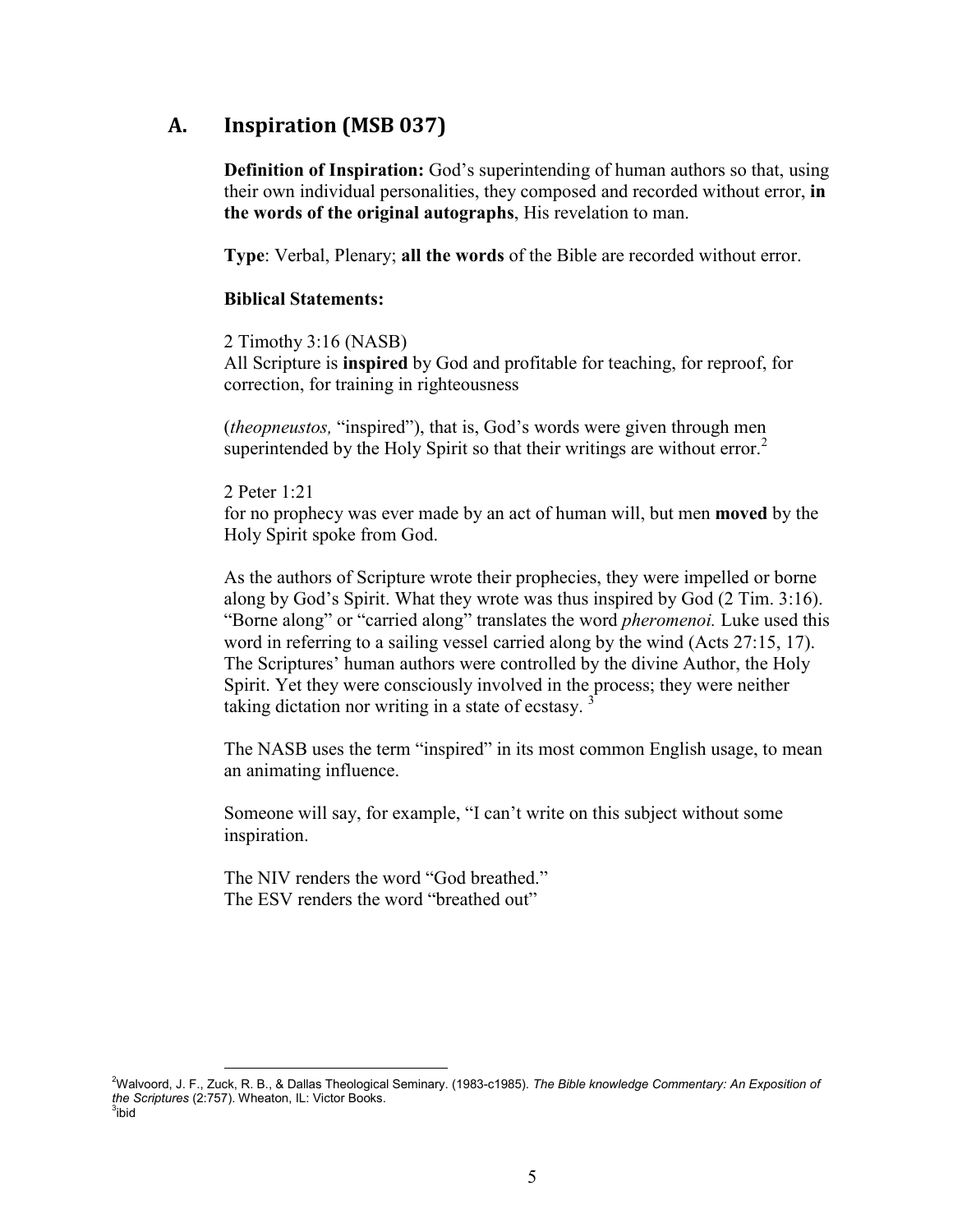## A. Inspiration (MSB 037)

**Definition of Inspiration:** God's superintending of human authors so that, using their own individual personalities, they composed and recorded without error, **in the words of the original autographs**, His revelation to man.

**Type**: Verbal, Plenary; **all the words** of the Bible are recorded without error.

**Biblical Statements:**

2 Timothy 3:16 (NASB)
All Scripture is **inspired** by God and profitable for teaching, for reproof, for correction, for training in righteousness

(*theopneustos,* "inspired"), that is, God's words were given through men superintended by the Holy Spirit so that their writings are without error.[2]

2 Peter 1:21
for no prophecy was ever made by an act of human will, but men **moved** by the Holy Spirit spoke from God.

As the authors of Scripture wrote their prophecies, they were impelled or borne along by God's Spirit. What they wrote was thus inspired by God (2 Tim. 3:16). "Borne along" or "carried along" translates the word *pheromenoi.* Luke used this word in referring to a sailing vessel carried along by the wind (Acts 27:15, 17). The Scriptures' human authors were controlled by the divine Author, the Holy Spirit. Yet they were consciously involved in the process; they were neither taking dictation nor writing in a state of ecstasy. [3]

The NASB uses the term "inspired" in its most common English usage, to mean an animating influence.

Someone will say, for example, "I can't write on this subject without some inspiration.

The NIV renders the word "God breathed."
The ESV renders the word "breathed out"

---

[2]Walvoord, J. F., Zuck, R. B., & Dallas Theological Seminary. (1983-c1985). *The Bible knowledge Commentary: An Exposition of the Scriptures* (2:757). Wheaton, IL: Victor Books.
[3]ibid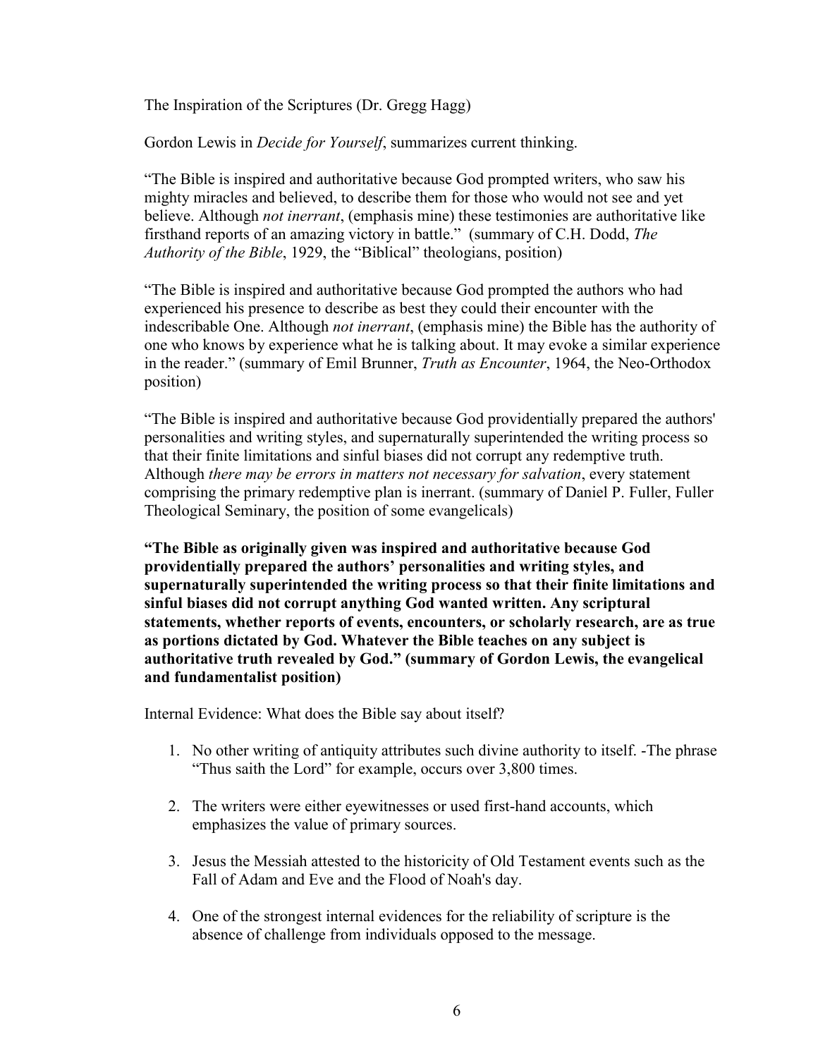The Inspiration of the Scriptures (Dr. Gregg Hagg)

Gordon Lewis in *Decide for Yourself*, summarizes current thinking.

"The Bible is inspired and authoritative because God prompted writers, who saw his mighty miracles and believed, to describe them for those who would not see and yet believe. Although *not inerrant*, (emphasis mine) these testimonies are authoritative like firsthand reports of an amazing victory in battle." (summary of C.H. Dodd, *The Authority of the Bible*, 1929, the "Biblical" theologians, position)

"The Bible is inspired and authoritative because God prompted the authors who had experienced his presence to describe as best they could their encounter with the indescribable One. Although *not inerrant*, (emphasis mine) the Bible has the authority of one who knows by experience what he is talking about. It may evoke a similar experience in the reader." (summary of Emil Brunner, *Truth as Encounter*, 1964, the Neo-Orthodox position)

"The Bible is inspired and authoritative because God providentially prepared the authors' personalities and writing styles, and supernaturally superintended the writing process so that their finite limitations and sinful biases did not corrupt any redemptive truth. Although *there may be errors in matters not necessary for salvation*, every statement comprising the primary redemptive plan is inerrant. (summary of Daniel P. Fuller, Fuller Theological Seminary, the position of some evangelicals)

**"The Bible as originally given was inspired and authoritative because God providentially prepared the authors' personalities and writing styles, and supernaturally superintended the writing process so that their finite limitations and sinful biases did not corrupt anything God wanted written. Any scriptural statements, whether reports of events, encounters, or scholarly research, are as true as portions dictated by God. Whatever the Bible teaches on any subject is authoritative truth revealed by God." (summary of Gordon Lewis, the evangelical and fundamentalist position)**

Internal Evidence: What does the Bible say about itself?

1. No other writing of antiquity attributes such divine authority to itself. -The phrase "Thus saith the Lord" for example, occurs over 3,800 times.

2. The writers were either eyewitnesses or used first-hand accounts, which emphasizes the value of primary sources.

3. Jesus the Messiah attested to the historicity of Old Testament events such as the Fall of Adam and Eve and the Flood of Noah's day.

4. One of the strongest internal evidences for the reliability of scripture is the absence of challenge from individuals opposed to the message.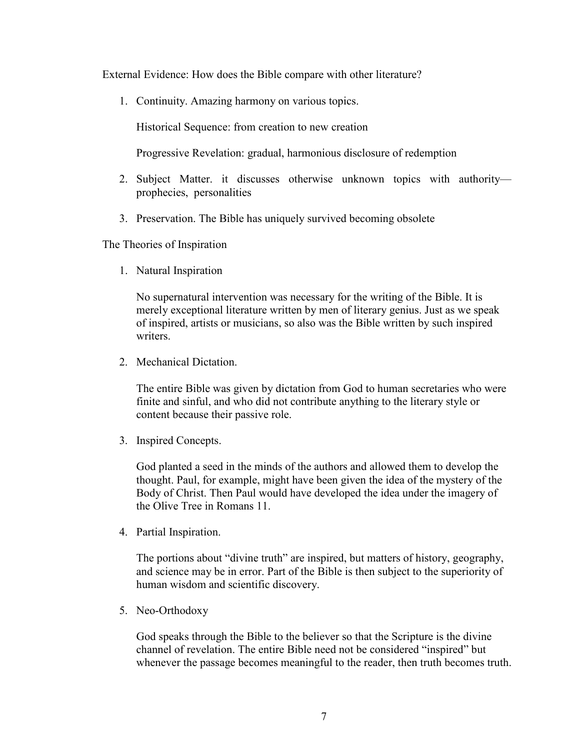External Evidence: How does the Bible compare with other literature?

1. Continuity. Amazing harmony on various topics.

   Historical Sequence: from creation to new creation

   Progressive Revelation: gradual, harmonious disclosure of redemption

2. Subject Matter. it discusses otherwise unknown topics with authority—prophecies, personalities

3. Preservation. The Bible has uniquely survived becoming obsolete

The Theories of Inspiration

1. Natural Inspiration

   No supernatural intervention was necessary for the writing of the Bible. It is merely exceptional literature written by men of literary genius. Just as we speak of inspired, artists or musicians, so also was the Bible written by such inspired writers.

2. Mechanical Dictation.

   The entire Bible was given by dictation from God to human secretaries who were finite and sinful, and who did not contribute anything to the literary style or content because their passive role.

3. Inspired Concepts.

   God planted a seed in the minds of the authors and allowed them to develop the thought. Paul, for example, might have been given the idea of the mystery of the Body of Christ. Then Paul would have developed the idea under the imagery of the Olive Tree in Romans 11.

4. Partial Inspiration.

   The portions about "divine truth" are inspired, but matters of history, geography, and science may be in error. Part of the Bible is then subject to the superiority of human wisdom and scientific discovery.

5. Neo-Orthodoxy

   God speaks through the Bible to the believer so that the Scripture is the divine channel of revelation. The entire Bible need not be considered "inspired" but whenever the passage becomes meaningful to the reader, then truth becomes truth.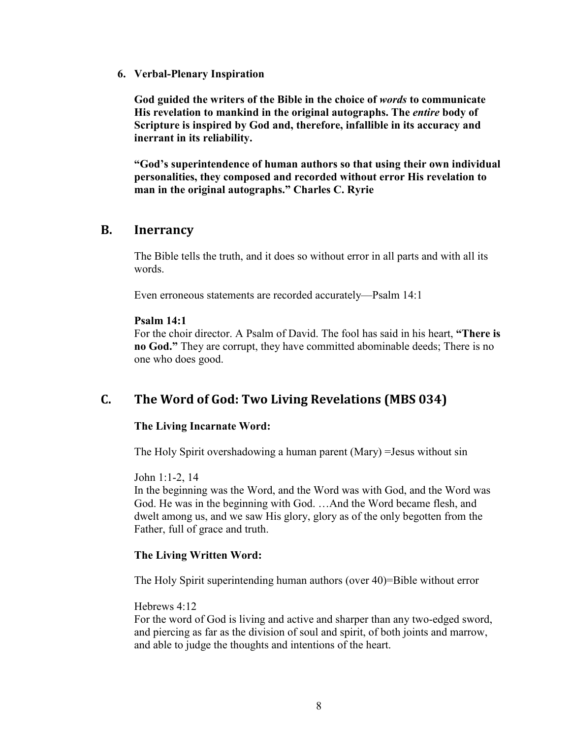6. **Verbal-Plenary Inspiration**

   **God guided the writers of the Bible in the choice of *words* to communicate His revelation to mankind in the original autographs. The *entire* body of Scripture is inspired by God and, therefore, infallible in its accuracy and inerrant in its reliability.**

   **"God's superintendence of human authors so that using their own individual personalities, they composed and recorded without error His revelation to man in the original autographs." Charles C. Ryrie**

## B. Inerrancy

The Bible tells the truth, and it does so without error in all parts and with all its words.

Even erroneous statements are recorded accurately—Psalm 14:1

**Psalm 14:1**
For the choir director. A Psalm of David. The fool has said in his heart, **"There is no God."** They are corrupt, they have committed abominable deeds; There is no one who does good.

## C. The Word of God: Two Living Revelations (MBS 034)

**The Living Incarnate Word:**

The Holy Spirit overshadowing a human parent (Mary) =Jesus without sin

John 1:1-2, 14
In the beginning was the Word, and the Word was with God, and the Word was God. He was in the beginning with God. …And the Word became flesh, and dwelt among us, and we saw His glory, glory as of the only begotten from the Father, full of grace and truth.

**The Living Written Word:**

The Holy Spirit superintending human authors (over 40)=Bible without error

Hebrews 4:12
For the word of God is living and active and sharper than any two-edged sword, and piercing as far as the division of soul and spirit, of both joints and marrow, and able to judge the thoughts and intentions of the heart.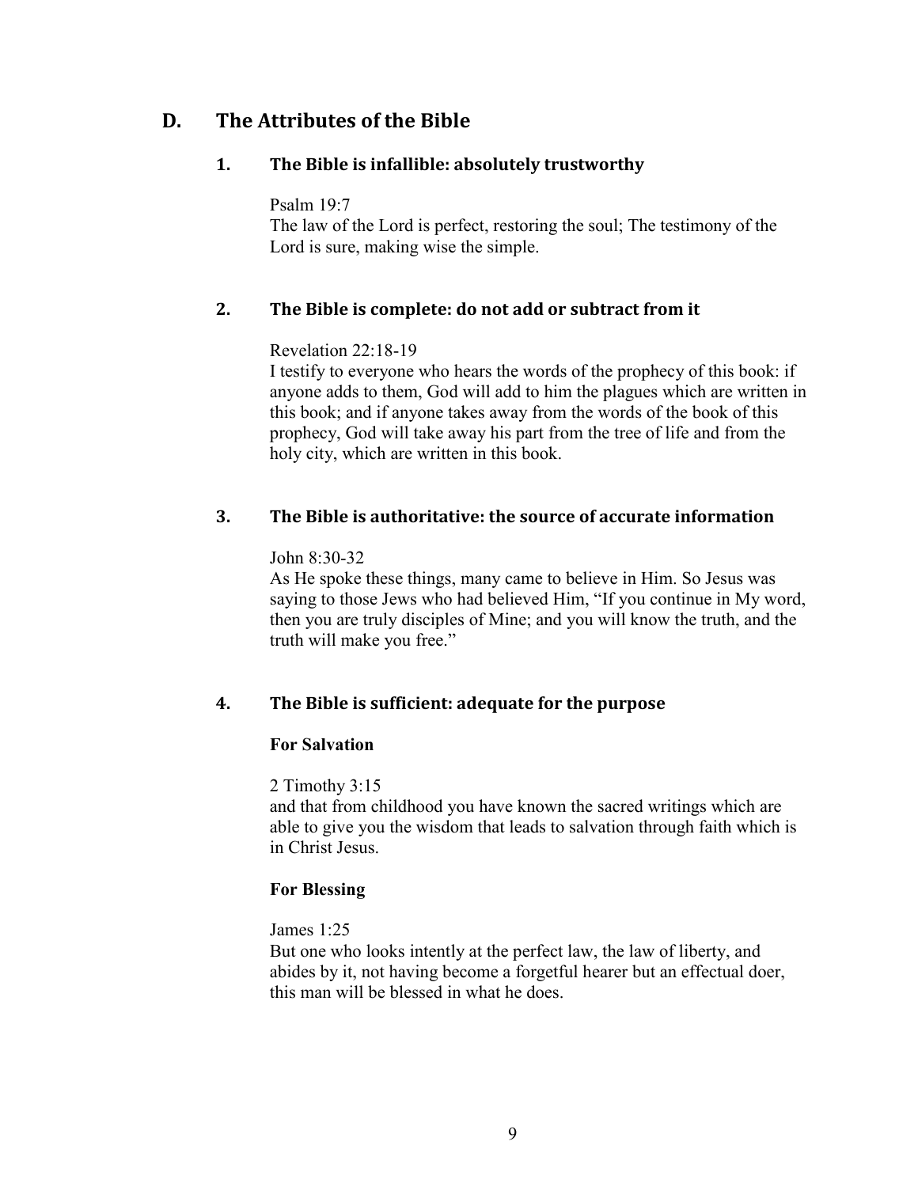## D. The Attributes of the Bible

### 1. The Bible is infallible: absolutely trustworthy

Psalm 19:7
The law of the Lord is perfect, restoring the soul; The testimony of the Lord is sure, making wise the simple.

### 2. The Bible is complete: do not add or subtract from it

Revelation 22:18-19
I testify to everyone who hears the words of the prophecy of this book: if anyone adds to them, God will add to him the plagues which are written in this book; and if anyone takes away from the words of the book of this prophecy, God will take away his part from the tree of life and from the holy city, which are written in this book.

### 3. The Bible is authoritative: the source of accurate information

John 8:30-32
As He spoke these things, many came to believe in Him. So Jesus was saying to those Jews who had believed Him, "If you continue in My word, then you are truly disciples of Mine; and you will know the truth, and the truth will make you free."

### 4. The Bible is sufficient: adequate for the purpose

**For Salvation**

2 Timothy 3:15
and that from childhood you have known the sacred writings which are able to give you the wisdom that leads to salvation through faith which is in Christ Jesus.

**For Blessing**

James 1:25
But one who looks intently at the perfect law, the law of liberty, and abides by it, not having become a forgetful hearer but an effectual doer, this man will be blessed in what he does.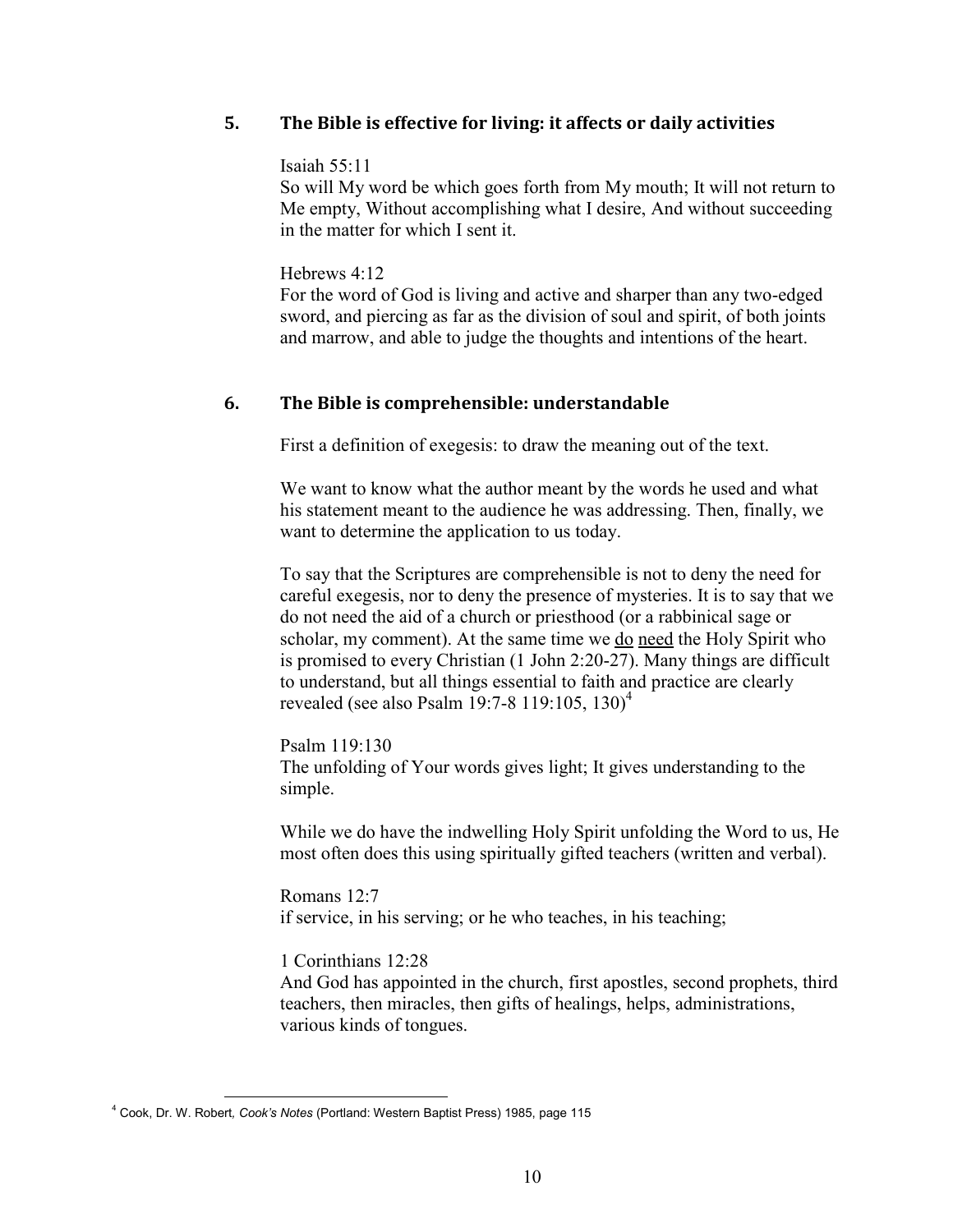## 5. The Bible is effective for living: it affects or daily activities

Isaiah 55:11
So will My word be which goes forth from My mouth; It will not return to Me empty, Without accomplishing what I desire, And without succeeding in the matter for which I sent it.

Hebrews 4:12
For the word of God is living and active and sharper than any two-edged sword, and piercing as far as the division of soul and spirit, of both joints and marrow, and able to judge the thoughts and intentions of the heart.

## 6. The Bible is comprehensible: understandable

First a definition of exegesis: to draw the meaning out of the text.

We want to know what the author meant by the words he used and what his statement meant to the audience he was addressing. Then, finally, we want to determine the application to us today.

To say that the Scriptures are comprehensible is not to deny the need for careful exegesis, nor to deny the presence of mysteries. It is to say that we do not need the aid of a church or priesthood (or a rabbinical sage or scholar, my comment). At the same time we <u>do</u> <u>need</u> the Holy Spirit who is promised to every Christian (1 John 2:20-27). Many things are difficult to understand, but all things essential to faith and practice are clearly revealed (see also Psalm 19:7-8 119:105, 130)[4]

Psalm 119:130
The unfolding of Your words gives light; It gives understanding to the simple.

While we do have the indwelling Holy Spirit unfolding the Word to us, He most often does this using spiritually gifted teachers (written and verbal).

Romans 12:7
if service, in his serving; or he who teaches, in his teaching;

1 Corinthians 12:28
And God has appointed in the church, first apostles, second prophets, third teachers, then miracles, then gifts of healings, helps, administrations, various kinds of tongues.

---

[4] Cook, Dr. W. Robert, *Cook's Notes* (Portland: Western Baptist Press) 1985, page 115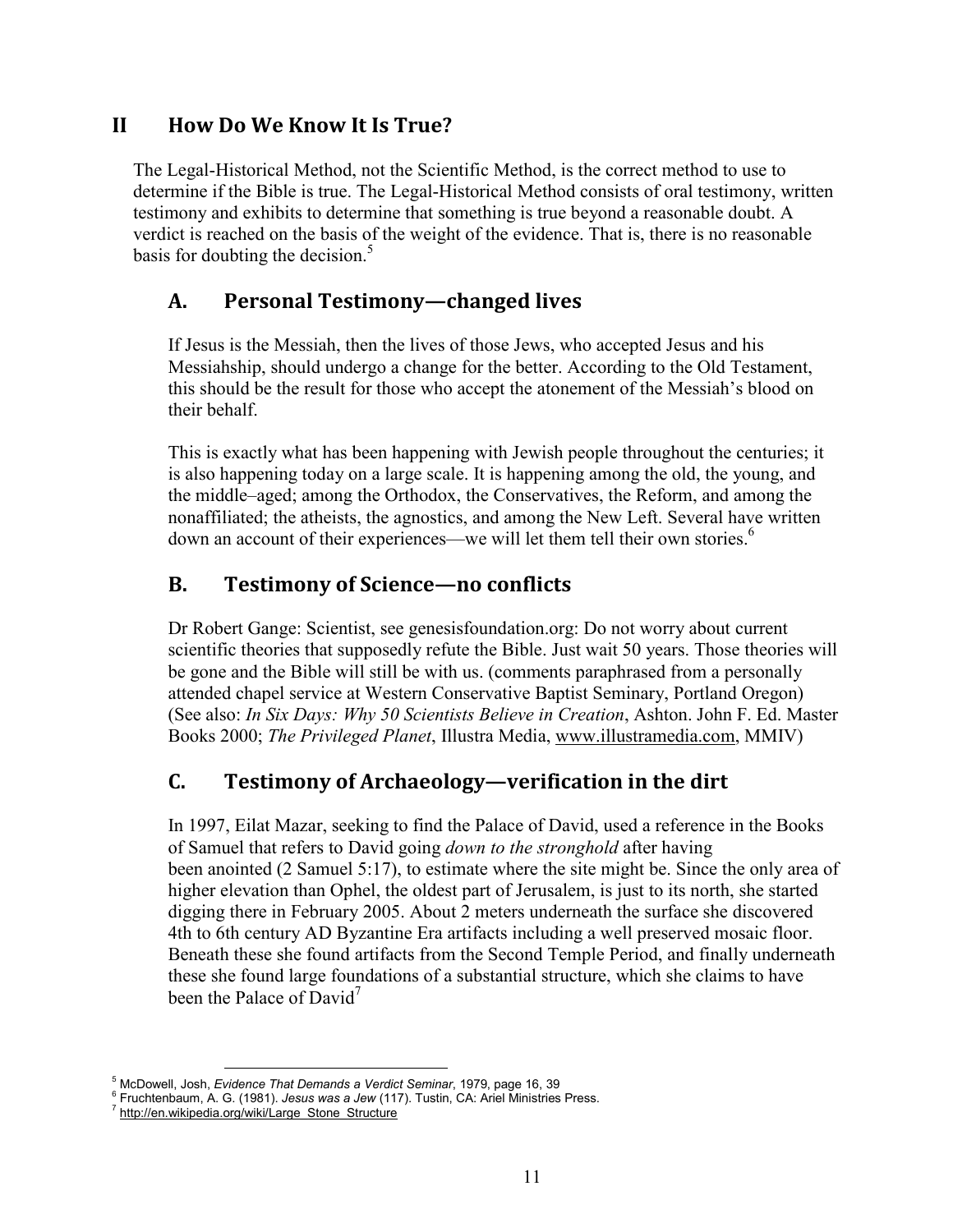## II How Do We Know It Is True?

The Legal-Historical Method, not the Scientific Method, is the correct method to use to determine if the Bible is true. The Legal-Historical Method consists of oral testimony, written testimony and exhibits to determine that something is true beyond a reasonable doubt. A verdict is reached on the basis of the weight of the evidence. That is, there is no reasonable basis for doubting the decision.[5]

### A. Personal Testimony—changed lives

If Jesus is the Messiah, then the lives of those Jews, who accepted Jesus and his Messiahship, should undergo a change for the better. According to the Old Testament, this should be the result for those who accept the atonement of the Messiah's blood on their behalf.

This is exactly what has been happening with Jewish people throughout the centuries; it is also happening today on a large scale. It is happening among the old, the young, and the middle–aged; among the Orthodox, the Conservatives, the Reform, and among the nonaffiliated; the atheists, the agnostics, and among the New Left. Several have written down an account of their experiences—we will let them tell their own stories.[6]

### B. Testimony of Science—no conflicts

Dr Robert Gange: Scientist, see genesisfoundation.org: Do not worry about current scientific theories that supposedly refute the Bible. Just wait 50 years. Those theories will be gone and the Bible will still be with us. (comments paraphrased from a personally attended chapel service at Western Conservative Baptist Seminary, Portland Oregon) (See also: *In Six Days: Why 50 Scientists Believe in Creation*, Ashton. John F. Ed. Master Books 2000; *The Privileged Planet*, Illustra Media, www.illustramedia.com, MMIV)

### C. Testimony of Archaeology—verification in the dirt

In 1997, Eilat Mazar, seeking to find the Palace of David, used a reference in the Books of Samuel that refers to David going *down to the stronghold* after having been anointed (2 Samuel 5:17), to estimate where the site might be. Since the only area of higher elevation than Ophel, the oldest part of Jerusalem, is just to its north, she started digging there in February 2005. About 2 meters underneath the surface she discovered 4th to 6th century AD Byzantine Era artifacts including a well preserved mosaic floor. Beneath these she found artifacts from the Second Temple Period, and finally underneath these she found large foundations of a substantial structure, which she claims to have been the Palace of David[7]

---

[5] McDowell, Josh, *Evidence That Demands a Verdict Seminar*, 1979, page 16, 39

[6] Fruchtenbaum, A. G. (1981). *Jesus was a Jew* (117). Tustin, CA: Ariel Ministries Press.

[7] http://en.wikipedia.org/wiki/Large_Stone_Structure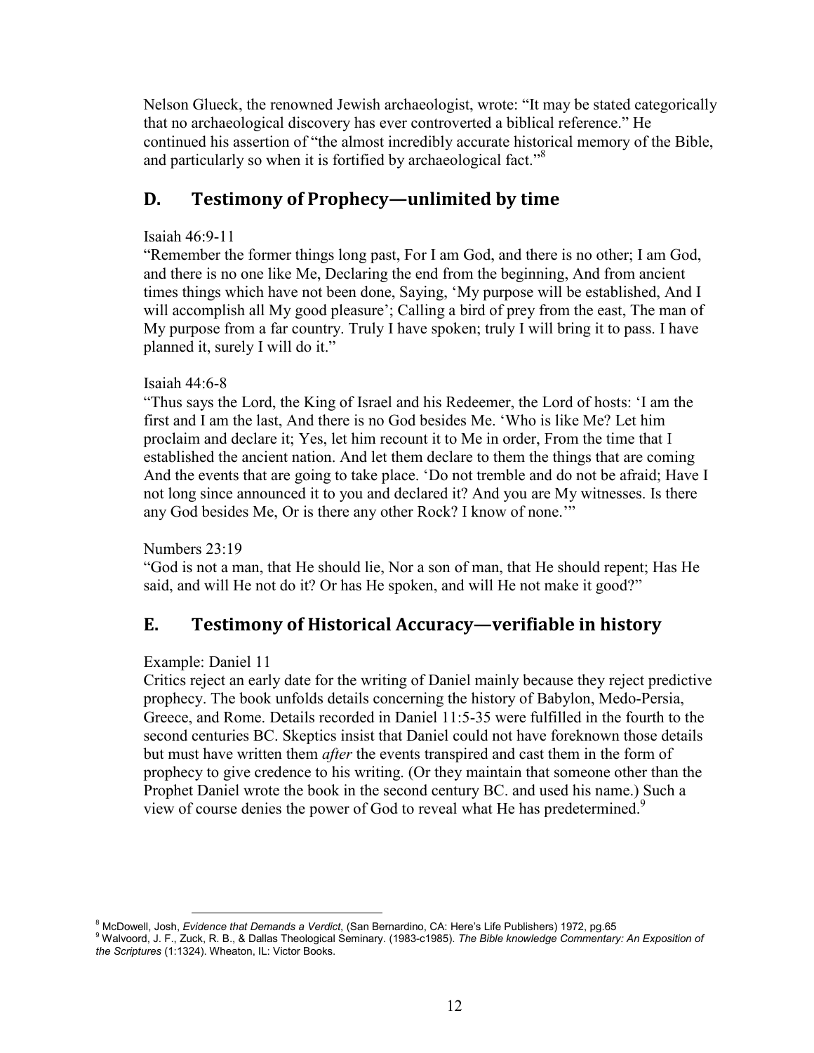Nelson Glueck, the renowned Jewish archaeologist, wrote: "It may be stated categorically that no archaeological discovery has ever controverted a biblical reference." He continued his assertion of "the almost incredibly accurate historical memory of the Bible, and particularly so when it is fortified by archaeological fact."[8]

## D. Testimony of Prophecy—unlimited by time

Isaiah 46:9-11
"Remember the former things long past, For I am God, and there is no other; I am God, and there is no one like Me, Declaring the end from the beginning, And from ancient times things which have not been done, Saying, 'My purpose will be established, And I will accomplish all My good pleasure'; Calling a bird of prey from the east, The man of My purpose from a far country. Truly I have spoken; truly I will bring it to pass. I have planned it, surely I will do it."

Isaiah 44:6-8
"Thus says the Lord, the King of Israel and his Redeemer, the Lord of hosts: 'I am the first and I am the last, And there is no God besides Me. 'Who is like Me? Let him proclaim and declare it; Yes, let him recount it to Me in order, From the time that I established the ancient nation. And let them declare to them the things that are coming And the events that are going to take place. 'Do not tremble and do not be afraid; Have I not long since announced it to you and declared it? And you are My witnesses. Is there any God besides Me, Or is there any other Rock? I know of none.'"

Numbers 23:19
"God is not a man, that He should lie, Nor a son of man, that He should repent; Has He said, and will He not do it? Or has He spoken, and will He not make it good?"

## E. Testimony of Historical Accuracy—verifiable in history

Example: Daniel 11
Critics reject an early date for the writing of Daniel mainly because they reject predictive prophecy. The book unfolds details concerning the history of Babylon, Medo-Persia, Greece, and Rome. Details recorded in Daniel 11:5-35 were fulfilled in the fourth to the second centuries BC. Skeptics insist that Daniel could not have foreknown those details but must have written them *after* the events transpired and cast them in the form of prophecy to give credence to his writing. (Or they maintain that someone other than the Prophet Daniel wrote the book in the second century BC. and used his name.) Such a view of course denies the power of God to reveal what He has predetermined.[9]

---

[8] McDowell, Josh, *Evidence that Demands a Verdict*, (San Bernardino, CA: Here's Life Publishers) 1972, pg.65

[9] Walvoord, J. F., Zuck, R. B., & Dallas Theological Seminary. (1983-c1985). *The Bible knowledge Commentary: An Exposition of the Scriptures* (1:1324). Wheaton, IL: Victor Books.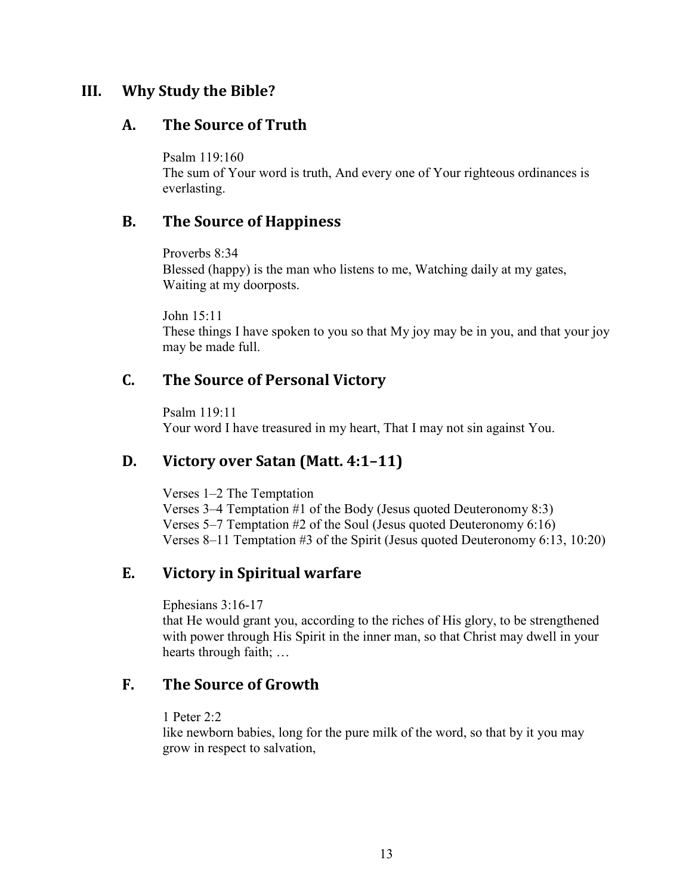## III. Why Study the Bible?

### A. The Source of Truth

Psalm 119:160
The sum of Your word is truth, And every one of Your righteous ordinances is everlasting.

### B. The Source of Happiness

Proverbs 8:34
Blessed (happy) is the man who listens to me, Watching daily at my gates, Waiting at my doorposts.

John 15:11
These things I have spoken to you so that My joy may be in you, and that your joy may be made full.

### C. The Source of Personal Victory

Psalm 119:11
Your word I have treasured in my heart, That I may not sin against You.

### D. Victory over Satan (Matt. 4:1–11)

Verses 1–2 The Temptation
Verses 3–4 Temptation #1 of the Body (Jesus quoted Deuteronomy 8:3)
Verses 5–7 Temptation #2 of the Soul (Jesus quoted Deuteronomy 6:16)
Verses 8–11 Temptation #3 of the Spirit (Jesus quoted Deuteronomy 6:13, 10:20)

### E. Victory in Spiritual warfare

Ephesians 3:16-17
that He would grant you, according to the riches of His glory, to be strengthened with power through His Spirit in the inner man, so that Christ may dwell in your hearts through faith; …

### F. The Source of Growth

1 Peter 2:2
like newborn babies, long for the pure milk of the word, so that by it you may grow in respect to salvation,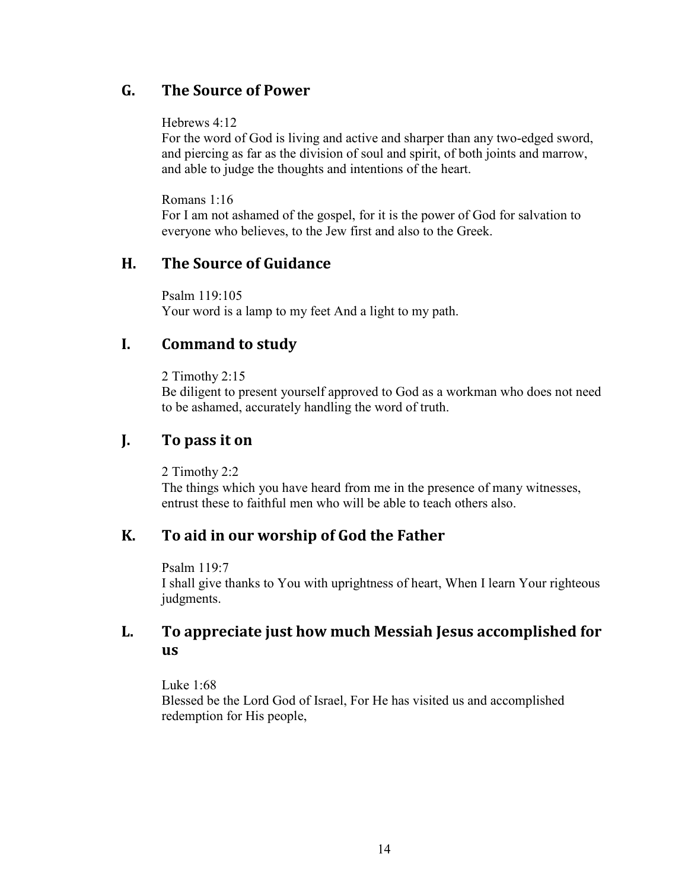## G. The Source of Power

Hebrews 4:12
For the word of God is living and active and sharper than any two-edged sword, and piercing as far as the division of soul and spirit, of both joints and marrow, and able to judge the thoughts and intentions of the heart.

Romans 1:16
For I am not ashamed of the gospel, for it is the power of God for salvation to everyone who believes, to the Jew first and also to the Greek.

## H. The Source of Guidance

Psalm 119:105
Your word is a lamp to my feet And a light to my path.

## I. Command to study

2 Timothy 2:15
Be diligent to present yourself approved to God as a workman who does not need to be ashamed, accurately handling the word of truth.

## J. To pass it on

2 Timothy 2:2
The things which you have heard from me in the presence of many witnesses, entrust these to faithful men who will be able to teach others also.

## K. To aid in our worship of God the Father

Psalm 119:7
I shall give thanks to You with uprightness of heart, When I learn Your righteous judgments.

## L. To appreciate just how much Messiah Jesus accomplished for us

Luke 1:68
Blessed be the Lord God of Israel, For He has visited us and accomplished redemption for His people,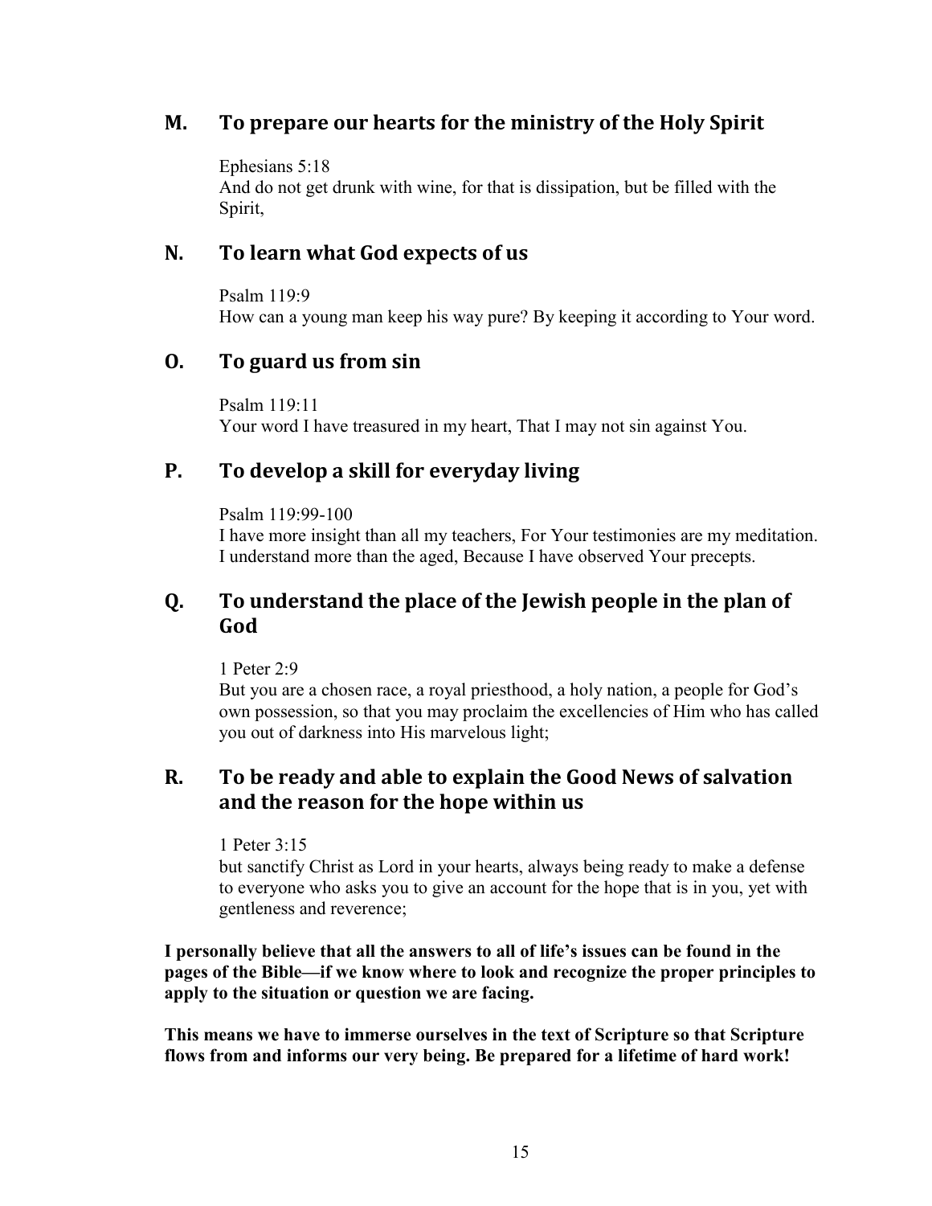## M. To prepare our hearts for the ministry of the Holy Spirit

Ephesians 5:18
And do not get drunk with wine, for that is dissipation, but be filled with the Spirit,

## N. To learn what God expects of us

Psalm 119:9
How can a young man keep his way pure? By keeping it according to Your word.

## O. To guard us from sin

Psalm 119:11
Your word I have treasured in my heart, That I may not sin against You.

## P. To develop a skill for everyday living

Psalm 119:99-100
I have more insight than all my teachers, For Your testimonies are my meditation. I understand more than the aged, Because I have observed Your precepts.

## Q. To understand the place of the Jewish people in the plan of God

1 Peter 2:9
But you are a chosen race, a royal priesthood, a holy nation, a people for God's own possession, so that you may proclaim the excellencies of Him who has called you out of darkness into His marvelous light;

## R. To be ready and able to explain the Good News of salvation and the reason for the hope within us

1 Peter 3:15
but sanctify Christ as Lord in your hearts, always being ready to make a defense to everyone who asks you to give an account for the hope that is in you, yet with gentleness and reverence;

**I personally believe that all the answers to all of life's issues can be found in the pages of the Bible—if we know where to look and recognize the proper principles to apply to the situation or question we are facing.**

**This means we have to immerse ourselves in the text of Scripture so that Scripture flows from and informs our very being. Be prepared for a lifetime of hard work!**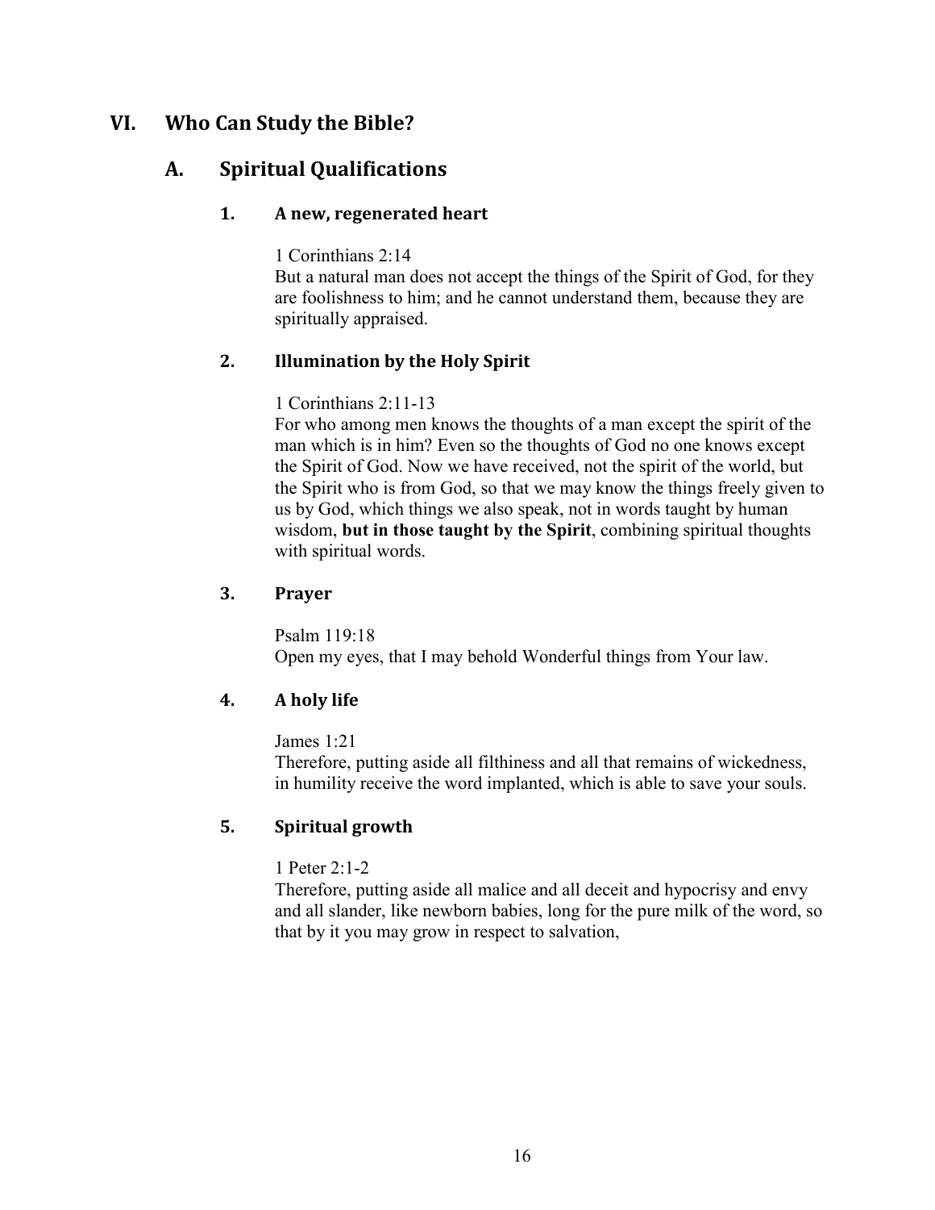# VI. Who Can Study the Bible?

## A. Spiritual Qualifications

### 1. A new, regenerated heart

1 Corinthians 2:14
But a natural man does not accept the things of the Spirit of God, for they are foolishness to him; and he cannot understand them, because they are spiritually appraised.

### 2. Illumination by the Holy Spirit

1 Corinthians 2:11-13
For who among men knows the thoughts of a man except the spirit of the man which is in him? Even so the thoughts of God no one knows except the Spirit of God. Now we have received, not the spirit of the world, but the Spirit who is from God, so that we may know the things freely given to us by God, which things we also speak, not in words taught by human wisdom, **but in those taught by the Spirit**, combining spiritual thoughts with spiritual words.

### 3. Prayer

Psalm 119:18
Open my eyes, that I may behold Wonderful things from Your law.

### 4. A holy life

James 1:21
Therefore, putting aside all filthiness and all that remains of wickedness, in humility receive the word implanted, which is able to save your souls.

### 5. Spiritual growth

1 Peter 2:1-2
Therefore, putting aside all malice and all deceit and hypocrisy and envy and all slander, like newborn babies, long for the pure milk of the word, so that by it you may grow in respect to salvation,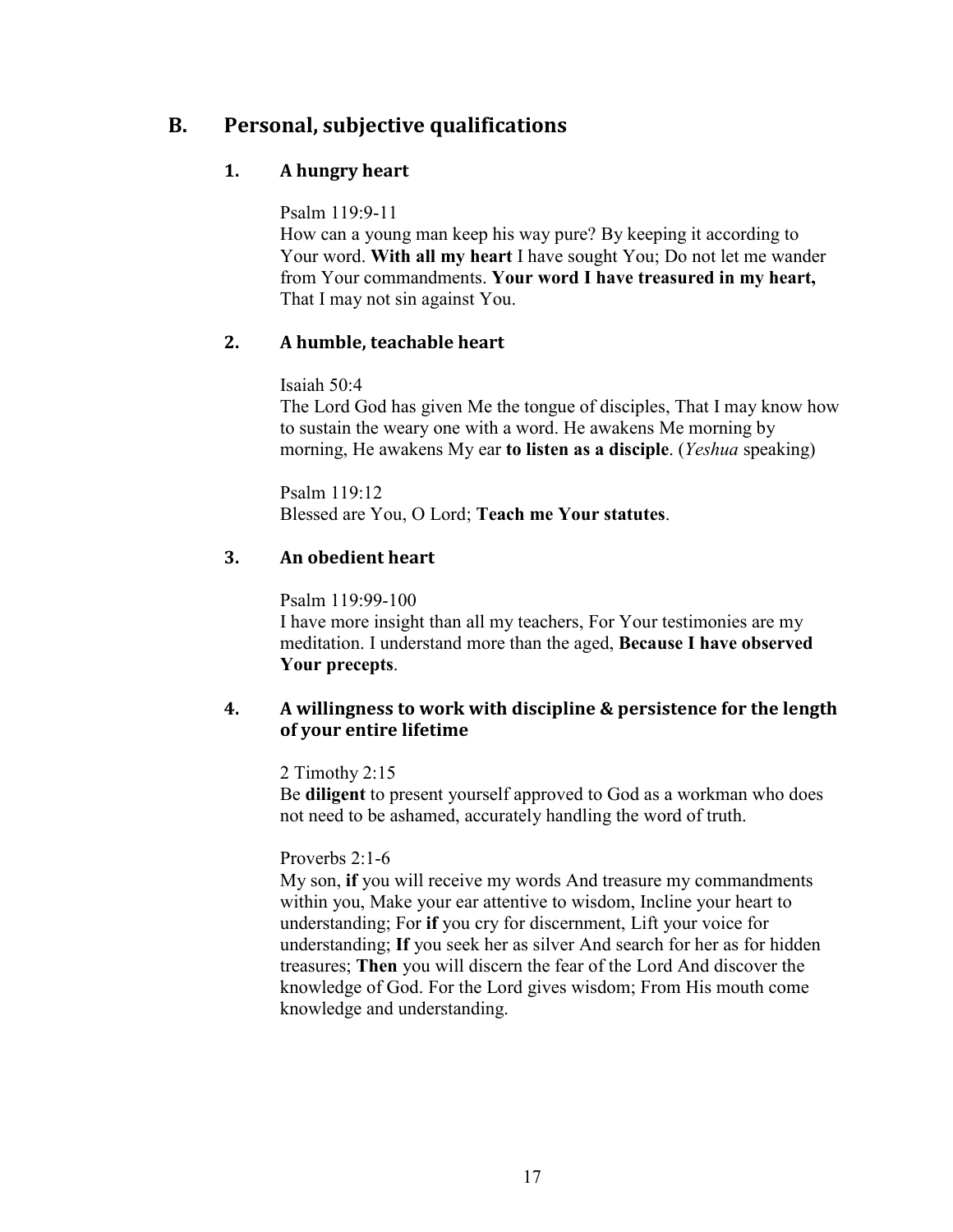## B. Personal, subjective qualifications

### 1. A hungry heart

Psalm 119:9-11
How can a young man keep his way pure? By keeping it according to Your word. **With all my heart** I have sought You; Do not let me wander from Your commandments. **Your word I have treasured in my heart,** That I may not sin against You.

### 2. A humble, teachable heart

Isaiah 50:4
The Lord God has given Me the tongue of disciples, That I may know how to sustain the weary one with a word. He awakens Me morning by morning, He awakens My ear **to listen as a disciple**. (*Yeshua* speaking)

Psalm 119:12
Blessed are You, O Lord; **Teach me Your statutes**.

### 3. An obedient heart

Psalm 119:99-100
I have more insight than all my teachers, For Your testimonies are my meditation. I understand more than the aged, **Because I have observed Your precepts**.

### 4. A willingness to work with discipline & persistence for the length of your entire lifetime

2 Timothy 2:15
Be **diligent** to present yourself approved to God as a workman who does not need to be ashamed, accurately handling the word of truth.

Proverbs 2:1-6
My son, **if** you will receive my words And treasure my commandments within you, Make your ear attentive to wisdom, Incline your heart to understanding; For **if** you cry for discernment, Lift your voice for understanding; **If** you seek her as silver And search for her as for hidden treasures; **Then** you will discern the fear of the Lord And discover the knowledge of God. For the Lord gives wisdom; From His mouth come knowledge and understanding.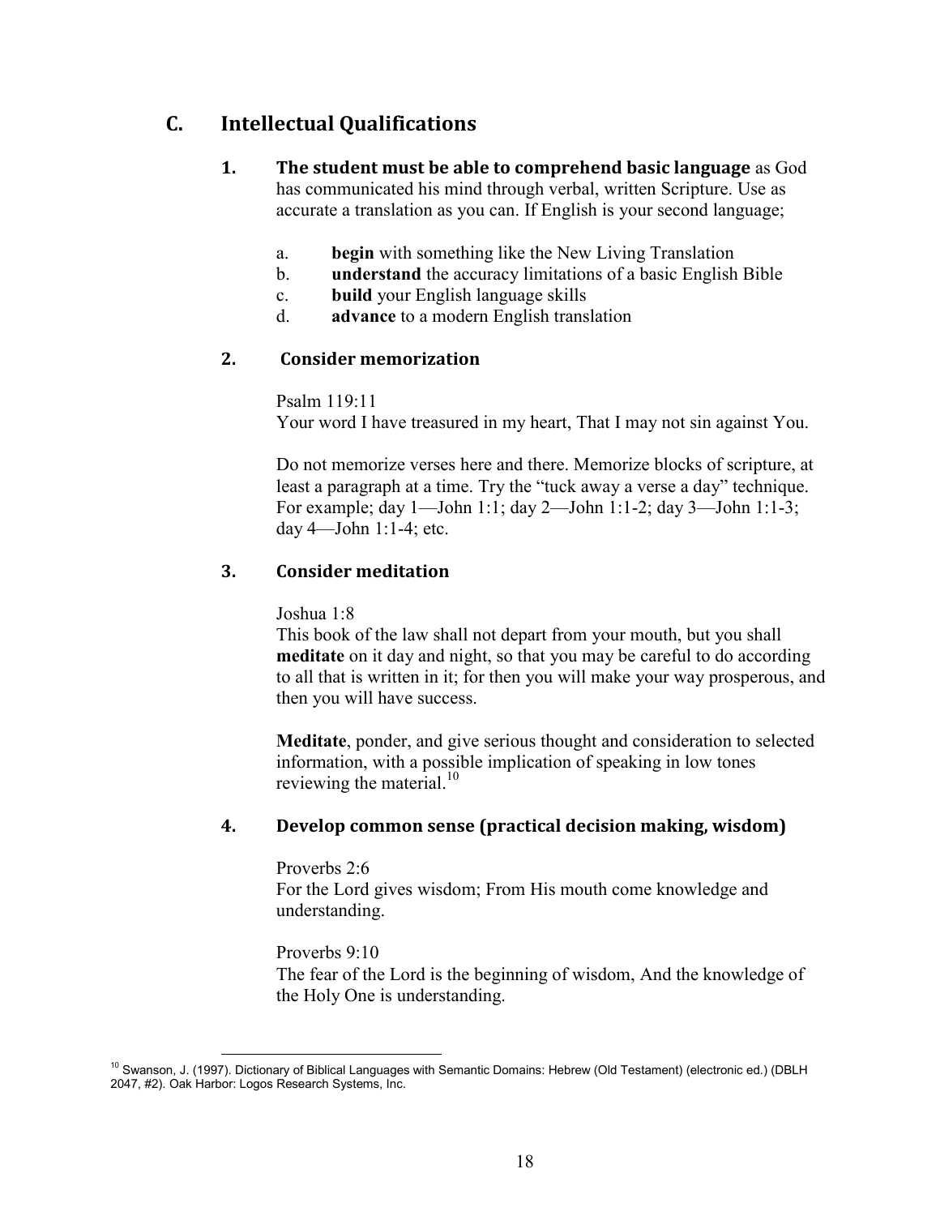## C. Intellectual Qualifications

### 1. The student must be able to comprehend basic language as God has communicated his mind through verbal, written Scripture. Use as accurate a translation as you can. If English is your second language;

a. **begin** with something like the New Living Translation
b. **understand** the accuracy limitations of a basic English Bible
c. **build** your English language skills
d. **advance** to a modern English translation

### 2. Consider memorization

Psalm 119:11
Your word I have treasured in my heart, That I may not sin against You.

Do not memorize verses here and there. Memorize blocks of scripture, at least a paragraph at a time. Try the "tuck away a verse a day" technique. For example; day 1—John 1:1; day 2—John 1:1-2; day 3—John 1:1-3; day 4—John 1:1-4; etc.

### 3. Consider meditation

Joshua 1:8
This book of the law shall not depart from your mouth, but you shall **meditate** on it day and night, so that you may be careful to do according to all that is written in it; for then you will make your way prosperous, and then you will have success.

**Meditate**, ponder, and give serious thought and consideration to selected information, with a possible implication of speaking in low tones reviewing the material.[10]

### 4. Develop common sense (practical decision making, wisdom)

Proverbs 2:6
For the Lord gives wisdom; From His mouth come knowledge and understanding.

Proverbs 9:10
The fear of the Lord is the beginning of wisdom, And the knowledge of the Holy One is understanding.

---

[10] Swanson, J. (1997). Dictionary of Biblical Languages with Semantic Domains: Hebrew (Old Testament) (electronic ed.) (DBLH 2047, #2). Oak Harbor: Logos Research Systems, Inc.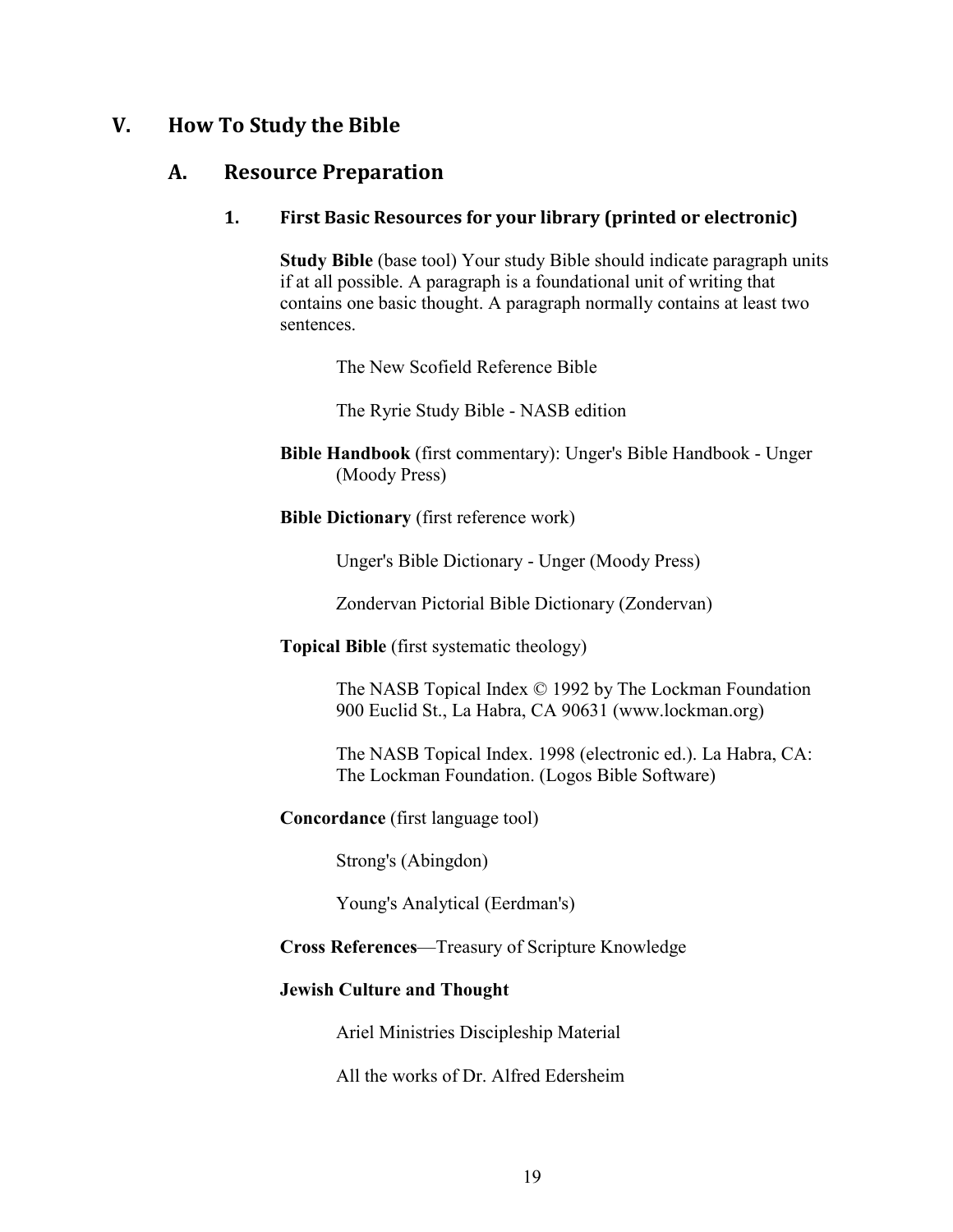# V. How To Study the Bible

## A. Resource Preparation

### 1. First Basic Resources for your library (printed or electronic)

**Study Bible** (base tool) Your study Bible should indicate paragraph units if at all possible. A paragraph is a foundational unit of writing that contains one basic thought. A paragraph normally contains at least two sentences.

The New Scofield Reference Bible

The Ryrie Study Bible - NASB edition

**Bible Handbook** (first commentary): Unger's Bible Handbook - Unger (Moody Press)

**Bible Dictionary** (first reference work)

Unger's Bible Dictionary - Unger (Moody Press)

Zondervan Pictorial Bible Dictionary (Zondervan)

**Topical Bible** (first systematic theology)

The NASB Topical Index © 1992 by The Lockman Foundation 900 Euclid St., La Habra, CA 90631 (www.lockman.org)

The NASB Topical Index. 1998 (electronic ed.). La Habra, CA: The Lockman Foundation. (Logos Bible Software)

**Concordance** (first language tool)

Strong's (Abingdon)

Young's Analytical (Eerdman's)

**Cross References**—Treasury of Scripture Knowledge

**Jewish Culture and Thought**

Ariel Ministries Discipleship Material

All the works of Dr. Alfred Edersheim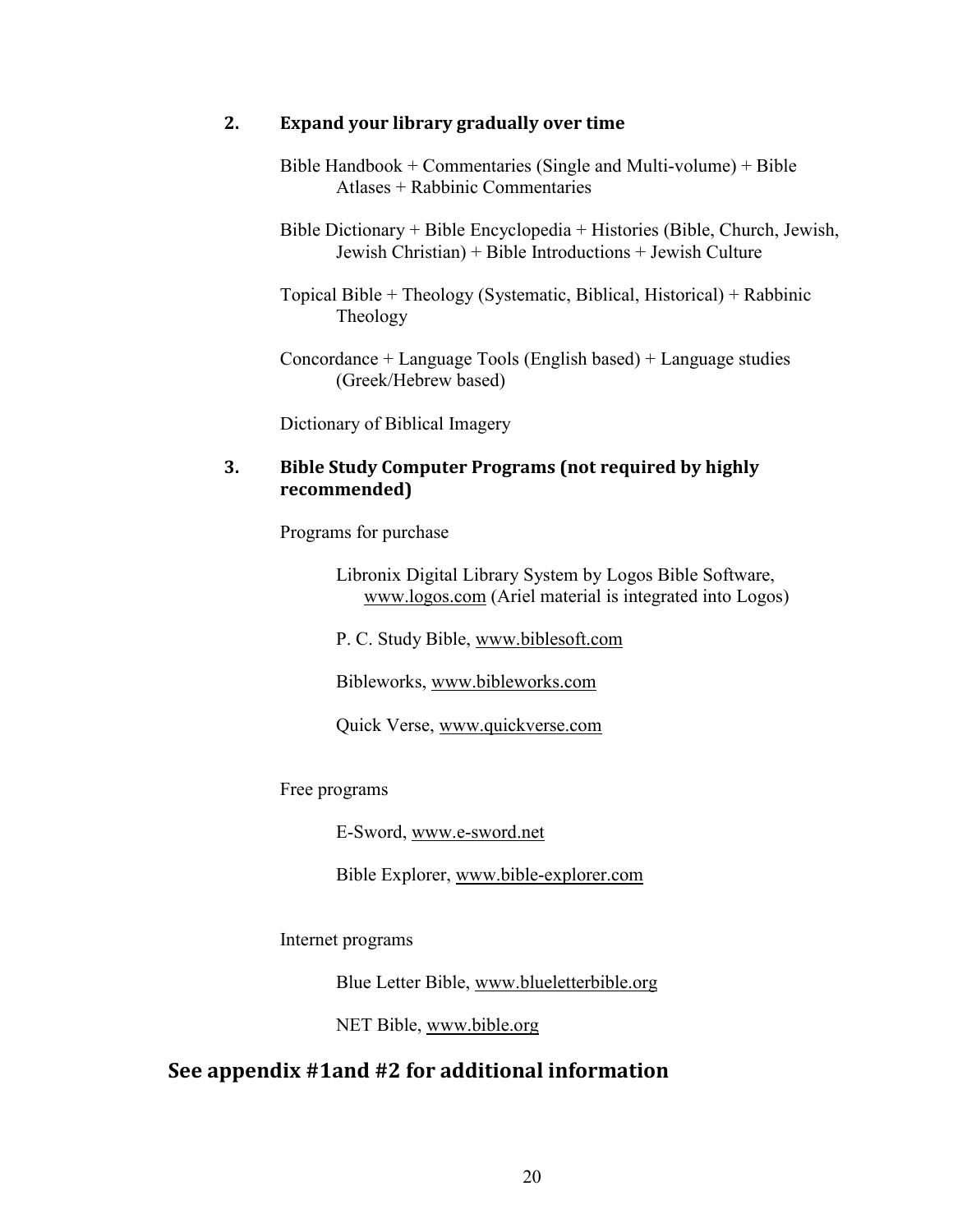### 2. Expand your library gradually over time

Bible Handbook + Commentaries (Single and Multi-volume) + Bible Atlases + Rabbinic Commentaries

Bible Dictionary + Bible Encyclopedia + Histories (Bible, Church, Jewish, Jewish Christian) + Bible Introductions + Jewish Culture

Topical Bible + Theology (Systematic, Biblical, Historical) + Rabbinic Theology

Concordance + Language Tools (English based) + Language studies (Greek/Hebrew based)

Dictionary of Biblical Imagery

### 3. Bible Study Computer Programs (not required by highly recommended)

Programs for purchase

> Libronix Digital Library System by Logos Bible Software, www.logos.com (Ariel material is integrated into Logos)
>
> P. C. Study Bible, www.biblesoft.com
>
> Bibleworks, www.bibleworks.com
>
> Quick Verse, www.quickverse.com

Free programs

> E-Sword, www.e-sword.net
>
> Bible Explorer, www.bible-explorer.com

Internet programs

> Blue Letter Bible, www.blueletterbible.org
>
> NET Bible, www.bible.org

## See appendix #1and #2 for additional information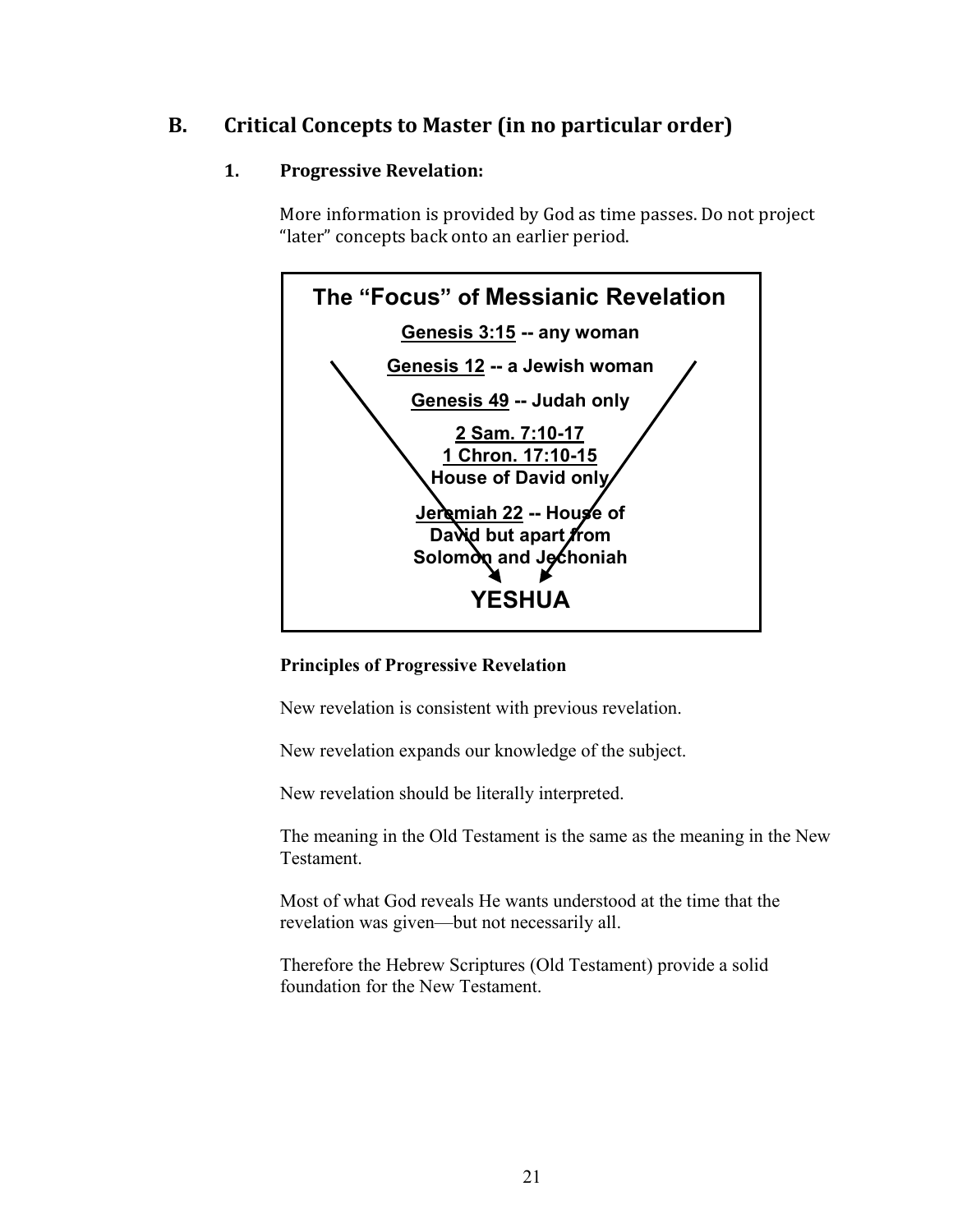## B. Critical Concepts to Master (in no particular order)

### 1. Progressive Revelation:

More information is provided by God as time passes. Do not project "later" concepts back onto an earlier period.

**The "Focus" of Messianic Revelation**

**Genesis 3:15 -- any woman**

**Genesis 12 -- a Jewish woman**

**Genesis 49 -- Judah only**

**2 Sam. 7:10-17**
**1 Chron. 17:10-15**
**House of David only**

**Jeremiah 22 -- House of David but apart from Solomon and Jechoniah**

**YESHUA**

**Principles of Progressive Revelation**

New revelation is consistent with previous revelation.

New revelation expands our knowledge of the subject.

New revelation should be literally interpreted.

The meaning in the Old Testament is the same as the meaning in the New Testament.

Most of what God reveals He wants understood at the time that the revelation was given—but not necessarily all.

Therefore the Hebrew Scriptures (Old Testament) provide a solid foundation for the New Testament.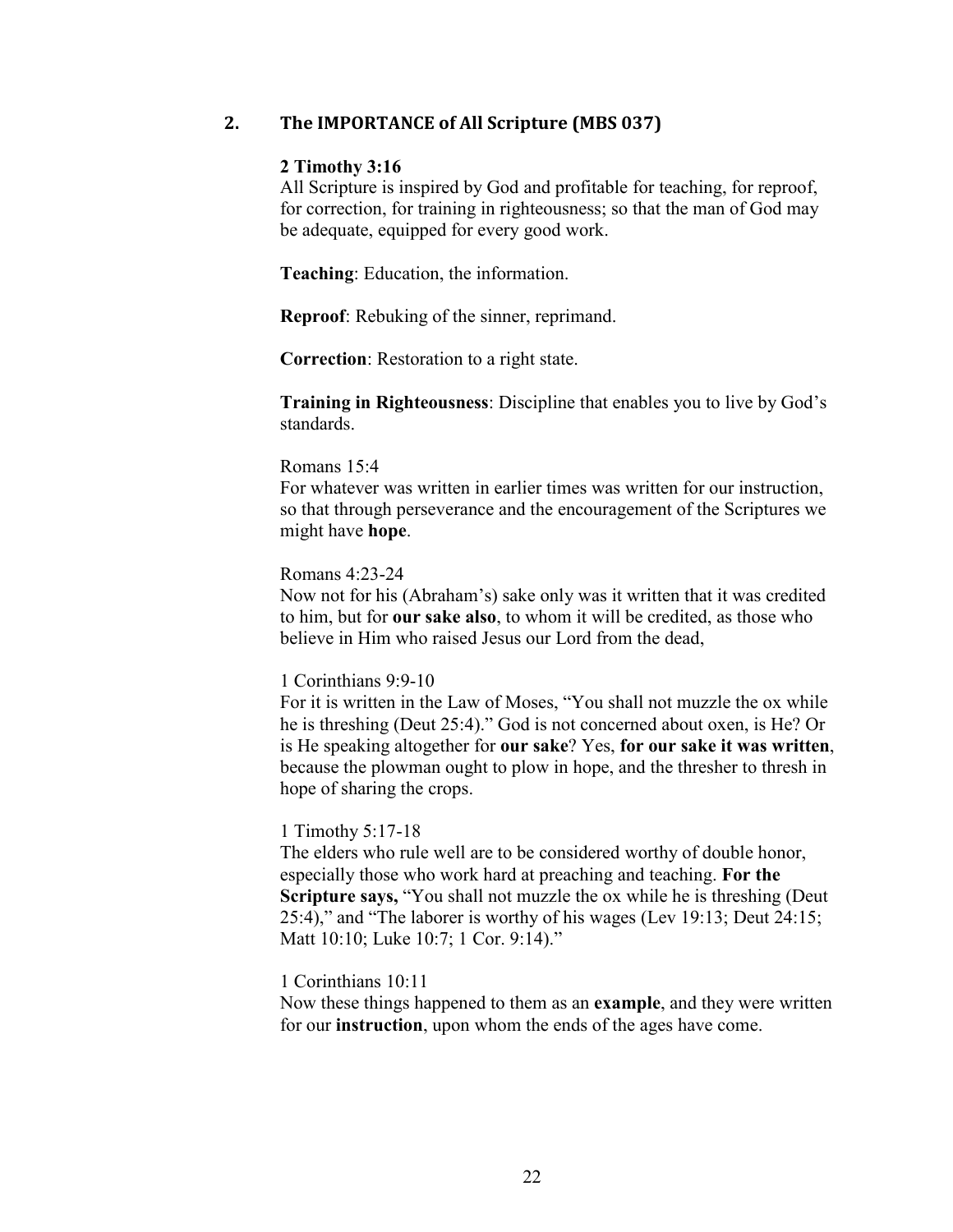## 2. The IMPORTANCE of All Scripture (MBS 037)

**2 Timothy 3:16**
All Scripture is inspired by God and profitable for teaching, for reproof, for correction, for training in righteousness; so that the man of God may be adequate, equipped for every good work.

**Teaching**: Education, the information.

**Reproof**: Rebuking of the sinner, reprimand.

**Correction**: Restoration to a right state.

**Training in Righteousness**: Discipline that enables you to live by God's standards.

Romans 15:4
For whatever was written in earlier times was written for our instruction, so that through perseverance and the encouragement of the Scriptures we might have **hope**.

Romans 4:23-24
Now not for his (Abraham's) sake only was it written that it was credited to him, but for **our sake also**, to whom it will be credited, as those who believe in Him who raised Jesus our Lord from the dead,

1 Corinthians 9:9-10
For it is written in the Law of Moses, "You shall not muzzle the ox while he is threshing (Deut 25:4)." God is not concerned about oxen, is He? Or is He speaking altogether for **our sake**? Yes, **for our sake it was written**, because the plowman ought to plow in hope, and the thresher to thresh in hope of sharing the crops.

1 Timothy 5:17-18
The elders who rule well are to be considered worthy of double honor, especially those who work hard at preaching and teaching. **For the Scripture says,** "You shall not muzzle the ox while he is threshing (Deut 25:4)," and "The laborer is worthy of his wages (Lev 19:13; Deut 24:15; Matt 10:10; Luke 10:7; 1 Cor. 9:14)."

1 Corinthians 10:11
Now these things happened to them as an **example**, and they were written for our **instruction**, upon whom the ends of the ages have come.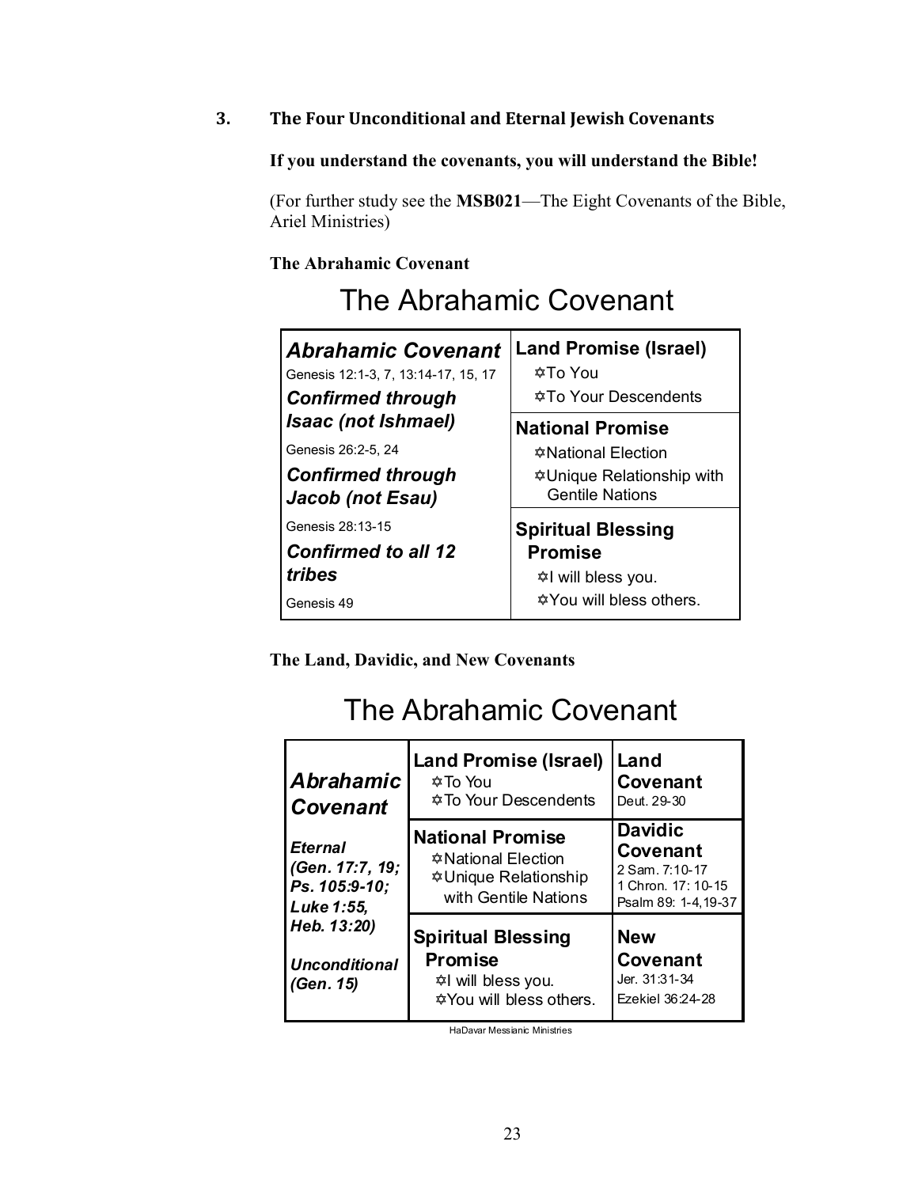## 3. The Four Unconditional and Eternal Jewish Covenants

**If you understand the covenants, you will understand the Bible!**

(For further study see the **MSB021**—The Eight Covenants of the Bible, Ariel Ministries)

**The Abrahamic Covenant**

### The Abrahamic Covenant

| ***Abrahamic Covenant*** Genesis 12:1-3, 7, 13:14-17, 15, 17 | **Land Promise (Israel)** ✡To You ✡To Your Descendents |
|---|---|
| ***Confirmed through Isaac (not Ishmael)*** Genesis 26:2-5, 24 ***Confirmed through Jacob (not Esau)*** | **National Promise** ✡National Election ✡Unique Relationship with Gentile Nations |
| Genesis 28:13-15 ***Confirmed to all 12 tribes*** Genesis 49 | **Spiritual Blessing Promise** ✡I will bless you. ✡You will bless others. |

**The Land, Davidic, and New Covenants**

### The Abrahamic Covenant

| ***Abrahamic Covenant*** | **Land Promise (Israel)** ✡To You ✡To Your Descendents | **Land Covenant** Deut. 29-30 |
|---|---|---|
| ***Eternal (Gen. 17:7, 19; Ps. 105:9-10; Luke 1:55, Heb. 13:20)*** | **National Promise** ✡National Election ✡Unique Relationship with Gentile Nations | **Davidic Covenant** 2 Sam. 7:10-17 1 Chron. 17: 10-15 Psalm 89: 1-4,19-37 |
| ***Unconditional (Gen. 15)*** | **Spiritual Blessing Promise** ✡I will bless you. ✡You will bless others. | **New Covenant** Jer. 31:31-34 Ezekiel 36:24-28 |

HaDavar Messianic Ministries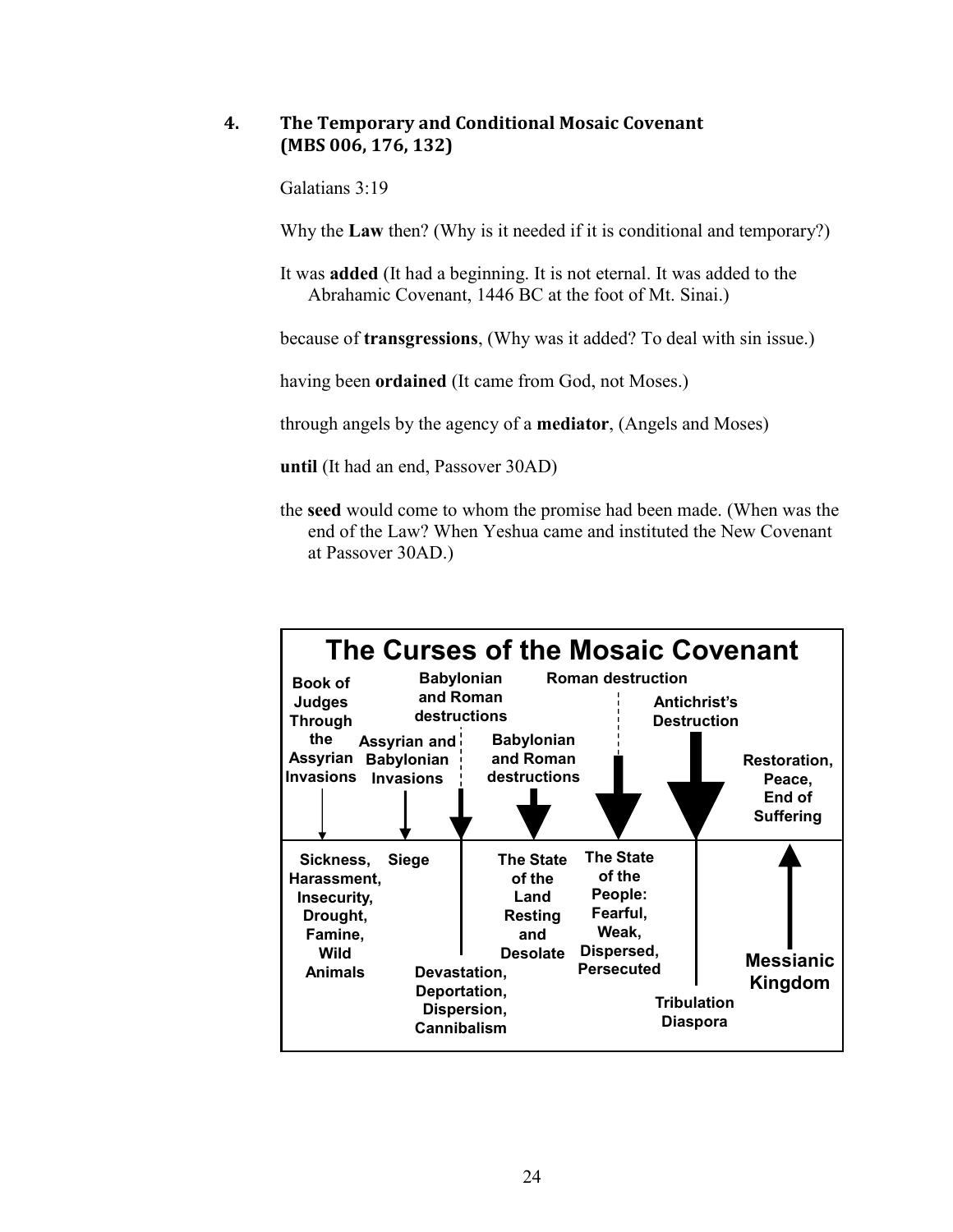## 4. The Temporary and Conditional Mosaic Covenant (MBS 006, 176, 132)

Galatians 3:19

Why the **Law** then? (Why is it needed if it is conditional and temporary?)

It was **added** (It had a beginning. It is not eternal. It was added to the Abrahamic Covenant, 1446 BC at the foot of Mt. Sinai.)

because of **transgressions**, (Why was it added? To deal with sin issue.)

having been **ordained** (It came from God, not Moses.)

through angels by the agency of a **mediator**, (Angels and Moses)

**until** (It had an end, Passover 30AD)

the **seed** would come to whom the promise had been made. (When was the end of the Law? When Yeshua came and instituted the New Covenant at Passover 30AD.)

**The Curses of the Mosaic Covenant**

| Book of Judges Through the Assyrian Invasions | Assyrian and Babylonian Invasions | Babylonian and Roman destructions | Babylonian and Roman destructions | Roman destruction | Antichrist's Destruction | Restoration, Peace, End of Suffering |
|---|---|---|---|---|---|---|
| Sickness, Harassment, Insecurity, Drought, Famine, Wild Animals | Siege | Devastation, Deportation, Dispersion, Cannibalism | The State of the Land Resting and Desolate | The State of the People: Fearful, Weak, Dispersed, Persecuted | Tribulation Diaspora | Messianic Kingdom |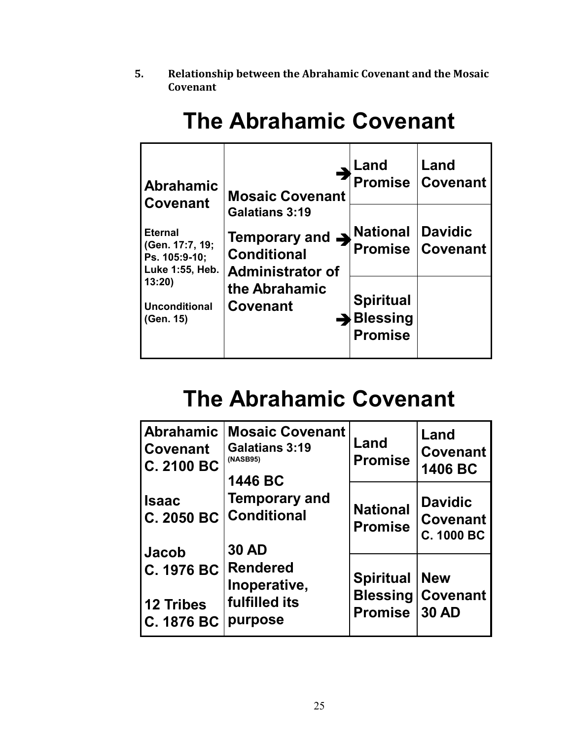**5. Relationship between the Abrahamic Covenant and the Mosaic Covenant**

# The Abrahamic Covenant

| Abrahamic Covenant | Mosaic Covenant | | |
|---|---|---|---|
| **Abrahamic Covenant**<br><br>**Eternal (Gen. 17:7, 19; Ps. 105:9-10; Luke 1:55, Heb. 13:20)**<br><br>**Unconditional (Gen. 15)** | **Mosaic Covenant**<br>**Galatians 3:19**<br>**Temporary and Conditional Administrator of the Abrahamic Covenant** | **Land Promise** | **Land Covenant** |
| | | **National Promise** | **Davidic Covenant** |
| | | **Spiritual Blessing Promise** | |

# The Abrahamic Covenant

| Abrahamic Covenant | Mosaic Covenant | | |
|---|---|---|---|
| **Abrahamic Covenant C. 2100 BC**<br><br>**Isaac C. 2050 BC**<br><br>**Jacob C. 1976 BC**<br><br>**12 Tribes C. 1876 BC** | **Mosaic Covenant**<br>**Galatians 3:19 (NASB95)**<br>**1446 BC Temporary and Conditional**<br><br>**30 AD Rendered Inoperative, fulfilled its purpose** | **Land Promise** | **Land Covenant 1406 BC** |
| | | **National Promise** | **Davidic Covenant C. 1000 BC** |
| | | **Spiritual Blessing Promise** | **New Covenant 30 AD** |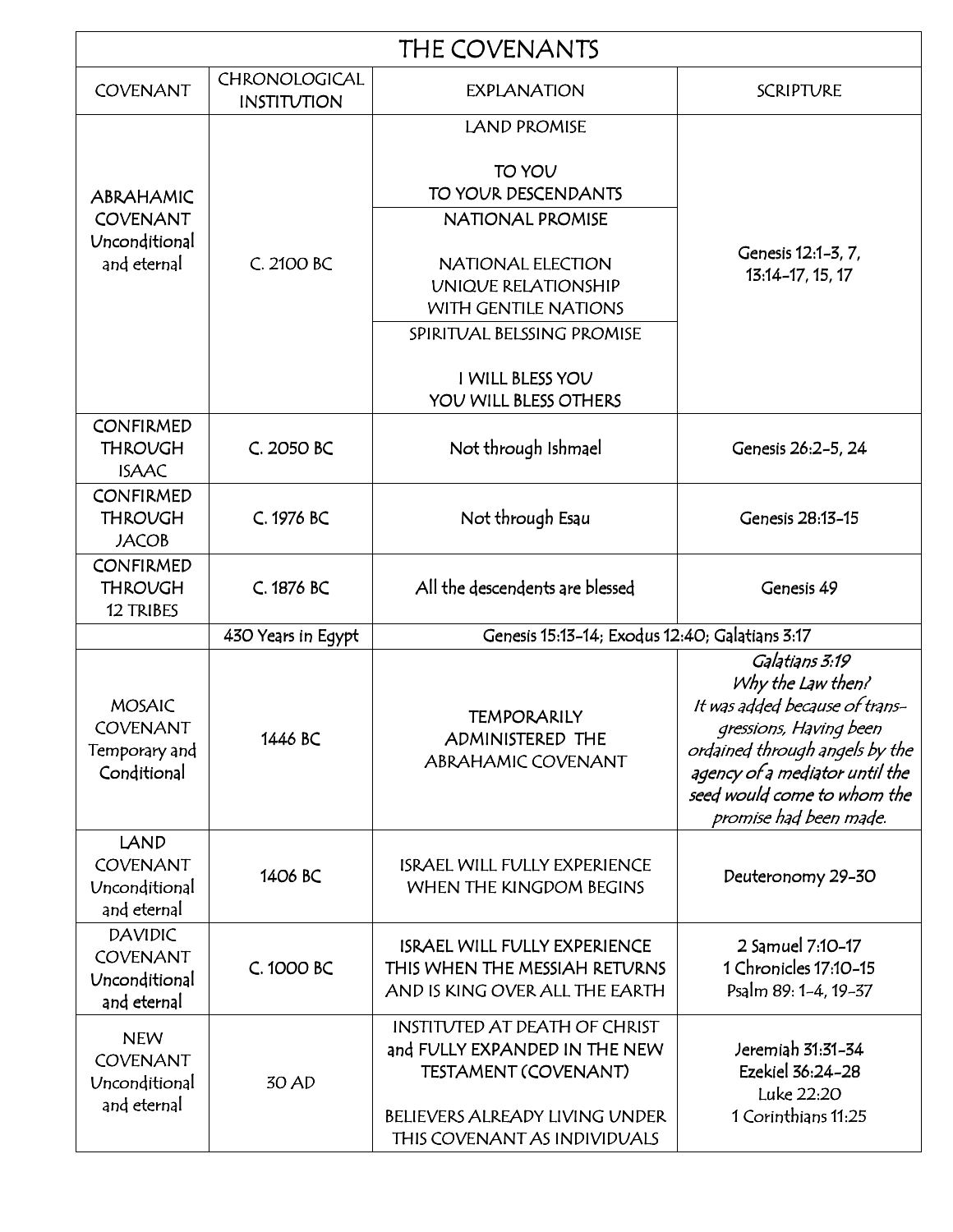# THE COVENANTS

| COVENANT | CHRONOLOGICAL INSTITUTION | EXPLANATION | SCRIPTURE |
|---|---|---|---|
| ABRAHAMIC COVENANT Unconditional and eternal | C. 2100 BC | LAND PROMISE<br><br>TO YOU<br>TO YOUR DESCENDANTS<br><br>NATIONAL PROMISE<br><br>NATIONAL ELECTION<br>UNIQUE RELATIONSHIP<br>WITH GENTILE NATIONS<br><br>SPIRITUAL BELSSING PROMISE<br><br>I WILL BLESS YOU<br>YOU WILL BLESS OTHERS | Genesis 12:1-3, 7, 13:14-17, 15, 17 |
| CONFIRMED THROUGH ISAAC | C. 2050 BC | Not through Ishmael | Genesis 26:2-5, 24 |
| CONFIRMED THROUGH JACOB | C. 1976 BC | Not through Esau | Genesis 28:13-15 |
| CONFIRMED THROUGH 12 TRIBES | C. 1876 BC | All the descendents are blessed | Genesis 49 |
| | 430 Years in Egypt | Genesis 15:13-14; Exodus 12:40; Galatians 3:17 | |
| MOSAIC COVENANT Temporary and Conditional | 1446 BC | TEMPORARILY ADMINISTERED THE ABRAHAMIC COVENANT | *Galatians 3:19*<br>*Why the Law then?*<br>*It was added because of transgressions, Having been ordained through angels by the agency of a mediator until the seed would come to whom the promise had been made.* |
| LAND COVENANT Unconditional and eternal | 1406 BC | ISRAEL WILL FULLY EXPERIENCE WHEN THE KINGDOM BEGINS | Deuteronomy 29-30 |
| DAVIDIC COVENANT Unconditional and eternal | C. 1000 BC | ISRAEL WILL FULLY EXPERIENCE THIS WHEN THE MESSIAH RETURNS AND IS KING OVER ALL THE EARTH | 2 Samuel 7:10-17<br>1 Chronicles 17:10-15<br>Psalm 89: 1-4, 19-37 |
| NEW COVENANT Unconditional and eternal | 30 AD | INSTITUTED AT DEATH OF CHRIST and FULLY EXPANDED IN THE NEW TESTAMENT (COVENANT)<br><br>BELIEVERS ALREADY LIVING UNDER THIS COVENANT AS INDIVIDUALS | Jeremiah 31:31-34<br>Ezekiel 36:24-28<br>Luke 22:20<br>1 Corinthians 11:25 |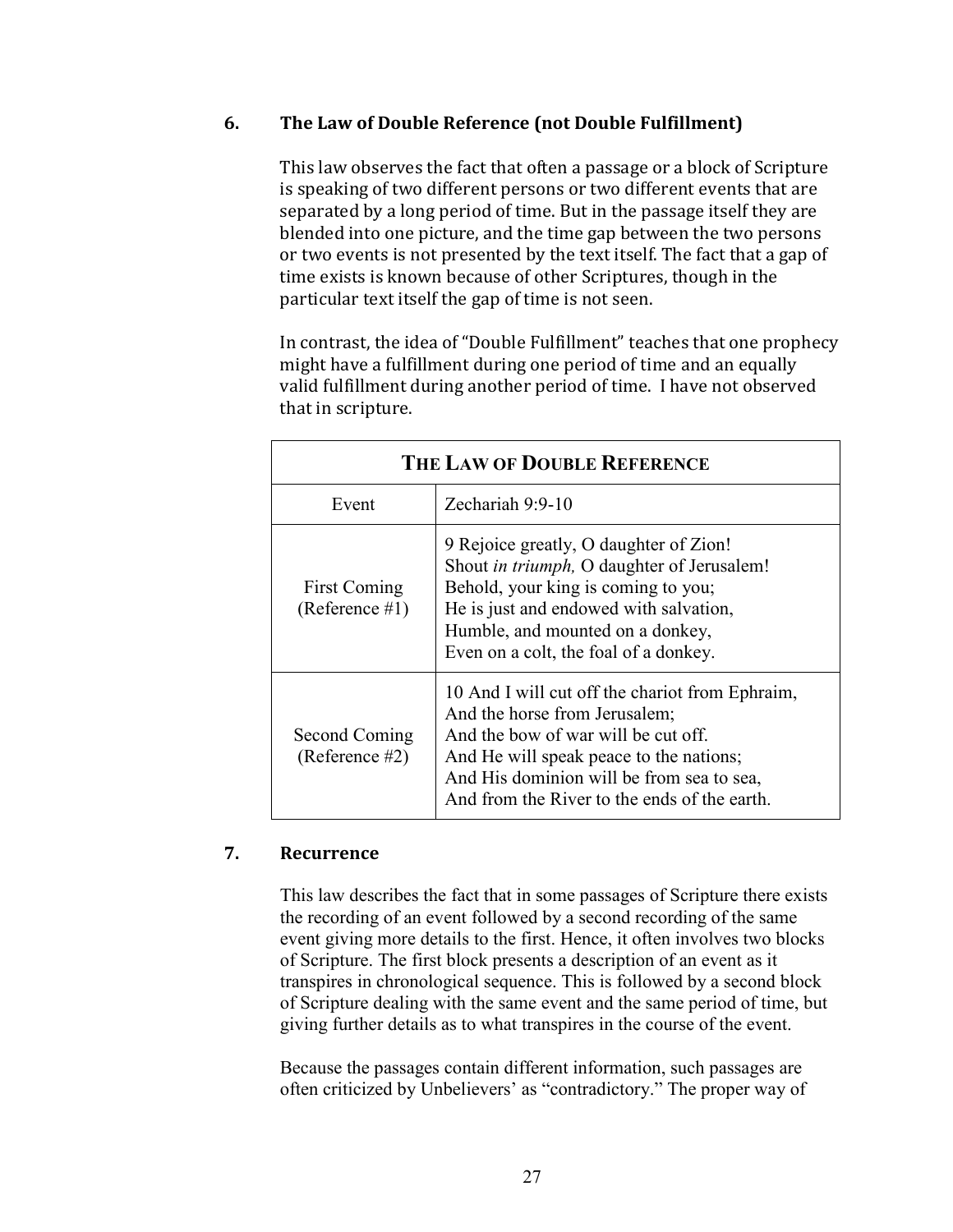### 6. The Law of Double Reference (not Double Fulfillment)

This law observes the fact that often a passage or a block of Scripture is speaking of two different persons or two different events that are separated by a long period of time. But in the passage itself they are blended into one picture, and the time gap between the two persons or two events is not presented by the text itself. The fact that a gap of time exists is known because of other Scriptures, though in the particular text itself the gap of time is not seen.

In contrast, the idea of "Double Fulfillment" teaches that one prophecy might have a fulfillment during one period of time and an equally valid fulfillment during another period of time. I have not observed that in scripture.

| **THE LAW OF DOUBLE REFERENCE** | |
|---|---|
| Event | Zechariah 9:9-10 |
| First Coming (Reference #1) | 9 Rejoice greatly, O daughter of Zion!<br>Shout *in triumph,* O daughter of Jerusalem!<br>Behold, your king is coming to you;<br>He is just and endowed with salvation,<br>Humble, and mounted on a donkey,<br>Even on a colt, the foal of a donkey. |
| Second Coming (Reference #2) | 10 And I will cut off the chariot from Ephraim,<br>And the horse from Jerusalem;<br>And the bow of war will be cut off.<br>And He will speak peace to the nations;<br>And His dominion will be from sea to sea,<br>And from the River to the ends of the earth. |

### 7. Recurrence

This law describes the fact that in some passages of Scripture there exists the recording of an event followed by a second recording of the same event giving more details to the first. Hence, it often involves two blocks of Scripture. The first block presents a description of an event as it transpires in chronological sequence. This is followed by a second block of Scripture dealing with the same event and the same period of time, but giving further details as to what transpires in the course of the event.

Because the passages contain different information, such passages are often criticized by Unbelievers' as "contradictory." The proper way of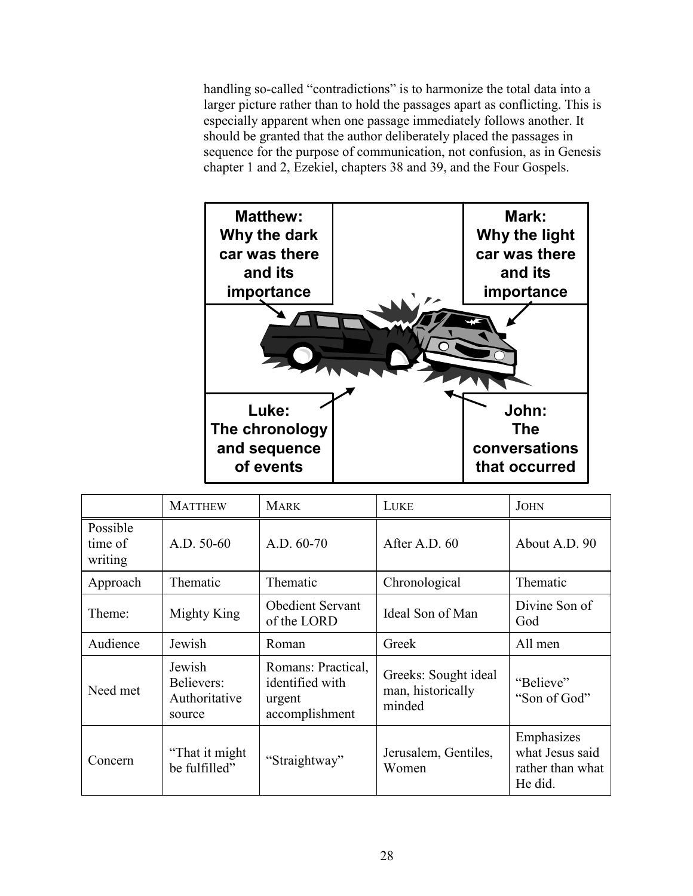handling so-called "contradictions" is to harmonize the total data into a larger picture rather than to hold the passages apart as conflicting. This is especially apparent when one passage immediately follows another. It should be granted that the author deliberately placed the passages in sequence for the purpose of communication, not confusion, as in Genesis chapter 1 and 2, Ezekiel, chapters 38 and 39, and the Four Gospels.

**Matthew: Why the dark car was there and its importance**

**Mark: Why the light car was there and its importance**

**Luke: The chronology and sequence of events**

**John: The conversations that occurred**

| | MATTHEW | MARK | LUKE | JOHN |
|---|---|---|---|---|
| Possible time of writing | A.D. 50-60 | A.D. 60-70 | After A.D. 60 | About A.D. 90 |
| Approach | Thematic | Thematic | Chronological | Thematic |
| Theme: | Mighty King | Obedient Servant of the LORD | Ideal Son of Man | Divine Son of God |
| Audience | Jewish | Roman | Greek | All men |
| Need met | Jewish Believers: Authoritative source | Romans: Practical, identified with urgent accomplishment | Greeks: Sought ideal man, historically minded | "Believe" "Son of God" |
| Concern | "That it might be fulfilled" | "Straightway" | Jerusalem, Gentiles, Women | Emphasizes what Jesus said rather than what He did. |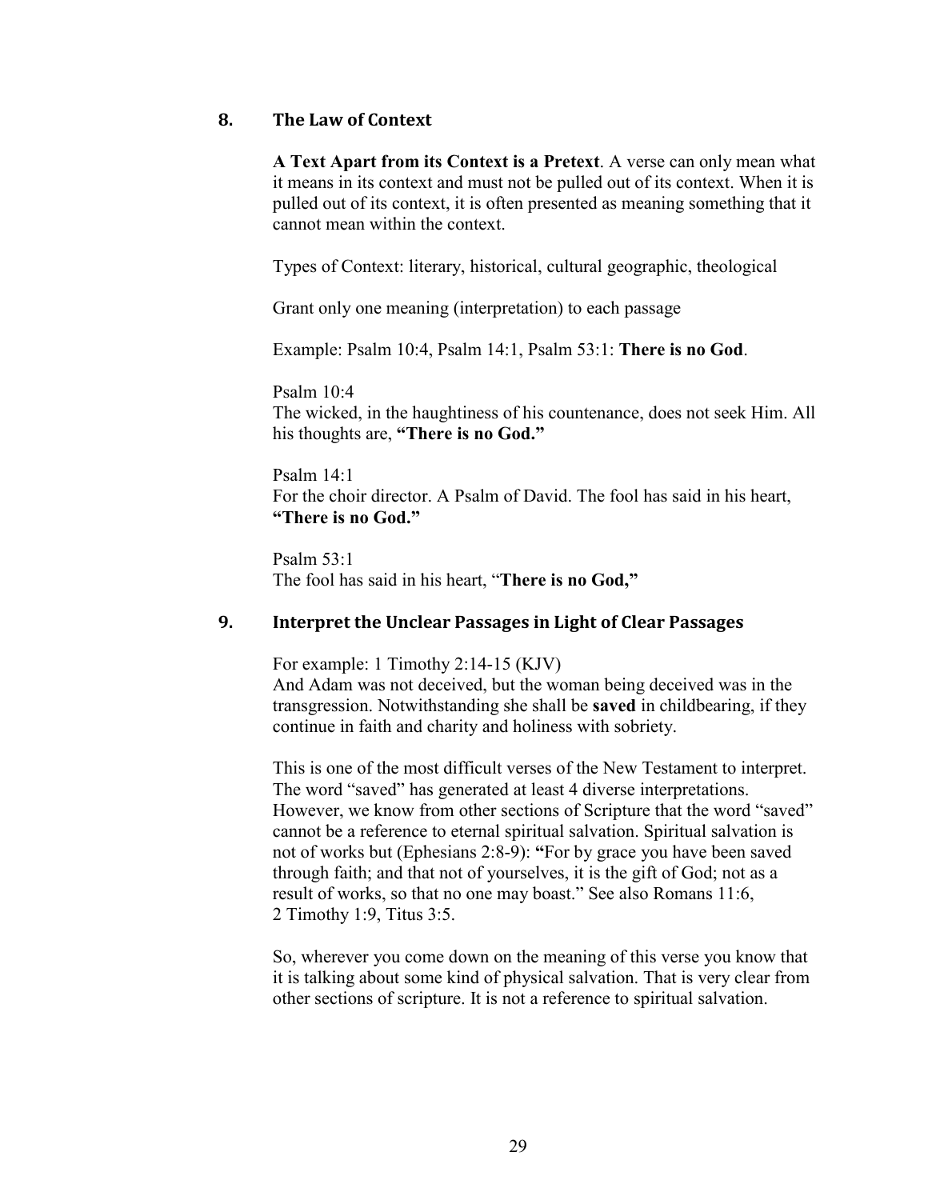## 8. The Law of Context

**A Text Apart from its Context is a Pretext**. A verse can only mean what it means in its context and must not be pulled out of its context. When it is pulled out of its context, it is often presented as meaning something that it cannot mean within the context.

Types of Context: literary, historical, cultural geographic, theological

Grant only one meaning (interpretation) to each passage

Example: Psalm 10:4, Psalm 14:1, Psalm 53:1: **There is no God**.

Psalm 10:4
The wicked, in the haughtiness of his countenance, does not seek Him. All his thoughts are, **"There is no God."**

Psalm 14:1
For the choir director. A Psalm of David. The fool has said in his heart, **"There is no God."**

Psalm 53:1
The fool has said in his heart, "**There is no God,"**

## 9. Interpret the Unclear Passages in Light of Clear Passages

For example: 1 Timothy 2:14-15 (KJV)
And Adam was not deceived, but the woman being deceived was in the transgression. Notwithstanding she shall be **saved** in childbearing, if they continue in faith and charity and holiness with sobriety.

This is one of the most difficult verses of the New Testament to interpret. The word "saved" has generated at least 4 diverse interpretations. However, we know from other sections of Scripture that the word "saved" cannot be a reference to eternal spiritual salvation. Spiritual salvation is not of works but (Ephesians 2:8-9): **"**For by grace you have been saved through faith; and that not of yourselves, it is the gift of God; not as a result of works, so that no one may boast." See also Romans 11:6, 2 Timothy 1:9, Titus 3:5.

So, wherever you come down on the meaning of this verse you know that it is talking about some kind of physical salvation. That is very clear from other sections of scripture. It is not a reference to spiritual salvation.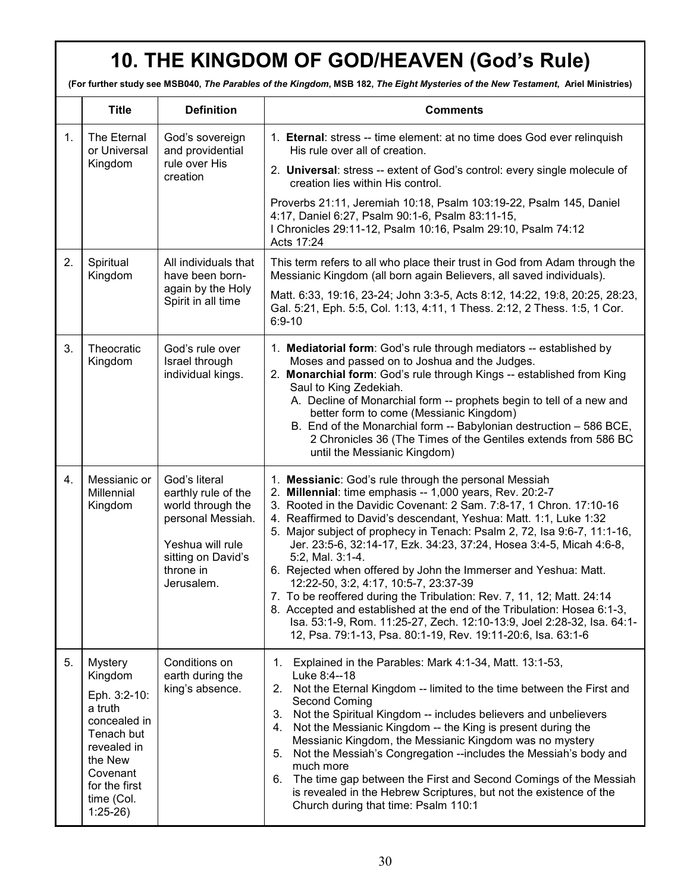# 10. THE KINGDOM OF GOD/HEAVEN (God's Rule)

**(For further study see MSB040, *The Parables of the Kingdom*, MSB 182, *The Eight Mysteries of the New Testament*, Ariel Ministries)**

| | Title | Definition | Comments |
|---|---|---|---|
| 1. | The Eternal or Universal Kingdom | God's sovereign and providential rule over His creation | 1. **Eternal**: stress -- time element: at no time does God ever relinquish His rule over all of creation.<br>2. **Universal**: stress -- extent of God's control: every single molecule of creation lies within His control.<br><br>Proverbs 21:11, Jeremiah 10:18, Psalm 103:19-22, Psalm 145, Daniel 4:17, Daniel 6:27, Psalm 90:1-6, Psalm 83:11-15, I Chronicles 29:11-12, Psalm 10:16, Psalm 29:10, Psalm 74:12 Acts 17:24 |
| 2. | Spiritual Kingdom | All individuals that have been born-again by the Holy Spirit in all time | This term refers to all who place their trust in God from Adam through the Messianic Kingdom (all born again Believers, all saved individuals).<br><br>Matt. 6:33, 19:16, 23-24; John 3:3-5, Acts 8:12, 14:22, 19:8, 20:25, 28:23, Gal. 5:21, Eph. 5:5, Col. 1:13, 4:11, 1 Thess. 2:12, 2 Thess. 1:5, 1 Cor. 6:9-10 |
| 3. | Theocratic Kingdom | God's rule over Israel through individual kings. | 1. **Mediatorial form**: God's rule through mediators -- established by Moses and passed on to Joshua and the Judges.<br>2. **Monarchial form**: God's rule through Kings -- established from King Saul to King Zedekiah.<br>A. Decline of Monarchial form -- prophets begin to tell of a new and better form to come (Messianic Kingdom)<br>B. End of the Monarchial form -- Babylonian destruction – 586 BCE, 2 Chronicles 36 (The Times of the Gentiles extends from 586 BC until the Messianic Kingdom) |
| 4. | Messianic or Millennial Kingdom | God's literal earthly rule of the world through the personal Messiah.<br><br>Yeshua will rule sitting on David's throne in Jerusalem. | 1. **Messianic**: God's rule through the personal Messiah<br>2. **Millennial**: time emphasis -- 1,000 years, Rev. 20:2-7<br>3. Rooted in the Davidic Covenant: 2 Sam. 7:8-17, 1 Chron. 17:10-16<br>4. Reaffirmed to David's descendant, Yeshua: Matt. 1:1, Luke 1:32<br>5. Major subject of prophecy in Tenach: Psalm 2, 72, Isa 9:6-7, 11:1-16, Jer. 23:5-6, 32:14-17, Ezk. 34:23, 37:24, Hosea 3:4-5, Micah 4:6-8, 5:2, Mal. 3:1-4.<br>6. Rejected when offered by John the Immerser and Yeshua: Matt. 12:22-50, 3:2, 4:17, 10:5-7, 23:37-39<br>7. To be reoffered during the Tribulation: Rev. 7, 11, 12; Matt. 24:14<br>8. Accepted and established at the end of the Tribulation: Hosea 6:1-3, Isa. 53:1-9, Rom. 11:25-27, Zech. 12:10-13:9, Joel 2:28-32, Isa. 64:1-12, Psa. 79:1-13, Psa. 80:1-19, Rev. 19:11-20:6, Isa. 63:1-6 |
| 5. | Mystery Kingdom<br><br>Eph. 3:2-10: a truth concealed in Tenach but revealed in the New Covenant for the first time (Col. 1:25-26) | Conditions on earth during the king's absence. | 1. Explained in the Parables: Mark 4:1-34, Matt. 13:1-53, Luke 8:4--18<br>2. Not the Eternal Kingdom -- limited to the time between the First and Second Coming<br>3. Not the Spiritual Kingdom -- includes believers and unbelievers<br>4. Not the Messianic Kingdom -- the King is present during the Messianic Kingdom, the Messianic Kingdom was no mystery<br>5. Not the Messiah's Congregation --includes the Messiah's body and much more<br>6. The time gap between the First and Second Comings of the Messiah is revealed in the Hebrew Scriptures, but not the existence of the Church during that time: Psalm 110:1 |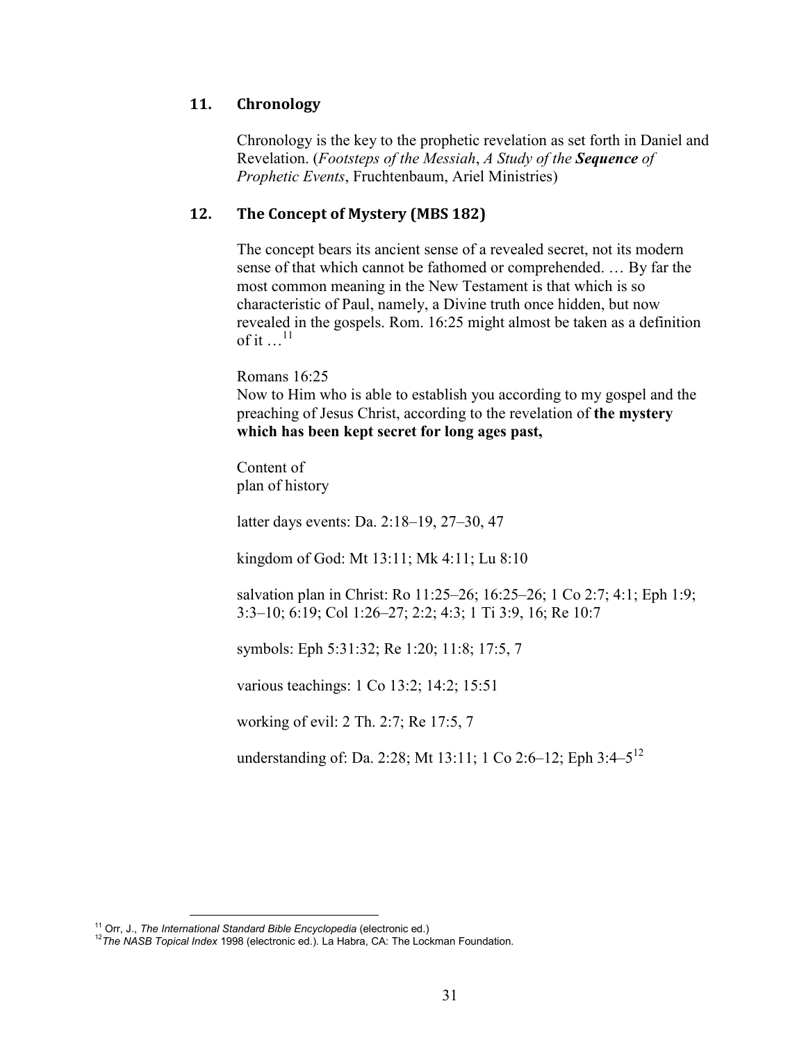## 11. Chronology

Chronology is the key to the prophetic revelation as set forth in Daniel and Revelation. (*Footsteps of the Messiah*, *A Study of the **Sequence** of Prophetic Events*, Fruchtenbaum, Ariel Ministries)

## 12. The Concept of Mystery (MBS 182)

The concept bears its ancient sense of a revealed secret, not its modern sense of that which cannot be fathomed or comprehended. … By far the most common meaning in the New Testament is that which is so characteristic of Paul, namely, a Divine truth once hidden, but now revealed in the gospels. Rom. 16:25 might almost be taken as a definition of it …[11]

Romans 16:25
Now to Him who is able to establish you according to my gospel and the preaching of Jesus Christ, according to the revelation of **the mystery which has been kept secret for long ages past,**

Content of
plan of history

latter days events: Da. 2:18–19, 27–30, 47

kingdom of God: Mt 13:11; Mk 4:11; Lu 8:10

salvation plan in Christ: Ro 11:25–26; 16:25–26; 1 Co 2:7; 4:1; Eph 1:9; 3:3–10; 6:19; Col 1:26–27; 2:2; 4:3; 1 Ti 3:9, 16; Re 10:7

symbols: Eph 5:31:32; Re 1:20; 11:8; 17:5, 7

various teachings: 1 Co 13:2; 14:2; 15:51

working of evil: 2 Th. 2:7; Re 17:5, 7

understanding of: Da. 2:28; Mt 13:11; 1 Co 2:6–12; Eph 3:4–5[12]

---

[11] Orr, J., *The International Standard Bible Encyclopedia* (electronic ed.)

[12] *The NASB Topical Index* 1998 (electronic ed.). La Habra, CA: The Lockman Foundation.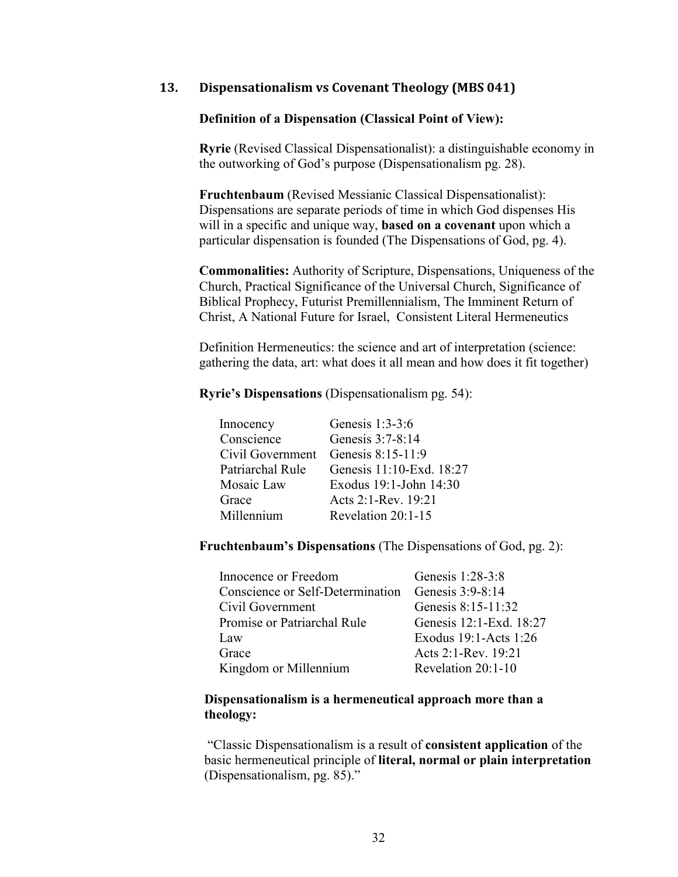## 13. Dispensationalism vs Covenant Theology (MBS 041)

**Definition of a Dispensation (Classical Point of View):**

**Ryrie** (Revised Classical Dispensationalist): a distinguishable economy in the outworking of God's purpose (Dispensationalism pg. 28).

**Fruchtenbaum** (Revised Messianic Classical Dispensationalist): Dispensations are separate periods of time in which God dispenses His will in a specific and unique way, **based on a covenant** upon which a particular dispensation is founded (The Dispensations of God, pg. 4).

**Commonalities:** Authority of Scripture, Dispensations, Uniqueness of the Church, Practical Significance of the Universal Church, Significance of Biblical Prophecy, Futurist Premillennialism, The Imminent Return of Christ, A National Future for Israel, Consistent Literal Hermeneutics

Definition Hermeneutics: the science and art of interpretation (science: gathering the data, art: what does it all mean and how does it fit together)

**Ryrie's Dispensations** (Dispensationalism pg. 54):

| | |
|---|---|
| Innocency | Genesis 1:3-3:6 |
| Conscience | Genesis 3:7-8:14 |
| Civil Government | Genesis 8:15-11:9 |
| Patriarchal Rule | Genesis 11:10-Exd. 18:27 |
| Mosaic Law | Exodus 19:1-John 14:30 |
| Grace | Acts 2:1-Rev. 19:21 |
| Millennium | Revelation 20:1-15 |

**Fruchtenbaum's Dispensations** (The Dispensations of God, pg. 2):

| | |
|---|---|
| Innocence or Freedom | Genesis 1:28-3:8 |
| Conscience or Self-Determination | Genesis 3:9-8:14 |
| Civil Government | Genesis 8:15-11:32 |
| Promise or Patriarchal Rule | Genesis 12:1-Exd. 18:27 |
| Law | Exodus 19:1-Acts 1:26 |
| Grace | Acts 2:1-Rev. 19:21 |
| Kingdom or Millennium | Revelation 20:1-10 |

**Dispensationalism is a hermeneutical approach more than a theology:**

"Classic Dispensationalism is a result of **consistent application** of the basic hermeneutical principle of **literal, normal or plain interpretation** (Dispensationalism, pg. 85)."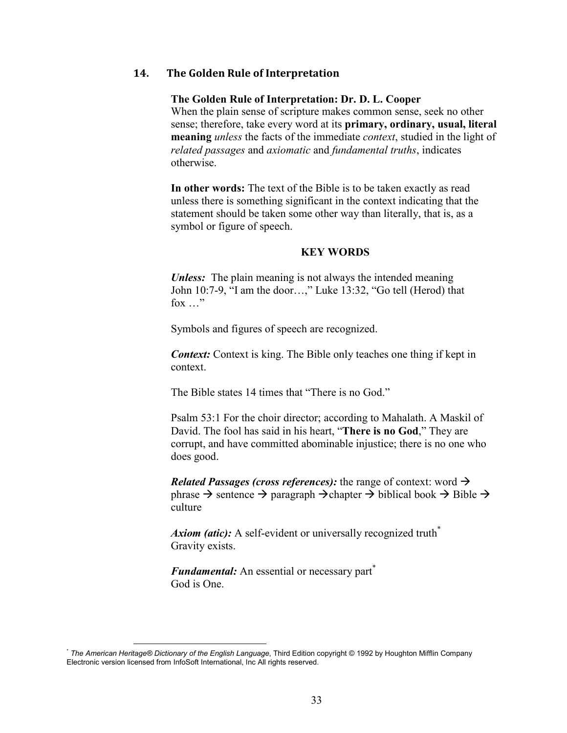## 14. The Golden Rule of Interpretation

**The Golden Rule of Interpretation: Dr. D. L. Cooper**
When the plain sense of scripture makes common sense, seek no other sense; therefore, take every word at its **primary, ordinary, usual, literal meaning** *unless* the facts of the immediate *context*, studied in the light of *related passages* and *axiomatic* and *fundamental truths*, indicates otherwise.

**In other words:** The text of the Bible is to be taken exactly as read unless there is something significant in the context indicating that the statement should be taken some other way than literally, that is, as a symbol or figure of speech.

**KEY WORDS**

***Unless:*** The plain meaning is not always the intended meaning
John 10:7-9, "I am the door…," Luke 13:32, "Go tell (Herod) that fox …"

Symbols and figures of speech are recognized.

***Context:*** Context is king. The Bible only teaches one thing if kept in context.

The Bible states 14 times that "There is no God."

Psalm 53:1 For the choir director; according to Mahalath. A Maskil of David. The fool has said in his heart, "**There is no God**," They are corrupt, and have committed abominable injustice; there is no one who does good.

***Related Passages (cross references):*** the range of context: word → phrase → sentence → paragraph →chapter → biblical book → Bible → culture

***Axiom (atic):*** A self-evident or universally recognized truth*
Gravity exists.

***Fundamental:*** An essential or necessary part*
God is One.

---

\* *The American Heritage® Dictionary of the English Language*, Third Edition copyright © 1992 by Houghton Mifflin Company Electronic version licensed from InfoSoft International, Inc All rights reserved.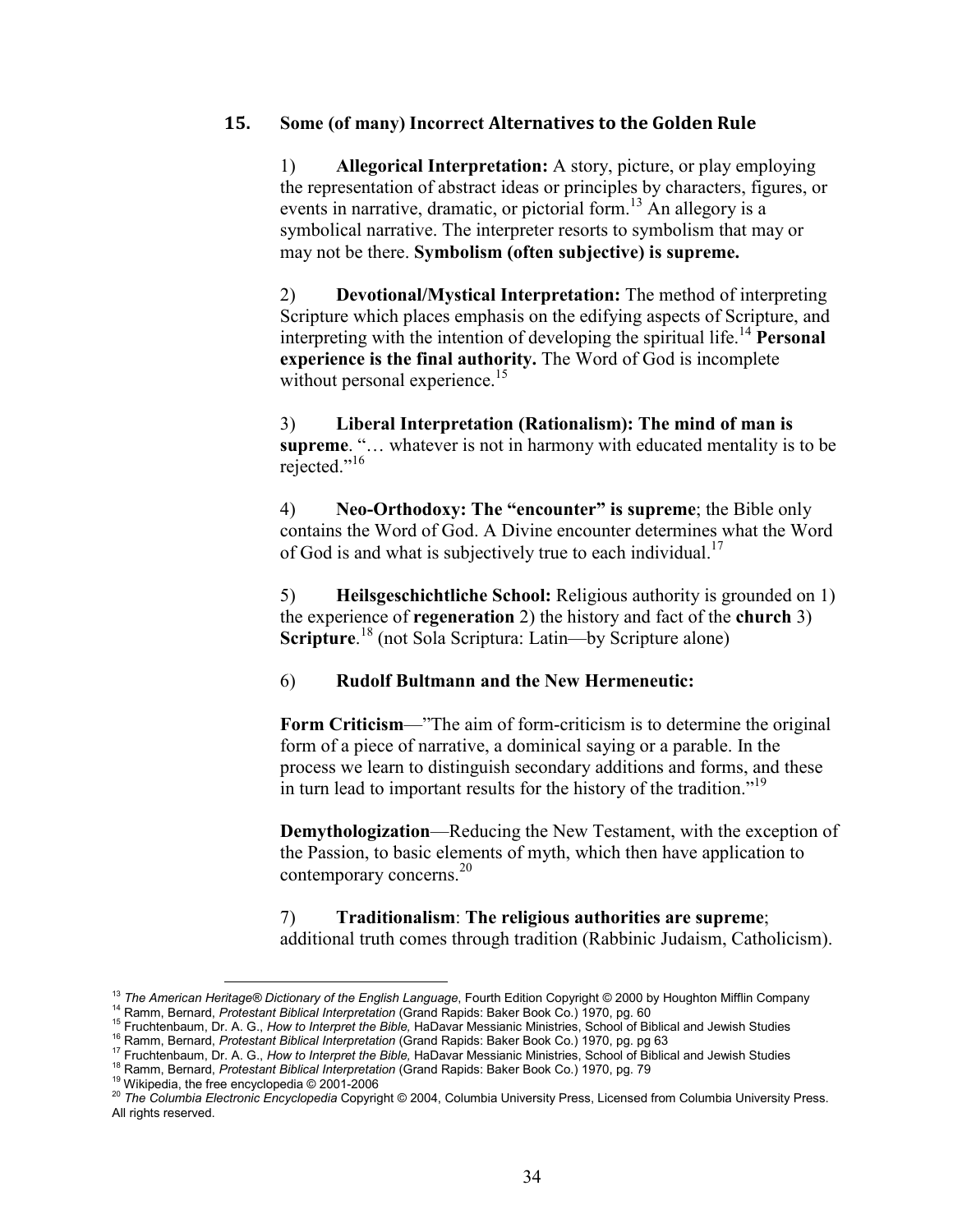## 15. Some (of many) Incorrect Alternatives to the Golden Rule

1) **Allegorical Interpretation:** A story, picture, or play employing the representation of abstract ideas or principles by characters, figures, or events in narrative, dramatic, or pictorial form.[13] An allegory is a symbolical narrative. The interpreter resorts to symbolism that may or may not be there. **Symbolism (often subjective) is supreme.**

2) **Devotional/Mystical Interpretation:** The method of interpreting Scripture which places emphasis on the edifying aspects of Scripture, and interpreting with the intention of developing the spiritual life.[14] **Personal experience is the final authority.** The Word of God is incomplete without personal experience.[15]

3) **Liberal Interpretation (Rationalism): The mind of man is supreme**. "… whatever is not in harmony with educated mentality is to be rejected."[16]

4) **Neo-Orthodoxy: The "encounter" is supreme**; the Bible only contains the Word of God. A Divine encounter determines what the Word of God is and what is subjectively true to each individual.[17]

5) **Heilsgeschichtliche School:** Religious authority is grounded on 1) the experience of **regeneration** 2) the history and fact of the **church** 3) **Scripture**.[18] (not Sola Scriptura: Latin—by Scripture alone)

6) **Rudolf Bultmann and the New Hermeneutic:**

**Form Criticism**—"The aim of form-criticism is to determine the original form of a piece of narrative, a dominical saying or a parable. In the process we learn to distinguish secondary additions and forms, and these in turn lead to important results for the history of the tradition."[19]

**Demythologization**—Reducing the New Testament, with the exception of the Passion, to basic elements of myth, which then have application to contemporary concerns.[20]

7) **Traditionalism**: **The religious authorities are supreme**; additional truth comes through tradition (Rabbinic Judaism, Catholicism).

---

[13] *The American Heritage® Dictionary of the English Language*, Fourth Edition Copyright © 2000 by Houghton Mifflin Company
[14] Ramm, Bernard, *Protestant Biblical Interpretation* (Grand Rapids: Baker Book Co.) 1970, pg. 60
[15] Fruchtenbaum, Dr. A. G., *How to Interpret the Bible,* HaDavar Messianic Ministries, School of Biblical and Jewish Studies
[16] Ramm, Bernard, *Protestant Biblical Interpretation* (Grand Rapids: Baker Book Co.) 1970, pg. pg 63
[17] Fruchtenbaum, Dr. A. G., *How to Interpret the Bible,* HaDavar Messianic Ministries, School of Biblical and Jewish Studies
[18] Ramm, Bernard, *Protestant Biblical Interpretation* (Grand Rapids: Baker Book Co.) 1970, pg. 79
[19] Wikipedia, the free encyclopedia © 2001-2006
[20] *The Columbia Electronic Encyclopedia* Copyright © 2004, Columbia University Press, Licensed from Columbia University Press. All rights reserved.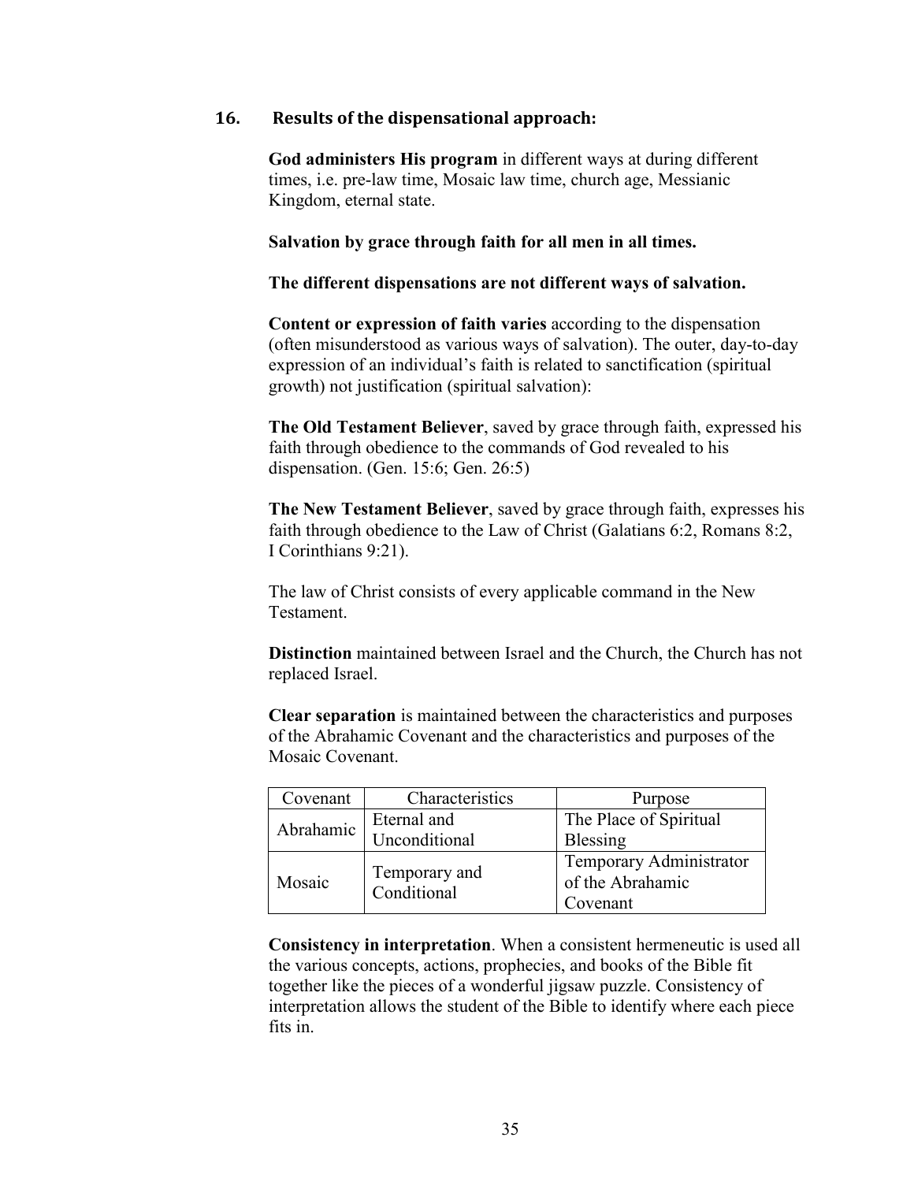## 16. Results of the dispensational approach:

**God administers His program** in different ways at during different times, i.e. pre-law time, Mosaic law time, church age, Messianic Kingdom, eternal state.

**Salvation by grace through faith for all men in all times.**

**The different dispensations are not different ways of salvation.**

**Content or expression of faith varies** according to the dispensation (often misunderstood as various ways of salvation). The outer, day-to-day expression of an individual's faith is related to sanctification (spiritual growth) not justification (spiritual salvation):

**The Old Testament Believer**, saved by grace through faith, expressed his faith through obedience to the commands of God revealed to his dispensation. (Gen. 15:6; Gen. 26:5)

**The New Testament Believer**, saved by grace through faith, expresses his faith through obedience to the Law of Christ (Galatians 6:2, Romans 8:2, I Corinthians 9:21).

The law of Christ consists of every applicable command in the New Testament.

**Distinction** maintained between Israel and the Church, the Church has not replaced Israel.

**Clear separation** is maintained between the characteristics and purposes of the Abrahamic Covenant and the characteristics and purposes of the Mosaic Covenant.

| Covenant | Characteristics | Purpose |
|---|---|---|
| Abrahamic | Eternal and Unconditional | The Place of Spiritual Blessing |
| Mosaic | Temporary and Conditional | Temporary Administrator of the Abrahamic Covenant |

**Consistency in interpretation**. When a consistent hermeneutic is used all the various concepts, actions, prophecies, and books of the Bible fit together like the pieces of a wonderful jigsaw puzzle. Consistency of interpretation allows the student of the Bible to identify where each piece fits in.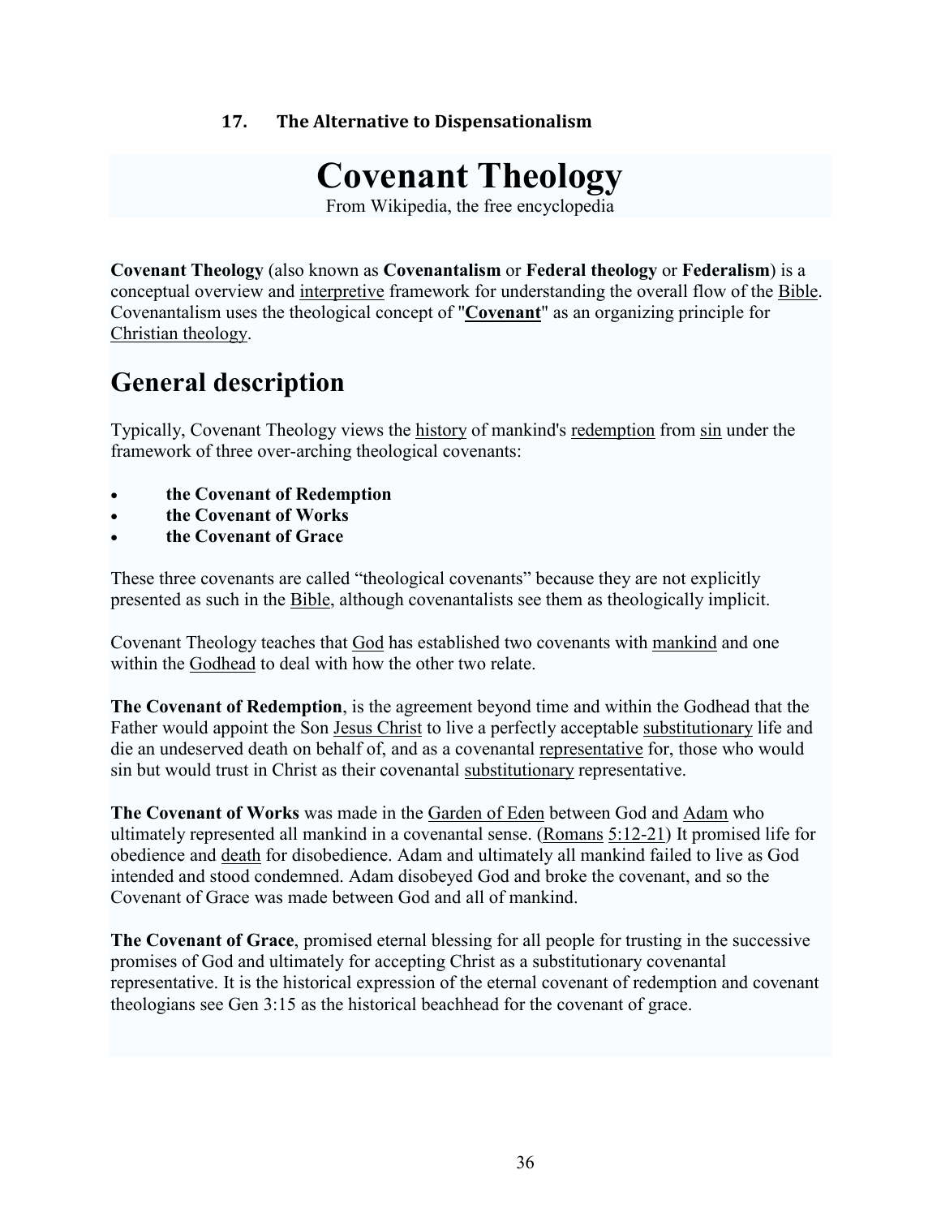### 17. The Alternative to Dispensationalism

# Covenant Theology

From Wikipedia, the free encyclopedia

**Covenant Theology** (also known as **Covenantalism** or **Federal theology** or **Federalism**) is a conceptual overview and interpretive framework for understanding the overall flow of the Bible. Covenantalism uses the theological concept of "**Covenant**" as an organizing principle for Christian theology.

# General description

Typically, Covenant Theology views the history of mankind's redemption from sin under the framework of three over-arching theological covenants:

- **the Covenant of Redemption**
- **the Covenant of Works**
- **the Covenant of Grace**

These three covenants are called "theological covenants" because they are not explicitly presented as such in the Bible, although covenantalists see them as theologically implicit.

Covenant Theology teaches that God has established two covenants with mankind and one within the Godhead to deal with how the other two relate.

**The Covenant of Redemption**, is the agreement beyond time and within the Godhead that the Father would appoint the Son Jesus Christ to live a perfectly acceptable substitutionary life and die an undeserved death on behalf of, and as a covenantal representative for, those who would sin but would trust in Christ as their covenantal substitutionary representative.

**The Covenant of Works** was made in the Garden of Eden between God and Adam who ultimately represented all mankind in a covenantal sense. (Romans 5:12-21) It promised life for obedience and death for disobedience. Adam and ultimately all mankind failed to live as God intended and stood condemned. Adam disobeyed God and broke the covenant, and so the Covenant of Grace was made between God and all of mankind.

**The Covenant of Grace**, promised eternal blessing for all people for trusting in the successive promises of God and ultimately for accepting Christ as a substitutionary covenantal representative. It is the historical expression of the eternal covenant of redemption and covenant theologians see Gen 3:15 as the historical beachhead for the covenant of grace.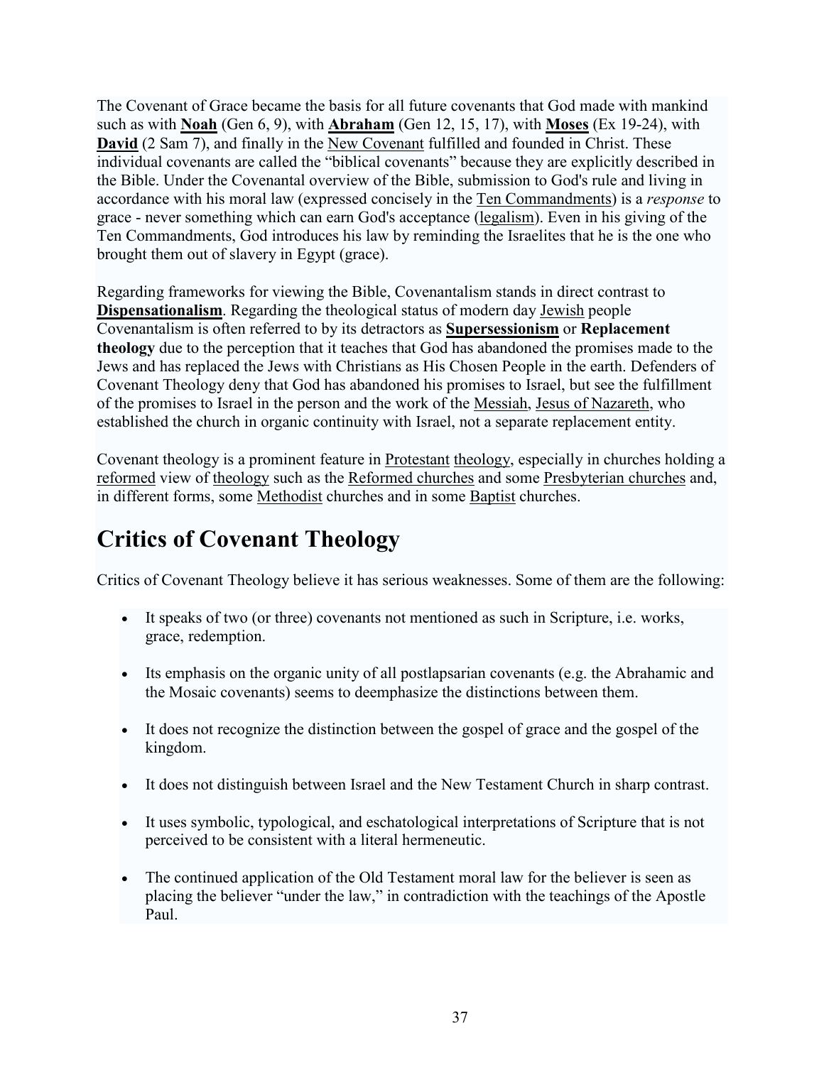The Covenant of Grace became the basis for all future covenants that God made with mankind such as with **Noah** (Gen 6, 9), with **Abraham** (Gen 12, 15, 17), with **Moses** (Ex 19-24), with **David** (2 Sam 7), and finally in the New Covenant fulfilled and founded in Christ. These individual covenants are called the "biblical covenants" because they are explicitly described in the Bible. Under the Covenantal overview of the Bible, submission to God's rule and living in accordance with his moral law (expressed concisely in the Ten Commandments) is a *response* to grace - never something which can earn God's acceptance (legalism). Even in his giving of the Ten Commandments, God introduces his law by reminding the Israelites that he is the one who brought them out of slavery in Egypt (grace).

Regarding frameworks for viewing the Bible, Covenantalism stands in direct contrast to **Dispensationalism**. Regarding the theological status of modern day Jewish people Covenantalism is often referred to by its detractors as **Supersessionism** or **Replacement theology** due to the perception that it teaches that God has abandoned the promises made to the Jews and has replaced the Jews with Christians as His Chosen People in the earth. Defenders of Covenant Theology deny that God has abandoned his promises to Israel, but see the fulfillment of the promises to Israel in the person and the work of the Messiah, Jesus of Nazareth, who established the church in organic continuity with Israel, not a separate replacement entity.

Covenant theology is a prominent feature in Protestant theology, especially in churches holding a reformed view of theology such as the Reformed churches and some Presbyterian churches and, in different forms, some Methodist churches and in some Baptist churches.

# Critics of Covenant Theology

Critics of Covenant Theology believe it has serious weaknesses. Some of them are the following:

- It speaks of two (or three) covenants not mentioned as such in Scripture, i.e. works, grace, redemption.
- Its emphasis on the organic unity of all postlapsarian covenants (e.g. the Abrahamic and the Mosaic covenants) seems to deemphasize the distinctions between them.
- It does not recognize the distinction between the gospel of grace and the gospel of the kingdom.
- It does not distinguish between Israel and the New Testament Church in sharp contrast.
- It uses symbolic, typological, and eschatological interpretations of Scripture that is not perceived to be consistent with a literal hermeneutic.
- The continued application of the Old Testament moral law for the believer is seen as placing the believer "under the law," in contradiction with the teachings of the Apostle Paul.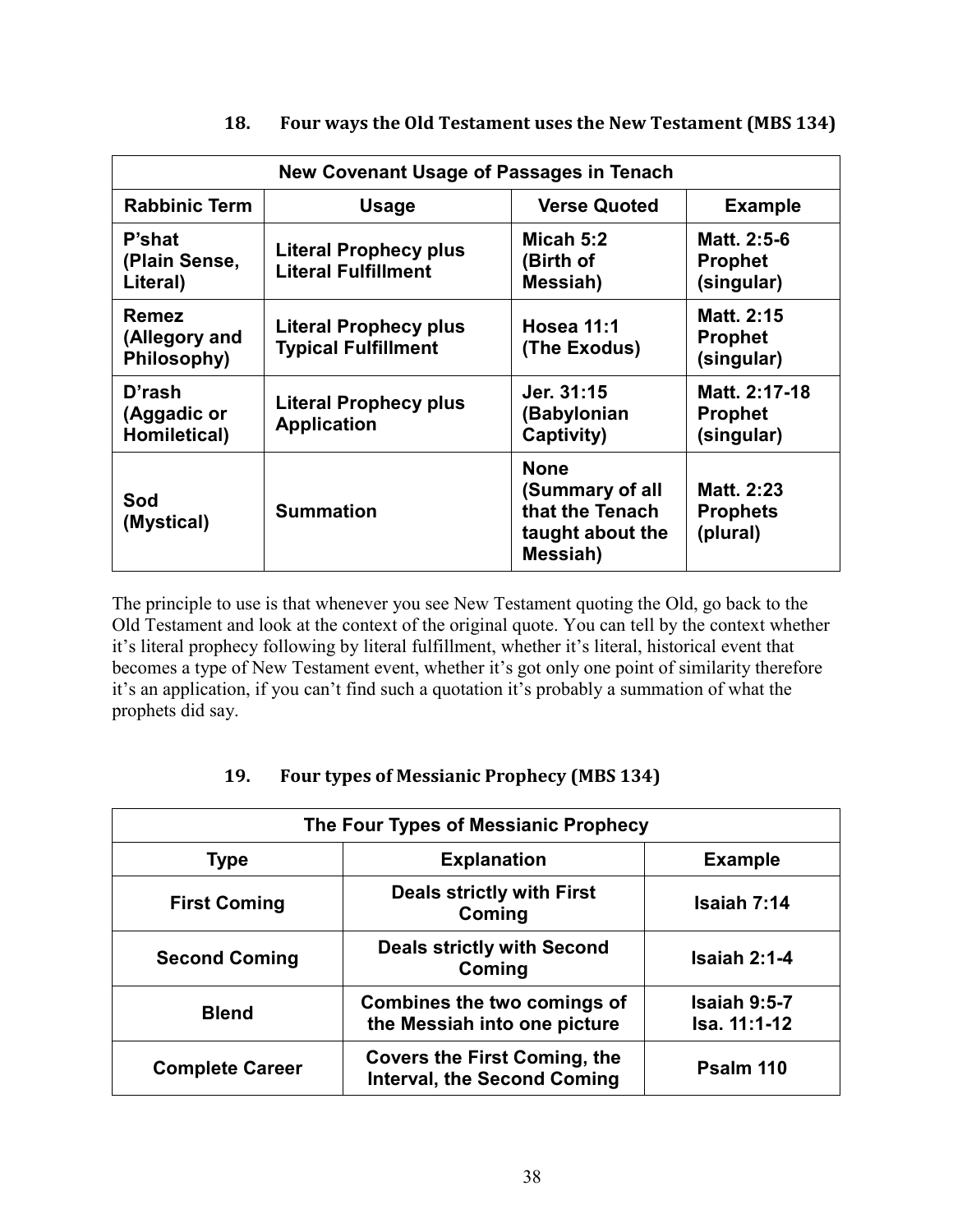## 18. Four ways the Old Testament uses the New Testament (MBS 134)

| New Covenant Usage of Passages in Tenach | | | |
|---|---|---|---|
| **Rabbinic Term** | **Usage** | **Verse Quoted** | **Example** |
| **P'shat (Plain Sense, Literal)** | **Literal Prophecy plus Literal Fulfillment** | **Micah 5:2 (Birth of Messiah)** | **Matt. 2:5-6 Prophet (singular)** |
| **Remez (Allegory and Philosophy)** | **Literal Prophecy plus Typical Fulfillment** | **Hosea 11:1 (The Exodus)** | **Matt. 2:15 Prophet (singular)** |
| **D'rash (Aggadic or Homiletical)** | **Literal Prophecy plus Application** | **Jer. 31:15 (Babylonian Captivity)** | **Matt. 2:17-18 Prophet (singular)** |
| **Sod (Mystical)** | **Summation** | **None (Summary of all that the Tenach taught about the Messiah)** | **Matt. 2:23 Prophets (plural)** |

The principle to use is that whenever you see New Testament quoting the Old, go back to the Old Testament and look at the context of the original quote. You can tell by the context whether it's literal prophecy following by literal fulfillment, whether it's literal, historical event that becomes a type of New Testament event, whether it's got only one point of similarity therefore it's an application, if you can't find such a quotation it's probably a summation of what the prophets did say.

## 19. Four types of Messianic Prophecy (MBS 134)

| The Four Types of Messianic Prophecy | | |
|---|---|---|
| **Type** | **Explanation** | **Example** |
| **First Coming** | **Deals strictly with First Coming** | **Isaiah 7:14** |
| **Second Coming** | **Deals strictly with Second Coming** | **Isaiah 2:1-4** |
| **Blend** | **Combines the two comings of the Messiah into one picture** | **Isaiah 9:5-7 Isa. 11:1-12** |
| **Complete Career** | **Covers the First Coming, the Interval, the Second Coming** | **Psalm 110** |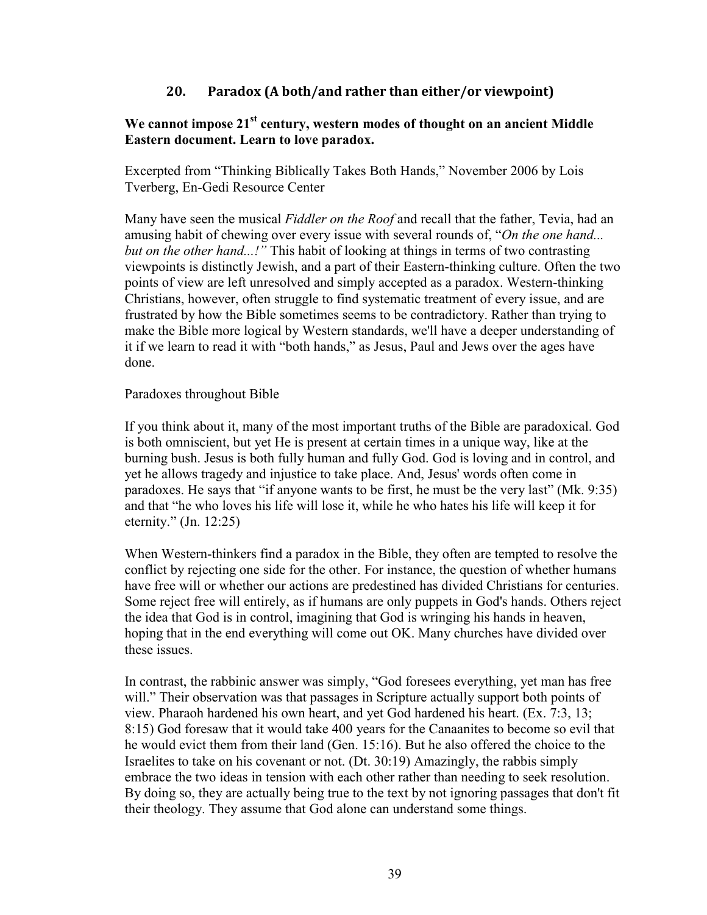## 20. Paradox (A both/and rather than either/or viewpoint)

**We cannot impose 21st century, western modes of thought on an ancient Middle Eastern document. Learn to love paradox.**

Excerpted from "Thinking Biblically Takes Both Hands," November 2006 by Lois Tverberg, En-Gedi Resource Center

Many have seen the musical *Fiddler on the Roof* and recall that the father, Tevia, had an amusing habit of chewing over every issue with several rounds of, "*On the one hand... but on the other hand...!"* This habit of looking at things in terms of two contrasting viewpoints is distinctly Jewish, and a part of their Eastern-thinking culture. Often the two points of view are left unresolved and simply accepted as a paradox. Western-thinking Christians, however, often struggle to find systematic treatment of every issue, and are frustrated by how the Bible sometimes seems to be contradictory. Rather than trying to make the Bible more logical by Western standards, we'll have a deeper understanding of it if we learn to read it with "both hands," as Jesus, Paul and Jews over the ages have done.

Paradoxes throughout Bible

If you think about it, many of the most important truths of the Bible are paradoxical. God is both omniscient, but yet He is present at certain times in a unique way, like at the burning bush. Jesus is both fully human and fully God. God is loving and in control, and yet he allows tragedy and injustice to take place. And, Jesus' words often come in paradoxes. He says that "if anyone wants to be first, he must be the very last" (Mk. 9:35) and that "he who loves his life will lose it, while he who hates his life will keep it for eternity." (Jn. 12:25)

When Western-thinkers find a paradox in the Bible, they often are tempted to resolve the conflict by rejecting one side for the other. For instance, the question of whether humans have free will or whether our actions are predestined has divided Christians for centuries. Some reject free will entirely, as if humans are only puppets in God's hands. Others reject the idea that God is in control, imagining that God is wringing his hands in heaven, hoping that in the end everything will come out OK. Many churches have divided over these issues.

In contrast, the rabbinic answer was simply, "God foresees everything, yet man has free will." Their observation was that passages in Scripture actually support both points of view. Pharaoh hardened his own heart, and yet God hardened his heart. (Ex. 7:3, 13; 8:15) God foresaw that it would take 400 years for the Canaanites to become so evil that he would evict them from their land (Gen. 15:16). But he also offered the choice to the Israelites to take on his covenant or not. (Dt. 30:19) Amazingly, the rabbis simply embrace the two ideas in tension with each other rather than needing to seek resolution. By doing so, they are actually being true to the text by not ignoring passages that don't fit their theology. They assume that God alone can understand some things.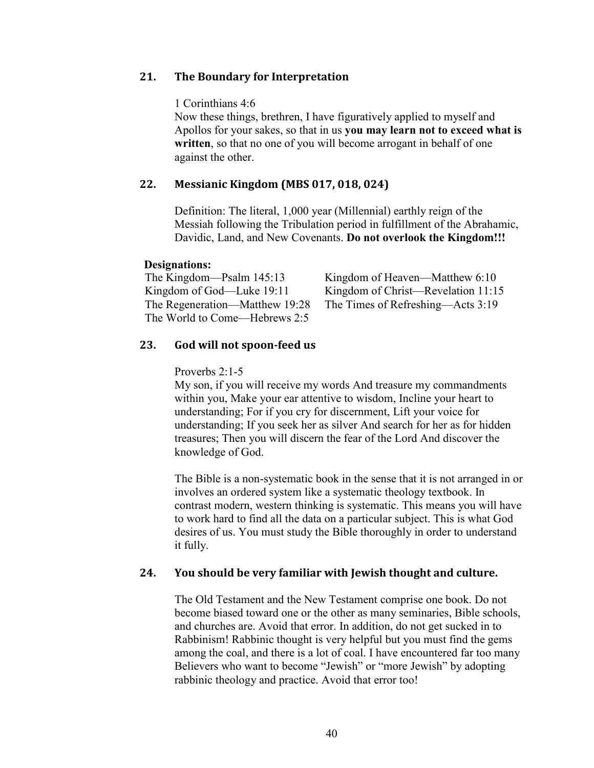## 21. The Boundary for Interpretation

1 Corinthians 4:6
Now these things, brethren, I have figuratively applied to myself and Apollos for your sakes, so that in us **you may learn not to exceed what is written**, so that no one of you will become arrogant in behalf of one against the other.

## 22. Messianic Kingdom (MBS 017, 018, 024)

Definition: The literal, 1,000 year (Millennial) earthly reign of the Messiah following the Tribulation period in fulfillment of the Abrahamic, Davidic, Land, and New Covenants. **Do not overlook the Kingdom!!!**

**Designations:**

The Kingdom—Psalm 145:13
Kingdom of God—Luke 19:11
The Regeneration—Matthew 19:28
The World to Come—Hebrews 2:5
Kingdom of Heaven—Matthew 6:10
Kingdom of Christ—Revelation 11:15
The Times of Refreshing—Acts 3:19

## 23. God will not spoon-feed us

Proverbs 2:1-5
My son, if you will receive my words And treasure my commandments within you, Make your ear attentive to wisdom, Incline your heart to understanding; For if you cry for discernment, Lift your voice for understanding; If you seek her as silver And search for her as for hidden treasures; Then you will discern the fear of the Lord And discover the knowledge of God.

The Bible is a non-systematic book in the sense that it is not arranged in or involves an ordered system like a systematic theology textbook. In contrast modern, western thinking is systematic. This means you will have to work hard to find all the data on a particular subject. This is what God desires of us. You must study the Bible thoroughly in order to understand it fully.

## 24. You should be very familiar with Jewish thought and culture.

The Old Testament and the New Testament comprise one book. Do not become biased toward one or the other as many seminaries, Bible schools, and churches are. Avoid that error. In addition, do not get sucked in to Rabbinism! Rabbinic thought is very helpful but you must find the gems among the coal, and there is a lot of coal. I have encountered far too many Believers who want to become "Jewish" or "more Jewish" by adopting rabbinic theology and practice. Avoid that error too!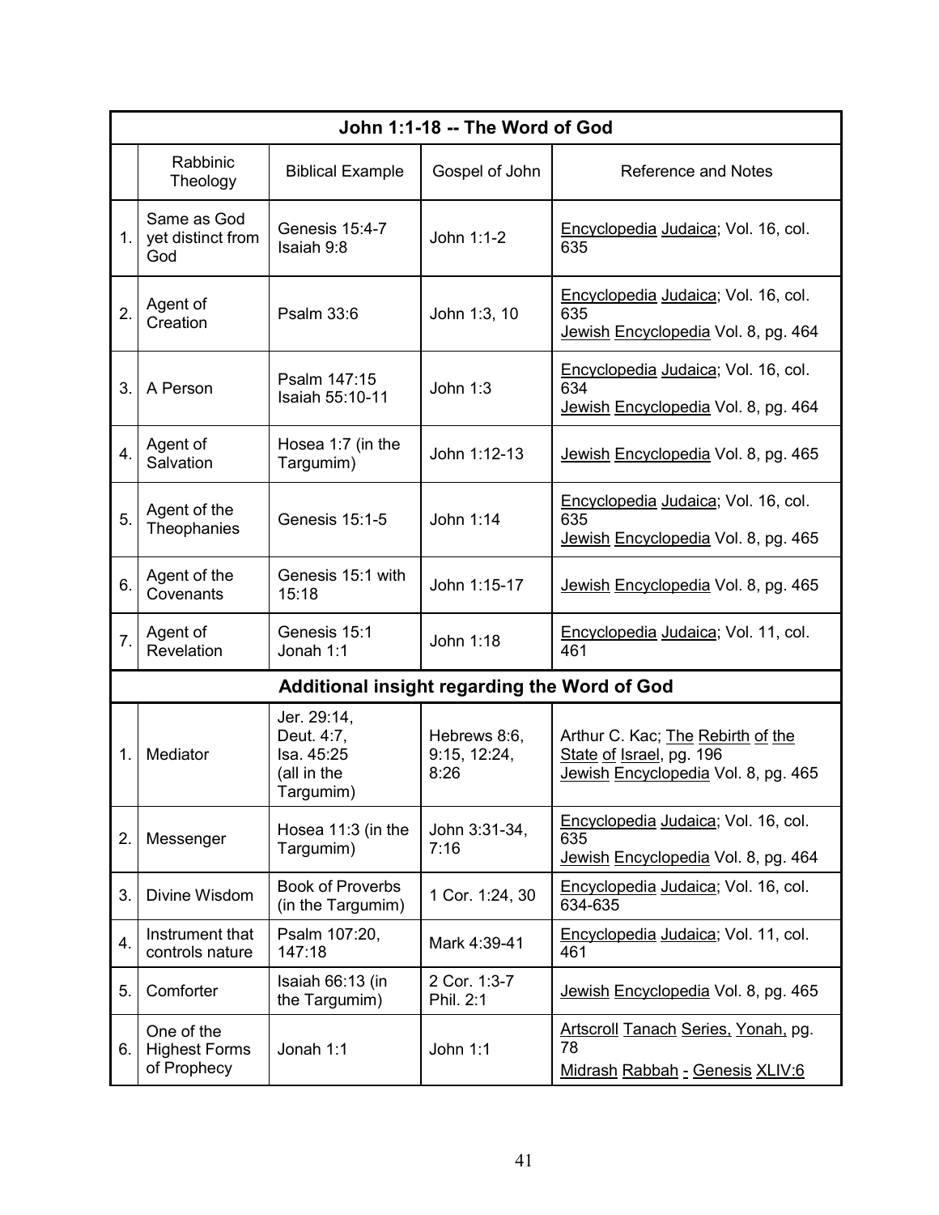| John 1:1-18 -- The Word of God | | | | |
|---|---|---|---|---|
| | Rabbinic Theology | Biblical Example | Gospel of John | Reference and Notes |
| 1. | Same as God yet distinct from God | Genesis 15:4-7<br>Isaiah 9:8 | John 1:1-2 | Encyclopedia Judaica; Vol. 16, col. 635 |
| 2. | Agent of Creation | Psalm 33:6 | John 1:3, 10 | Encyclopedia Judaica; Vol. 16, col. 635<br>Jewish Encyclopedia Vol. 8, pg. 464 |
| 3. | A Person | Psalm 147:15<br>Isaiah 55:10-11 | John 1:3 | Encyclopedia Judaica; Vol. 16, col. 634<br>Jewish Encyclopedia Vol. 8, pg. 464 |
| 4. | Agent of Salvation | Hosea 1:7 (in the Targumim) | John 1:12-13 | Jewish Encyclopedia Vol. 8, pg. 465 |
| 5. | Agent of the Theophanies | Genesis 15:1-5 | John 1:14 | Encyclopedia Judaica; Vol. 16, col. 635<br>Jewish Encyclopedia Vol. 8, pg. 465 |
| 6. | Agent of the Covenants | Genesis 15:1 with 15:18 | John 1:15-17 | Jewish Encyclopedia Vol. 8, pg. 465 |
| 7. | Agent of Revelation | Genesis 15:1<br>Jonah 1:1 | John 1:18 | Encyclopedia Judaica; Vol. 11, col. 461 |
| **Additional insight regarding the Word of God** | | | | |
| 1. | Mediator | Jer. 29:14,<br>Deut. 4:7,<br>Isa. 45:25<br>(all in the Targumim) | Hebrews 8:6, 9:15, 12:24, 8:26 | Arthur C. Kac; The Rebirth of the State of Israel, pg. 196<br>Jewish Encyclopedia Vol. 8, pg. 465 |
| 2. | Messenger | Hosea 11:3 (in the Targumim) | John 3:31-34, 7:16 | Encyclopedia Judaica; Vol. 16, col. 635<br>Jewish Encyclopedia Vol. 8, pg. 464 |
| 3. | Divine Wisdom | Book of Proverbs (in the Targumim) | 1 Cor. 1:24, 30 | Encyclopedia Judaica; Vol. 16, col. 634-635 |
| 4. | Instrument that controls nature | Psalm 107:20, 147:18 | Mark 4:39-41 | Encyclopedia Judaica; Vol. 11, col. 461 |
| 5. | Comforter | Isaiah 66:13 (in the Targumim) | 2 Cor. 1:3-7<br>Phil. 2:1 | Jewish Encyclopedia Vol. 8, pg. 465 |
| 6. | One of the Highest Forms of Prophecy | Jonah 1:1 | John 1:1 | Artscroll Tanach Series, Yonah, pg. 78<br>Midrash Rabbah - Genesis XLIV:6 |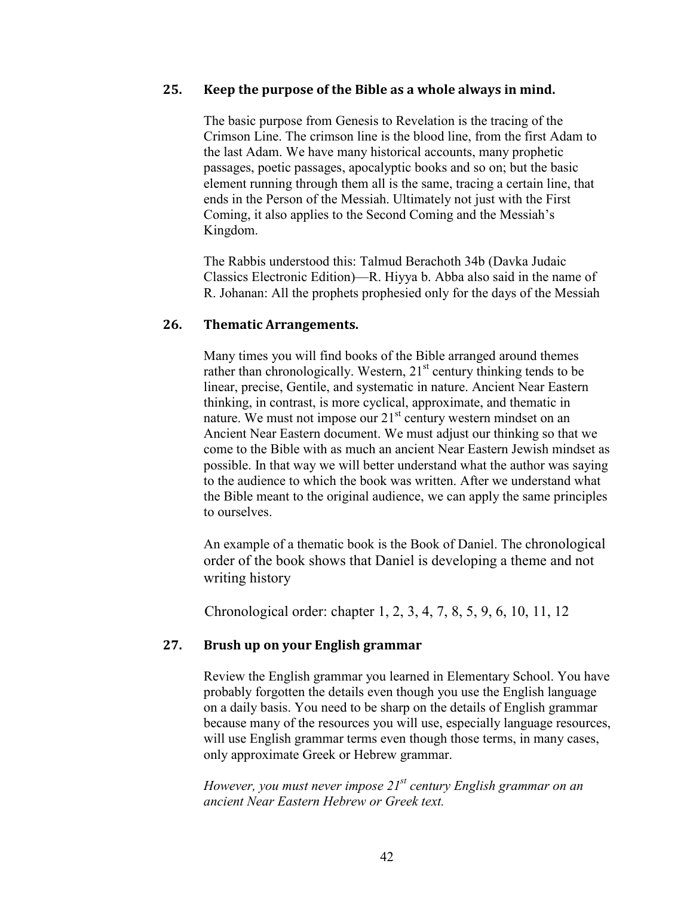### 25. Keep the purpose of the Bible as a whole always in mind.

The basic purpose from Genesis to Revelation is the tracing of the Crimson Line. The crimson line is the blood line, from the first Adam to the last Adam. We have many historical accounts, many prophetic passages, poetic passages, apocalyptic books and so on; but the basic element running through them all is the same, tracing a certain line, that ends in the Person of the Messiah. Ultimately not just with the First Coming, it also applies to the Second Coming and the Messiah's Kingdom.

The Rabbis understood this: Talmud Berachoth 34b (Davka Judaic Classics Electronic Edition)—R. Hiyya b. Abba also said in the name of R. Johanan: All the prophets prophesied only for the days of the Messiah

### 26. Thematic Arrangements.

Many times you will find books of the Bible arranged around themes rather than chronologically. Western, 21st century thinking tends to be linear, precise, Gentile, and systematic in nature. Ancient Near Eastern thinking, in contrast, is more cyclical, approximate, and thematic in nature. We must not impose our 21st century western mindset on an Ancient Near Eastern document. We must adjust our thinking so that we come to the Bible with as much an ancient Near Eastern Jewish mindset as possible. In that way we will better understand what the author was saying to the audience to which the book was written. After we understand what the Bible meant to the original audience, we can apply the same principles to ourselves.

An example of a thematic book is the Book of Daniel. The chronological order of the book shows that Daniel is developing a theme and not writing history

Chronological order: chapter 1, 2, 3, 4, 7, 8, 5, 9, 6, 10, 11, 12

### 27. Brush up on your English grammar

Review the English grammar you learned in Elementary School. You have probably forgotten the details even though you use the English language on a daily basis. You need to be sharp on the details of English grammar because many of the resources you will use, especially language resources, will use English grammar terms even though those terms, in many cases, only approximate Greek or Hebrew grammar.

*However, you must never impose 21st century English grammar on an ancient Near Eastern Hebrew or Greek text.*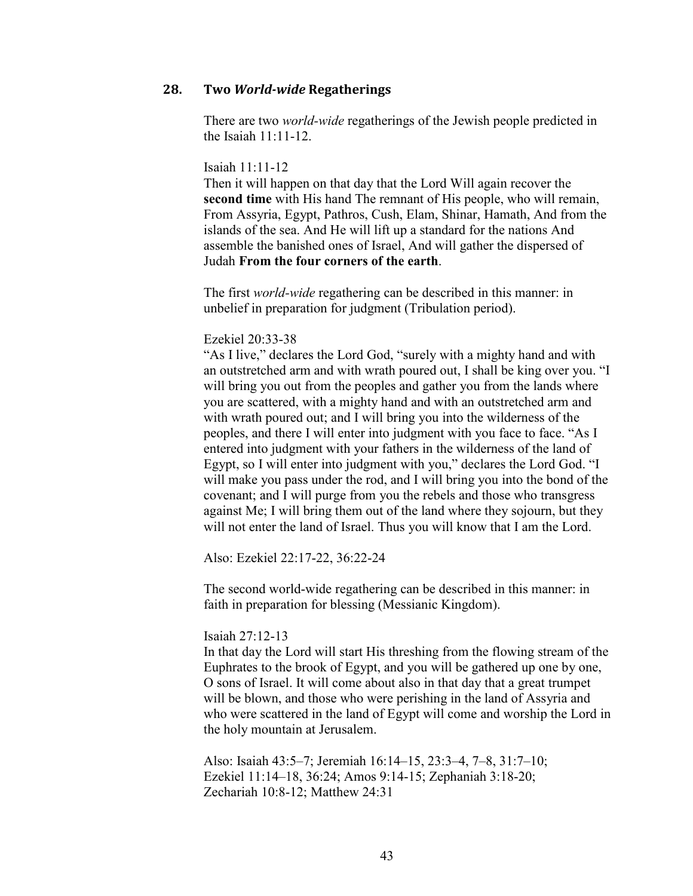## 28. Two *World-wide* Regatherings

There are two *world-wide* regatherings of the Jewish people predicted in the Isaiah 11:11-12.

Isaiah 11:11-12
Then it will happen on that day that the Lord Will again recover the **second time** with His hand The remnant of His people, who will remain, From Assyria, Egypt, Pathros, Cush, Elam, Shinar, Hamath, And from the islands of the sea. And He will lift up a standard for the nations And assemble the banished ones of Israel, And will gather the dispersed of Judah **From the four corners of the earth**.

The first *world-wide* regathering can be described in this manner: in unbelief in preparation for judgment (Tribulation period).

Ezekiel 20:33-38
"As I live," declares the Lord God, "surely with a mighty hand and with an outstretched arm and with wrath poured out, I shall be king over you. "I will bring you out from the peoples and gather you from the lands where you are scattered, with a mighty hand and with an outstretched arm and with wrath poured out; and I will bring you into the wilderness of the peoples, and there I will enter into judgment with you face to face. "As I entered into judgment with your fathers in the wilderness of the land of Egypt, so I will enter into judgment with you," declares the Lord God. "I will make you pass under the rod, and I will bring you into the bond of the covenant; and I will purge from you the rebels and those who transgress against Me; I will bring them out of the land where they sojourn, but they will not enter the land of Israel. Thus you will know that I am the Lord.

Also: Ezekiel 22:17-22, 36:22-24

The second world-wide regathering can be described in this manner: in faith in preparation for blessing (Messianic Kingdom).

Isaiah 27:12-13
In that day the Lord will start His threshing from the flowing stream of the Euphrates to the brook of Egypt, and you will be gathered up one by one, O sons of Israel. It will come about also in that day that a great trumpet will be blown, and those who were perishing in the land of Assyria and who were scattered in the land of Egypt will come and worship the Lord in the holy mountain at Jerusalem.

Also: Isaiah 43:5–7; Jeremiah 16:14–15, 23:3–4, 7–8, 31:7–10; Ezekiel 11:14–18, 36:24; Amos 9:14-15; Zephaniah 3:18-20; Zechariah 10:8-12; Matthew 24:31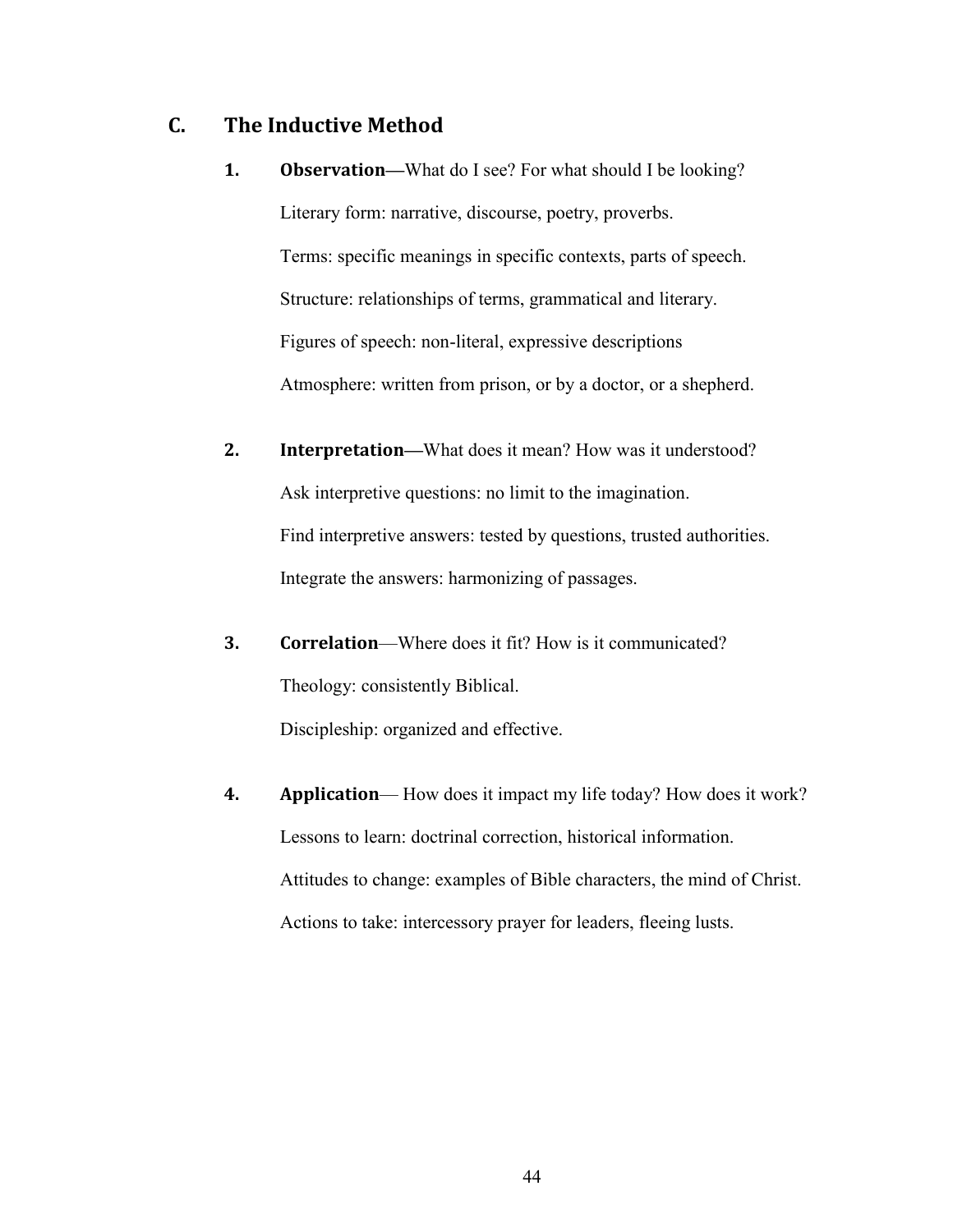## C. The Inductive Method

1. **Observation—**What do I see? For what should I be looking?

   Literary form: narrative, discourse, poetry, proverbs.

   Terms: specific meanings in specific contexts, parts of speech.

   Structure: relationships of terms, grammatical and literary.

   Figures of speech: non-literal, expressive descriptions

   Atmosphere: written from prison, or by a doctor, or a shepherd.

2. **Interpretation—**What does it mean? How was it understood?

   Ask interpretive questions: no limit to the imagination.

   Find interpretive answers: tested by questions, trusted authorities.

   Integrate the answers: harmonizing of passages.

3. **Correlation**—Where does it fit? How is it communicated?

   Theology: consistently Biblical.

   Discipleship: organized and effective.

4. **Application**— How does it impact my life today? How does it work?

   Lessons to learn: doctrinal correction, historical information.

   Attitudes to change: examples of Bible characters, the mind of Christ.

   Actions to take: intercessory prayer for leaders, fleeing lusts.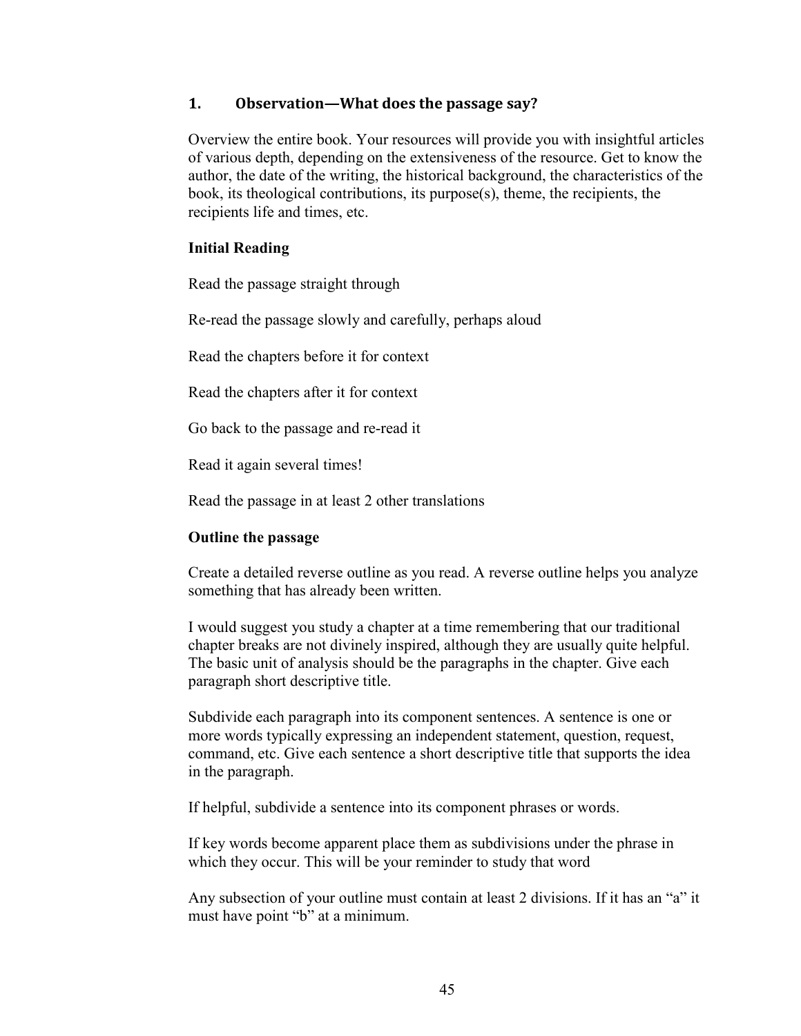## 1. Observation—What does the passage say?

Overview the entire book. Your resources will provide you with insightful articles of various depth, depending on the extensiveness of the resource. Get to know the author, the date of the writing, the historical background, the characteristics of the book, its theological contributions, its purpose(s), theme, the recipients, the recipients life and times, etc.

**Initial Reading**

Read the passage straight through

Re-read the passage slowly and carefully, perhaps aloud

Read the chapters before it for context

Read the chapters after it for context

Go back to the passage and re-read it

Read it again several times!

Read the passage in at least 2 other translations

**Outline the passage**

Create a detailed reverse outline as you read. A reverse outline helps you analyze something that has already been written.

I would suggest you study a chapter at a time remembering that our traditional chapter breaks are not divinely inspired, although they are usually quite helpful. The basic unit of analysis should be the paragraphs in the chapter. Give each paragraph short descriptive title.

Subdivide each paragraph into its component sentences. A sentence is one or more words typically expressing an independent statement, question, request, command, etc. Give each sentence a short descriptive title that supports the idea in the paragraph.

If helpful, subdivide a sentence into its component phrases or words.

If key words become apparent place them as subdivisions under the phrase in which they occur. This will be your reminder to study that word

Any subsection of your outline must contain at least 2 divisions. If it has an "a" it must have point "b" at a minimum.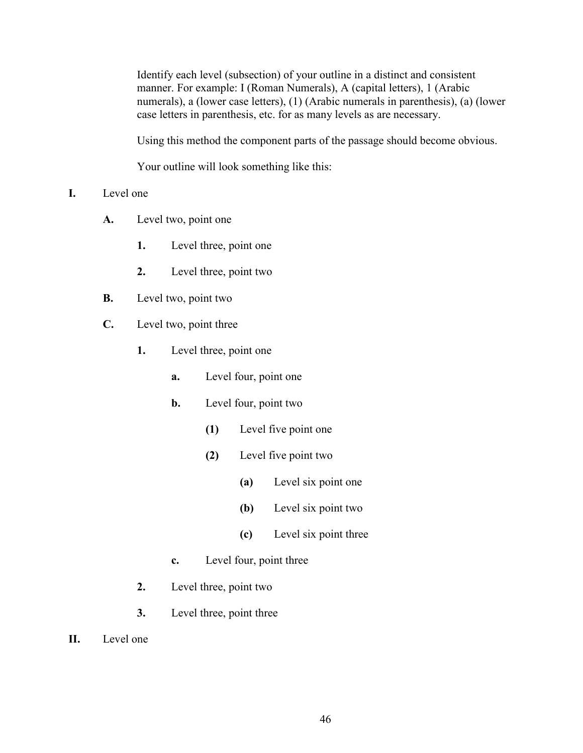Identify each level (subsection) of your outline in a distinct and consistent manner. For example: I (Roman Numerals), A (capital letters), 1 (Arabic numerals), a (lower case letters), (1) (Arabic numerals in parenthesis), (a) (lower case letters in parenthesis, etc. for as many levels as are necessary.

Using this method the component parts of the passage should become obvious.

Your outline will look something like this:

**I.** Level one

- **A.** Level two, point one
  - **1.** Level three, point one
  - **2.** Level three, point two
- **B.** Level two, point two
- **C.** Level two, point three
  - **1.** Level three, point one
    - **a.** Level four, point one
    - **b.** Level four, point two
      - **(1)** Level five point one
      - **(2)** Level five point two
        - **(a)** Level six point one
        - **(b)** Level six point two
        - **(c)** Level six point three
    - **c.** Level four, point three
  - **2.** Level three, point two
  - **3.** Level three, point three

**II.** Level one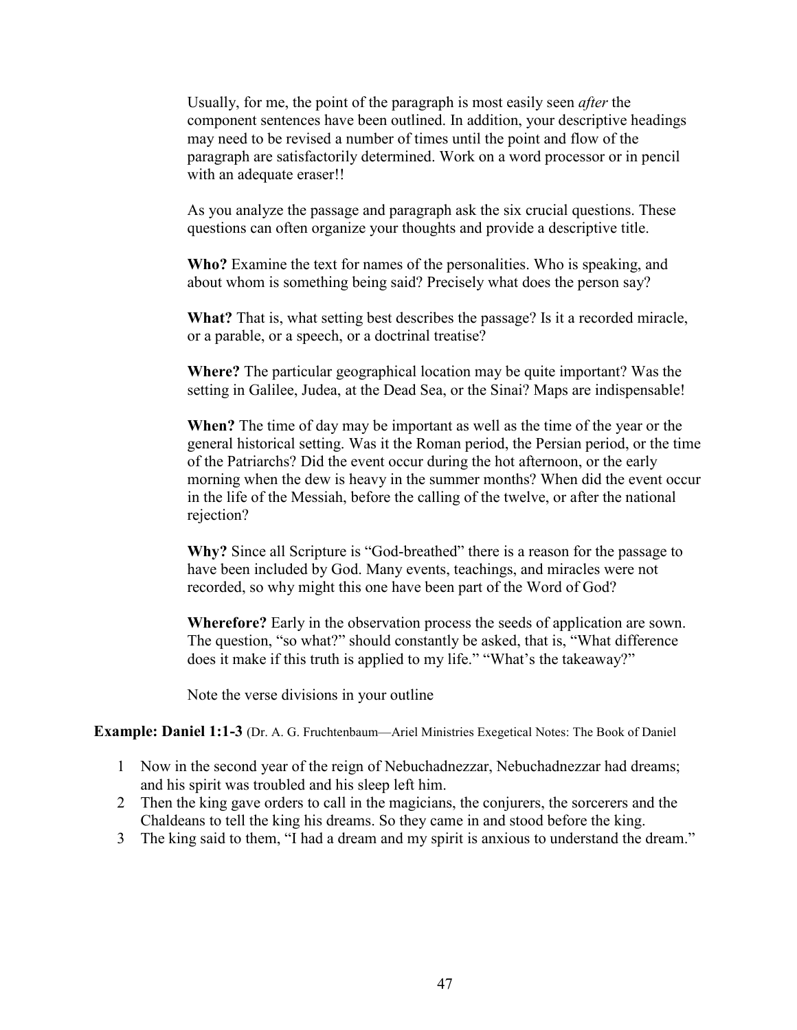Usually, for me, the point of the paragraph is most easily seen *after* the component sentences have been outlined. In addition, your descriptive headings may need to be revised a number of times until the point and flow of the paragraph are satisfactorily determined. Work on a word processor or in pencil with an adequate eraser!!

As you analyze the passage and paragraph ask the six crucial questions. These questions can often organize your thoughts and provide a descriptive title.

**Who?** Examine the text for names of the personalities. Who is speaking, and about whom is something being said? Precisely what does the person say?

**What?** That is, what setting best describes the passage? Is it a recorded miracle, or a parable, or a speech, or a doctrinal treatise?

**Where?** The particular geographical location may be quite important? Was the setting in Galilee, Judea, at the Dead Sea, or the Sinai? Maps are indispensable!

**When?** The time of day may be important as well as the time of the year or the general historical setting. Was it the Roman period, the Persian period, or the time of the Patriarchs? Did the event occur during the hot afternoon, or the early morning when the dew is heavy in the summer months? When did the event occur in the life of the Messiah, before the calling of the twelve, or after the national rejection?

**Why?** Since all Scripture is "God-breathed" there is a reason for the passage to have been included by God. Many events, teachings, and miracles were not recorded, so why might this one have been part of the Word of God?

**Wherefore?** Early in the observation process the seeds of application are sown. The question, "so what?" should constantly be asked, that is, "What difference does it make if this truth is applied to my life." "What's the takeaway?"

Note the verse divisions in your outline

**Example: Daniel 1:1-3** (Dr. A. G. Fruchtenbaum—Ariel Ministries Exegetical Notes: The Book of Daniel

1. Now in the second year of the reign of Nebuchadnezzar, Nebuchadnezzar had dreams; and his spirit was troubled and his sleep left him.
2. Then the king gave orders to call in the magicians, the conjurers, the sorcerers and the Chaldeans to tell the king his dreams. So they came in and stood before the king.
3. The king said to them, "I had a dream and my spirit is anxious to understand the dream."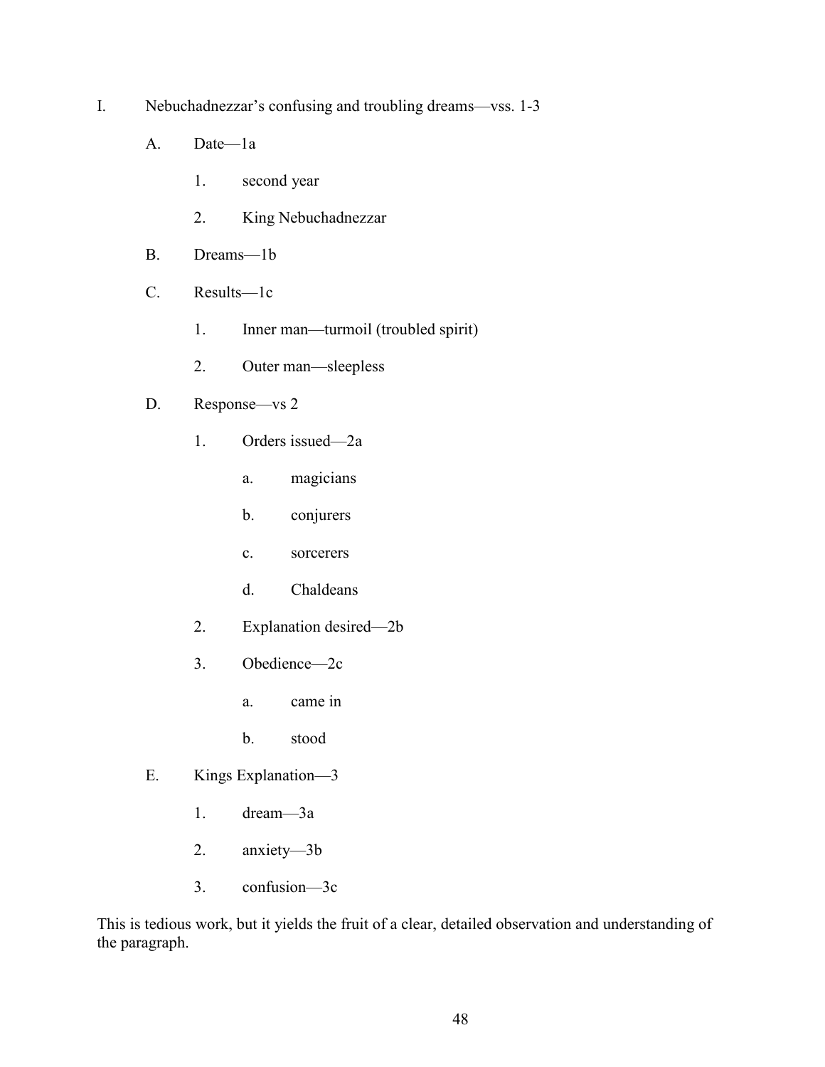I. Nebuchadnezzar's confusing and troubling dreams—vss. 1-3

   A. Date—1a

      1. second year

      2. King Nebuchadnezzar

   B. Dreams—1b

   C. Results—1c

      1. Inner man—turmoil (troubled spirit)

      2. Outer man—sleepless

   D. Response—vs 2

      1. Orders issued—2a

         a. magicians

         b. conjurers

         c. sorcerers

         d. Chaldeans

      2. Explanation desired—2b

      3. Obedience—2c

         a. came in

         b. stood

   E. Kings Explanation—3

      1. dream—3a

      2. anxiety—3b

      3. confusion—3c

This is tedious work, but it yields the fruit of a clear, detailed observation and understanding of the paragraph.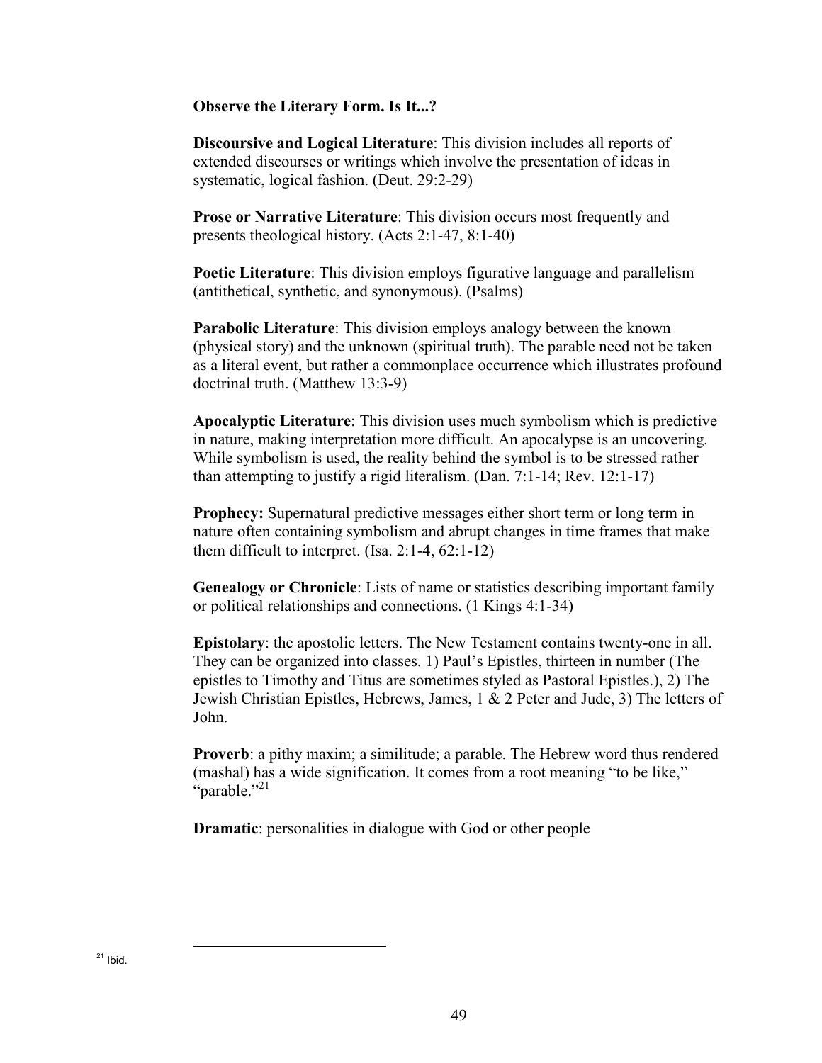**Observe the Literary Form. Is It...?**

**Discoursive and Logical Literature**: This division includes all reports of extended discourses or writings which involve the presentation of ideas in systematic, logical fashion. (Deut. 29:2-29)

**Prose or Narrative Literature**: This division occurs most frequently and presents theological history. (Acts 2:1-47, 8:1-40)

**Poetic Literature**: This division employs figurative language and parallelism (antithetical, synthetic, and synonymous). (Psalms)

**Parabolic Literature**: This division employs analogy between the known (physical story) and the unknown (spiritual truth). The parable need not be taken as a literal event, but rather a commonplace occurrence which illustrates profound doctrinal truth. (Matthew 13:3-9)

**Apocalyptic Literature**: This division uses much symbolism which is predictive in nature, making interpretation more difficult. An apocalypse is an uncovering. While symbolism is used, the reality behind the symbol is to be stressed rather than attempting to justify a rigid literalism. (Dan. 7:1-14; Rev. 12:1-17)

**Prophecy:** Supernatural predictive messages either short term or long term in nature often containing symbolism and abrupt changes in time frames that make them difficult to interpret. (Isa. 2:1-4, 62:1-12)

**Genealogy or Chronicle**: Lists of name or statistics describing important family or political relationships and connections. (1 Kings 4:1-34)

**Epistolary**: the apostolic letters. The New Testament contains twenty-one in all. They can be organized into classes. 1) Paul's Epistles, thirteen in number (The epistles to Timothy and Titus are sometimes styled as Pastoral Epistles.), 2) The Jewish Christian Epistles, Hebrews, James, 1 & 2 Peter and Jude, 3) The letters of John.

**Proverb**: a pithy maxim; a similitude; a parable. The Hebrew word thus rendered (mashal) has a wide signification. It comes from a root meaning "to be like," "parable."[21]

**Dramatic**: personalities in dialogue with God or other people

---

[21] Ibid.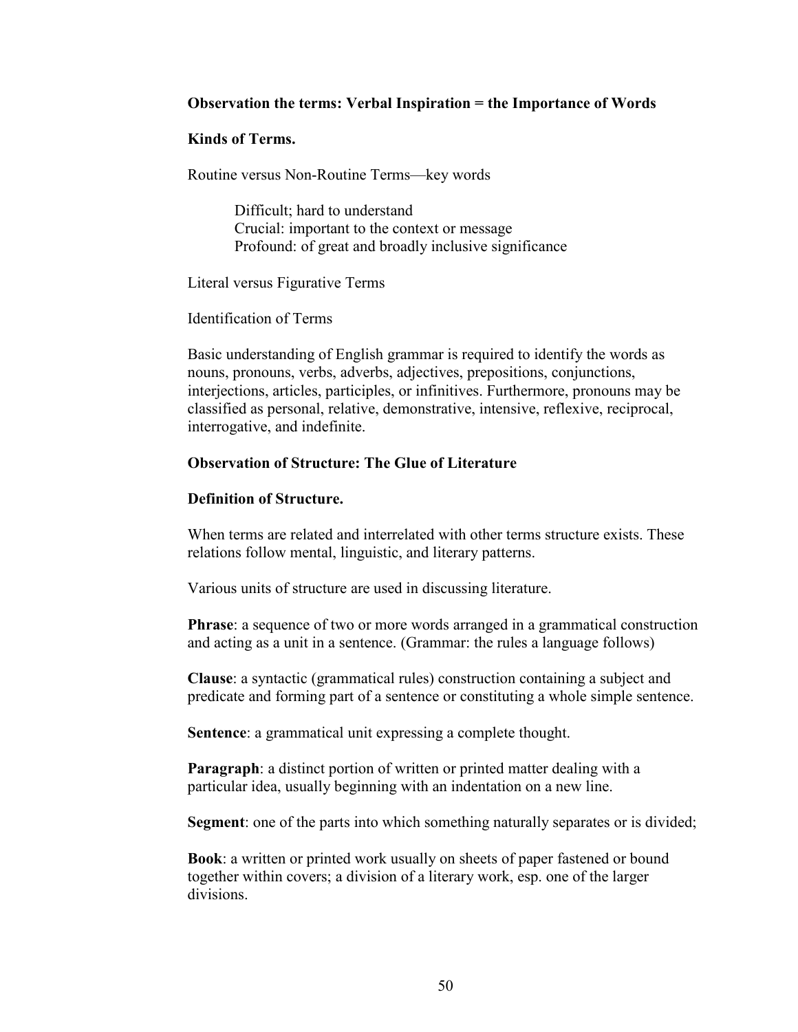**Observation the terms: Verbal Inspiration = the Importance of Words**

**Kinds of Terms.**

Routine versus Non-Routine Terms—key words

> Difficult; hard to understand
> Crucial: important to the context or message
> Profound: of great and broadly inclusive significance

Literal versus Figurative Terms

Identification of Terms

Basic understanding of English grammar is required to identify the words as nouns, pronouns, verbs, adverbs, adjectives, prepositions, conjunctions, interjections, articles, participles, or infinitives. Furthermore, pronouns may be classified as personal, relative, demonstrative, intensive, reflexive, reciprocal, interrogative, and indefinite.

**Observation of Structure: The Glue of Literature**

**Definition of Structure.**

When terms are related and interrelated with other terms structure exists. These relations follow mental, linguistic, and literary patterns.

Various units of structure are used in discussing literature.

**Phrase**: a sequence of two or more words arranged in a grammatical construction and acting as a unit in a sentence. (Grammar: the rules a language follows)

**Clause**: a syntactic (grammatical rules) construction containing a subject and predicate and forming part of a sentence or constituting a whole simple sentence.

**Sentence**: a grammatical unit expressing a complete thought.

**Paragraph**: a distinct portion of written or printed matter dealing with a particular idea, usually beginning with an indentation on a new line.

**Segment**: one of the parts into which something naturally separates or is divided;

**Book**: a written or printed work usually on sheets of paper fastened or bound together within covers; a division of a literary work, esp. one of the larger divisions.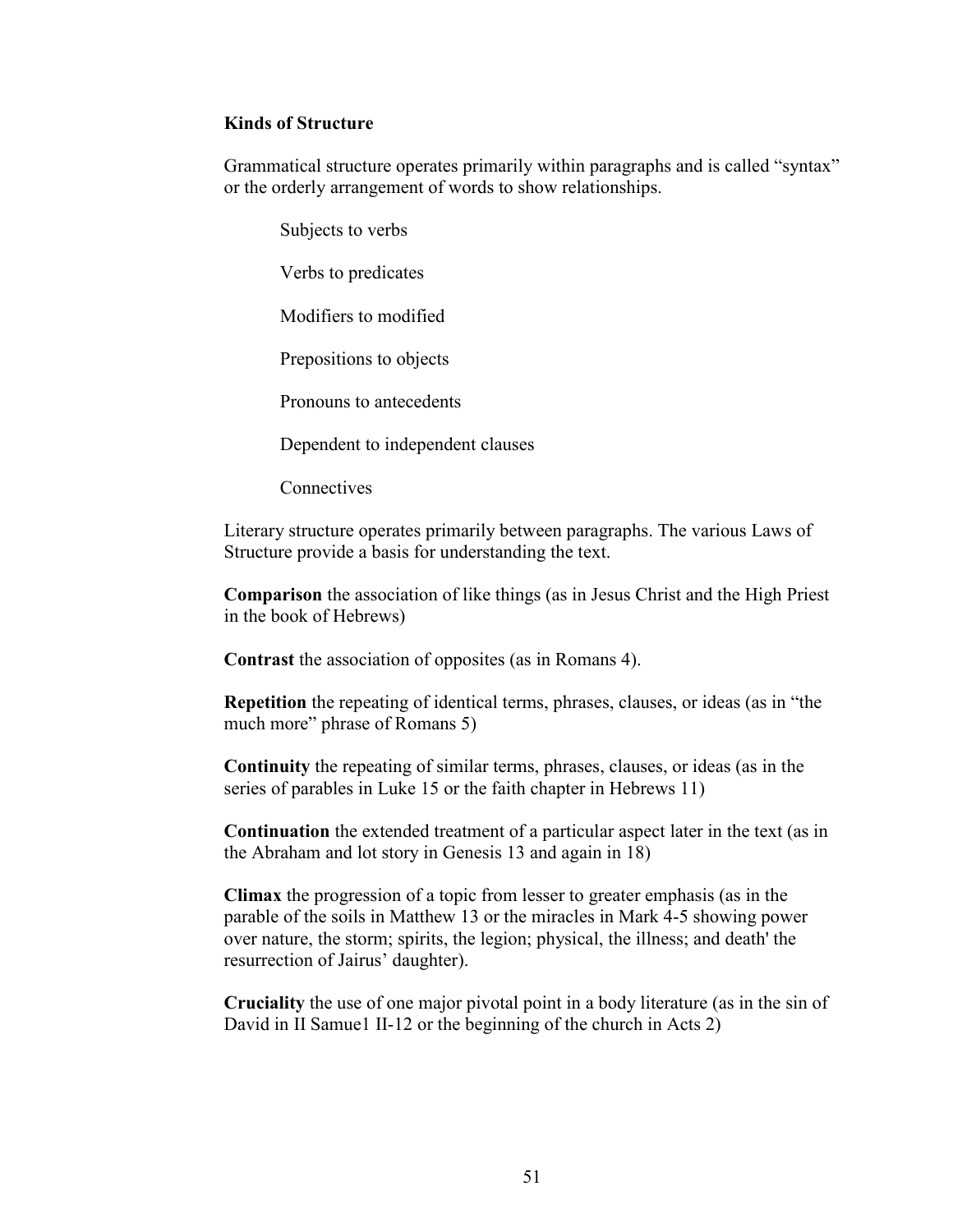**Kinds of Structure**

Grammatical structure operates primarily within paragraphs and is called "syntax" or the orderly arrangement of words to show relationships.

Subjects to verbs

Verbs to predicates

Modifiers to modified

Prepositions to objects

Pronouns to antecedents

Dependent to independent clauses

Connectives

Literary structure operates primarily between paragraphs. The various Laws of Structure provide a basis for understanding the text.

**Comparison** the association of like things (as in Jesus Christ and the High Priest in the book of Hebrews)

**Contrast** the association of opposites (as in Romans 4).

**Repetition** the repeating of identical terms, phrases, clauses, or ideas (as in "the much more" phrase of Romans 5)

**Continuity** the repeating of similar terms, phrases, clauses, or ideas (as in the series of parables in Luke 15 or the faith chapter in Hebrews 11)

**Continuation** the extended treatment of a particular aspect later in the text (as in the Abraham and lot story in Genesis 13 and again in 18)

**Climax** the progression of a topic from lesser to greater emphasis (as in the parable of the soils in Matthew 13 or the miracles in Mark 4-5 showing power over nature, the storm; spirits, the legion; physical, the illness; and death' the resurrection of Jairus' daughter).

**Cruciality** the use of one major pivotal point in a body literature (as in the sin of David in II Samue1 II-12 or the beginning of the church in Acts 2)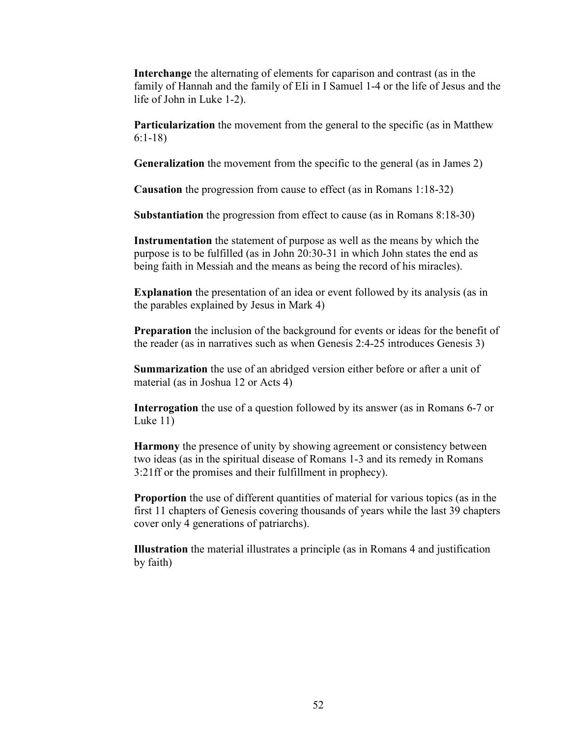**Interchange** the alternating of elements for caparison and contrast (as in the family of Hannah and the family of EIi in I Samuel 1-4 or the life of Jesus and the life of John in Luke 1-2).

**Particularization** the movement from the general to the specific (as in Matthew 6:1-18)

**Generalization** the movement from the specific to the general (as in James 2)

**Causation** the progression from cause to effect (as in Romans 1:18-32)

**Substantiation** the progression from effect to cause (as in Romans 8:18-30)

**Instrumentation** the statement of purpose as well as the means by which the purpose is to be fulfilled (as in John 20:30-31 in which John states the end as being faith in Messiah and the means as being the record of his miracles).

**Explanation** the presentation of an idea or event followed by its analysis (as in the parables explained by Jesus in Mark 4)

**Preparation** the inclusion of the background for events or ideas for the benefit of the reader (as in narratives such as when Genesis 2:4-25 introduces Genesis 3)

**Summarization** the use of an abridged version either before or after a unit of material (as in Joshua 12 or Acts 4)

**Interrogation** the use of a question followed by its answer (as in Romans 6-7 or Luke 11)

**Harmony** the presence of unity by showing agreement or consistency between two ideas (as in the spiritual disease of Romans 1-3 and its remedy in Romans 3:21ff or the promises and their fulfillment in prophecy).

**Proportion** the use of different quantities of material for various topics (as in the first 11 chapters of Genesis covering thousands of years while the last 39 chapters cover only 4 generations of patriarchs).

**Illustration** the material illustrates a principle (as in Romans 4 and justification by faith)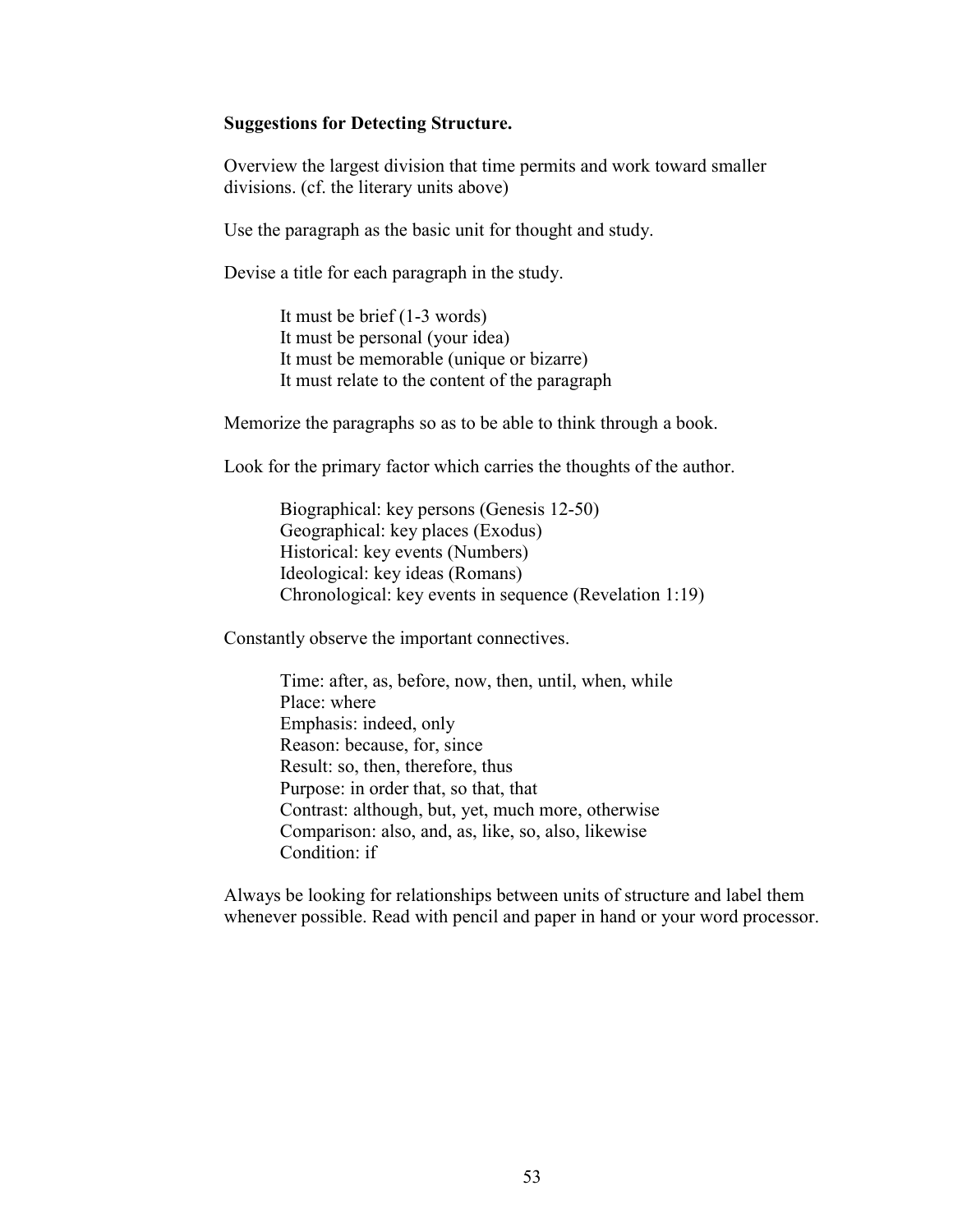**Suggestions for Detecting Structure.**

Overview the largest division that time permits and work toward smaller divisions. (cf. the literary units above)

Use the paragraph as the basic unit for thought and study.

Devise a title for each paragraph in the study.

> It must be brief (1-3 words)
> It must be personal (your idea)
> It must be memorable (unique or bizarre)
> It must relate to the content of the paragraph

Memorize the paragraphs so as to be able to think through a book.

Look for the primary factor which carries the thoughts of the author.

> Biographical: key persons (Genesis 12-50)
> Geographical: key places (Exodus)
> Historical: key events (Numbers)
> Ideological: key ideas (Romans)
> Chronological: key events in sequence (Revelation 1:19)

Constantly observe the important connectives.

> Time: after, as, before, now, then, until, when, while
> Place: where
> Emphasis: indeed, only
> Reason: because, for, since
> Result: so, then, therefore, thus
> Purpose: in order that, so that, that
> Contrast: although, but, yet, much more, otherwise
> Comparison: also, and, as, like, so, also, likewise
> Condition: if

Always be looking for relationships between units of structure and label them whenever possible. Read with pencil and paper in hand or your word processor.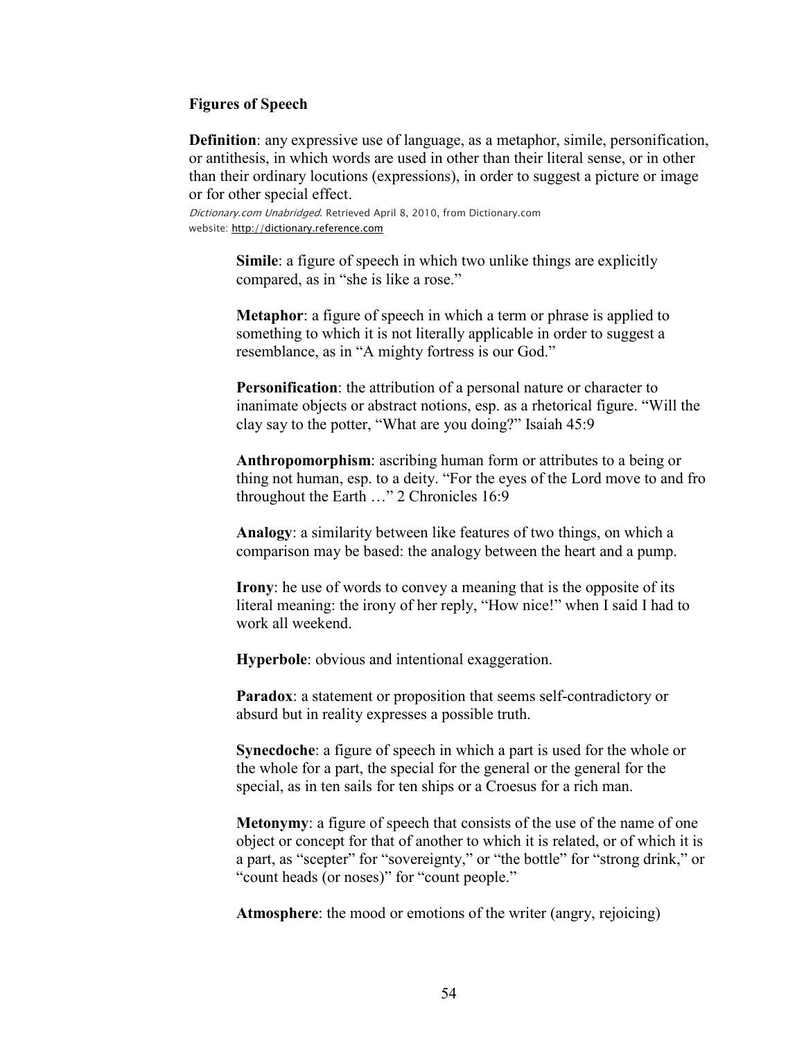**Figures of Speech**

**Definition**: any expressive use of language, as a metaphor, simile, personification, or antithesis, in which words are used in other than their literal sense, or in other than their ordinary locutions (expressions), in order to suggest a picture or image or for other special effect.

*Dictionary.com Unabridged*. Retrieved April 8, 2010, from Dictionary.com website: http://dictionary.reference.com

**Simile**: a figure of speech in which two unlike things are explicitly compared, as in "she is like a rose."

**Metaphor**: a figure of speech in which a term or phrase is applied to something to which it is not literally applicable in order to suggest a resemblance, as in "A mighty fortress is our God."

**Personification**: the attribution of a personal nature or character to inanimate objects or abstract notions, esp. as a rhetorical figure. "Will the clay say to the potter, "What are you doing?" Isaiah 45:9

**Anthropomorphism**: ascribing human form or attributes to a being or thing not human, esp. to a deity. "For the eyes of the Lord move to and fro throughout the Earth …" 2 Chronicles 16:9

**Analogy**: a similarity between like features of two things, on which a comparison may be based: the analogy between the heart and a pump.

**Irony**: he use of words to convey a meaning that is the opposite of its literal meaning: the irony of her reply, "How nice!" when I said I had to work all weekend.

**Hyperbole**: obvious and intentional exaggeration.

**Paradox**: a statement or proposition that seems self-contradictory or absurd but in reality expresses a possible truth.

**Synecdoche**: a figure of speech in which a part is used for the whole or the whole for a part, the special for the general or the general for the special, as in ten sails for ten ships or a Croesus for a rich man.

**Metonymy**: a figure of speech that consists of the use of the name of one object or concept for that of another to which it is related, or of which it is a part, as "scepter" for "sovereignty," or "the bottle" for "strong drink," or "count heads (or noses)" for "count people."

**Atmosphere**: the mood or emotions of the writer (angry, rejoicing)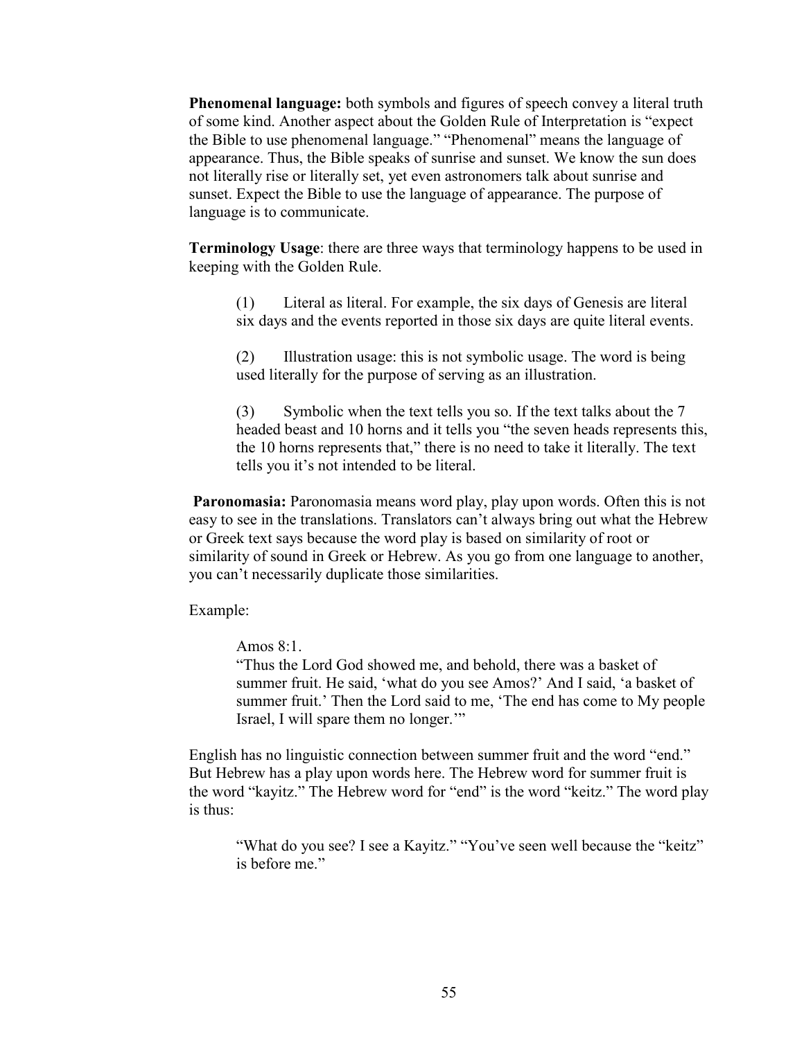**Phenomenal language:** both symbols and figures of speech convey a literal truth of some kind. Another aspect about the Golden Rule of Interpretation is "expect the Bible to use phenomenal language." "Phenomenal" means the language of appearance. Thus, the Bible speaks of sunrise and sunset. We know the sun does not literally rise or literally set, yet even astronomers talk about sunrise and sunset. Expect the Bible to use the language of appearance. The purpose of language is to communicate.

**Terminology Usage**: there are three ways that terminology happens to be used in keeping with the Golden Rule.

> (1) Literal as literal. For example, the six days of Genesis are literal six days and the events reported in those six days are quite literal events.
>
> (2) Illustration usage: this is not symbolic usage. The word is being used literally for the purpose of serving as an illustration.
>
> (3) Symbolic when the text tells you so. If the text talks about the 7 headed beast and 10 horns and it tells you "the seven heads represents this, the 10 horns represents that," there is no need to take it literally. The text tells you it's not intended to be literal.

**Paronomasia:** Paronomasia means word play, play upon words. Often this is not easy to see in the translations. Translators can't always bring out what the Hebrew or Greek text says because the word play is based on similarity of root or similarity of sound in Greek or Hebrew. As you go from one language to another, you can't necessarily duplicate those similarities.

Example:

> Amos 8:1.
> "Thus the Lord God showed me, and behold, there was a basket of summer fruit. He said, 'what do you see Amos?' And I said, 'a basket of summer fruit.' Then the Lord said to me, 'The end has come to My people Israel, I will spare them no longer.'"

English has no linguistic connection between summer fruit and the word "end." But Hebrew has a play upon words here. The Hebrew word for summer fruit is the word "kayitz." The Hebrew word for "end" is the word "keitz." The word play is thus:

> "What do you see? I see a Kayitz." "You've seen well because the "keitz" is before me."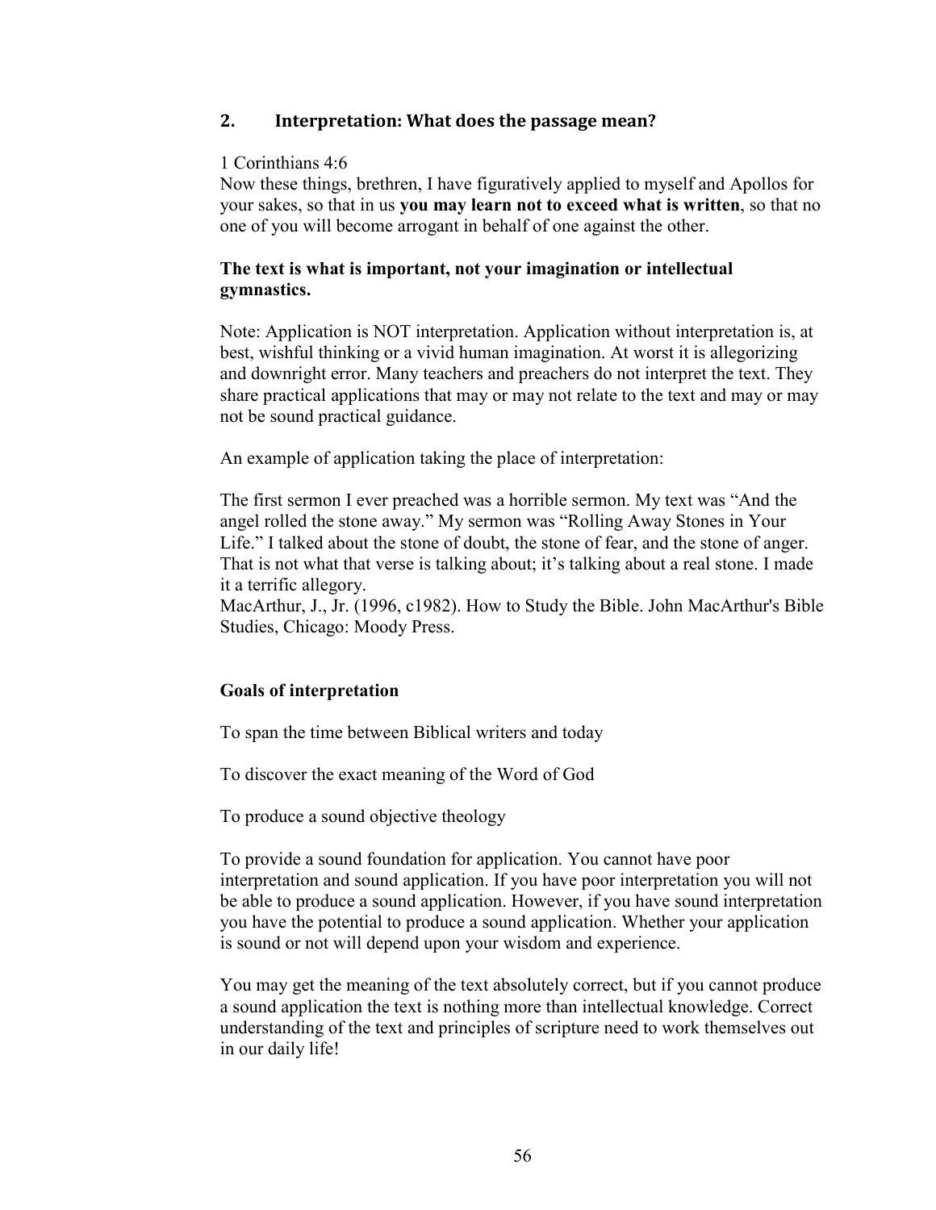## 2. Interpretation: What does the passage mean?

1 Corinthians 4:6
Now these things, brethren, I have figuratively applied to myself and Apollos for your sakes, so that in us **you may learn not to exceed what is written**, so that no one of you will become arrogant in behalf of one against the other.

**The text is what is important, not your imagination or intellectual gymnastics.**

Note: Application is NOT interpretation. Application without interpretation is, at best, wishful thinking or a vivid human imagination. At worst it is allegorizing and downright error. Many teachers and preachers do not interpret the text. They share practical applications that may or may not relate to the text and may or may not be sound practical guidance.

An example of application taking the place of interpretation:

The first sermon I ever preached was a horrible sermon. My text was "And the angel rolled the stone away." My sermon was "Rolling Away Stones in Your Life." I talked about the stone of doubt, the stone of fear, and the stone of anger. That is not what that verse is talking about; it's talking about a real stone. I made it a terrific allegory.
MacArthur, J., Jr. (1996, c1982). How to Study the Bible. John MacArthur's Bible Studies, Chicago: Moody Press.

**Goals of interpretation**

To span the time between Biblical writers and today

To discover the exact meaning of the Word of God

To produce a sound objective theology

To provide a sound foundation for application. You cannot have poor interpretation and sound application. If you have poor interpretation you will not be able to produce a sound application. However, if you have sound interpretation you have the potential to produce a sound application. Whether your application is sound or not will depend upon your wisdom and experience.

You may get the meaning of the text absolutely correct, but if you cannot produce a sound application the text is nothing more than intellectual knowledge. Correct understanding of the text and principles of scripture need to work themselves out in our daily life!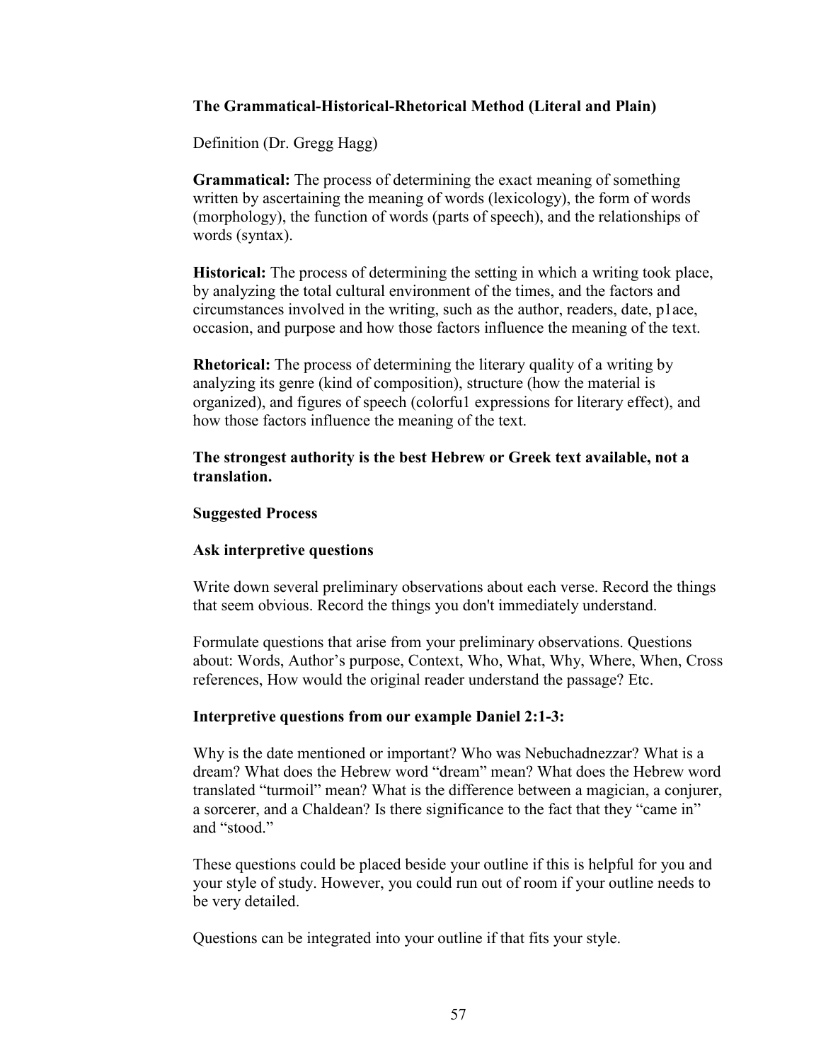**The Grammatical-Historical-Rhetorical Method (Literal and Plain)**

Definition (Dr. Gregg Hagg)

**Grammatical:** The process of determining the exact meaning of something written by ascertaining the meaning of words (lexicology), the form of words (morphology), the function of words (parts of speech), and the relationships of words (syntax).

**Historical:** The process of determining the setting in which a writing took place, by analyzing the total cultural environment of the times, and the factors and circumstances involved in the writing, such as the author, readers, date, p1ace, occasion, and purpose and how those factors influence the meaning of the text.

**Rhetorical:** The process of determining the literary quality of a writing by analyzing its genre (kind of composition), structure (how the material is organized), and figures of speech (colorfu1 expressions for literary effect), and how those factors influence the meaning of the text.

**The strongest authority is the best Hebrew or Greek text available, not a translation.**

**Suggested Process**

**Ask interpretive questions**

Write down several preliminary observations about each verse. Record the things that seem obvious. Record the things you don't immediately understand.

Formulate questions that arise from your preliminary observations. Questions about: Words, Author's purpose, Context, Who, What, Why, Where, When, Cross references, How would the original reader understand the passage? Etc.

**Interpretive questions from our example Daniel 2:1-3:**

Why is the date mentioned or important? Who was Nebuchadnezzar? What is a dream? What does the Hebrew word "dream" mean? What does the Hebrew word translated "turmoil" mean? What is the difference between a magician, a conjurer, a sorcerer, and a Chaldean? Is there significance to the fact that they "came in" and "stood."

These questions could be placed beside your outline if this is helpful for you and your style of study. However, you could run out of room if your outline needs to be very detailed.

Questions can be integrated into your outline if that fits your style.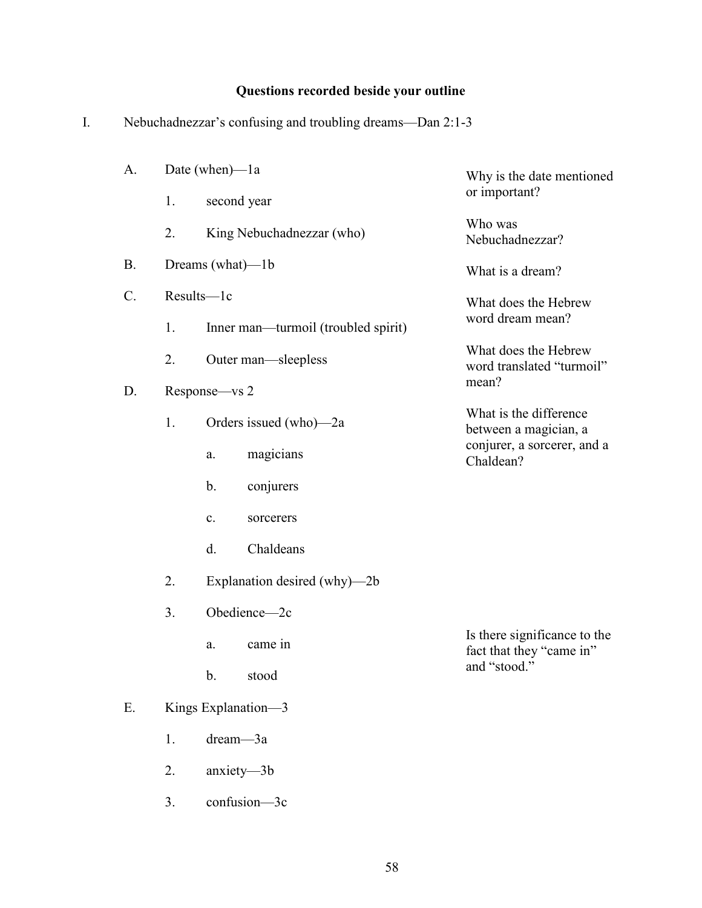**Questions recorded beside your outline**

I. Nebuchadnezzar's confusing and troubling dreams—Dan 2:1-3

- A. Date (when)—1a
  - 1. second year
  - 2. King Nebuchadnezzar (who)
- B. Dreams (what)—1b
- C. Results—1c
  - 1. Inner man—turmoil (troubled spirit)
  - 2. Outer man—sleepless
- D. Response—vs 2
  - 1. Orders issued (who)—2a
    - a. magicians
    - b. conjurers
    - c. sorcerers
    - d. Chaldeans
  - 2. Explanation desired (why)—2b
  - 3. Obedience—2c
    - a. came in
    - b. stood
- E. Kings Explanation—3
  - 1. dream—3a
  - 2. anxiety—3b
  - 3. confusion—3c

Why is the date mentioned or important?

Who was Nebuchadnezzar?

What is a dream?

What does the Hebrew word dream mean?

What does the Hebrew word translated "turmoil" mean?

What is the difference between a magician, a conjurer, a sorcerer, and a Chaldean?

Is there significance to the fact that they "came in" and "stood."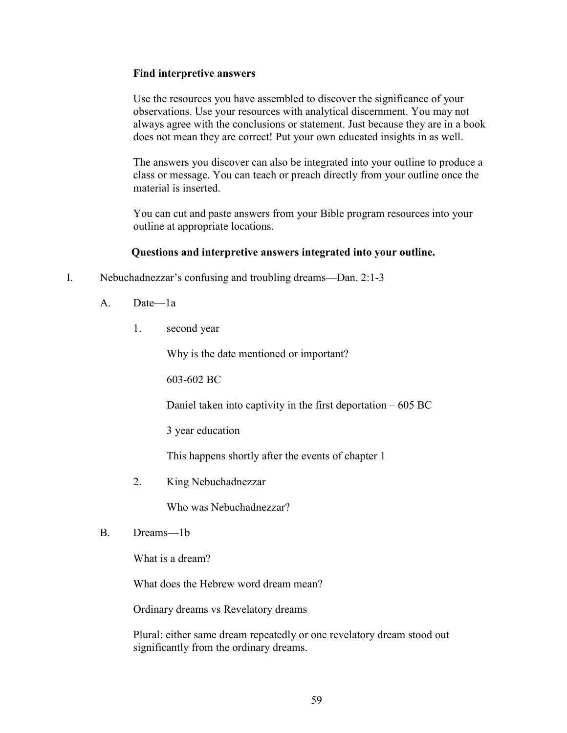**Find interpretive answers**

Use the resources you have assembled to discover the significance of your observations. Use your resources with analytical discernment. You may not always agree with the conclusions or statement. Just because they are in a book does not mean they are correct! Put your own educated insights in as well.

The answers you discover can also be integrated into your outline to produce a class or message. You can teach or preach directly from your outline once the material is inserted.

You can cut and paste answers from your Bible program resources into your outline at appropriate locations.

**Questions and interpretive answers integrated into your outline.**

I. Nebuchadnezzar's confusing and troubling dreams—Dan. 2:1-3

   A. Date—1a

      1. second year

         Why is the date mentioned or important?

         603-602 BC

         Daniel taken into captivity in the first deportation – 605 BC

         3 year education

         This happens shortly after the events of chapter 1

      2. King Nebuchadnezzar

         Who was Nebuchadnezzar?

   B. Dreams—1b

      What is a dream?

      What does the Hebrew word dream mean?

      Ordinary dreams vs Revelatory dreams

      Plural: either same dream repeatedly or one revelatory dream stood out significantly from the ordinary dreams.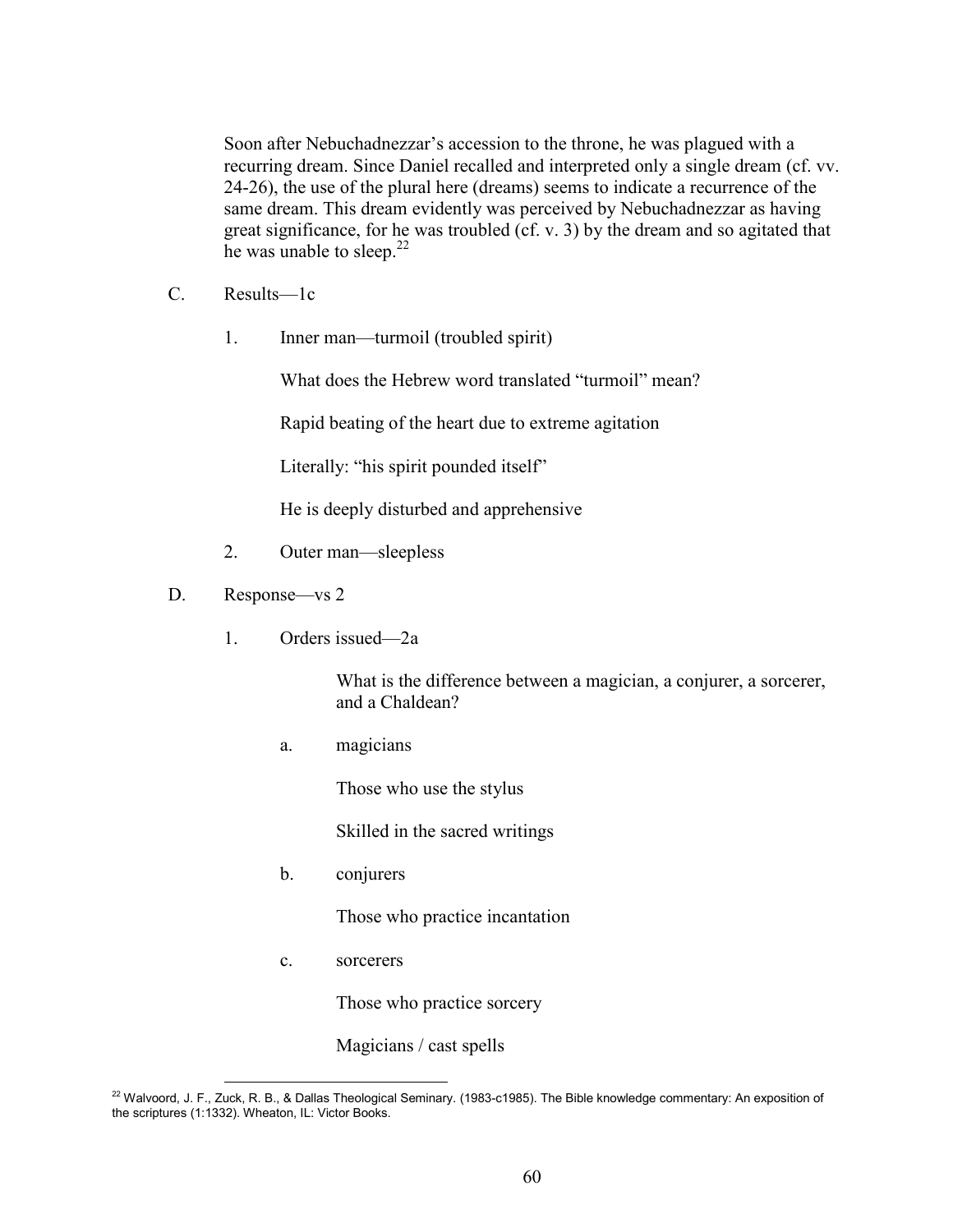Soon after Nebuchadnezzar's accession to the throne, he was plagued with a recurring dream. Since Daniel recalled and interpreted only a single dream (cf. vv. 24-26), the use of the plural here (dreams) seems to indicate a recurrence of the same dream. This dream evidently was perceived by Nebuchadnezzar as having great significance, for he was troubled (cf. v. 3) by the dream and so agitated that he was unable to sleep.[22]

C. Results—1c

1. Inner man—turmoil (troubled spirit)

   What does the Hebrew word translated "turmoil" mean?

   Rapid beating of the heart due to extreme agitation

   Literally: "his spirit pounded itself"

   He is deeply disturbed and apprehensive

2. Outer man—sleepless

D. Response—vs 2

1. Orders issued—2a

   What is the difference between a magician, a conjurer, a sorcerer, and a Chaldean?

   a. magicians

      Those who use the stylus

      Skilled in the sacred writings

   b. conjurers

      Those who practice incantation

   c. sorcerers

      Those who practice sorcery

      Magicians / cast spells

---

[22] Walvoord, J. F., Zuck, R. B., & Dallas Theological Seminary. (1983-c1985). The Bible knowledge commentary: An exposition of the scriptures (1:1332). Wheaton, IL: Victor Books.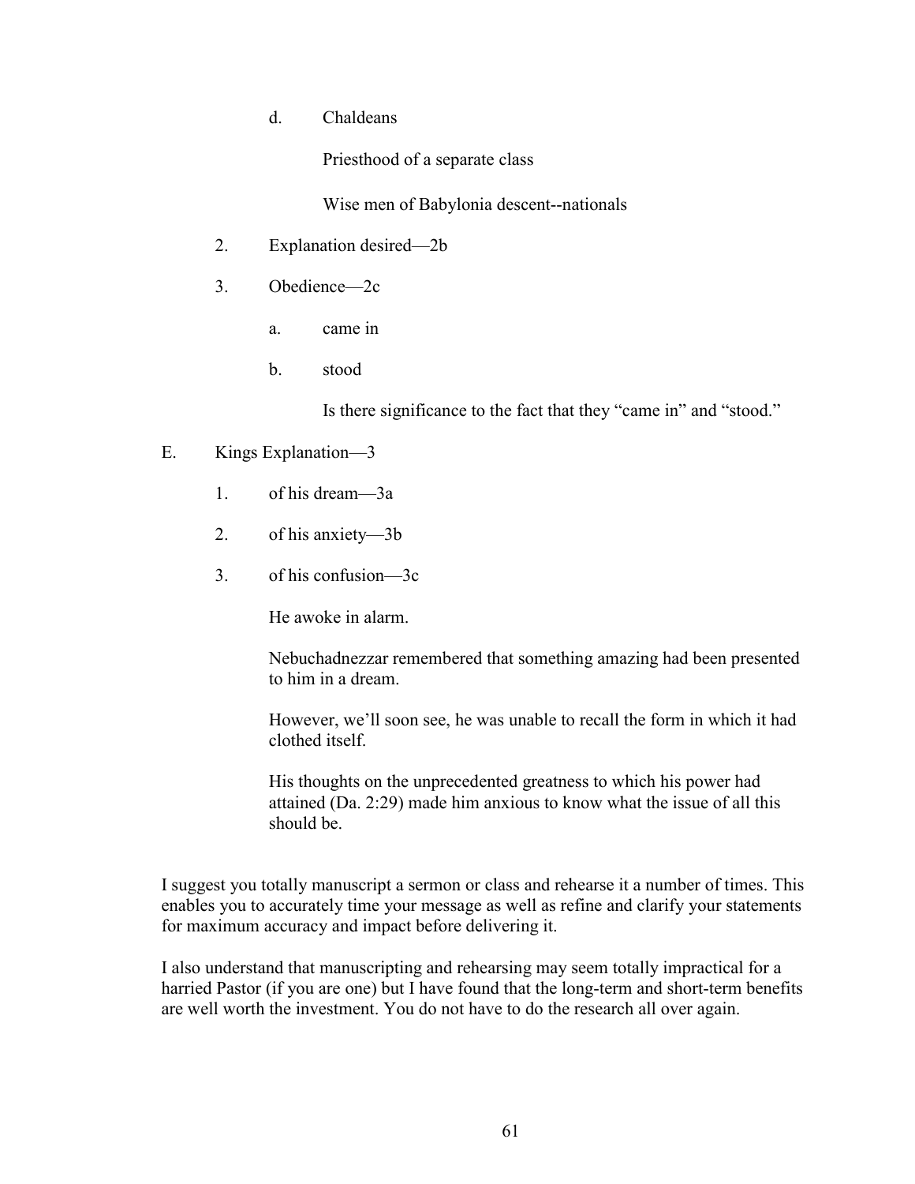d. Chaldeans

Priesthood of a separate class

Wise men of Babylonia descent--nationals

2. Explanation desired—2b

3. Obedience—2c

a. came in

b. stood

Is there significance to the fact that they “came in” and “stood.”

E. Kings Explanation—3

1. of his dream—3a

2. of his anxiety—3b

3. of his confusion—3c

He awoke in alarm.

Nebuchadnezzar remembered that something amazing had been presented to him in a dream.

However, we’ll soon see, he was unable to recall the form in which it had clothed itself.

His thoughts on the unprecedented greatness to which his power had attained (Da. 2:29) made him anxious to know what the issue of all this should be.

I suggest you totally manuscript a sermon or class and rehearse it a number of times. This enables you to accurately time your message as well as refine and clarify your statements for maximum accuracy and impact before delivering it.

I also understand that manuscripting and rehearsing may seem totally impractical for a harried Pastor (if you are one) but I have found that the long-term and short-term benefits are well worth the investment. You do not have to do the research all over again.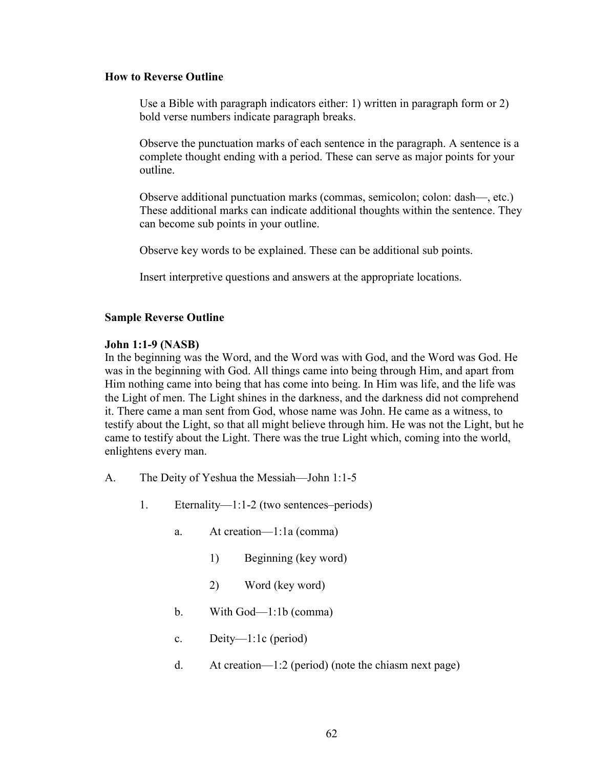**How to Reverse Outline**

Use a Bible with paragraph indicators either: 1) written in paragraph form or 2) bold verse numbers indicate paragraph breaks.

Observe the punctuation marks of each sentence in the paragraph. A sentence is a complete thought ending with a period. These can serve as major points for your outline.

Observe additional punctuation marks (commas, semicolon; colon: dash—, etc.) These additional marks can indicate additional thoughts within the sentence. They can become sub points in your outline.

Observe key words to be explained. These can be additional sub points.

Insert interpretive questions and answers at the appropriate locations.

**Sample Reverse Outline**

**John 1:1-9 (NASB)**
In the beginning was the Word, and the Word was with God, and the Word was God. He was in the beginning with God. All things came into being through Him, and apart from Him nothing came into being that has come into being. In Him was life, and the life was the Light of men. The Light shines in the darkness, and the darkness did not comprehend it. There came a man sent from God, whose name was John. He came as a witness, to testify about the Light, so that all might believe through him. He was not the Light, but he came to testify about the Light. There was the true Light which, coming into the world, enlightens every man.

A. The Deity of Yeshua the Messiah—John 1:1-5

  1. Eternality—1:1-2 (two sentences–periods)

     a. At creation—1:1a (comma)

        1) Beginning (key word)

        2) Word (key word)

     b. With God—1:1b (comma)

     c. Deity—1:1c (period)

     d. At creation—1:2 (period) (note the chiasm next page)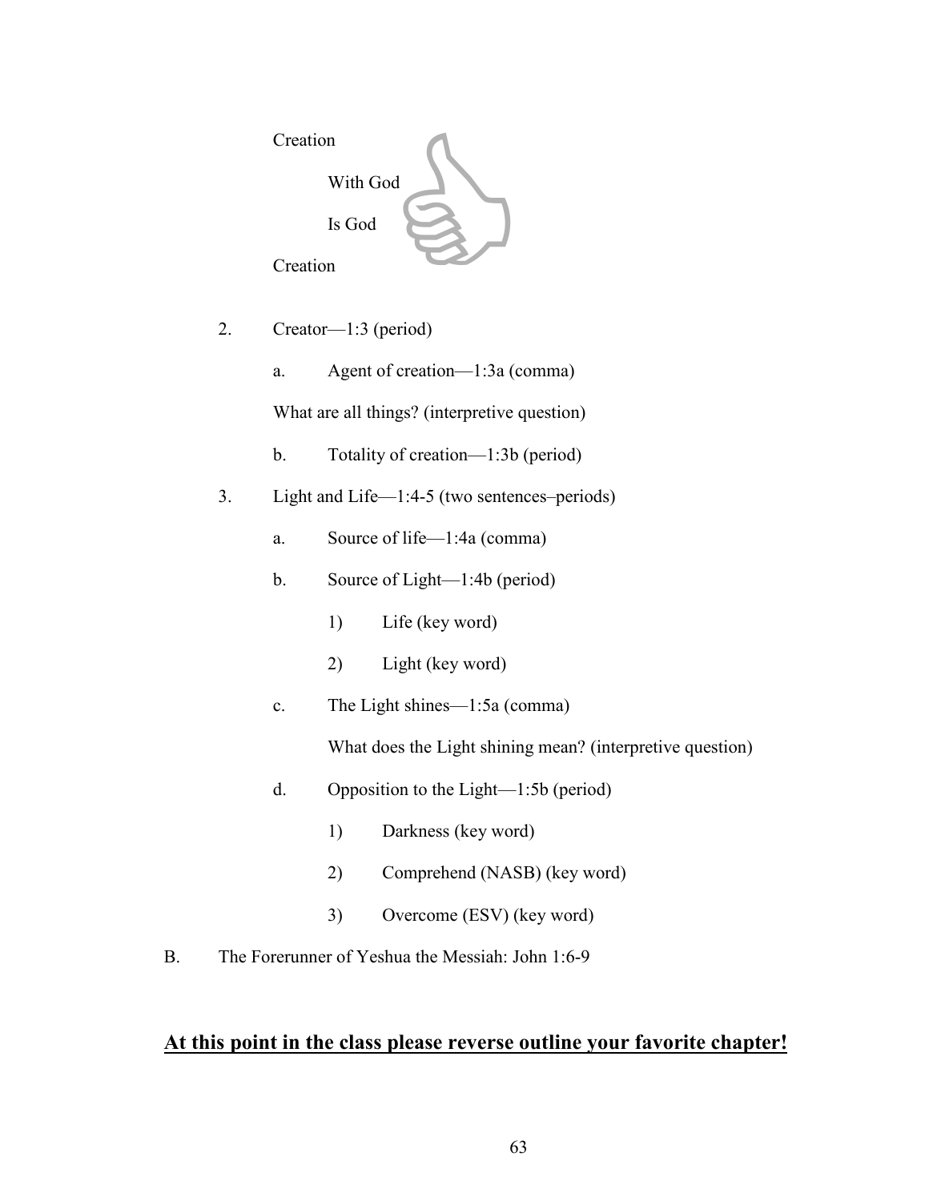Creation

With God

Is God

Creation

2. Creator—1:3 (period)

    a. Agent of creation—1:3a (comma)

    What are all things? (interpretive question)

    b. Totality of creation—1:3b (period)

3. Light and Life—1:4-5 (two sentences–periods)

    a. Source of life—1:4a (comma)

    b. Source of Light—1:4b (period)

        1) Life (key word)

        2) Light (key word)

    c. The Light shines—1:5a (comma)

        What does the Light shining mean? (interpretive question)

    d. Opposition to the Light—1:5b (period)

        1) Darkness (key word)

        2) Comprehend (NASB) (key word)

        3) Overcome (ESV) (key word)

B. The Forerunner of Yeshua the Messiah: John 1:6-9

## **<u>At this point in the class please reverse outline your favorite chapter!</u>**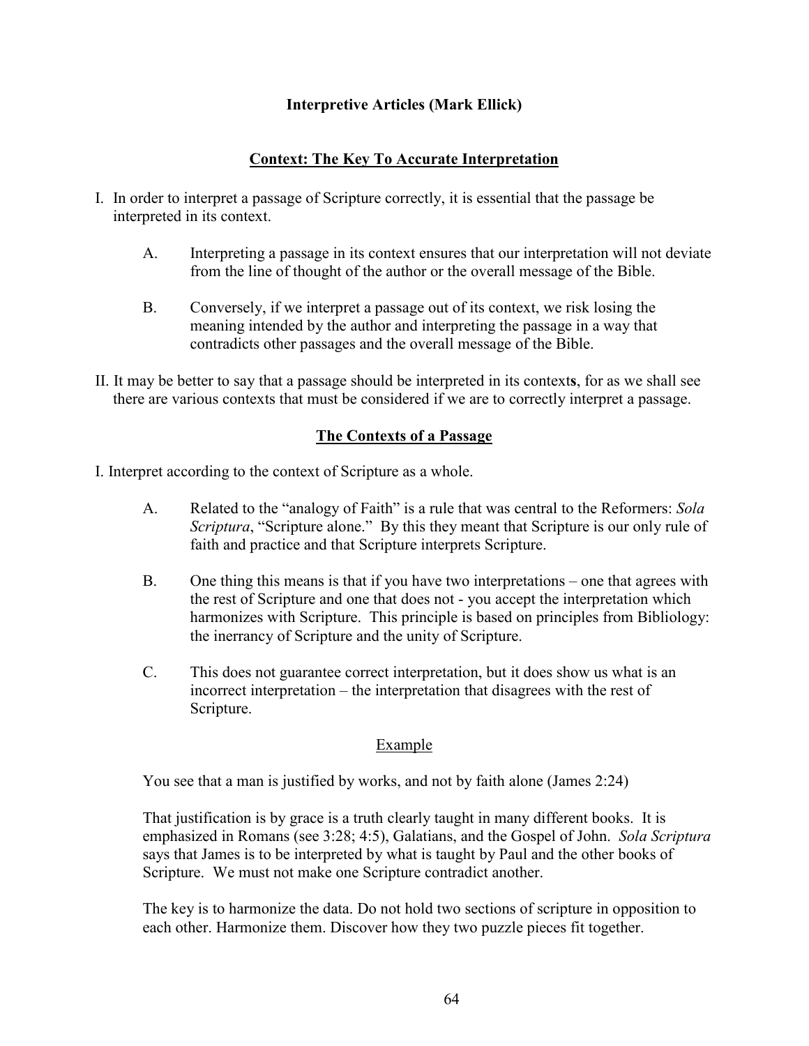**Interpretive Articles (Mark Ellick)**

## Context: The Key To Accurate Interpretation

I. In order to interpret a passage of Scripture correctly, it is essential that the passage be interpreted in its context.

A. Interpreting a passage in its context ensures that our interpretation will not deviate from the line of thought of the author or the overall message of the Bible.

B. Conversely, if we interpret a passage out of its context, we risk losing the meaning intended by the author and interpreting the passage in a way that contradicts other passages and the overall message of the Bible.

II. It may be better to say that a passage should be interpreted in its context**s**, for as we shall see there are various contexts that must be considered if we are to correctly interpret a passage.

## The Contexts of a Passage

I. Interpret according to the context of Scripture as a whole.

A. Related to the "analogy of Faith" is a rule that was central to the Reformers: *Sola Scriptura*, "Scripture alone." By this they meant that Scripture is our only rule of faith and practice and that Scripture interprets Scripture.

B. One thing this means is that if you have two interpretations – one that agrees with the rest of Scripture and one that does not - you accept the interpretation which harmonizes with Scripture. This principle is based on principles from Bibliology: the inerrancy of Scripture and the unity of Scripture.

C. This does not guarantee correct interpretation, but it does show us what is an incorrect interpretation – the interpretation that disagrees with the rest of Scripture.

Example

You see that a man is justified by works, and not by faith alone (James 2:24)

That justification is by grace is a truth clearly taught in many different books. It is emphasized in Romans (see 3:28; 4:5), Galatians, and the Gospel of John. *Sola Scriptura* says that James is to be interpreted by what is taught by Paul and the other books of Scripture. We must not make one Scripture contradict another.

The key is to harmonize the data. Do not hold two sections of scripture in opposition to each other. Harmonize them. Discover how they two puzzle pieces fit together.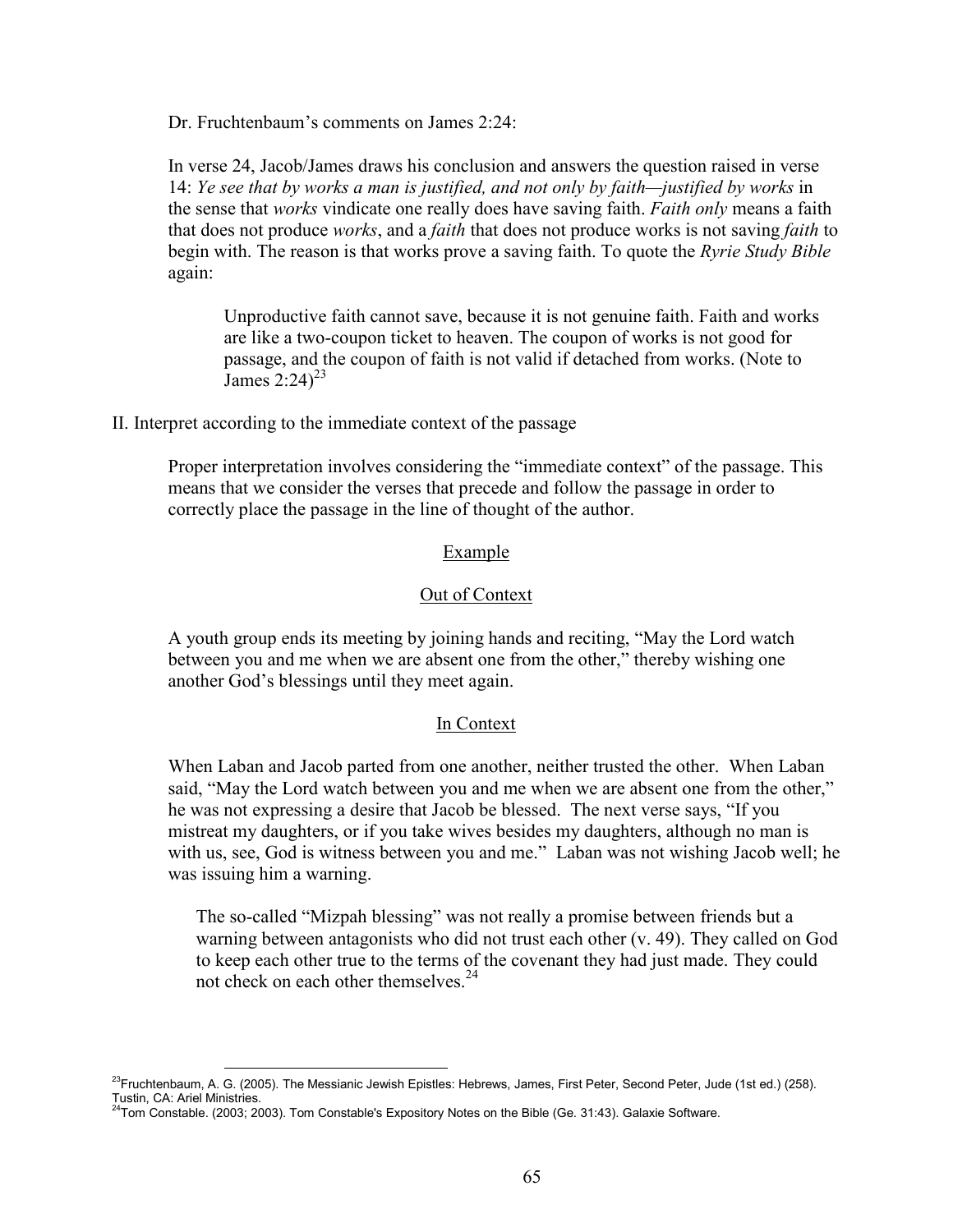Dr. Fruchtenbaum's comments on James 2:24:

In verse 24, Jacob/James draws his conclusion and answers the question raised in verse 14: *Ye see that by works a man is justified, and not only by faith—justified by works* in the sense that *works* vindicate one really does have saving faith. *Faith only* means a faith that does not produce *works*, and a *faith* that does not produce works is not saving *faith* to begin with. The reason is that works prove a saving faith. To quote the *Ryrie Study Bible* again:

> Unproductive faith cannot save, because it is not genuine faith. Faith and works are like a two-coupon ticket to heaven. The coupon of works is not good for passage, and the coupon of faith is not valid if detached from works. (Note to James 2:24)[23]

II. Interpret according to the immediate context of the passage

Proper interpretation involves considering the "immediate context" of the passage. This means that we consider the verses that precede and follow the passage in order to correctly place the passage in the line of thought of the author.

Example

Out of Context

A youth group ends its meeting by joining hands and reciting, "May the Lord watch between you and me when we are absent one from the other," thereby wishing one another God's blessings until they meet again.

In Context

When Laban and Jacob parted from one another, neither trusted the other. When Laban said, "May the Lord watch between you and me when we are absent one from the other," he was not expressing a desire that Jacob be blessed. The next verse says, "If you mistreat my daughters, or if you take wives besides my daughters, although no man is with us, see, God is witness between you and me." Laban was not wishing Jacob well; he was issuing him a warning.

> The so-called "Mizpah blessing" was not really a promise between friends but a warning between antagonists who did not trust each other (v. 49). They called on God to keep each other true to the terms of the covenant they had just made. They could not check on each other themselves.[24]

---

[23] Fruchtenbaum, A. G. (2005). The Messianic Jewish Epistles: Hebrews, James, First Peter, Second Peter, Jude (1st ed.) (258). Tustin, CA: Ariel Ministries.

[24] Tom Constable. (2003; 2003). Tom Constable's Expository Notes on the Bible (Ge. 31:43). Galaxie Software.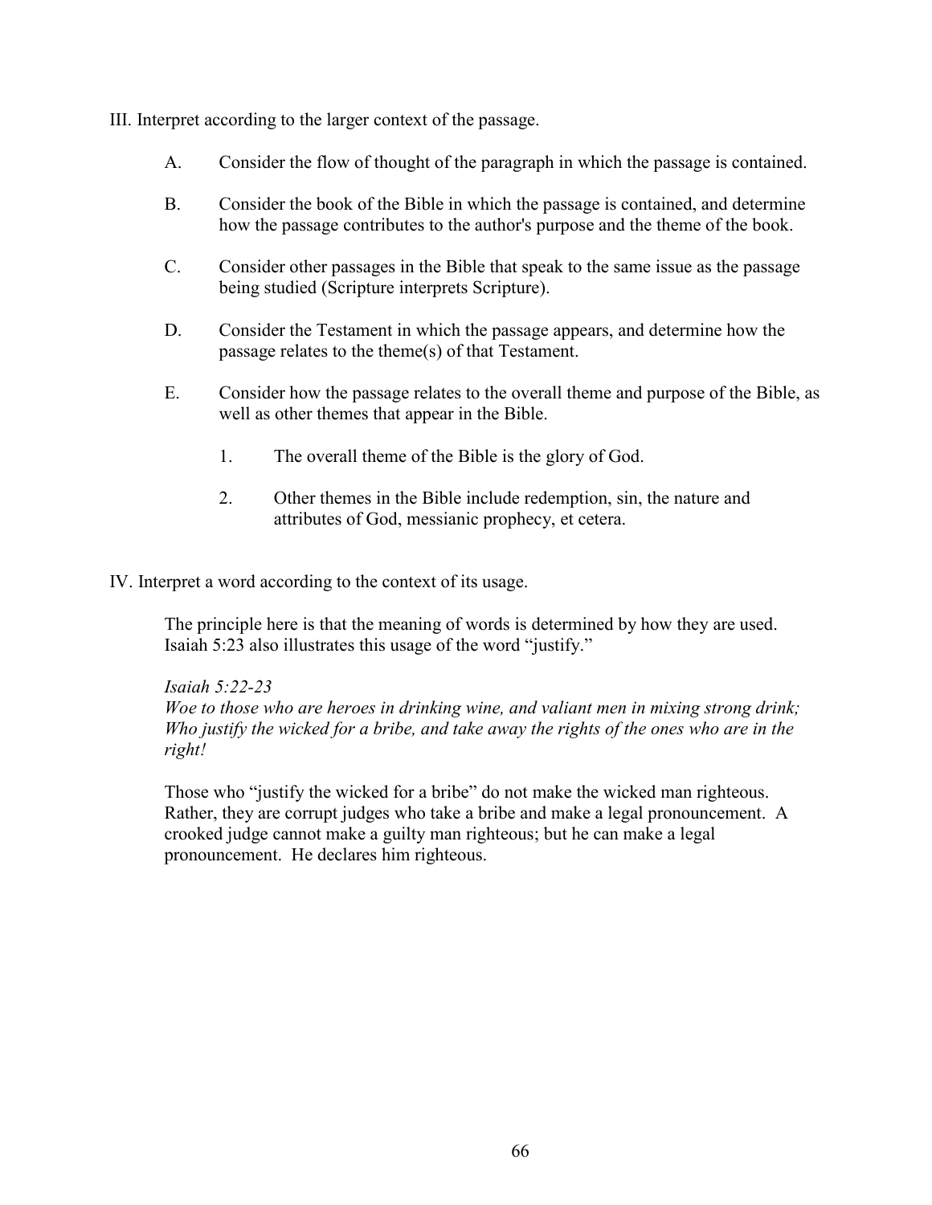III. Interpret according to the larger context of the passage.

A. Consider the flow of thought of the paragraph in which the passage is contained.

B. Consider the book of the Bible in which the passage is contained, and determine how the passage contributes to the author's purpose and the theme of the book.

C. Consider other passages in the Bible that speak to the same issue as the passage being studied (Scripture interprets Scripture).

D. Consider the Testament in which the passage appears, and determine how the passage relates to the theme(s) of that Testament.

E. Consider how the passage relates to the overall theme and purpose of the Bible, as well as other themes that appear in the Bible.

   1. The overall theme of the Bible is the glory of God.

   2. Other themes in the Bible include redemption, sin, the nature and attributes of God, messianic prophecy, et cetera.

IV. Interpret a word according to the context of its usage.

The principle here is that the meaning of words is determined by how they are used. Isaiah 5:23 also illustrates this usage of the word "justify."

*Isaiah 5:22-23*
*Woe to those who are heroes in drinking wine, and valiant men in mixing strong drink; Who justify the wicked for a bribe, and take away the rights of the ones who are in the right!*

Those who "justify the wicked for a bribe" do not make the wicked man righteous. Rather, they are corrupt judges who take a bribe and make a legal pronouncement. A crooked judge cannot make a guilty man righteous; but he can make a legal pronouncement. He declares him righteous.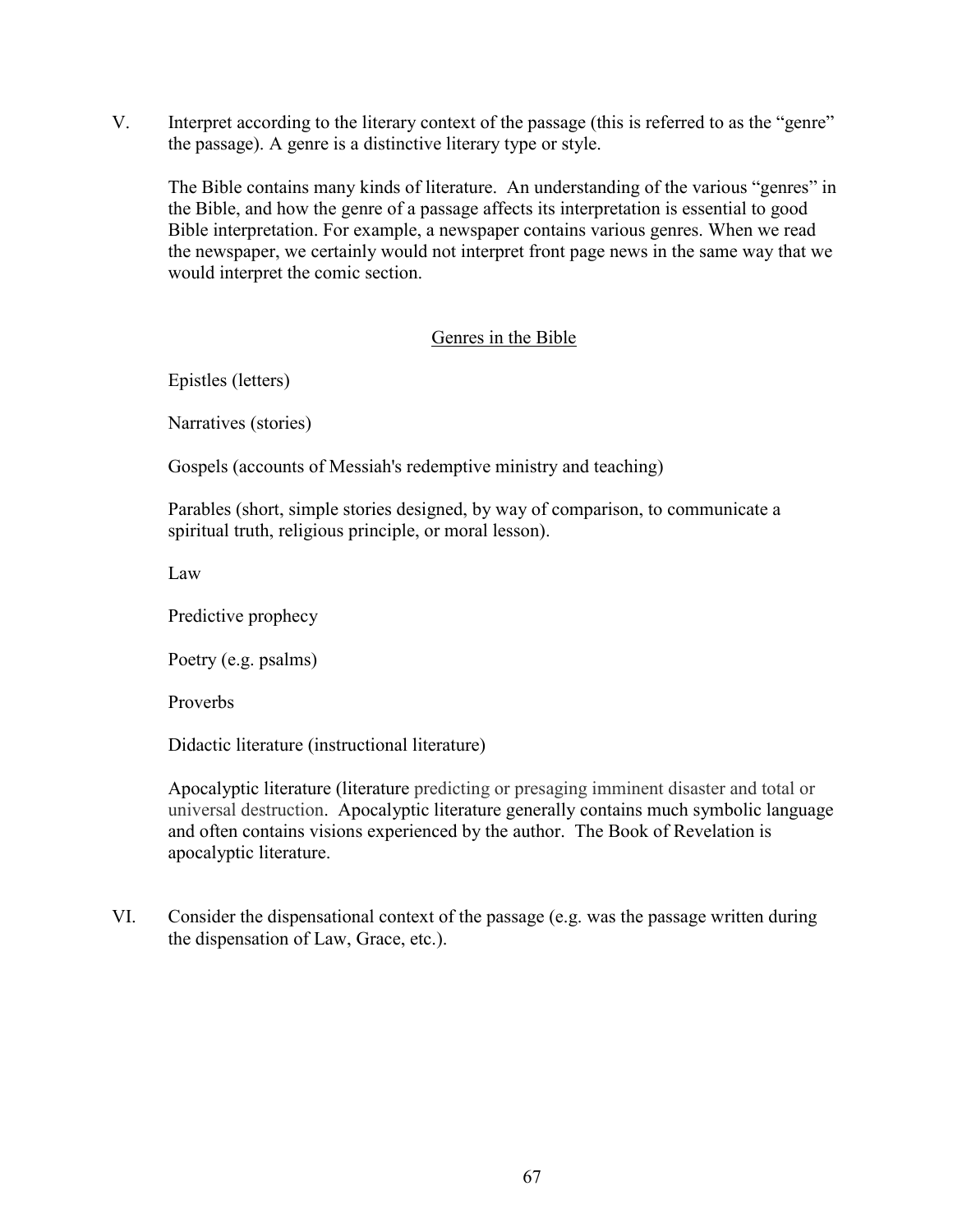V. Interpret according to the literary context of the passage (this is referred to as the "genre" the passage). A genre is a distinctive literary type or style.

The Bible contains many kinds of literature. An understanding of the various "genres" in the Bible, and how the genre of a passage affects its interpretation is essential to good Bible interpretation. For example, a newspaper contains various genres. When we read the newspaper, we certainly would not interpret front page news in the same way that we would interpret the comic section.

<u>Genres in the Bible</u>

Epistles (letters)

Narratives (stories)

Gospels (accounts of Messiah's redemptive ministry and teaching)

Parables (short, simple stories designed, by way of comparison, to communicate a spiritual truth, religious principle, or moral lesson).

Law

Predictive prophecy

Poetry (e.g. psalms)

Proverbs

Didactic literature (instructional literature)

Apocalyptic literature (literature predicting or presaging imminent disaster and total or universal destruction. Apocalyptic literature generally contains much symbolic language and often contains visions experienced by the author. The Book of Revelation is apocalyptic literature.

VI. Consider the dispensational context of the passage (e.g. was the passage written during the dispensation of Law, Grace, etc.).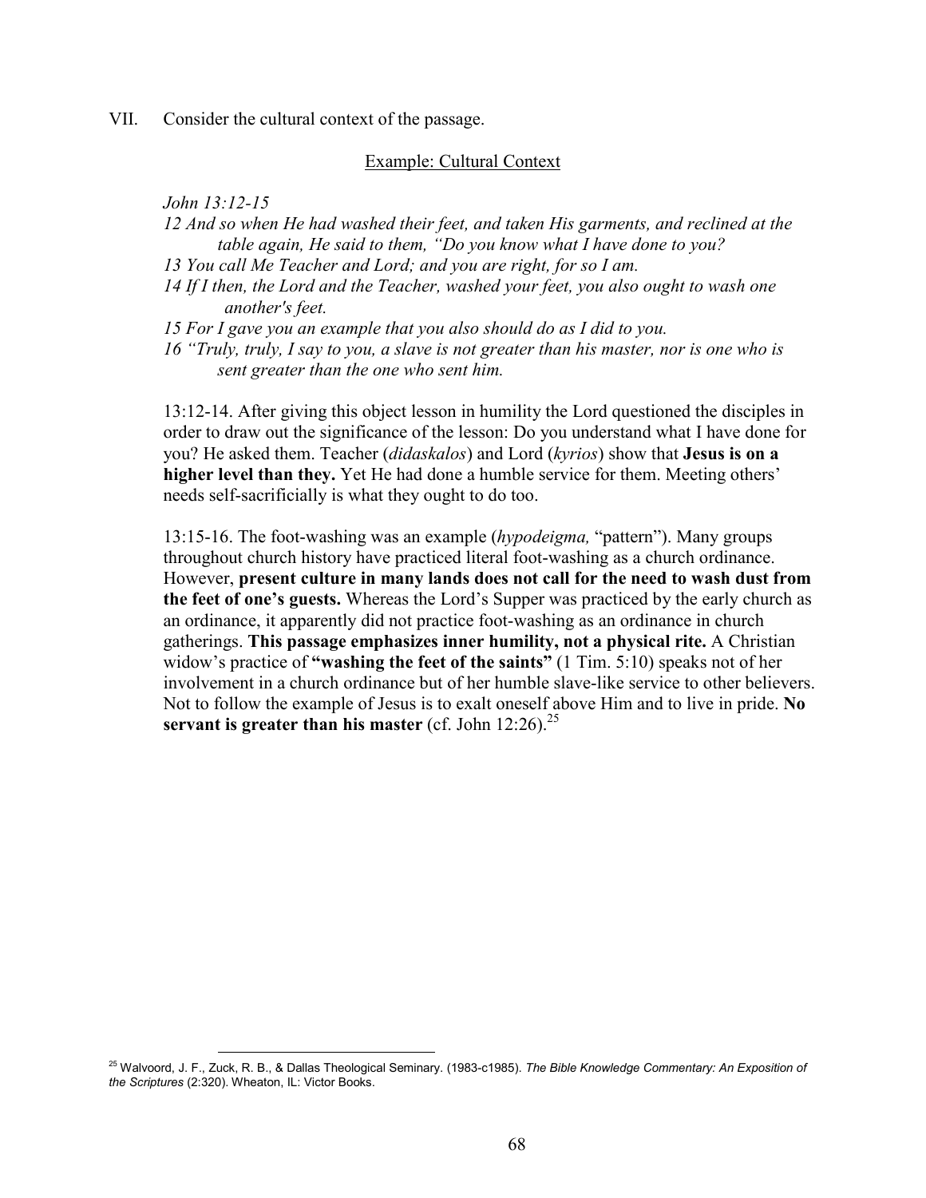VII. Consider the cultural context of the passage.

Example: Cultural Context

*John 13:12-15*

*12 And so when He had washed their feet, and taken His garments, and reclined at the table again, He said to them, "Do you know what I have done to you?*

*13 You call Me Teacher and Lord; and you are right, for so I am.*

*14 If I then, the Lord and the Teacher, washed your feet, you also ought to wash one another's feet.*

*15 For I gave you an example that you also should do as I did to you.*

*16 "Truly, truly, I say to you, a slave is not greater than his master, nor is one who is sent greater than the one who sent him.*

13:12-14. After giving this object lesson in humility the Lord questioned the disciples in order to draw out the significance of the lesson: Do you understand what I have done for you? He asked them. Teacher (*didaskalos*) and Lord (*kyrios*) show that **Jesus is on a higher level than they.** Yet He had done a humble service for them. Meeting others' needs self-sacrificially is what they ought to do too.

13:15-16. The foot-washing was an example (*hypodeigma,* "pattern"). Many groups throughout church history have practiced literal foot-washing as a church ordinance. However, **present culture in many lands does not call for the need to wash dust from the feet of one's guests.** Whereas the Lord's Supper was practiced by the early church as an ordinance, it apparently did not practice foot-washing as an ordinance in church gatherings. **This passage emphasizes inner humility, not a physical rite.** A Christian widow's practice of **"washing the feet of the saints"** (1 Tim. 5:10) speaks not of her involvement in a church ordinance but of her humble slave-like service to other believers. Not to follow the example of Jesus is to exalt oneself above Him and to live in pride. **No servant is greater than his master** (cf. John 12:26).[25]

---

[25] Walvoord, J. F., Zuck, R. B., & Dallas Theological Seminary. (1983-c1985). *The Bible Knowledge Commentary: An Exposition of the Scriptures* (2:320). Wheaton, IL: Victor Books.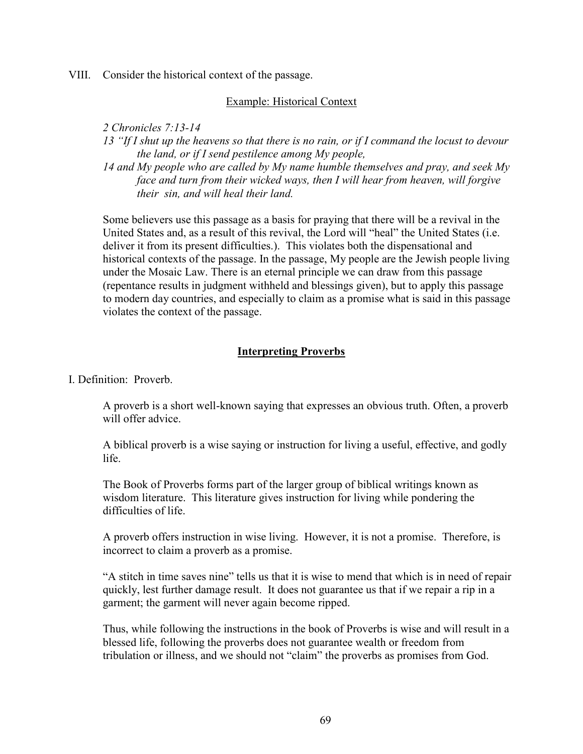VIII. Consider the historical context of the passage.

Example: Historical Context

*2 Chronicles 7:13-14*
*13 "If I shut up the heavens so that there is no rain, or if I command the locust to devour the land, or if I send pestilence among My people,*
*14 and My people who are called by My name humble themselves and pray, and seek My face and turn from their wicked ways, then I will hear from heaven, will forgive their sin, and will heal their land.*

Some believers use this passage as a basis for praying that there will be a revival in the United States and, as a result of this revival, the Lord will "heal" the United States (i.e. deliver it from its present difficulties.). This violates both the dispensational and historical contexts of the passage. In the passage, My people are the Jewish people living under the Mosaic Law. There is an eternal principle we can draw from this passage (repentance results in judgment withheld and blessings given), but to apply this passage to modern day countries, and especially to claim as a promise what is said in this passage violates the context of the passage.

## Interpreting Proverbs

I. Definition: Proverb.

A proverb is a short well-known saying that expresses an obvious truth. Often, a proverb will offer advice.

A biblical proverb is a wise saying or instruction for living a useful, effective, and godly life.

The Book of Proverbs forms part of the larger group of biblical writings known as wisdom literature. This literature gives instruction for living while pondering the difficulties of life.

A proverb offers instruction in wise living. However, it is not a promise. Therefore, is incorrect to claim a proverb as a promise.

"A stitch in time saves nine" tells us that it is wise to mend that which is in need of repair quickly, lest further damage result. It does not guarantee us that if we repair a rip in a garment; the garment will never again become ripped.

Thus, while following the instructions in the book of Proverbs is wise and will result in a blessed life, following the proverbs does not guarantee wealth or freedom from tribulation or illness, and we should not "claim" the proverbs as promises from God.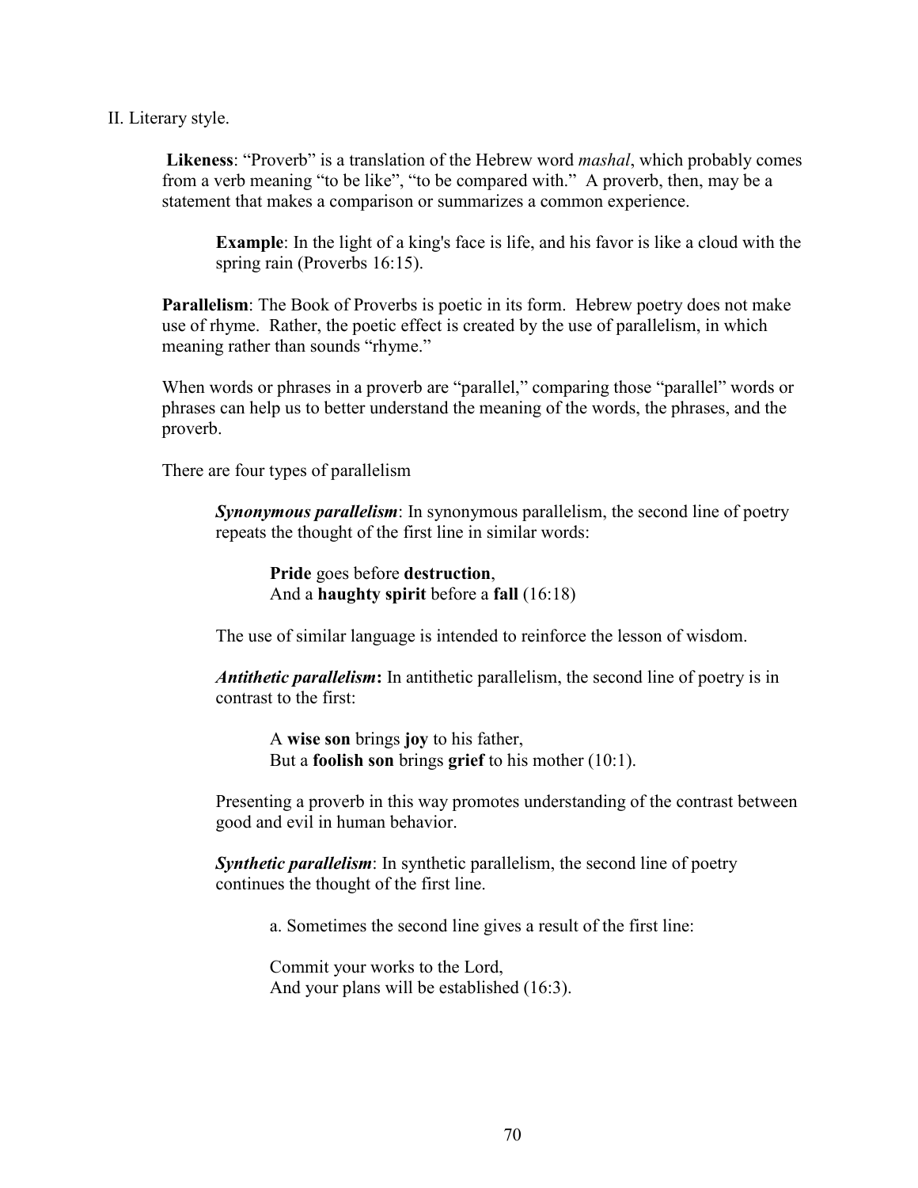II. Literary style.

**Likeness**: "Proverb" is a translation of the Hebrew word *mashal*, which probably comes from a verb meaning "to be like", "to be compared with." A proverb, then, may be a statement that makes a comparison or summarizes a common experience.

> **Example**: In the light of a king's face is life, and his favor is like a cloud with the spring rain (Proverbs 16:15).

**Parallelism**: The Book of Proverbs is poetic in its form. Hebrew poetry does not make use of rhyme. Rather, the poetic effect is created by the use of parallelism, in which meaning rather than sounds "rhyme."

When words or phrases in a proverb are "parallel," comparing those "parallel" words or phrases can help us to better understand the meaning of the words, the phrases, and the proverb.

There are four types of parallelism

***Synonymous parallelism***: In synonymous parallelism, the second line of poetry repeats the thought of the first line in similar words:

> **Pride** goes before **destruction**,
> And a **haughty spirit** before a **fall** (16:18)

The use of similar language is intended to reinforce the lesson of wisdom.

***Antithetic parallelism*****:** In antithetic parallelism, the second line of poetry is in contrast to the first:

> A **wise son** brings **joy** to his father,
> But a **foolish son** brings **grief** to his mother (10:1).

Presenting a proverb in this way promotes understanding of the contrast between good and evil in human behavior.

***Synthetic parallelism***: In synthetic parallelism, the second line of poetry continues the thought of the first line.

a. Sometimes the second line gives a result of the first line:

> Commit your works to the Lord,
> And your plans will be established (16:3).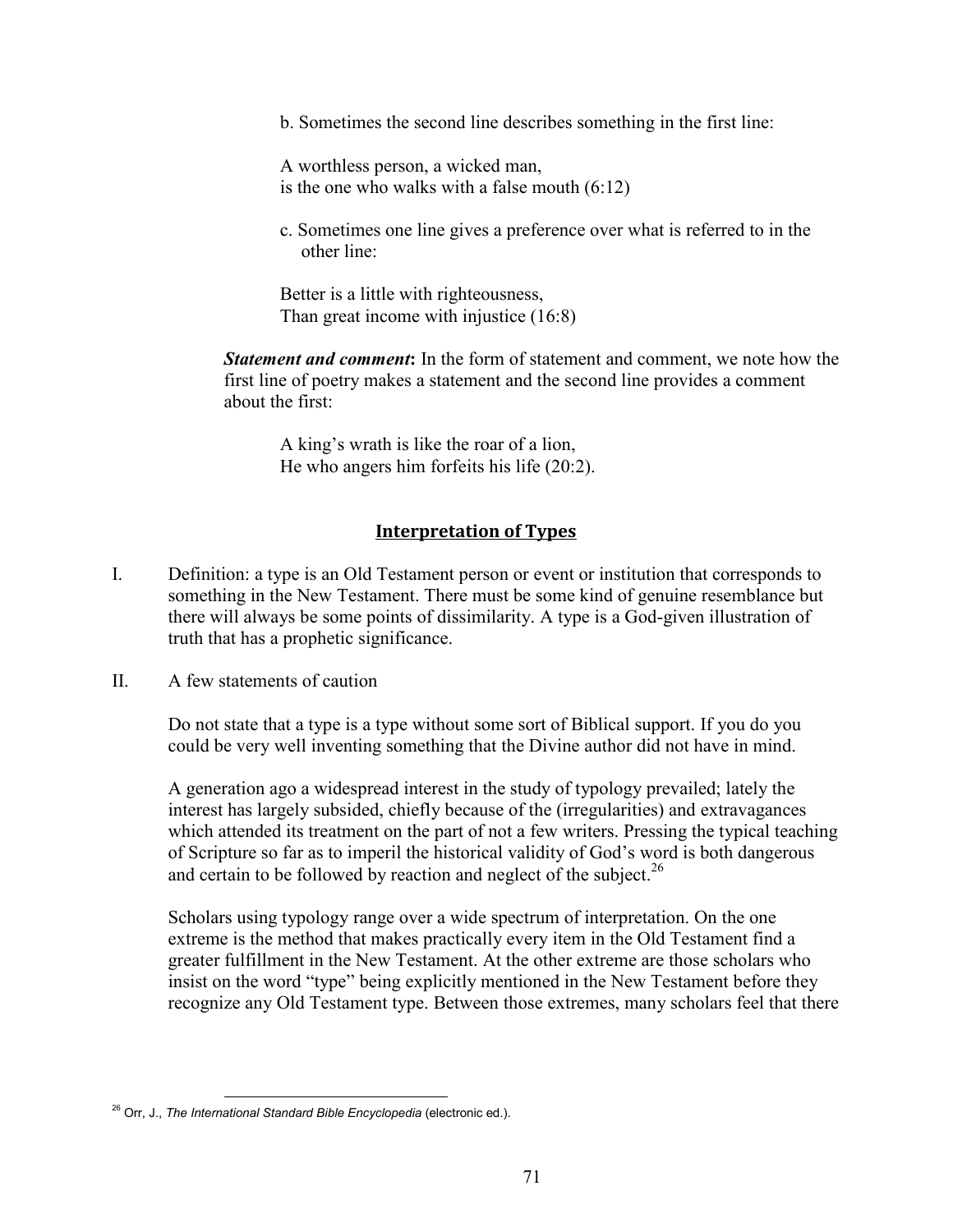b. Sometimes the second line describes something in the first line:

A worthless person, a wicked man,
is the one who walks with a false mouth (6:12)

c. Sometimes one line gives a preference over what is referred to in the other line:

Better is a little with righteousness,
Than great income with injustice (16:8)

***Statement and comment*:** In the form of statement and comment, we note how the first line of poetry makes a statement and the second line provides a comment about the first:

A king's wrath is like the roar of a lion,
He who angers him forfeits his life (20:2).

## Interpretation of Types

I. Definition: a type is an Old Testament person or event or institution that corresponds to something in the New Testament. There must be some kind of genuine resemblance but there will always be some points of dissimilarity. A type is a God-given illustration of truth that has a prophetic significance.

II. A few statements of caution

Do not state that a type is a type without some sort of Biblical support. If you do you could be very well inventing something that the Divine author did not have in mind.

A generation ago a widespread interest in the study of typology prevailed; lately the interest has largely subsided, chiefly because of the (irregularities) and extravagances which attended its treatment on the part of not a few writers. Pressing the typical teaching of Scripture so far as to imperil the historical validity of God's word is both dangerous and certain to be followed by reaction and neglect of the subject.[26]

Scholars using typology range over a wide spectrum of interpretation. On the one extreme is the method that makes practically every item in the Old Testament find a greater fulfillment in the New Testament. At the other extreme are those scholars who insist on the word "type" being explicitly mentioned in the New Testament before they recognize any Old Testament type. Between those extremes, many scholars feel that there

[26] Orr, J., *The International Standard Bible Encyclopedia* (electronic ed.).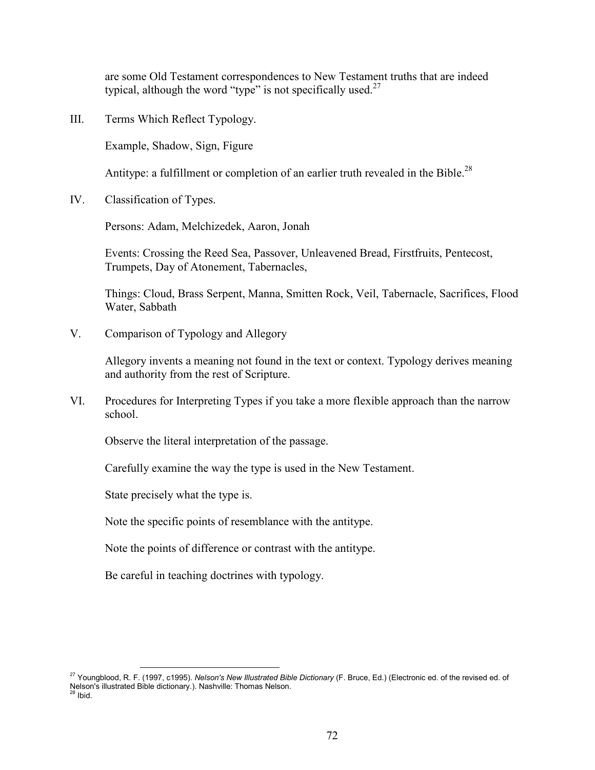are some Old Testament correspondences to New Testament truths that are indeed typical, although the word "type" is not specifically used.[27]

III. Terms Which Reflect Typology.

Example, Shadow, Sign, Figure

Antitype: a fulfillment or completion of an earlier truth revealed in the Bible.[28]

IV. Classification of Types.

Persons: Adam, Melchizedek, Aaron, Jonah

Events: Crossing the Reed Sea, Passover, Unleavened Bread, Firstfruits, Pentecost, Trumpets, Day of Atonement, Tabernacles,

Things: Cloud, Brass Serpent, Manna, Smitten Rock, Veil, Tabernacle, Sacrifices, Flood Water, Sabbath

V. Comparison of Typology and Allegory

Allegory invents a meaning not found in the text or context. Typology derives meaning and authority from the rest of Scripture.

VI. Procedures for Interpreting Types if you take a more flexible approach than the narrow school.

Observe the literal interpretation of the passage.

Carefully examine the way the type is used in the New Testament.

State precisely what the type is.

Note the specific points of resemblance with the antitype.

Note the points of difference or contrast with the antitype.

Be careful in teaching doctrines with typology.

---

[27] Youngblood, R. F. (1997, c1995). *Nelson's New Illustrated Bible Dictionary* (F. Bruce, Ed.) (Electronic ed. of the revised ed. of Nelson's illustrated Bible dictionary.). Nashville: Thomas Nelson.

[28] Ibid.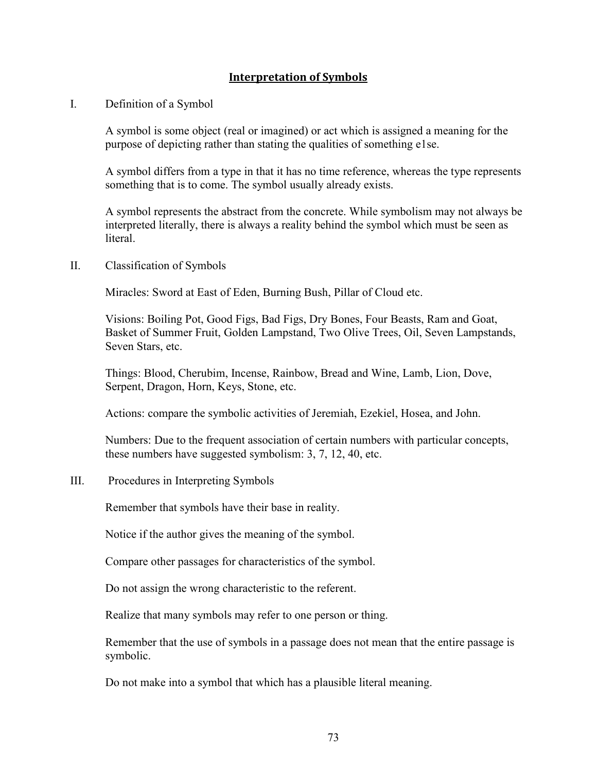## Interpretation of Symbols

I. Definition of a Symbol

A symbol is some object (real or imagined) or act which is assigned a meaning for the purpose of depicting rather than stating the qualities of something e1se.

A symbol differs from a type in that it has no time reference, whereas the type represents something that is to come. The symbol usually already exists.

A symbol represents the abstract from the concrete. While symbolism may not always be interpreted literally, there is always a reality behind the symbol which must be seen as literal.

II. Classification of Symbols

Miracles: Sword at East of Eden, Burning Bush, Pillar of Cloud etc.

Visions: Boiling Pot, Good Figs, Bad Figs, Dry Bones, Four Beasts, Ram and Goat, Basket of Summer Fruit, Golden Lampstand, Two Olive Trees, Oil, Seven Lampstands, Seven Stars, etc.

Things: Blood, Cherubim, Incense, Rainbow, Bread and Wine, Lamb, Lion, Dove, Serpent, Dragon, Horn, Keys, Stone, etc.

Actions: compare the symbolic activities of Jeremiah, Ezekiel, Hosea, and John.

Numbers: Due to the frequent association of certain numbers with particular concepts, these numbers have suggested symbolism: 3, 7, 12, 40, etc.

III. Procedures in Interpreting Symbols

Remember that symbols have their base in reality.

Notice if the author gives the meaning of the symbol.

Compare other passages for characteristics of the symbol.

Do not assign the wrong characteristic to the referent.

Realize that many symbols may refer to one person or thing.

Remember that the use of symbols in a passage does not mean that the entire passage is symbolic.

Do not make into a symbol that which has a plausible literal meaning.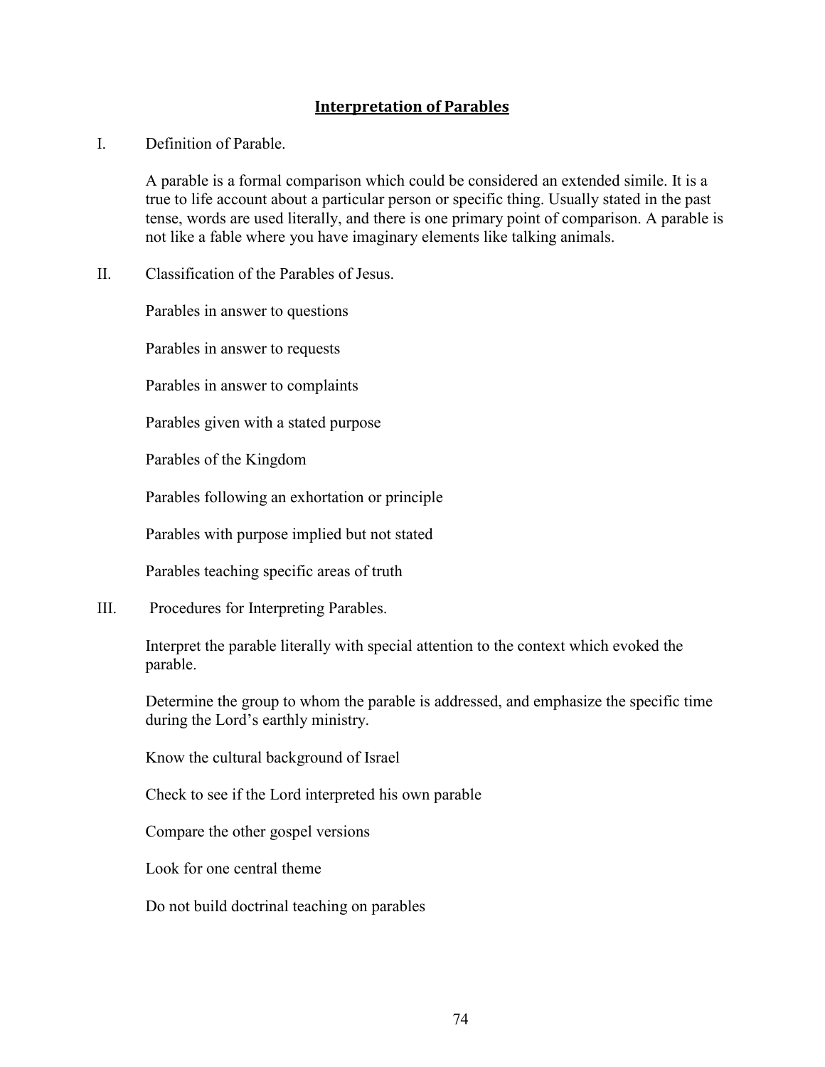## Interpretation of Parables

I. Definition of Parable.

A parable is a formal comparison which could be considered an extended simile. It is a true to life account about a particular person or specific thing. Usually stated in the past tense, words are used literally, and there is one primary point of comparison. A parable is not like a fable where you have imaginary elements like talking animals.

II. Classification of the Parables of Jesus.

Parables in answer to questions

Parables in answer to requests

Parables in answer to complaints

Parables given with a stated purpose

Parables of the Kingdom

Parables following an exhortation or principle

Parables with purpose implied but not stated

Parables teaching specific areas of truth

III. Procedures for Interpreting Parables.

Interpret the parable literally with special attention to the context which evoked the parable.

Determine the group to whom the parable is addressed, and emphasize the specific time during the Lord's earthly ministry.

Know the cultural background of Israel

Check to see if the Lord interpreted his own parable

Compare the other gospel versions

Look for one central theme

Do not build doctrinal teaching on parables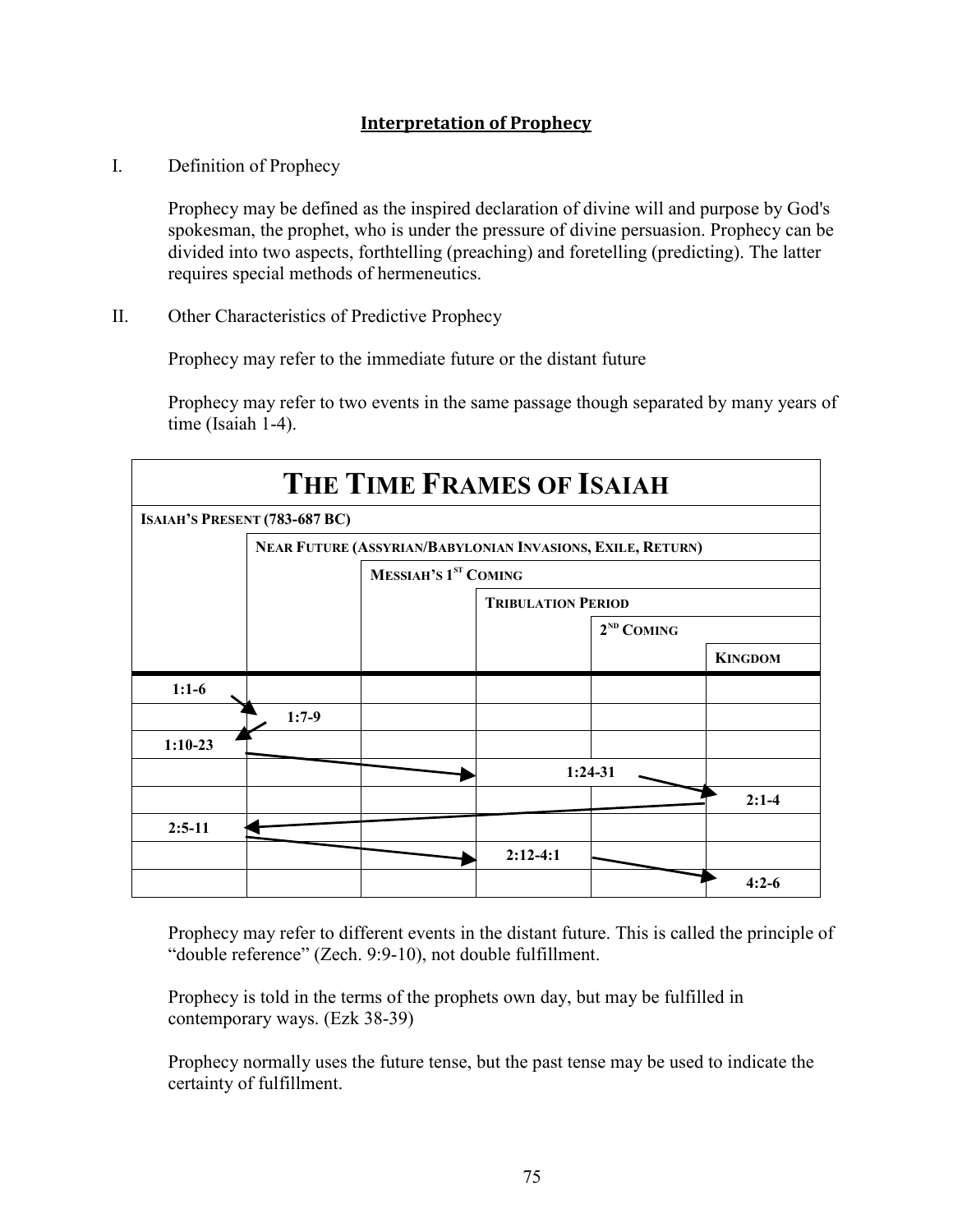## Interpretation of Prophecy

I. Definition of Prophecy

Prophecy may be defined as the inspired declaration of divine will and purpose by God's spokesman, the prophet, who is under the pressure of divine persuasion. Prophecy can be divided into two aspects, forthtelling (preaching) and foretelling (predicting). The latter requires special methods of hermeneutics.

II. Other Characteristics of Predictive Prophecy

Prophecy may refer to the immediate future or the distant future

Prophecy may refer to two events in the same passage though separated by many years of time (Isaiah 1-4).

| **THE TIME FRAMES OF ISAIAH** | | | | | |
|---|---|---|---|---|---|
| **ISAIAH'S PRESENT (783-687 BC)** | | | | | |
| | **NEAR FUTURE (ASSYRIAN/BABYLONIAN INVASIONS, EXILE, RETURN)** | | | | |
| | | **MESSIAH'S 1ST COMING** | | | |
| | | | **TRIBULATION PERIOD** | | |
| | | | | **2ND COMING** | |
| | | | | | **KINGDOM** |
| **1:1-6** | | | | | |
| | **1:7-9** | | | | |
| **1:10-23** | | | | | |
| | | | **1:24-31** | | |
| | | | | | **2:1-4** |
| **2:5-11** | | | | | |
| | | | **2:12-4:1** | | |
| | | | | | **4:2-6** |

Prophecy may refer to different events in the distant future. This is called the principle of "double reference" (Zech. 9:9-10), not double fulfillment.

Prophecy is told in the terms of the prophets own day, but may be fulfilled in contemporary ways. (Ezk 38-39)

Prophecy normally uses the future tense, but the past tense may be used to indicate the certainty of fulfillment.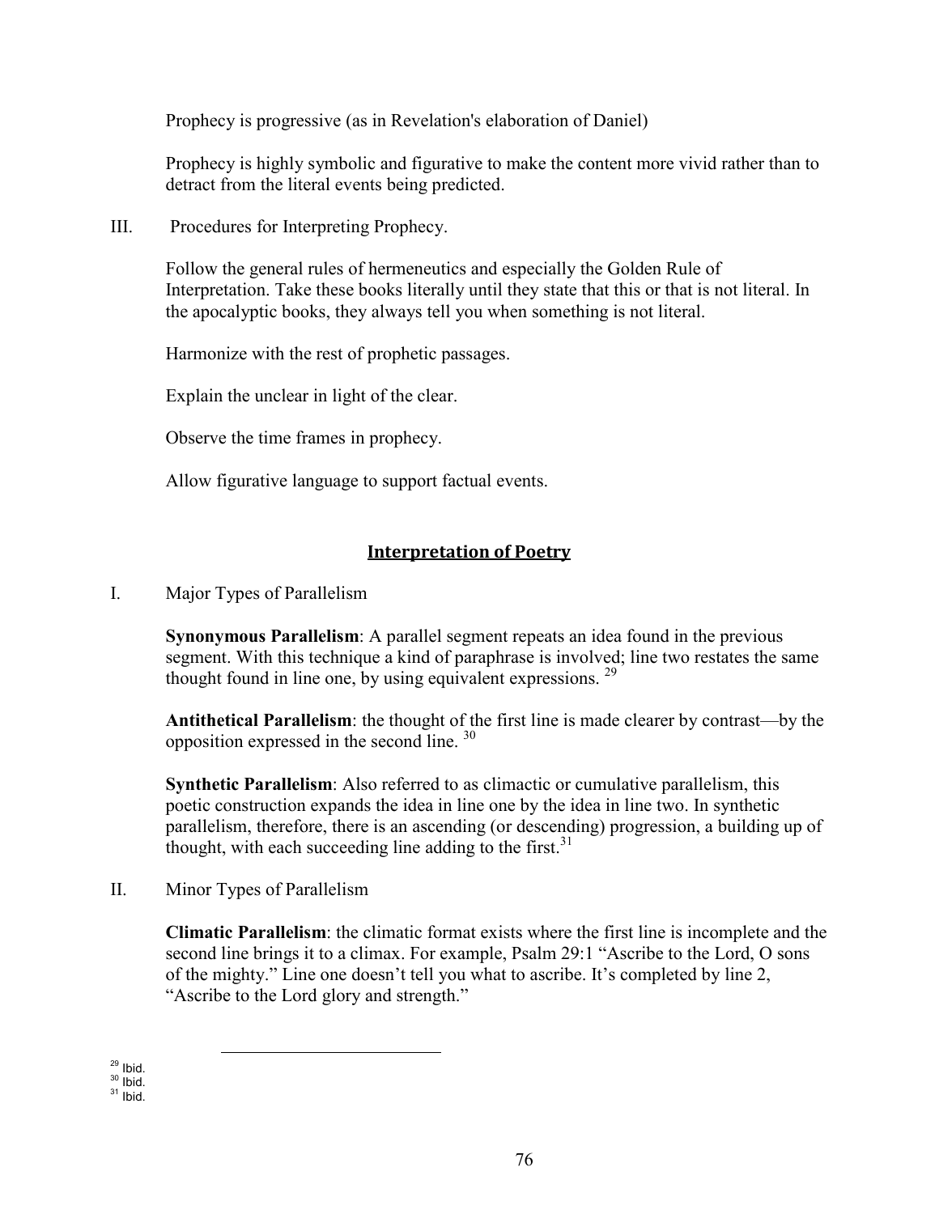Prophecy is progressive (as in Revelation's elaboration of Daniel)

Prophecy is highly symbolic and figurative to make the content more vivid rather than to detract from the literal events being predicted.

III. Procedures for Interpreting Prophecy.

Follow the general rules of hermeneutics and especially the Golden Rule of Interpretation. Take these books literally until they state that this or that is not literal. In the apocalyptic books, they always tell you when something is not literal.

Harmonize with the rest of prophetic passages.

Explain the unclear in light of the clear.

Observe the time frames in prophecy.

Allow figurative language to support factual events.

## Interpretation of Poetry

I. Major Types of Parallelism

**Synonymous Parallelism**: A parallel segment repeats an idea found in the previous segment. With this technique a kind of paraphrase is involved; line two restates the same thought found in line one, by using equivalent expressions. [29]

**Antithetical Parallelism**: the thought of the first line is made clearer by contrast—by the opposition expressed in the second line. [30]

**Synthetic Parallelism**: Also referred to as climactic or cumulative parallelism, this poetic construction expands the idea in line one by the idea in line two. In synthetic parallelism, therefore, there is an ascending (or descending) progression, a building up of thought, with each succeeding line adding to the first.[31]

II. Minor Types of Parallelism

**Climatic Parallelism**: the climatic format exists where the first line is incomplete and the second line brings it to a climax. For example, Psalm 29:1 "Ascribe to the Lord, O sons of the mighty." Line one doesn't tell you what to ascribe. It's completed by line 2, "Ascribe to the Lord glory and strength."

[29] Ibid.
[30] Ibid.
[31] Ibid.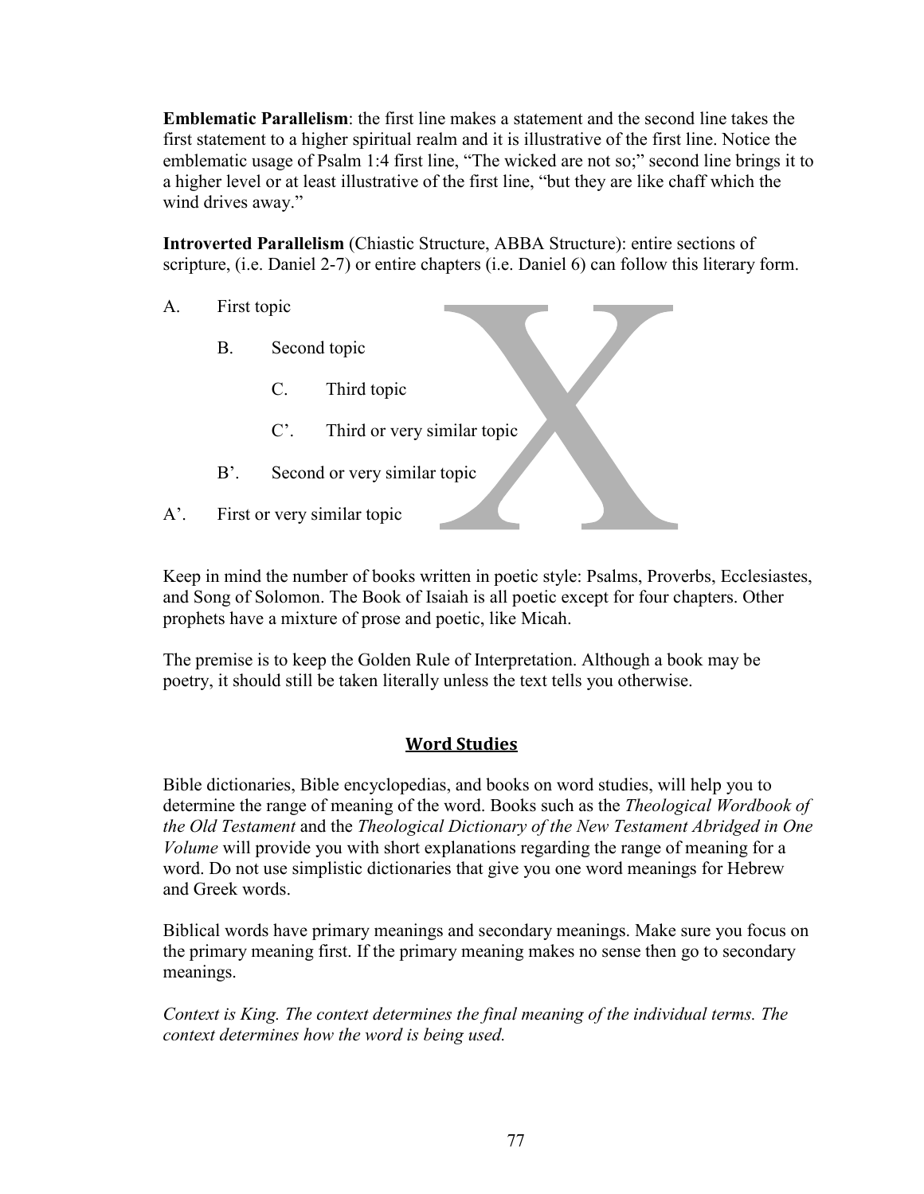**Emblematic Parallelism**: the first line makes a statement and the second line takes the first statement to a higher spiritual realm and it is illustrative of the first line. Notice the emblematic usage of Psalm 1:4 first line, "The wicked are not so;" second line brings it to a higher level or at least illustrative of the first line, "but they are like chaff which the wind drives away."

**Introverted Parallelism** (Chiastic Structure, ABBA Structure): entire sections of scripture, (i.e. Daniel 2-7) or entire chapters (i.e. Daniel 6) can follow this literary form.

A. First topic

&nbsp;&nbsp;&nbsp;&nbsp;B. Second topic

&nbsp;&nbsp;&nbsp;&nbsp;&nbsp;&nbsp;&nbsp;&nbsp;C. Third topic

&nbsp;&nbsp;&nbsp;&nbsp;&nbsp;&nbsp;&nbsp;&nbsp;C'. Third or very similar topic

&nbsp;&nbsp;&nbsp;&nbsp;B'. Second or very similar topic

A'. First or very similar topic

Keep in mind the number of books written in poetic style: Psalms, Proverbs, Ecclesiastes, and Song of Solomon. The Book of Isaiah is all poetic except for four chapters. Other prophets have a mixture of prose and poetic, like Micah.

The premise is to keep the Golden Rule of Interpretation. Although a book may be poetry, it should still be taken literally unless the text tells you otherwise.

## Word Studies

Bible dictionaries, Bible encyclopedias, and books on word studies, will help you to determine the range of meaning of the word. Books such as the *Theological Wordbook of the Old Testament* and the *Theological Dictionary of the New Testament Abridged in One Volume* will provide you with short explanations regarding the range of meaning for a word. Do not use simplistic dictionaries that give you one word meanings for Hebrew and Greek words.

Biblical words have primary meanings and secondary meanings. Make sure you focus on the primary meaning first. If the primary meaning makes no sense then go to secondary meanings.

*Context is King. The context determines the final meaning of the individual terms. The context determines how the word is being used.*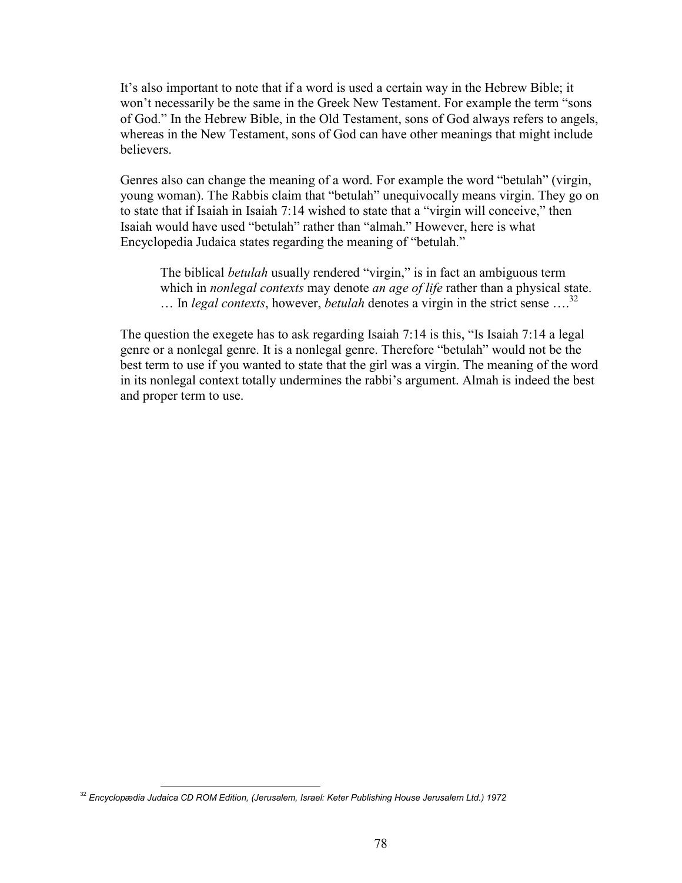It's also important to note that if a word is used a certain way in the Hebrew Bible; it won't necessarily be the same in the Greek New Testament. For example the term "sons of God." In the Hebrew Bible, in the Old Testament, sons of God always refers to angels, whereas in the New Testament, sons of God can have other meanings that might include believers.

Genres also can change the meaning of a word. For example the word "betulah" (virgin, young woman). The Rabbis claim that "betulah" unequivocally means virgin. They go on to state that if Isaiah in Isaiah 7:14 wished to state that a "virgin will conceive," then Isaiah would have used "betulah" rather than "almah." However, here is what Encyclopedia Judaica states regarding the meaning of "betulah."

> The biblical *betulah* usually rendered "virgin," is in fact an ambiguous term which in *nonlegal contexts* may denote *an age of life* rather than a physical state. … In *legal contexts*, however, *betulah* denotes a virgin in the strict sense ….[32]

The question the exegete has to ask regarding Isaiah 7:14 is this, "Is Isaiah 7:14 a legal genre or a nonlegal genre. It is a nonlegal genre. Therefore "betulah" would not be the best term to use if you wanted to state that the girl was a virgin. The meaning of the word in its nonlegal context totally undermines the rabbi's argument. Almah is indeed the best and proper term to use.

---

[32] *Encyclopædia Judaica CD ROM Edition, (Jerusalem, Israel: Keter Publishing House Jerusalem Ltd.) 1972*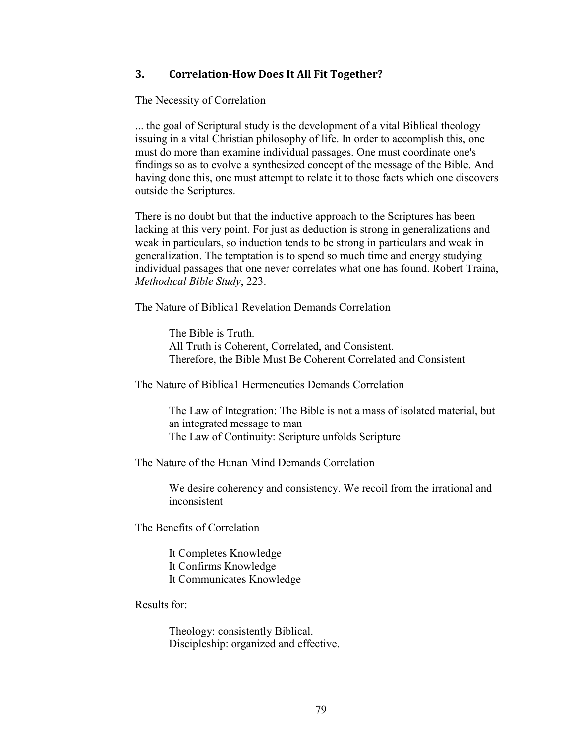### 3. Correlation-How Does It All Fit Together?

The Necessity of Correlation

... the goal of Scriptural study is the development of a vital Biblical theology issuing in a vital Christian philosophy of life. In order to accomplish this, one must do more than examine individual passages. One must coordinate one's findings so as to evolve a synthesized concept of the message of the Bible. And having done this, one must attempt to relate it to those facts which one discovers outside the Scriptures.

There is no doubt but that the inductive approach to the Scriptures has been lacking at this very point. For just as deduction is strong in generalizations and weak in particulars, so induction tends to be strong in particulars and weak in generalization. The temptation is to spend so much time and energy studying individual passages that one never correlates what one has found. Robert Traina, *Methodical Bible Study*, 223.

The Nature of Biblica1 Revelation Demands Correlation

> The Bible is Truth.
> All Truth is Coherent, Correlated, and Consistent.
> Therefore, the Bible Must Be Coherent Correlated and Consistent

The Nature of Biblica1 Hermeneutics Demands Correlation

> The Law of Integration: The Bible is not a mass of isolated material, but an integrated message to man
> The Law of Continuity: Scripture unfolds Scripture

The Nature of the Hunan Mind Demands Correlation

> We desire coherency and consistency. We recoil from the irrational and inconsistent

The Benefits of Correlation

> It Completes Knowledge
> It Confirms Knowledge
> It Communicates Knowledge

Results for:

> Theology: consistently Biblical.
> Discipleship: organized and effective.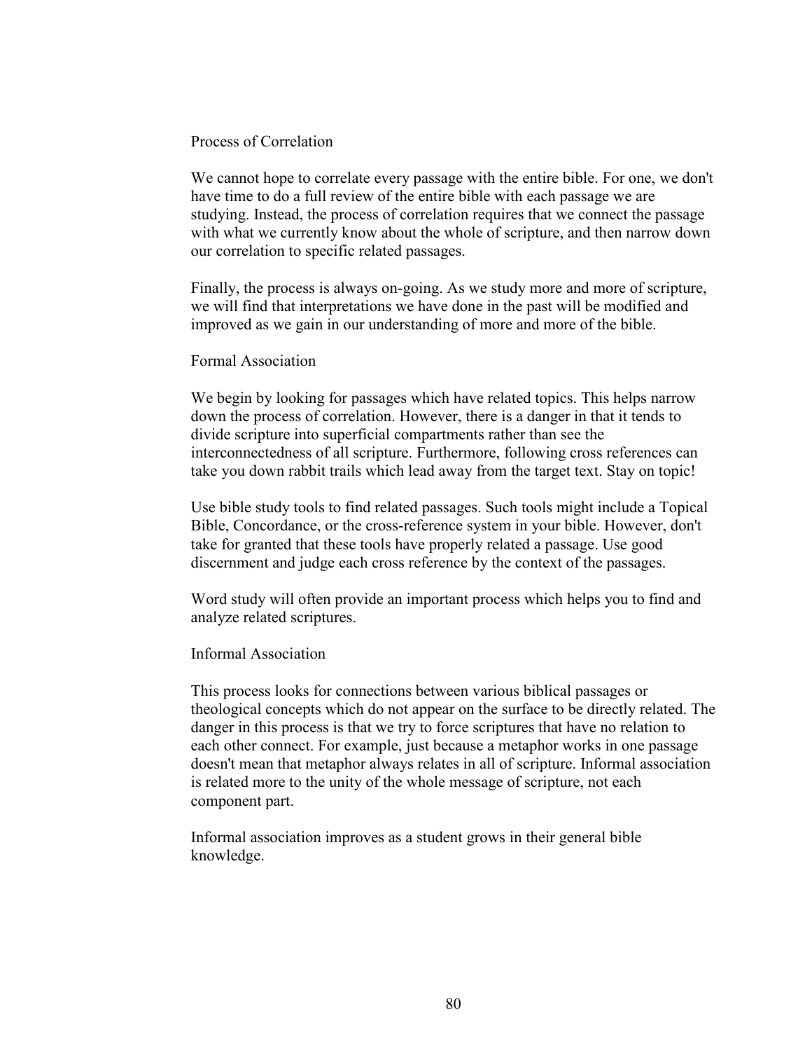## Process of Correlation

We cannot hope to correlate every passage with the entire bible. For one, we don't have time to do a full review of the entire bible with each passage we are studying. Instead, the process of correlation requires that we connect the passage with what we currently know about the whole of scripture, and then narrow down our correlation to specific related passages.

Finally, the process is always on-going. As we study more and more of scripture, we will find that interpretations we have done in the past will be modified and improved as we gain in our understanding of more and more of the bible.

### Formal Association

We begin by looking for passages which have related topics. This helps narrow down the process of correlation. However, there is a danger in that it tends to divide scripture into superficial compartments rather than see the interconnectedness of all scripture. Furthermore, following cross references can take you down rabbit trails which lead away from the target text. Stay on topic!

Use bible study tools to find related passages. Such tools might include a Topical Bible, Concordance, or the cross-reference system in your bible. However, don't take for granted that these tools have properly related a passage. Use good discernment and judge each cross reference by the context of the passages.

Word study will often provide an important process which helps you to find and analyze related scriptures.

### Informal Association

This process looks for connections between various biblical passages or theological concepts which do not appear on the surface to be directly related. The danger in this process is that we try to force scriptures that have no relation to each other connect. For example, just because a metaphor works in one passage doesn't mean that metaphor always relates in all of scripture. Informal association is related more to the unity of the whole message of scripture, not each component part.

Informal association improves as a student grows in their general bible knowledge.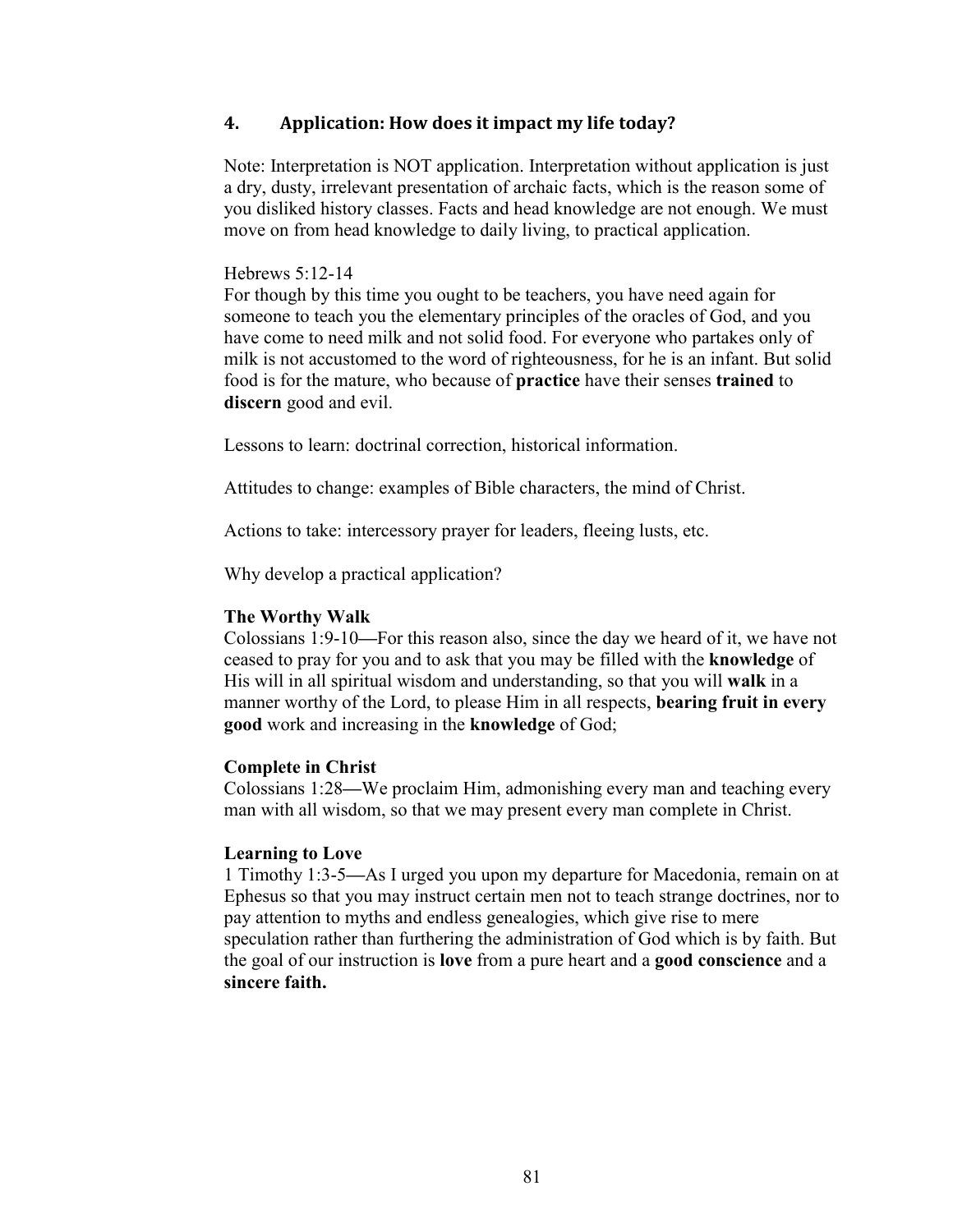## 4. Application: How does it impact my life today?

Note: Interpretation is NOT application. Interpretation without application is just a dry, dusty, irrelevant presentation of archaic facts, which is the reason some of you disliked history classes. Facts and head knowledge are not enough. We must move on from head knowledge to daily living, to practical application.

Hebrews 5:12-14
For though by this time you ought to be teachers, you have need again for someone to teach you the elementary principles of the oracles of God, and you have come to need milk and not solid food. For everyone who partakes only of milk is not accustomed to the word of righteousness, for he is an infant. But solid food is for the mature, who because of **practice** have their senses **trained** to **discern** good and evil.

Lessons to learn: doctrinal correction, historical information.

Attitudes to change: examples of Bible characters, the mind of Christ.

Actions to take: intercessory prayer for leaders, fleeing lusts, etc.

Why develop a practical application?

**The Worthy Walk**
Colossians 1:9-10—For this reason also, since the day we heard of it, we have not ceased to pray for you and to ask that you may be filled with the **knowledge** of His will in all spiritual wisdom and understanding, so that you will **walk** in a manner worthy of the Lord, to please Him in all respects, **bearing fruit in every good** work and increasing in the **knowledge** of God;

**Complete in Christ**
Colossians 1:28—We proclaim Him, admonishing every man and teaching every man with all wisdom, so that we may present every man complete in Christ.

**Learning to Love**
1 Timothy 1:3-5—As I urged you upon my departure for Macedonia, remain on at Ephesus so that you may instruct certain men not to teach strange doctrines, nor to pay attention to myths and endless genealogies, which give rise to mere speculation rather than furthering the administration of God which is by faith. But the goal of our instruction is **love** from a pure heart and a **good conscience** and a **sincere faith.**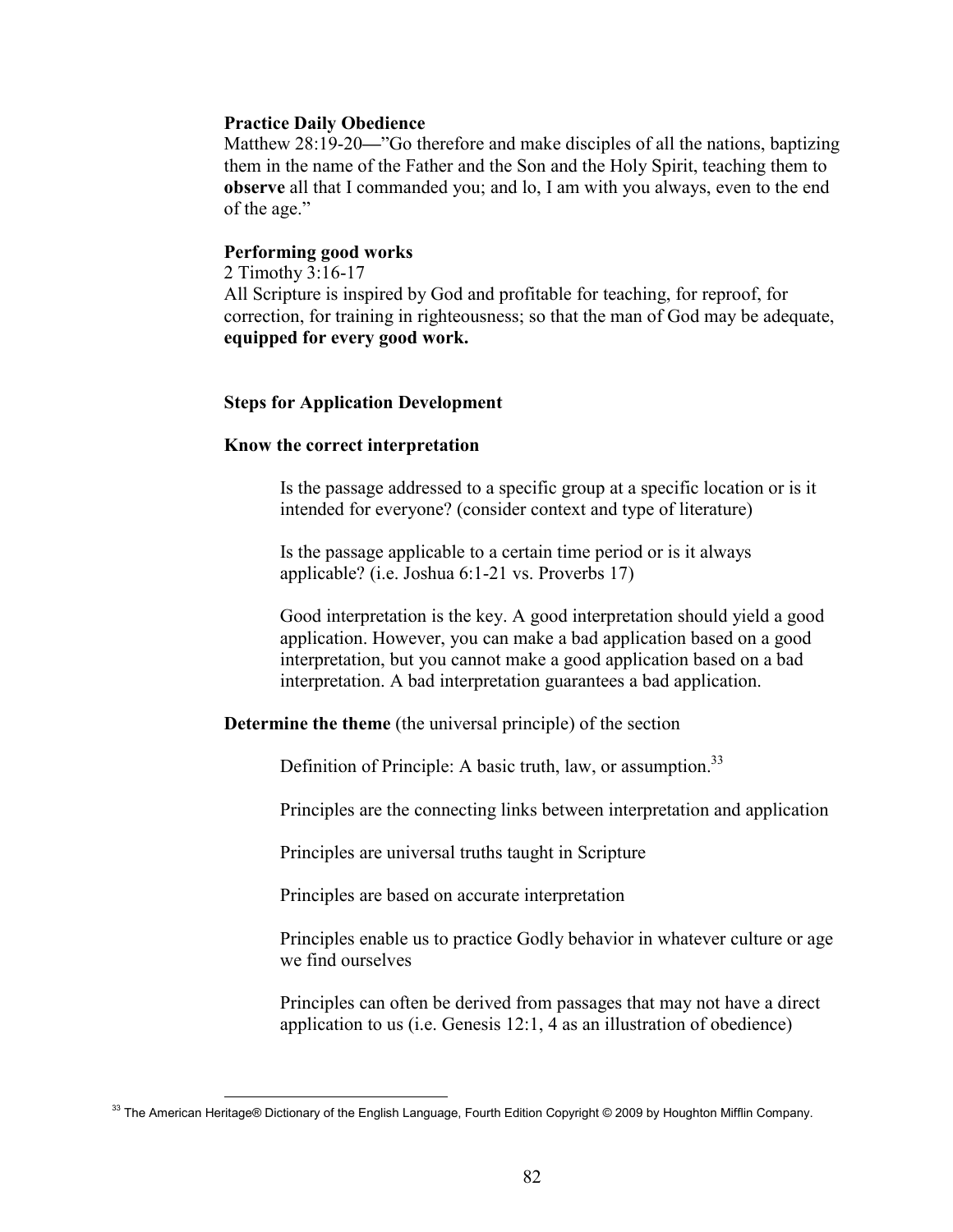**Practice Daily Obedience**

Matthew 28:19-20—"Go therefore and make disciples of all the nations, baptizing them in the name of the Father and the Son and the Holy Spirit, teaching them to **observe** all that I commanded you; and lo, I am with you always, even to the end of the age."

**Performing good works**

2 Timothy 3:16-17

All Scripture is inspired by God and profitable for teaching, for reproof, for correction, for training in righteousness; so that the man of God may be adequate, **equipped for every good work.**

**Steps for Application Development**

**Know the correct interpretation**

Is the passage addressed to a specific group at a specific location or is it intended for everyone? (consider context and type of literature)

Is the passage applicable to a certain time period or is it always applicable? (i.e. Joshua 6:1-21 vs. Proverbs 17)

Good interpretation is the key. A good interpretation should yield a good application. However, you can make a bad application based on a good interpretation, but you cannot make a good application based on a bad interpretation. A bad interpretation guarantees a bad application.

**Determine the theme** (the universal principle) of the section

Definition of Principle: A basic truth, law, or assumption.[33]

Principles are the connecting links between interpretation and application

Principles are universal truths taught in Scripture

Principles are based on accurate interpretation

Principles enable us to practice Godly behavior in whatever culture or age we find ourselves

Principles can often be derived from passages that may not have a direct application to us (i.e. Genesis 12:1, 4 as an illustration of obedience)

[33] The American Heritage® Dictionary of the English Language, Fourth Edition Copyright © 2009 by Houghton Mifflin Company.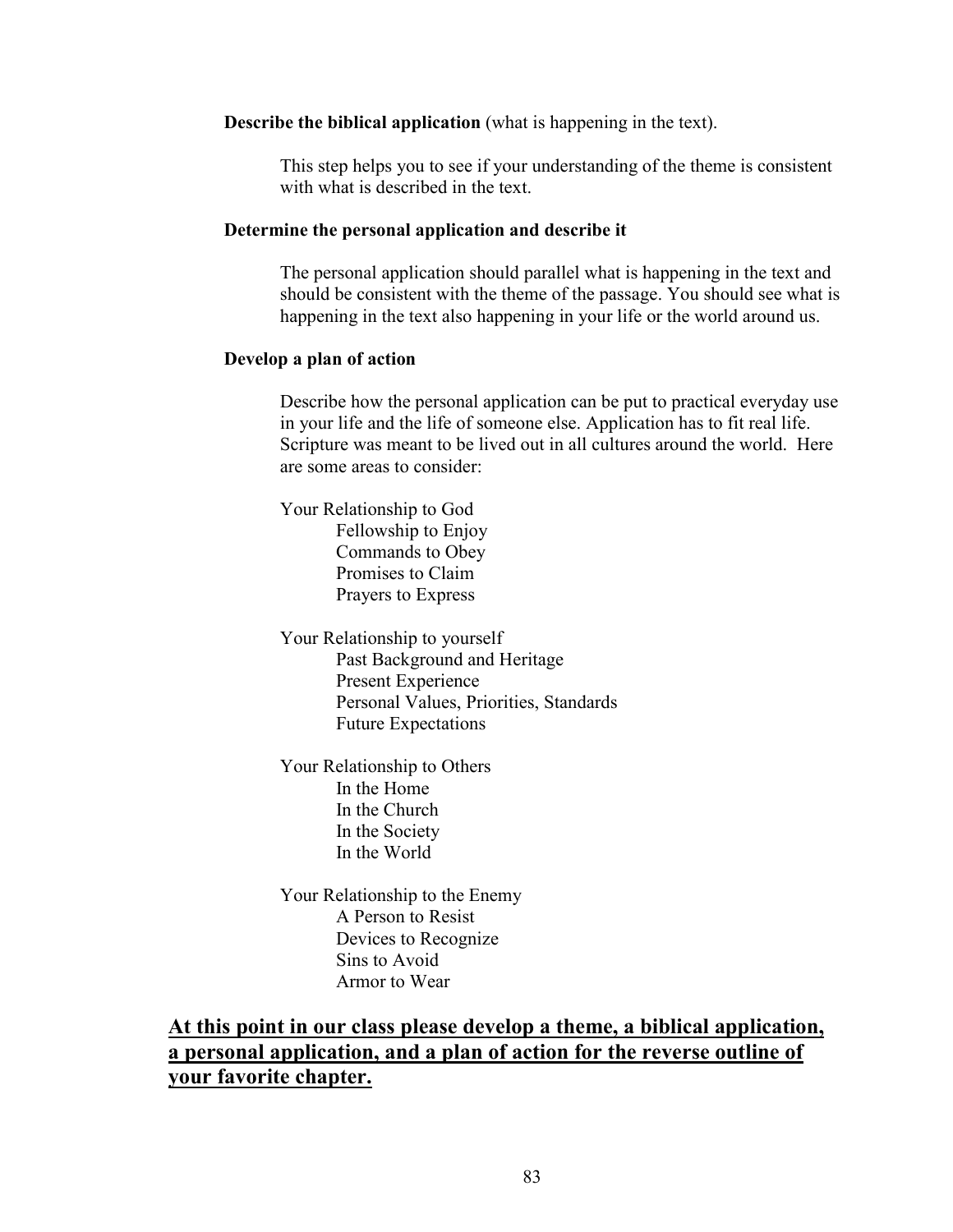**Describe the biblical application** (what is happening in the text).

This step helps you to see if your understanding of the theme is consistent with what is described in the text.

**Determine the personal application and describe it**

The personal application should parallel what is happening in the text and should be consistent with the theme of the passage. You should see what is happening in the text also happening in your life or the world around us.

**Develop a plan of action**

Describe how the personal application can be put to practical everyday use in your life and the life of someone else. Application has to fit real life. Scripture was meant to be lived out in all cultures around the world. Here are some areas to consider:

Your Relationship to God
- Fellowship to Enjoy
- Commands to Obey
- Promises to Claim
- Prayers to Express

Your Relationship to yourself
- Past Background and Heritage
- Present Experience
- Personal Values, Priorities, Standards
- Future Expectations

Your Relationship to Others
- In the Home
- In the Church
- In the Society
- In the World

Your Relationship to the Enemy
- A Person to Resist
- Devices to Recognize
- Sins to Avoid
- Armor to Wear

**<u>At this point in our class please develop a theme, a biblical application, a personal application, and a plan of action for the reverse outline of your favorite chapter.</u>**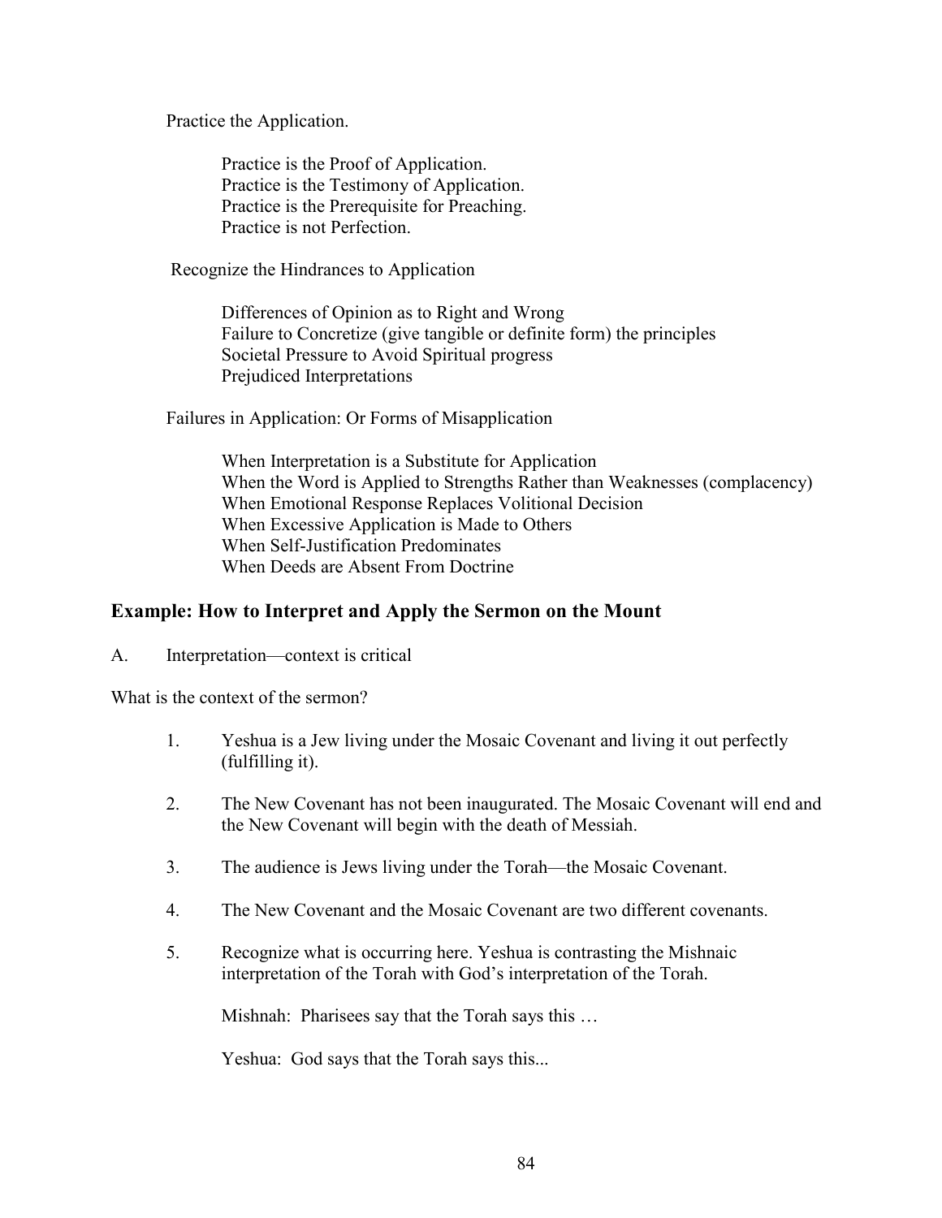Practice the Application.

Practice is the Proof of Application.
Practice is the Testimony of Application.
Practice is the Prerequisite for Preaching.
Practice is not Perfection.

Recognize the Hindrances to Application

Differences of Opinion as to Right and Wrong
Failure to Concretize (give tangible or definite form) the principles
Societal Pressure to Avoid Spiritual progress
Prejudiced Interpretations

Failures in Application: Or Forms of Misapplication

When Interpretation is a Substitute for Application
When the Word is Applied to Strengths Rather than Weaknesses (complacency)
When Emotional Response Replaces Volitional Decision
When Excessive Application is Made to Others
When Self-Justification Predominates
When Deeds are Absent From Doctrine

## Example: How to Interpret and Apply the Sermon on the Mount

A. Interpretation—context is critical

What is the context of the sermon?

1. Yeshua is a Jew living under the Mosaic Covenant and living it out perfectly (fulfilling it).

2. The New Covenant has not been inaugurated. The Mosaic Covenant will end and the New Covenant will begin with the death of Messiah.

3. The audience is Jews living under the Torah—the Mosaic Covenant.

4. The New Covenant and the Mosaic Covenant are two different covenants.

5. Recognize what is occurring here. Yeshua is contrasting the Mishnaic interpretation of the Torah with God's interpretation of the Torah.

   Mishnah: Pharisees say that the Torah says this …

   Yeshua: God says that the Torah says this...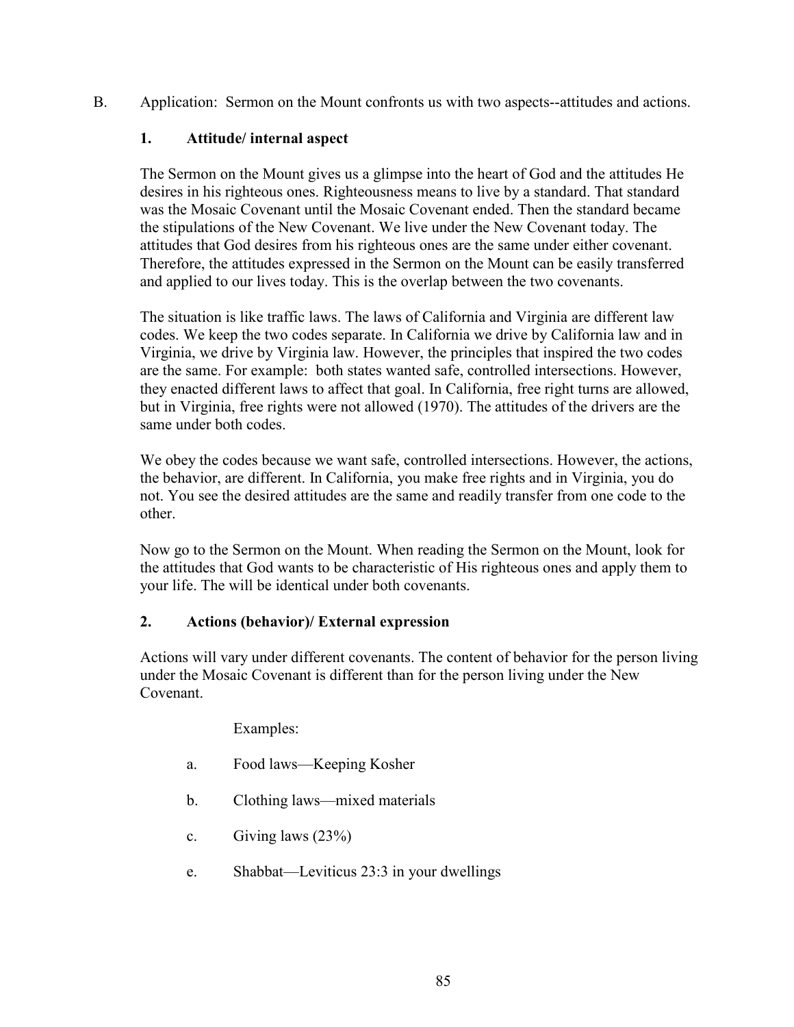B. Application: Sermon on the Mount confronts us with two aspects--attitudes and actions.

**1. Attitude/ internal aspect**

The Sermon on the Mount gives us a glimpse into the heart of God and the attitudes He desires in his righteous ones. Righteousness means to live by a standard. That standard was the Mosaic Covenant until the Mosaic Covenant ended. Then the standard became the stipulations of the New Covenant. We live under the New Covenant today. The attitudes that God desires from his righteous ones are the same under either covenant. Therefore, the attitudes expressed in the Sermon on the Mount can be easily transferred and applied to our lives today. This is the overlap between the two covenants.

The situation is like traffic laws. The laws of California and Virginia are different law codes. We keep the two codes separate. In California we drive by California law and in Virginia, we drive by Virginia law. However, the principles that inspired the two codes are the same. For example: both states wanted safe, controlled intersections. However, they enacted different laws to affect that goal. In California, free right turns are allowed, but in Virginia, free rights were not allowed (1970). The attitudes of the drivers are the same under both codes.

We obey the codes because we want safe, controlled intersections. However, the actions, the behavior, are different. In California, you make free rights and in Virginia, you do not. You see the desired attitudes are the same and readily transfer from one code to the other.

Now go to the Sermon on the Mount. When reading the Sermon on the Mount, look for the attitudes that God wants to be characteristic of His righteous ones and apply them to your life. The will be identical under both covenants.

**2. Actions (behavior)/ External expression**

Actions will vary under different covenants. The content of behavior for the person living under the Mosaic Covenant is different than for the person living under the New Covenant.

Examples:

a. Food laws—Keeping Kosher

b. Clothing laws—mixed materials

c. Giving laws (23%)

e. Shabbat—Leviticus 23:3 in your dwellings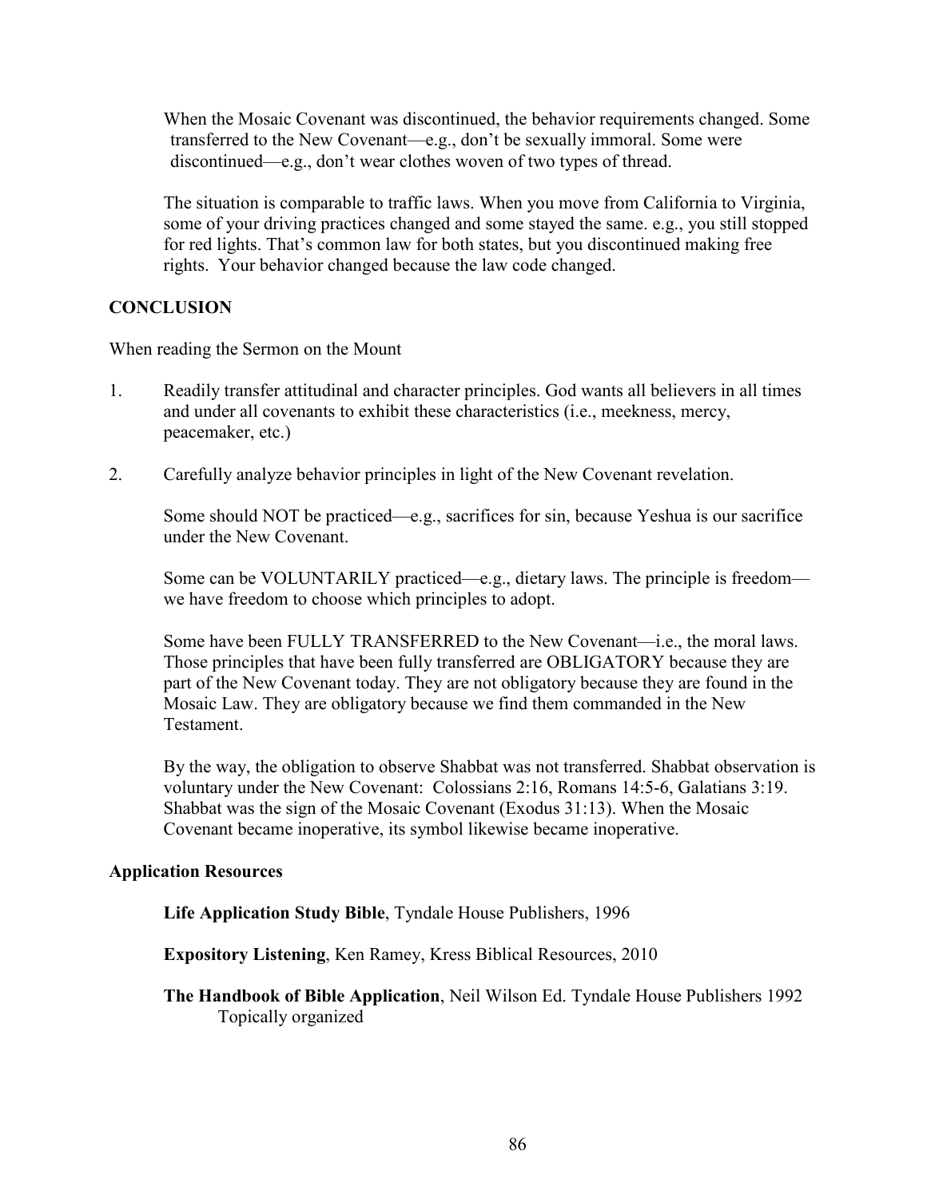When the Mosaic Covenant was discontinued, the behavior requirements changed. Some transferred to the New Covenant—e.g., don't be sexually immoral. Some were discontinued—e.g., don't wear clothes woven of two types of thread.

The situation is comparable to traffic laws. When you move from California to Virginia, some of your driving practices changed and some stayed the same. e.g., you still stopped for red lights. That's common law for both states, but you discontinued making free rights. Your behavior changed because the law code changed.

**CONCLUSION**

When reading the Sermon on the Mount

1. Readily transfer attitudinal and character principles. God wants all believers in all times and under all covenants to exhibit these characteristics (i.e., meekness, mercy, peacemaker, etc.)

2. Carefully analyze behavior principles in light of the New Covenant revelation.

   Some should NOT be practiced—e.g., sacrifices for sin, because Yeshua is our sacrifice under the New Covenant.

   Some can be VOLUNTARILY practiced—e.g., dietary laws. The principle is freedom—we have freedom to choose which principles to adopt.

   Some have been FULLY TRANSFERRED to the New Covenant—i.e., the moral laws. Those principles that have been fully transferred are OBLIGATORY because they are part of the New Covenant today. They are not obligatory because they are found in the Mosaic Law. They are obligatory because we find them commanded in the New Testament.

   By the way, the obligation to observe Shabbat was not transferred. Shabbat observation is voluntary under the New Covenant: Colossians 2:16, Romans 14:5-6, Galatians 3:19. Shabbat was the sign of the Mosaic Covenant (Exodus 31:13). When the Mosaic Covenant became inoperative, its symbol likewise became inoperative.

**Application Resources**

**Life Application Study Bible**, Tyndale House Publishers, 1996

**Expository Listening**, Ken Ramey, Kress Biblical Resources, 2010

**The Handbook of Bible Application**, Neil Wilson Ed. Tyndale House Publishers 1992
Topically organized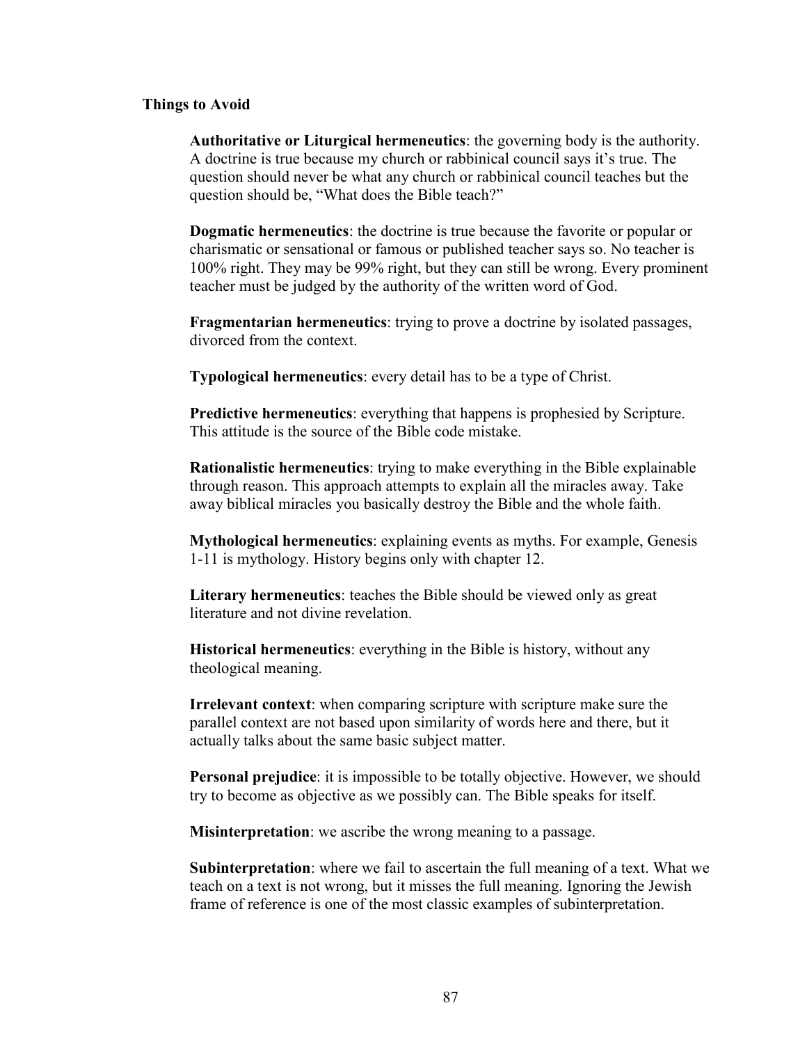### Things to Avoid

**Authoritative or Liturgical hermeneutics**: the governing body is the authority. A doctrine is true because my church or rabbinical council says it's true. The question should never be what any church or rabbinical council teaches but the question should be, "What does the Bible teach?"

**Dogmatic hermeneutics**: the doctrine is true because the favorite or popular or charismatic or sensational or famous or published teacher says so. No teacher is 100% right. They may be 99% right, but they can still be wrong. Every prominent teacher must be judged by the authority of the written word of God.

**Fragmentarian hermeneutics**: trying to prove a doctrine by isolated passages, divorced from the context.

**Typological hermeneutics**: every detail has to be a type of Christ.

**Predictive hermeneutics**: everything that happens is prophesied by Scripture. This attitude is the source of the Bible code mistake.

**Rationalistic hermeneutics**: trying to make everything in the Bible explainable through reason. This approach attempts to explain all the miracles away. Take away biblical miracles you basically destroy the Bible and the whole faith.

**Mythological hermeneutics**: explaining events as myths. For example, Genesis 1-11 is mythology. History begins only with chapter 12.

**Literary hermeneutics**: teaches the Bible should be viewed only as great literature and not divine revelation.

**Historical hermeneutics**: everything in the Bible is history, without any theological meaning.

**Irrelevant context**: when comparing scripture with scripture make sure the parallel context are not based upon similarity of words here and there, but it actually talks about the same basic subject matter.

**Personal prejudice**: it is impossible to be totally objective. However, we should try to become as objective as we possibly can. The Bible speaks for itself.

**Misinterpretation**: we ascribe the wrong meaning to a passage.

**Subinterpretation**: where we fail to ascertain the full meaning of a text. What we teach on a text is not wrong, but it misses the full meaning. Ignoring the Jewish frame of reference is one of the most classic examples of subinterpretation.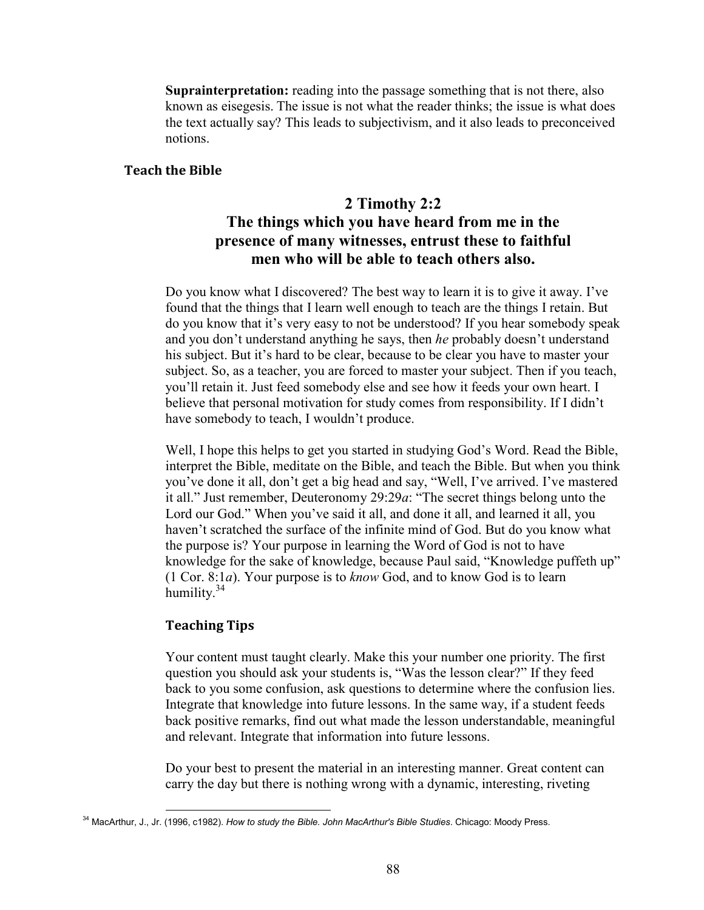**Suprainterpretation:** reading into the passage something that is not there, also known as eisegesis. The issue is not what the reader thinks; the issue is what does the text actually say? This leads to subjectivism, and it also leads to preconceived notions.

## Teach the Bible

**2 Timothy 2:2**
**The things which you have heard from me in the presence of many witnesses, entrust these to faithful men who will be able to teach others also.**

Do you know what I discovered? The best way to learn it is to give it away. I've found that the things that I learn well enough to teach are the things I retain. But do you know that it's very easy to not be understood? If you hear somebody speak and you don't understand anything he says, then *he* probably doesn't understand his subject. But it's hard to be clear, because to be clear you have to master your subject. So, as a teacher, you are forced to master your subject. Then if you teach, you'll retain it. Just feed somebody else and see how it feeds your own heart. I believe that personal motivation for study comes from responsibility. If I didn't have somebody to teach, I wouldn't produce.

Well, I hope this helps to get you started in studying God's Word. Read the Bible, interpret the Bible, meditate on the Bible, and teach the Bible. But when you think you've done it all, don't get a big head and say, "Well, I've arrived. I've mastered it all." Just remember, Deuteronomy 29:29*a*: "The secret things belong unto the Lord our God." When you've said it all, and done it all, and learned it all, you haven't scratched the surface of the infinite mind of God. But do you know what the purpose is? Your purpose in learning the Word of God is not to have knowledge for the sake of knowledge, because Paul said, "Knowledge puffeth up" (1 Cor. 8:1*a*). Your purpose is to *know* God, and to know God is to learn humility.[34]

### Teaching Tips

Your content must taught clearly. Make this your number one priority. The first question you should ask your students is, "Was the lesson clear?" If they feed back to you some confusion, ask questions to determine where the confusion lies. Integrate that knowledge into future lessons. In the same way, if a student feeds back positive remarks, find out what made the lesson understandable, meaningful and relevant. Integrate that information into future lessons.

Do your best to present the material in an interesting manner. Great content can carry the day but there is nothing wrong with a dynamic, interesting, riveting

[34] MacArthur, J., Jr. (1996, c1982). *How to study the Bible. John MacArthur's Bible Studies*. Chicago: Moody Press.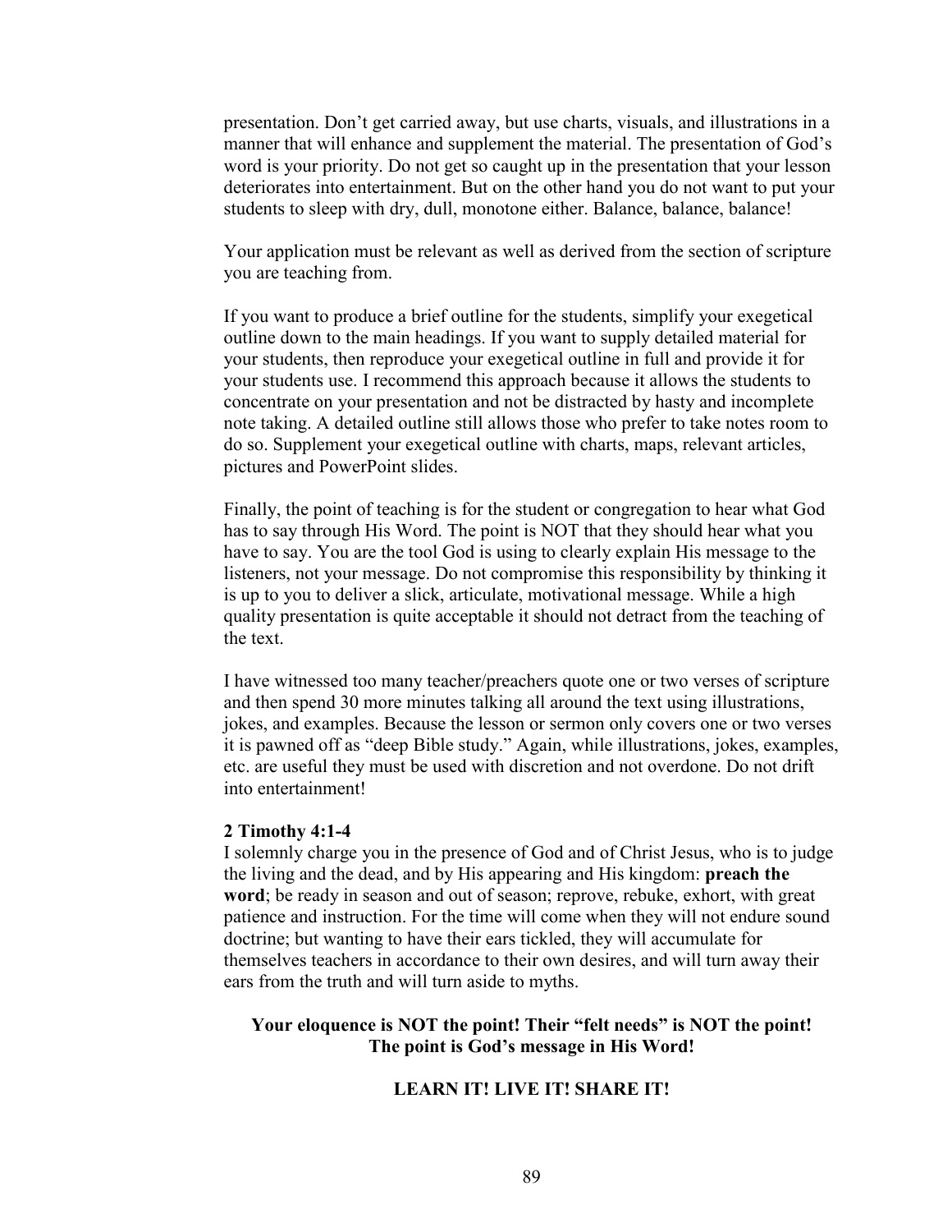presentation. Don't get carried away, but use charts, visuals, and illustrations in a manner that will enhance and supplement the material. The presentation of God's word is your priority. Do not get so caught up in the presentation that your lesson deteriorates into entertainment. But on the other hand you do not want to put your students to sleep with dry, dull, monotone either. Balance, balance, balance!

Your application must be relevant as well as derived from the section of scripture you are teaching from.

If you want to produce a brief outline for the students, simplify your exegetical outline down to the main headings. If you want to supply detailed material for your students, then reproduce your exegetical outline in full and provide it for your students use. I recommend this approach because it allows the students to concentrate on your presentation and not be distracted by hasty and incomplete note taking. A detailed outline still allows those who prefer to take notes room to do so. Supplement your exegetical outline with charts, maps, relevant articles, pictures and PowerPoint slides.

Finally, the point of teaching is for the student or congregation to hear what God has to say through His Word. The point is NOT that they should hear what you have to say. You are the tool God is using to clearly explain His message to the listeners, not your message. Do not compromise this responsibility by thinking it is up to you to deliver a slick, articulate, motivational message. While a high quality presentation is quite acceptable it should not detract from the teaching of the text.

I have witnessed too many teacher/preachers quote one or two verses of scripture and then spend 30 more minutes talking all around the text using illustrations, jokes, and examples. Because the lesson or sermon only covers one or two verses it is pawned off as "deep Bible study." Again, while illustrations, jokes, examples, etc. are useful they must be used with discretion and not overdone. Do not drift into entertainment!

**2 Timothy 4:1-4**
I solemnly charge you in the presence of God and of Christ Jesus, who is to judge the living and the dead, and by His appearing and His kingdom: **preach the word**; be ready in season and out of season; reprove, rebuke, exhort, with great patience and instruction. For the time will come when they will not endure sound doctrine; but wanting to have their ears tickled, they will accumulate for themselves teachers in accordance to their own desires, and will turn away their ears from the truth and will turn aside to myths.

**Your eloquence is NOT the point! Their "felt needs" is NOT the point! The point is God's message in His Word!**

**LEARN IT! LIVE IT! SHARE IT!**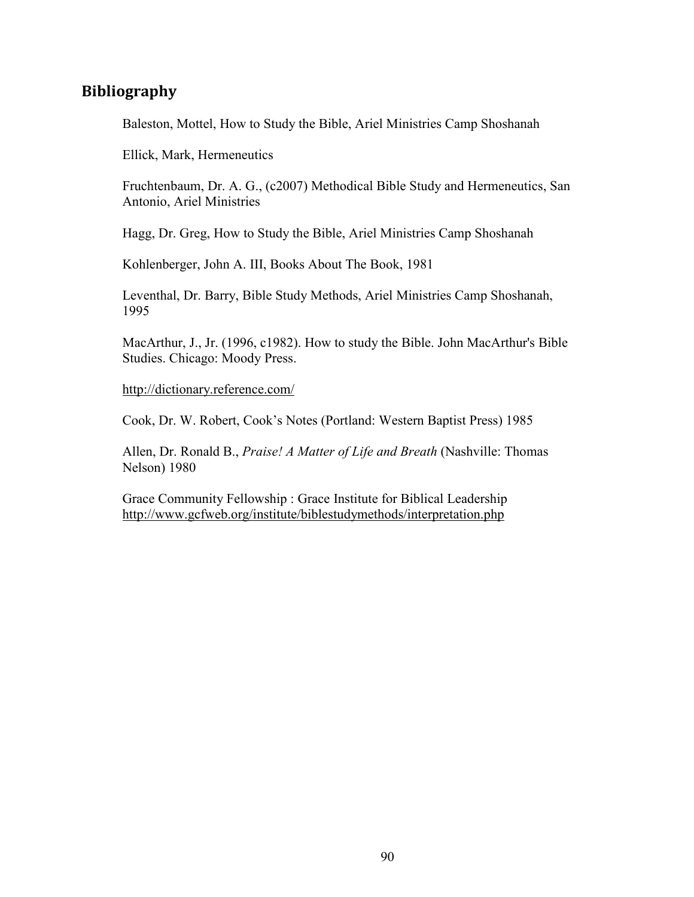## Bibliography

Baleston, Mottel, How to Study the Bible, Ariel Ministries Camp Shoshanah

Ellick, Mark, Hermeneutics

Fruchtenbaum, Dr. A. G., (c2007) Methodical Bible Study and Hermeneutics, San Antonio, Ariel Ministries

Hagg, Dr. Greg, How to Study the Bible, Ariel Ministries Camp Shoshanah

Kohlenberger, John A. III, Books About The Book, 1981

Leventhal, Dr. Barry, Bible Study Methods, Ariel Ministries Camp Shoshanah, 1995

MacArthur, J., Jr. (1996, c1982). How to study the Bible. John MacArthur's Bible Studies. Chicago: Moody Press.

http://dictionary.reference.com/

Cook, Dr. W. Robert, Cook's Notes (Portland: Western Baptist Press) 1985

Allen, Dr. Ronald B., *Praise! A Matter of Life and Breath* (Nashville: Thomas Nelson) 1980

Grace Community Fellowship : Grace Institute for Biblical Leadership http://www.gcfweb.org/institute/biblestudymethods/interpretation.php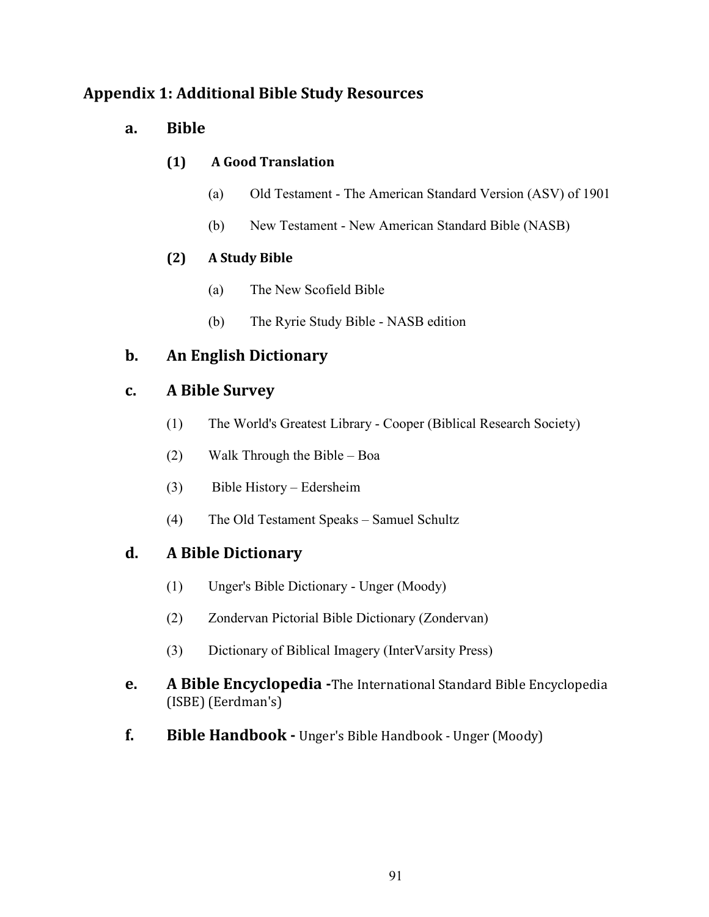## Appendix 1: Additional Bible Study Resources

### a. Bible

#### (1) A Good Translation

(a) Old Testament - The American Standard Version (ASV) of 1901

(b) New Testament - New American Standard Bible (NASB)

#### (2) A Study Bible

(a) The New Scofield Bible

(b) The Ryrie Study Bible - NASB edition

### b. An English Dictionary

### c. A Bible Survey

(1) The World's Greatest Library - Cooper (Biblical Research Society)

(2) Walk Through the Bible – Boa

(3) Bible History – Edersheim

(4) The Old Testament Speaks – Samuel Schultz

### d. A Bible Dictionary

(1) Unger's Bible Dictionary - Unger (Moody)

(2) Zondervan Pictorial Bible Dictionary (Zondervan)

(3) Dictionary of Biblical Imagery (InterVarsity Press)

### e. A Bible Encyclopedia - The International Standard Bible Encyclopedia (ISBE) (Eerdman's)

### f. Bible Handbook - Unger's Bible Handbook - Unger (Moody)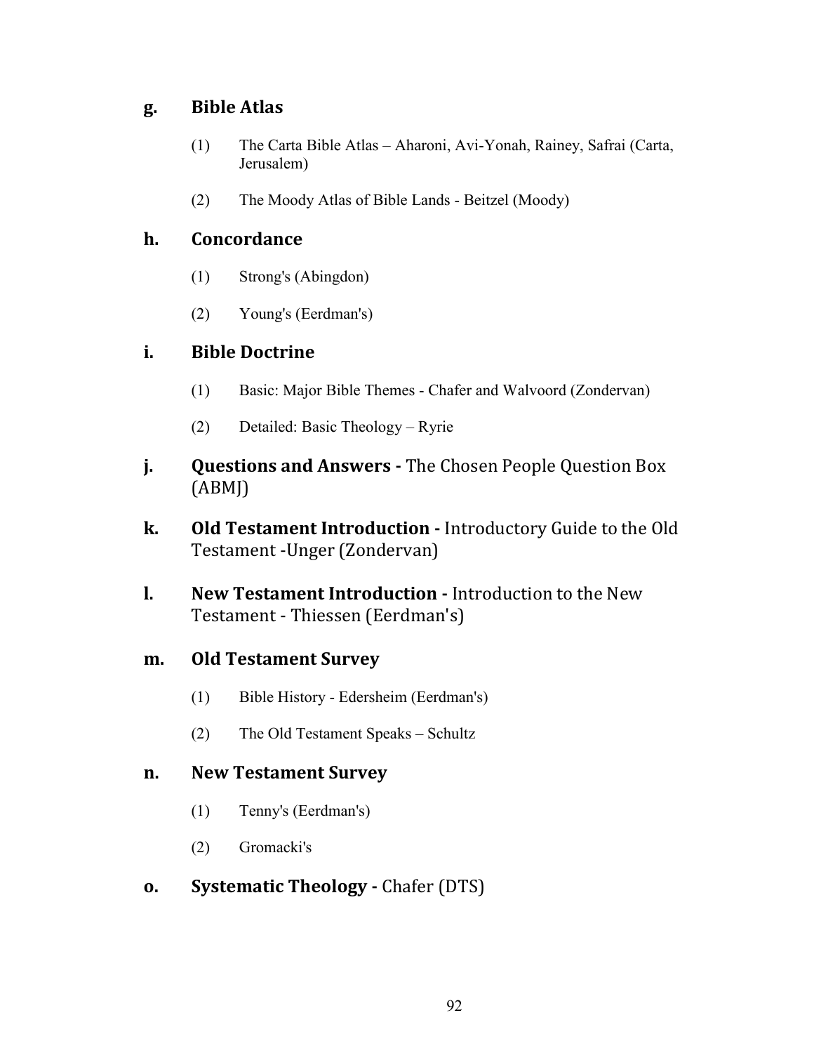### g. Bible Atlas

(1) The Carta Bible Atlas – Aharoni, Avi-Yonah, Rainey, Safrai (Carta, Jerusalem)

(2) The Moody Atlas of Bible Lands - Beitzel (Moody)

### h. Concordance

(1) Strong's (Abingdon)

(2) Young's (Eerdman's)

### i. Bible Doctrine

(1) Basic: Major Bible Themes - Chafer and Walvoord (Zondervan)

(2) Detailed: Basic Theology – Ryrie

### j. Questions and Answers - The Chosen People Question Box (ABMJ)

### k. Old Testament Introduction - Introductory Guide to the Old Testament -Unger (Zondervan)

### l. New Testament Introduction - Introduction to the New Testament - Thiessen (Eerdman's)

### m. Old Testament Survey

(1) Bible History - Edersheim (Eerdman's)

(2) The Old Testament Speaks – Schultz

### n. New Testament Survey

(1) Tenny's (Eerdman's)

(2) Gromacki's

### o. Systematic Theology - Chafer (DTS)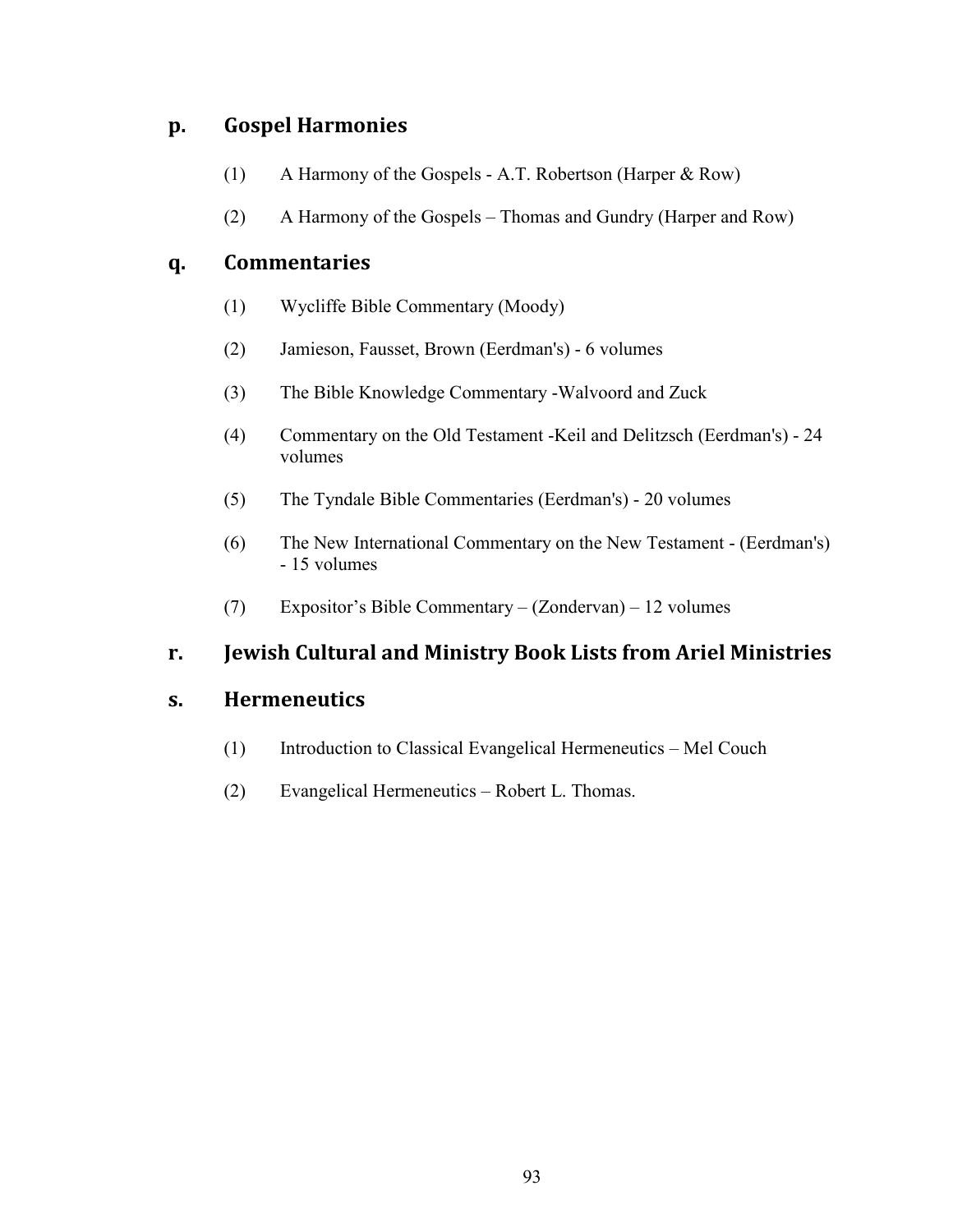## p. Gospel Harmonies

(1) A Harmony of the Gospels - A.T. Robertson (Harper & Row)

(2) A Harmony of the Gospels – Thomas and Gundry (Harper and Row)

## q. Commentaries

(1) Wycliffe Bible Commentary (Moody)

(2) Jamieson, Fausset, Brown (Eerdman's) - 6 volumes

(3) The Bible Knowledge Commentary -Walvoord and Zuck

(4) Commentary on the Old Testament -Keil and Delitzsch (Eerdman's) - 24 volumes

(5) The Tyndale Bible Commentaries (Eerdman's) - 20 volumes

(6) The New International Commentary on the New Testament - (Eerdman's) - 15 volumes

(7) Expositor's Bible Commentary – (Zondervan) – 12 volumes

## r. Jewish Cultural and Ministry Book Lists from Ariel Ministries

## s. Hermeneutics

(1) Introduction to Classical Evangelical Hermeneutics – Mel Couch

(2) Evangelical Hermeneutics – Robert L. Thomas.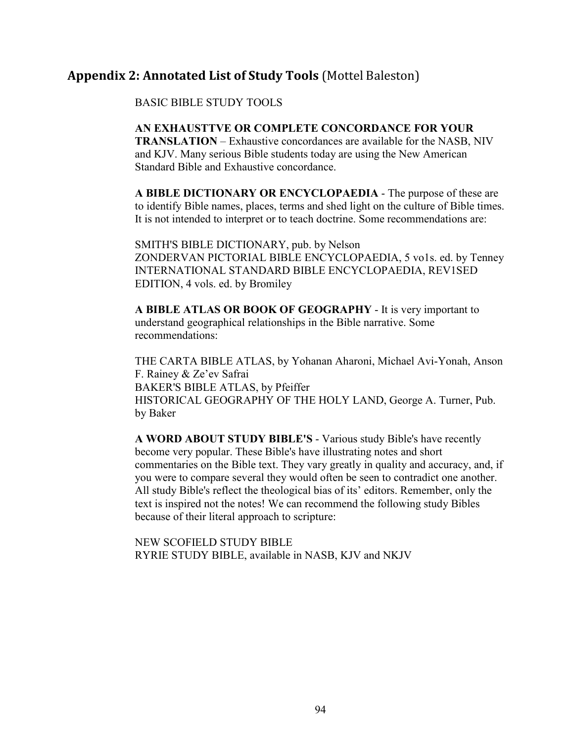## Appendix 2: Annotated List of Study Tools (Mottel Baleston)

BASIC BIBLE STUDY TOOLS

**AN EXHAUSTTVE OR COMPLETE CONCORDANCE FOR YOUR TRANSLATION** – Exhaustive concordances are available for the NASB, NIV and KJV. Many serious Bible students today are using the New American Standard Bible and Exhaustive concordance.

**A BIBLE DICTIONARY OR ENCYCLOPAEDIA** - The purpose of these are to identify Bible names, places, terms and shed light on the culture of Bible times. It is not intended to interpret or to teach doctrine. Some recommendations are:

SMITH'S BIBLE DICTIONARY, pub. by Nelson
ZONDERVAN PICTORIAL BIBLE ENCYCLOPAEDIA, 5 vo1s. ed. by Tenney
INTERNATIONAL STANDARD BIBLE ENCYCLOPAEDIA, REV1SED EDITION, 4 vols. ed. by Bromiley

**A BIBLE ATLAS OR BOOK OF GEOGRAPHY** - It is very important to understand geographical relationships in the Bible narrative. Some recommendations:

THE CARTA BIBLE ATLAS, by Yohanan Aharoni, Michael Avi-Yonah, Anson F. Rainey & Ze'ev Safrai
BAKER'S BIBLE ATLAS, by Pfeiffer
HISTORICAL GEOGRAPHY OF THE HOLY LAND, George A. Turner, Pub. by Baker

**A WORD ABOUT STUDY BIBLE'S** - Various study Bible's have recently become very popular. These Bible's have illustrating notes and short commentaries on the Bible text. They vary greatly in quality and accuracy, and, if you were to compare several they would often be seen to contradict one another. All study Bible's reflect the theological bias of its' editors. Remember, only the text is inspired not the notes! We can recommend the following study Bibles because of their literal approach to scripture:

NEW SCOFIELD STUDY BIBLE
RYRIE STUDY BIBLE, available in NASB, KJV and NKJV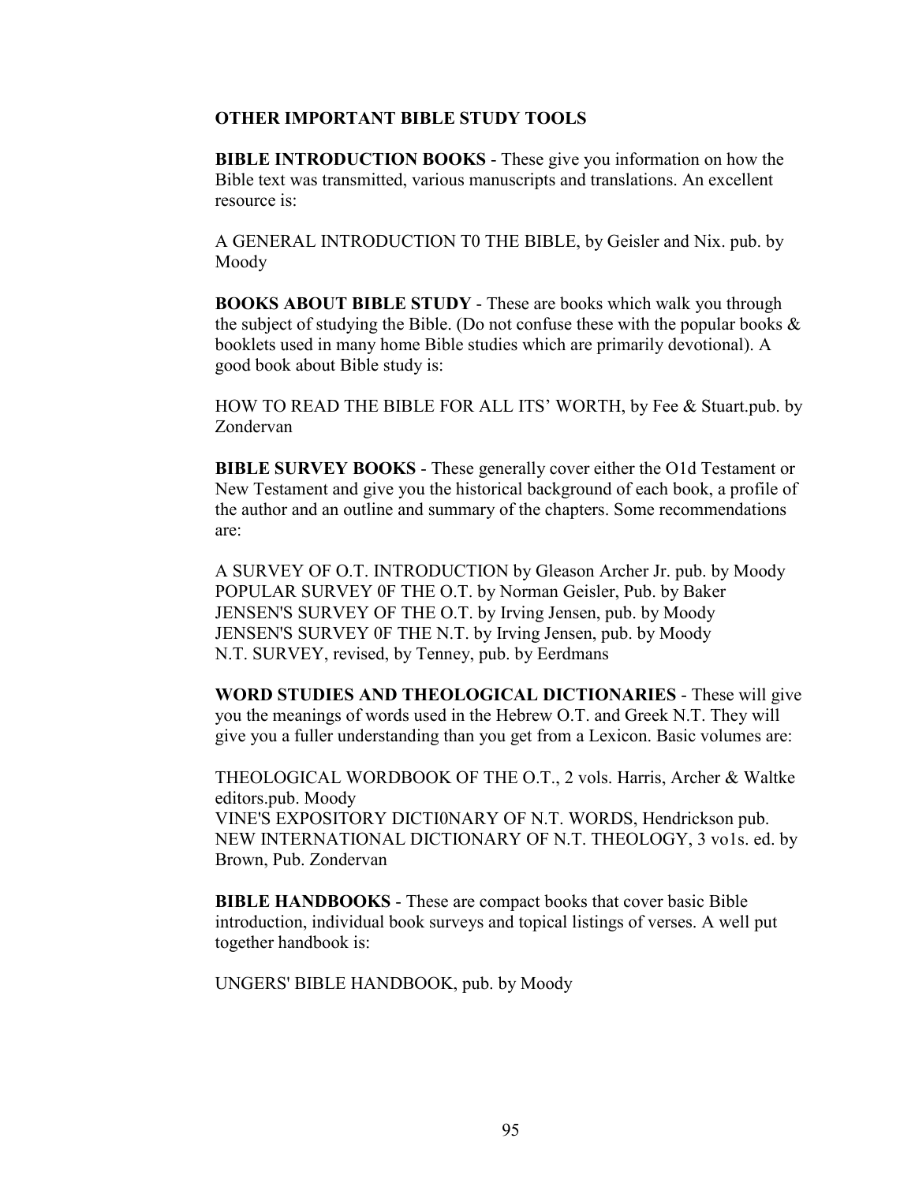## OTHER IMPORTANT BIBLE STUDY TOOLS

**BIBLE INTRODUCTION BOOKS** - These give you information on how the Bible text was transmitted, various manuscripts and translations. An excellent resource is:

A GENERAL INTRODUCTION T0 THE BIBLE, by Geisler and Nix. pub. by Moody

**BOOKS ABOUT BIBLE STUDY** - These are books which walk you through the subject of studying the Bible. (Do not confuse these with the popular books & booklets used in many home Bible studies which are primarily devotional). A good book about Bible study is:

HOW TO READ THE BIBLE FOR ALL ITS' WORTH, by Fee & Stuart.pub. by Zondervan

**BIBLE SURVEY BOOKS** - These generally cover either the O1d Testament or New Testament and give you the historical background of each book, a profile of the author and an outline and summary of the chapters. Some recommendations are:

A SURVEY OF O.T. INTRODUCTION by Gleason Archer Jr. pub. by Moody
POPULAR SURVEY 0F THE O.T. by Norman Geisler, Pub. by Baker
JENSEN'S SURVEY OF THE O.T. by Irving Jensen, pub. by Moody
JENSEN'S SURVEY 0F THE N.T. by Irving Jensen, pub. by Moody
N.T. SURVEY, revised, by Tenney, pub. by Eerdmans

**WORD STUDIES AND THEOLOGICAL DICTIONARIES** - These will give you the meanings of words used in the Hebrew O.T. and Greek N.T. They will give you a fuller understanding than you get from a Lexicon. Basic volumes are:

THEOLOGICAL WORDBOOK OF THE O.T., 2 vols. Harris, Archer & Waltke editors.pub. Moody
VINE'S EXPOSITORY DICTI0NARY OF N.T. WORDS, Hendrickson pub.
NEW INTERNATIONAL DICTIONARY OF N.T. THEOLOGY, 3 vo1s. ed. by Brown, Pub. Zondervan

**BIBLE HANDBOOKS** - These are compact books that cover basic Bible introduction, individual book surveys and topical listings of verses. A well put together handbook is:

UNGERS' BIBLE HANDBOOK, pub. by Moody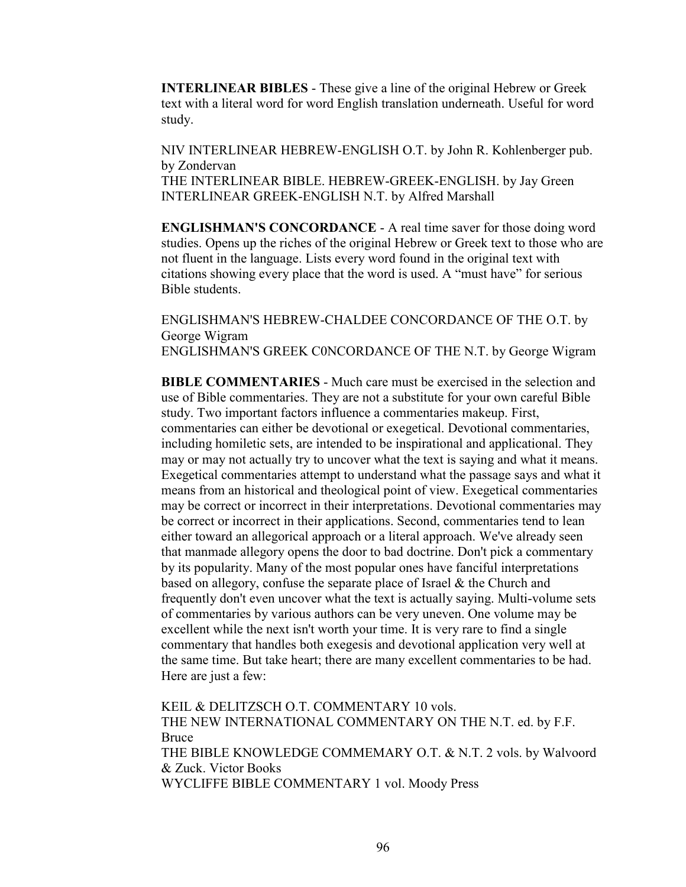**INTERLINEAR BIBLES** - These give a line of the original Hebrew or Greek text with a literal word for word English translation underneath. Useful for word study.

NIV INTERLINEAR HEBREW-ENGLISH O.T. by John R. Kohlenberger pub. by Zondervan
THE INTERLINEAR BIBLE. HEBREW-GREEK-ENGLISH. by Jay Green
INTERLINEAR GREEK-ENGLISH N.T. by Alfred Marshall

**ENGLISHMAN'S CONCORDANCE** - A real time saver for those doing word studies. Opens up the riches of the original Hebrew or Greek text to those who are not fluent in the language. Lists every word found in the original text with citations showing every place that the word is used. A "must have" for serious Bible students.

ENGLISHMAN'S HEBREW-CHALDEE CONCORDANCE OF THE O.T. by George Wigram
ENGLISHMAN'S GREEK C0NCORDANCE OF THE N.T. by George Wigram

**BIBLE COMMENTARIES** - Much care must be exercised in the selection and use of Bible commentaries. They are not a substitute for your own careful Bible study. Two important factors influence a commentaries makeup. First, commentaries can either be devotional or exegetical. Devotional commentaries, including homiletic sets, are intended to be inspirational and applicational. They may or may not actually try to uncover what the text is saying and what it means. Exegetical commentaries attempt to understand what the passage says and what it means from an historical and theological point of view. Exegetical commentaries may be correct or incorrect in their interpretations. Devotional commentaries may be correct or incorrect in their applications. Second, commentaries tend to lean either toward an allegorical approach or a literal approach. We've already seen that manmade allegory opens the door to bad doctrine. Don't pick a commentary by its popularity. Many of the most popular ones have fanciful interpretations based on allegory, confuse the separate place of Israel & the Church and frequently don't even uncover what the text is actually saying. Multi-volume sets of commentaries by various authors can be very uneven. One volume may be excellent while the next isn't worth your time. It is very rare to find a single commentary that handles both exegesis and devotional application very well at the same time. But take heart; there are many excellent commentaries to be had. Here are just a few:

KEIL & DELITZSCH O.T. COMMENTARY 10 vols.
THE NEW INTERNATIONAL COMMENTARY ON THE N.T. ed. by F.F. Bruce
THE BIBLE KNOWLEDGE COMMEMARY O.T. & N.T. 2 vols. by Walvoord & Zuck. Victor Books
WYCLIFFE BIBLE COMMENTARY 1 vol. Moody Press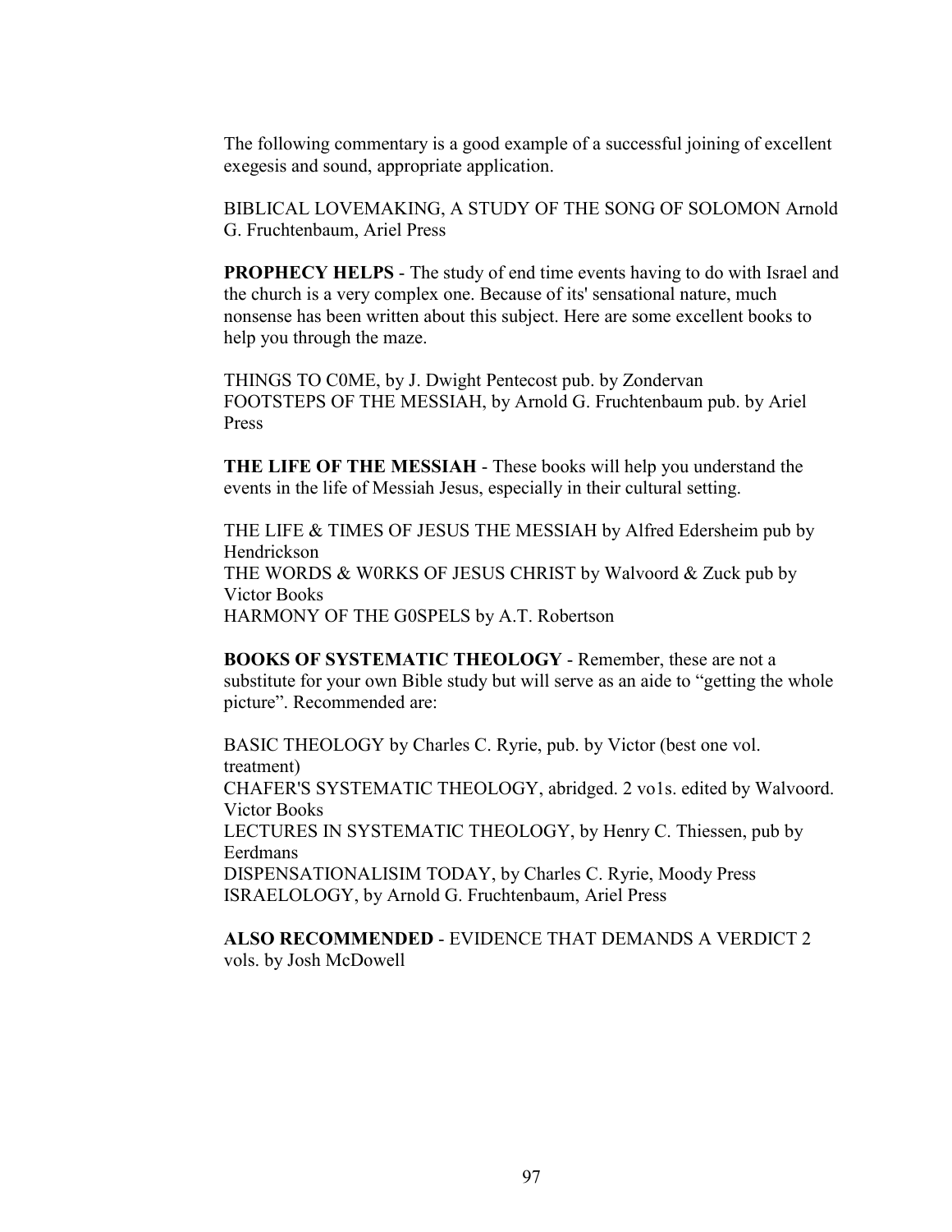The following commentary is a good example of a successful joining of excellent exegesis and sound, appropriate application.

BIBLICAL LOVEMAKING, A STUDY OF THE SONG OF SOLOMON Arnold G. Fruchtenbaum, Ariel Press

**PROPHECY HELPS** - The study of end time events having to do with Israel and the church is a very complex one. Because of its' sensational nature, much nonsense has been written about this subject. Here are some excellent books to help you through the maze.

THINGS TO C0ME, by J. Dwight Pentecost pub. by Zondervan
FOOTSTEPS OF THE MESSIAH, by Arnold G. Fruchtenbaum pub. by Ariel Press

**THE LIFE OF THE MESSIAH** - These books will help you understand the events in the life of Messiah Jesus, especially in their cultural setting.

THE LIFE & TIMES OF JESUS THE MESSIAH by Alfred Edersheim pub by Hendrickson
THE WORDS & W0RKS OF JESUS CHRIST by Walvoord & Zuck pub by Victor Books
HARMONY OF THE G0SPELS by A.T. Robertson

**BOOKS OF SYSTEMATIC THEOLOGY** - Remember, these are not a substitute for your own Bible study but will serve as an aide to "getting the whole picture". Recommended are:

BASIC THEOLOGY by Charles C. Ryrie, pub. by Victor (best one vol. treatment)
CHAFER'S SYSTEMATIC THEOLOGY, abridged. 2 vo1s. edited by Walvoord. Victor Books
LECTURES IN SYSTEMATIC THEOLOGY, by Henry C. Thiessen, pub by Eerdmans
DISPENSATIONALISIM TODAY, by Charles C. Ryrie, Moody Press
ISRAELOLOGY, by Arnold G. Fruchtenbaum, Ariel Press

**ALSO RECOMMENDED** - EVIDENCE THAT DEMANDS A VERDICT 2 vols. by Josh McDowell